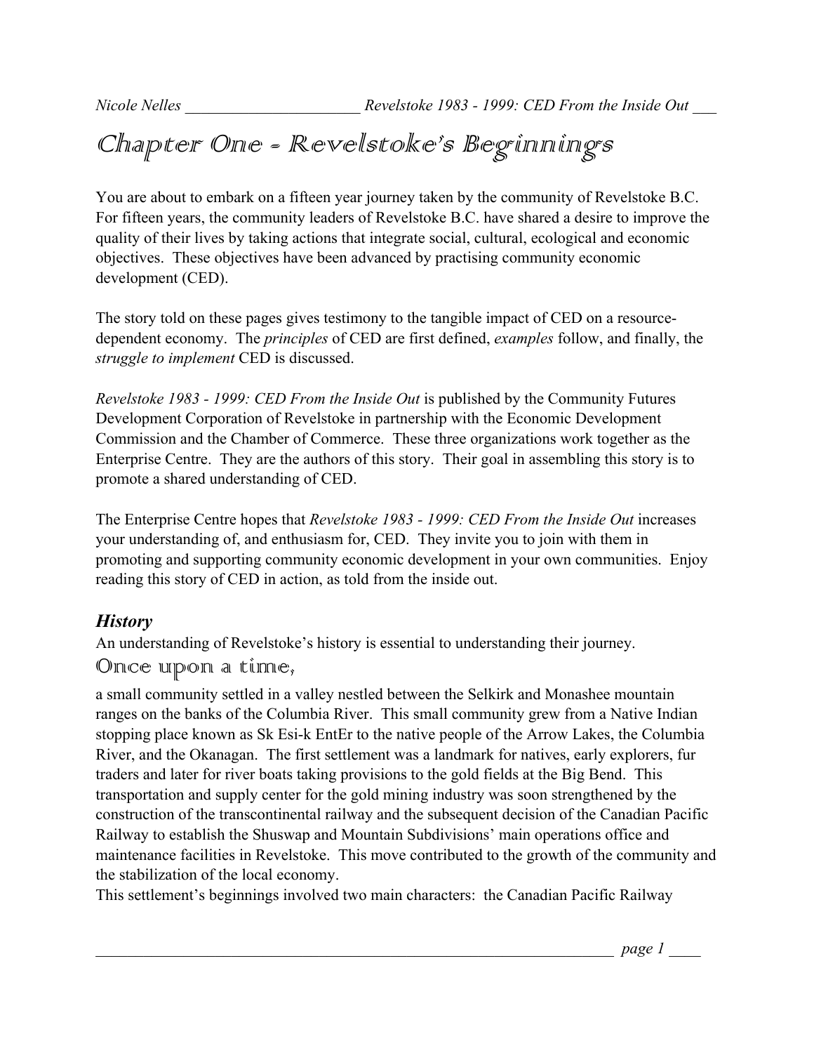# Chapter One - Revelstoke's Beginnings

You are about to embark on a fifteen year journey taken by the community of Revelstoke B.C. For fifteen years, the community leaders of Revelstoke B.C. have shared a desire to improve the quality of their lives by taking actions that integrate social, cultural, ecological and economic objectives. These objectives have been advanced by practising community economic development (CED).

The story told on these pages gives testimony to the tangible impact of CED on a resource-dependent economy. The *principles* of CED are first defined, *examples* follow, and finally, the *struggle to implement* CED is discussed.

*Revelstoke 1983 - 1999: CED From the Inside Out* is published by the Community Futures Development Corporation of Revelstoke in partnership with the Economic Development Commission and the Chamber of Commerce. These three organizations work together as the Enterprise Centre. They are the authors of this story. Their goal in assembling this story is to promote a shared understanding of CED.

The Enterprise Centre hopes that *Revelstoke 1983 - 1999: CED From the Inside Out* increases your understanding of, and enthusiasm for, CED. They invite you to join with them in promoting and supporting community economic development in your own communities. Enjoy reading this story of CED in action, as told from the inside out.

## *History*

An understanding of Revelstoke's history is essential to understanding their journey.

### Once upon a time,

a small community settled in a valley nestled between the Selkirk and Monashee mountain ranges on the banks of the Columbia River. This small community grew from a Native Indian stopping place known as Sk Esi-k EntEr to the native people of the Arrow Lakes, the Columbia River, and the Okanagan. The first settlement was a landmark for natives, early explorers, fur traders and later for river boats taking provisions to the gold fields at the Big Bend. This transportation and supply center for the gold mining industry was soon strengthened by the construction of the transcontinental railway and the subsequent decision of the Canadian Pacific Railway to establish the Shuswap and Mountain Subdivisions' main operations office and maintenance facilities in Revelstoke. This move contributed to the growth of the community and the stabilization of the local economy.

This settlement's beginnings involved two main characters: the Canadian Pacific Railway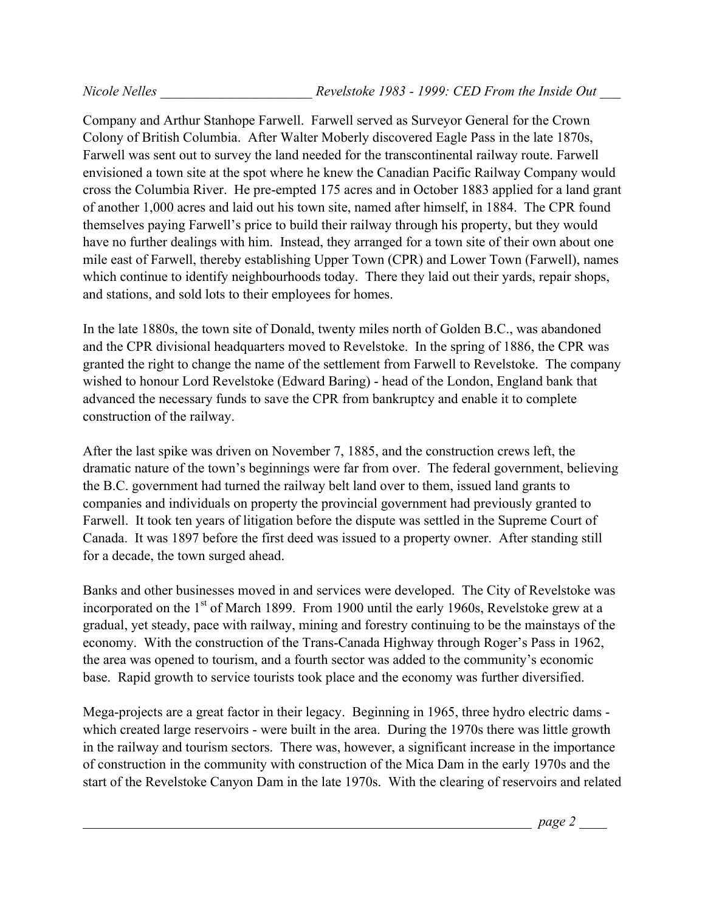Company and Arthur Stanhope Farwell. Farwell served as Surveyor General for the Crown Colony of British Columbia. After Walter Moberly discovered Eagle Pass in the late 1870s, Farwell was sent out to survey the land needed for the transcontinental railway route. Farwell envisioned a town site at the spot where he knew the Canadian Pacific Railway Company would cross the Columbia River. He pre-empted 175 acres and in October 1883 applied for a land grant of another 1,000 acres and laid out his town site, named after himself, in 1884. The CPR found themselves paying Farwell's price to build their railway through his property, but they would have no further dealings with him. Instead, they arranged for a town site of their own about one mile east of Farwell, thereby establishing Upper Town (CPR) and Lower Town (Farwell), names which continue to identify neighbourhoods today. There they laid out their yards, repair shops, and stations, and sold lots to their employees for homes.

In the late 1880s, the town site of Donald, twenty miles north of Golden B.C., was abandoned and the CPR divisional headquarters moved to Revelstoke. In the spring of 1886, the CPR was granted the right to change the name of the settlement from Farwell to Revelstoke. The company wished to honour Lord Revelstoke (Edward Baring) - head of the London, England bank that advanced the necessary funds to save the CPR from bankruptcy and enable it to complete construction of the railway.

After the last spike was driven on November 7, 1885, and the construction crews left, the dramatic nature of the town's beginnings were far from over. The federal government, believing the B.C. government had turned the railway belt land over to them, issued land grants to companies and individuals on property the provincial government had previously granted to Farwell. It took ten years of litigation before the dispute was settled in the Supreme Court of Canada. It was 1897 before the first deed was issued to a property owner. After standing still for a decade, the town surged ahead.

Banks and other businesses moved in and services were developed. The City of Revelstoke was incorporated on the 1st of March 1899. From 1900 until the early 1960s, Revelstoke grew at a gradual, yet steady, pace with railway, mining and forestry continuing to be the mainstays of the economy. With the construction of the Trans-Canada Highway through Roger's Pass in 1962, the area was opened to tourism, and a fourth sector was added to the community's economic base. Rapid growth to service tourists took place and the economy was further diversified.

Mega-projects are a great factor in their legacy. Beginning in 1965, three hydro electric dams - which created large reservoirs - were built in the area. During the 1970s there was little growth in the railway and tourism sectors. There was, however, a significant increase in the importance of construction in the community with construction of the Mica Dam in the early 1970s and the start of the Revelstoke Canyon Dam in the late 1970s. With the clearing of reservoirs and related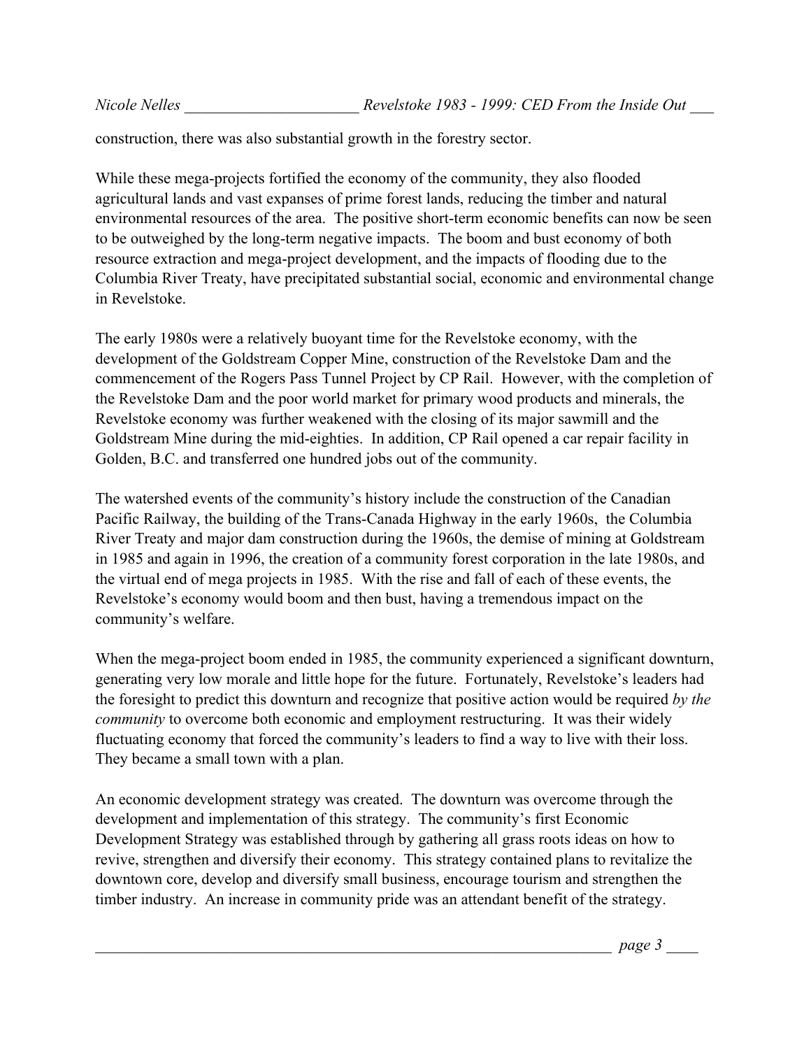construction, there was also substantial growth in the forestry sector.

While these mega-projects fortified the economy of the community, they also flooded agricultural lands and vast expanses of prime forest lands, reducing the timber and natural environmental resources of the area. The positive short-term economic benefits can now be seen to be outweighed by the long-term negative impacts. The boom and bust economy of both resource extraction and mega-project development, and the impacts of flooding due to the Columbia River Treaty, have precipitated substantial social, economic and environmental change in Revelstoke.

The early 1980s were a relatively buoyant time for the Revelstoke economy, with the development of the Goldstream Copper Mine, construction of the Revelstoke Dam and the commencement of the Rogers Pass Tunnel Project by CP Rail. However, with the completion of the Revelstoke Dam and the poor world market for primary wood products and minerals, the Revelstoke economy was further weakened with the closing of its major sawmill and the Goldstream Mine during the mid-eighties. In addition, CP Rail opened a car repair facility in Golden, B.C. and transferred one hundred jobs out of the community.

The watershed events of the community's history include the construction of the Canadian Pacific Railway, the building of the Trans-Canada Highway in the early 1960s, the Columbia River Treaty and major dam construction during the 1960s, the demise of mining at Goldstream in 1985 and again in 1996, the creation of a community forest corporation in the late 1980s, and the virtual end of mega projects in 1985. With the rise and fall of each of these events, the Revelstoke's economy would boom and then bust, having a tremendous impact on the community's welfare.

When the mega-project boom ended in 1985, the community experienced a significant downturn, generating very low morale and little hope for the future. Fortunately, Revelstoke's leaders had the foresight to predict this downturn and recognize that positive action would be required *by the community* to overcome both economic and employment restructuring. It was their widely fluctuating economy that forced the community's leaders to find a way to live with their loss. They became a small town with a plan.

An economic development strategy was created. The downturn was overcome through the development and implementation of this strategy. The community's first Economic Development Strategy was established through by gathering all grass roots ideas on how to revive, strengthen and diversify their economy. This strategy contained plans to revitalize the downtown core, develop and diversify small business, encourage tourism and strengthen the timber industry. An increase in community pride was an attendant benefit of the strategy.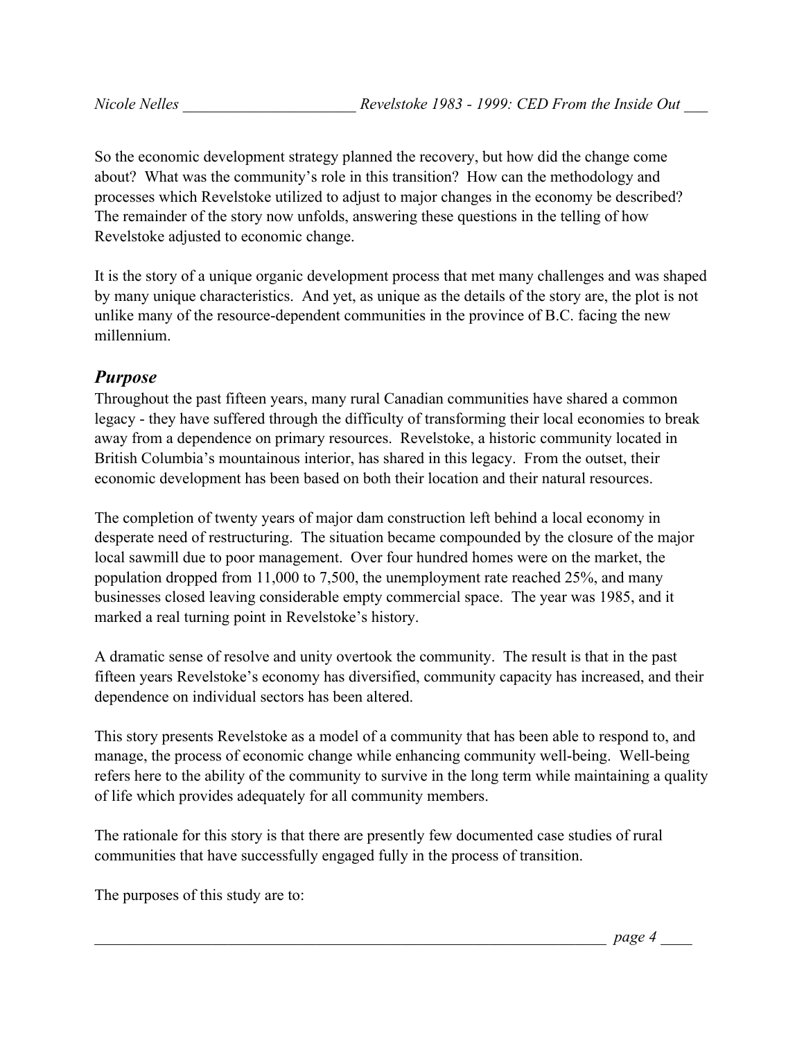So the economic development strategy planned the recovery, but how did the change come about? What was the community's role in this transition? How can the methodology and processes which Revelstoke utilized to adjust to major changes in the economy be described? The remainder of the story now unfolds, answering these questions in the telling of how Revelstoke adjusted to economic change.

It is the story of a unique organic development process that met many challenges and was shaped by many unique characteristics. And yet, as unique as the details of the story are, the plot is not unlike many of the resource-dependent communities in the province of B.C. facing the new millennium.

## *Purpose*

Throughout the past fifteen years, many rural Canadian communities have shared a common legacy - they have suffered through the difficulty of transforming their local economies to break away from a dependence on primary resources. Revelstoke, a historic community located in British Columbia's mountainous interior, has shared in this legacy. From the outset, their economic development has been based on both their location and their natural resources.

The completion of twenty years of major dam construction left behind a local economy in desperate need of restructuring. The situation became compounded by the closure of the major local sawmill due to poor management. Over four hundred homes were on the market, the population dropped from 11,000 to 7,500, the unemployment rate reached 25%, and many businesses closed leaving considerable empty commercial space. The year was 1985, and it marked a real turning point in Revelstoke's history.

A dramatic sense of resolve and unity overtook the community. The result is that in the past fifteen years Revelstoke's economy has diversified, community capacity has increased, and their dependence on individual sectors has been altered.

This story presents Revelstoke as a model of a community that has been able to respond to, and manage, the process of economic change while enhancing community well-being. Well-being refers here to the ability of the community to survive in the long term while maintaining a quality of life which provides adequately for all community members.

The rationale for this story is that there are presently few documented case studies of rural communities that have successfully engaged fully in the process of transition.

The purposes of this study are to: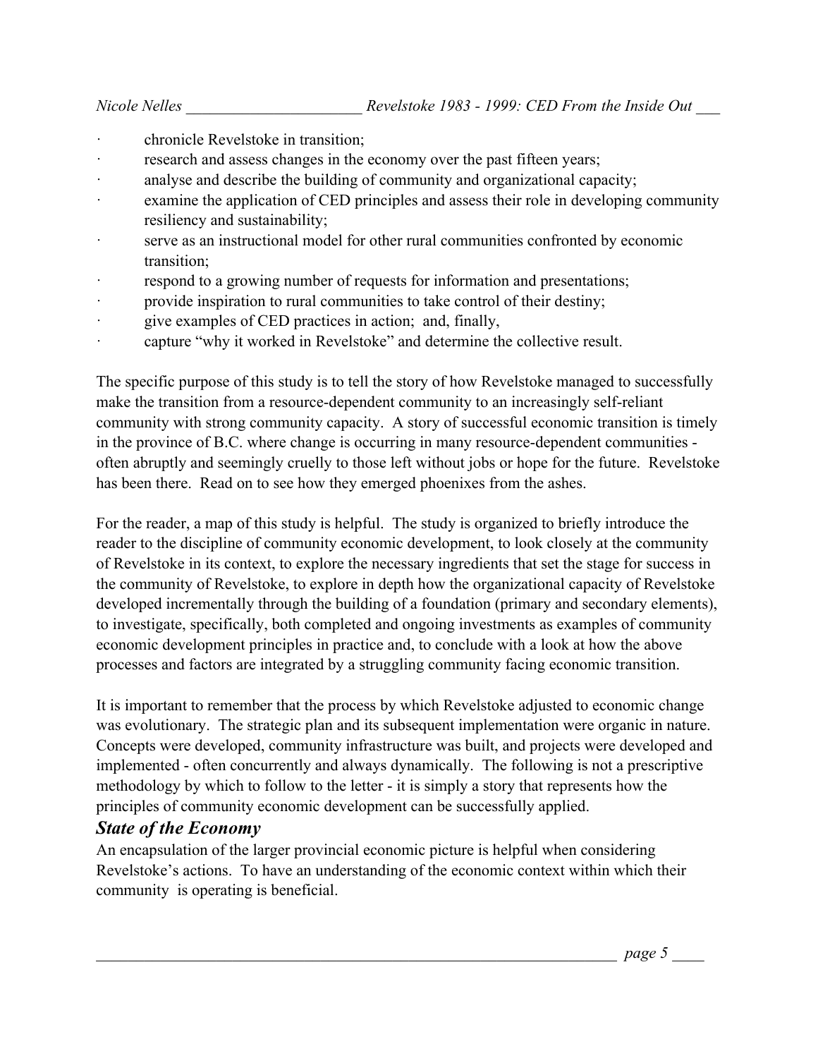- chronicle Revelstoke in transition;
- research and assess changes in the economy over the past fifteen years;
- analyse and describe the building of community and organizational capacity;
- examine the application of CED principles and assess their role in developing community resiliency and sustainability;
- serve as an instructional model for other rural communities confronted by economic transition;
- respond to a growing number of requests for information and presentations;
- provide inspiration to rural communities to take control of their destiny;
- give examples of CED practices in action; and, finally,
- capture "why it worked in Revelstoke" and determine the collective result.

The specific purpose of this study is to tell the story of how Revelstoke managed to successfully make the transition from a resource-dependent community to an increasingly self-reliant community with strong community capacity. A story of successful economic transition is timely in the province of B.C. where change is occurring in many resource-dependent communities - often abruptly and seemingly cruelly to those left without jobs or hope for the future. Revelstoke has been there. Read on to see how they emerged phoenixes from the ashes.

For the reader, a map of this study is helpful. The study is organized to briefly introduce the reader to the discipline of community economic development, to look closely at the community of Revelstoke in its context, to explore the necessary ingredients that set the stage for success in the community of Revelstoke, to explore in depth how the organizational capacity of Revelstoke developed incrementally through the building of a foundation (primary and secondary elements), to investigate, specifically, both completed and ongoing investments as examples of community economic development principles in practice and, to conclude with a look at how the above processes and factors are integrated by a struggling community facing economic transition.

It is important to remember that the process by which Revelstoke adjusted to economic change was evolutionary. The strategic plan and its subsequent implementation were organic in nature. Concepts were developed, community infrastructure was built, and projects were developed and implemented - often concurrently and always dynamically. The following is not a prescriptive methodology by which to follow to the letter - it is simply a story that represents how the principles of community economic development can be successfully applied.

## *State of the Economy*

An encapsulation of the larger provincial economic picture is helpful when considering Revelstoke's actions. To have an understanding of the economic context within which their community is operating is beneficial.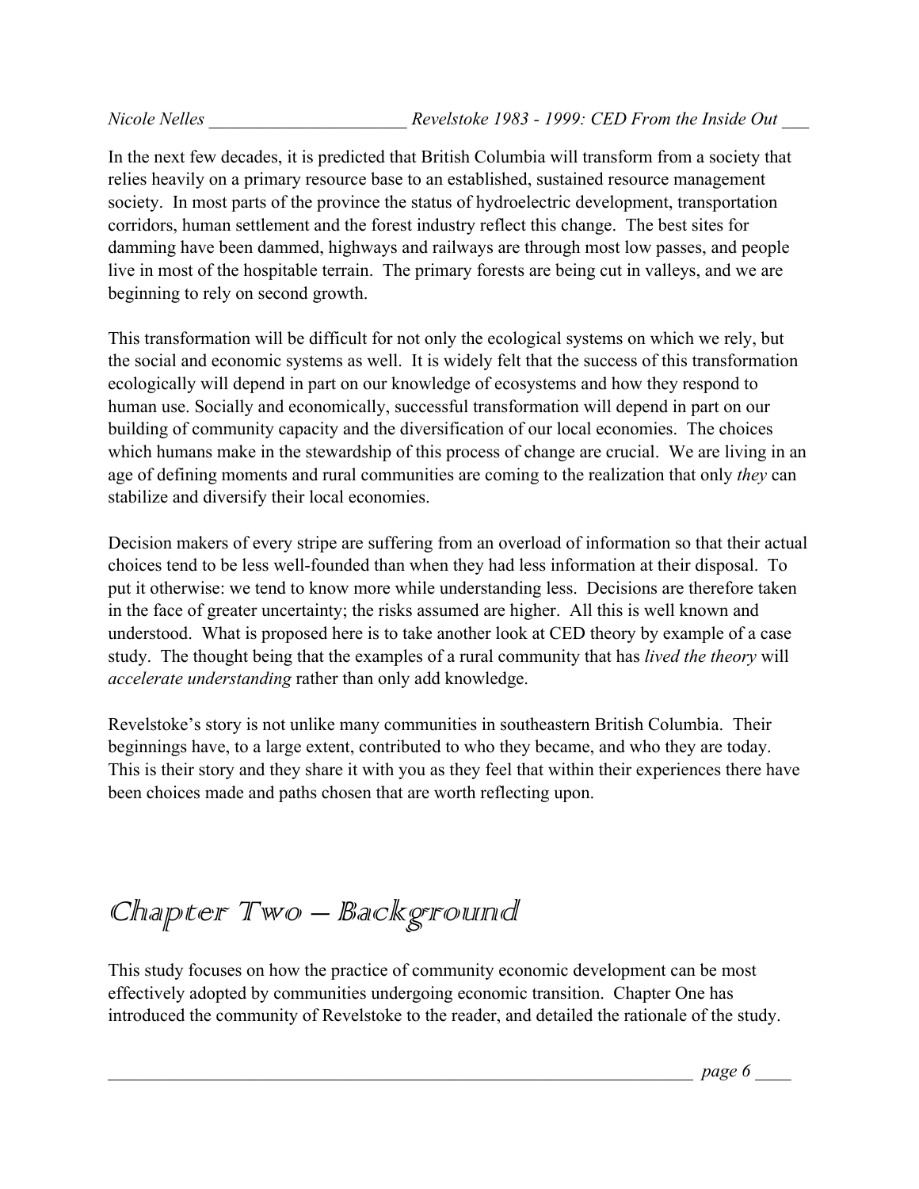In the next few decades, it is predicted that British Columbia will transform from a society that relies heavily on a primary resource base to an established, sustained resource management society. In most parts of the province the status of hydroelectric development, transportation corridors, human settlement and the forest industry reflect this change. The best sites for damming have been dammed, highways and railways are through most low passes, and people live in most of the hospitable terrain. The primary forests are being cut in valleys, and we are beginning to rely on second growth.

This transformation will be difficult for not only the ecological systems on which we rely, but the social and economic systems as well. It is widely felt that the success of this transformation ecologically will depend in part on our knowledge of ecosystems and how they respond to human use. Socially and economically, successful transformation will depend in part on our building of community capacity and the diversification of our local economies. The choices which humans make in the stewardship of this process of change are crucial. We are living in an age of defining moments and rural communities are coming to the realization that only *they* can stabilize and diversify their local economies.

Decision makers of every stripe are suffering from an overload of information so that their actual choices tend to be less well-founded than when they had less information at their disposal. To put it otherwise: we tend to know more while understanding less. Decisions are therefore taken in the face of greater uncertainty; the risks assumed are higher. All this is well known and understood. What is proposed here is to take another look at CED theory by example of a case study. The thought being that the examples of a rural community that has *lived the theory* will *accelerate understanding* rather than only add knowledge.

Revelstoke's story is not unlike many communities in southeastern British Columbia. Their beginnings have, to a large extent, contributed to who they became, and who they are today. This is their story and they share it with you as they feel that within their experiences there have been choices made and paths chosen that are worth reflecting upon.

# Chapter Two – Background

This study focuses on how the practice of community economic development can be most effectively adopted by communities undergoing economic transition. Chapter One has introduced the community of Revelstoke to the reader, and detailed the rationale of the study.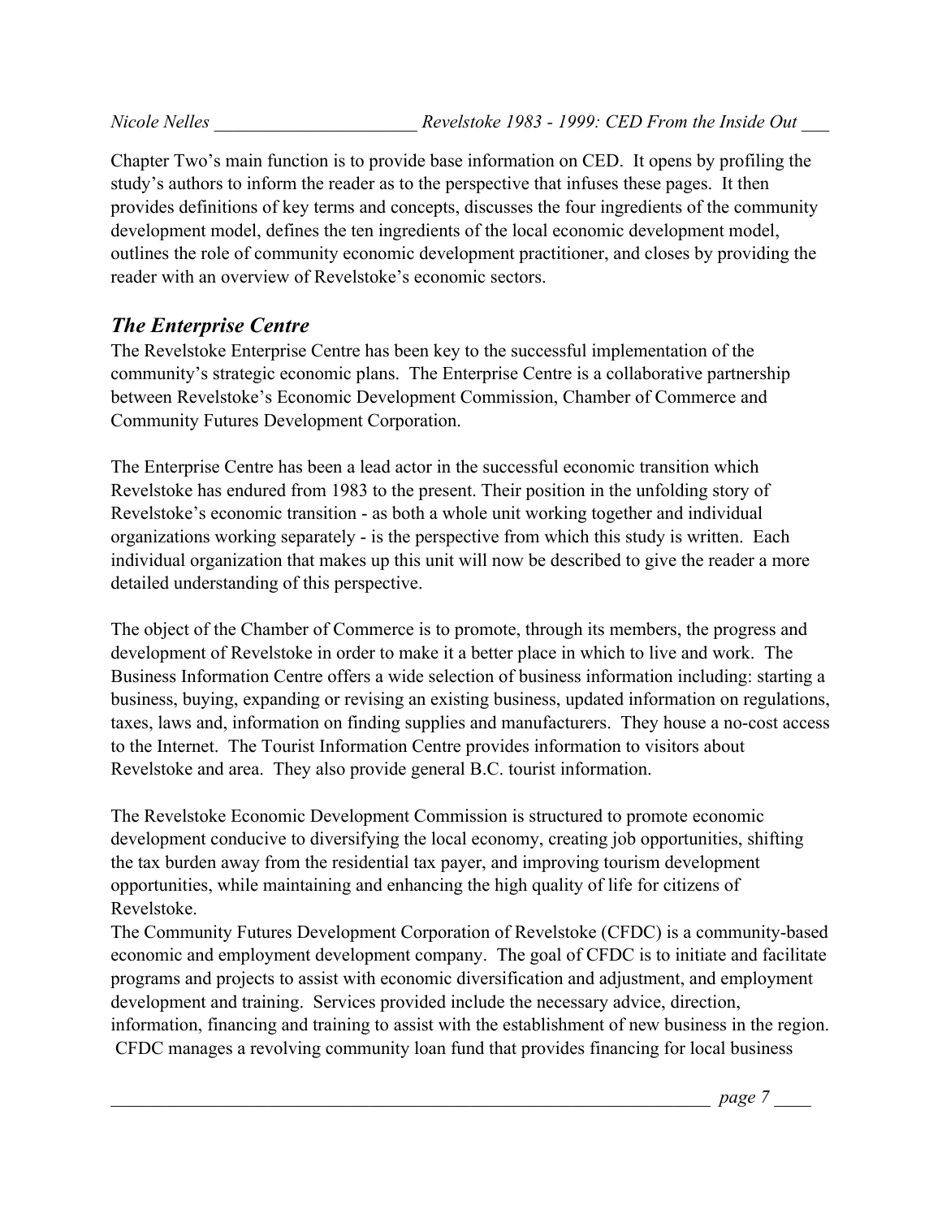Chapter Two's main function is to provide base information on CED. It opens by profiling the study's authors to inform the reader as to the perspective that infuses these pages. It then provides definitions of key terms and concepts, discusses the four ingredients of the community development model, defines the ten ingredients of the local economic development model, outlines the role of community economic development practitioner, and closes by providing the reader with an overview of Revelstoke's economic sectors.

## *The Enterprise Centre*

The Revelstoke Enterprise Centre has been key to the successful implementation of the community's strategic economic plans. The Enterprise Centre is a collaborative partnership between Revelstoke's Economic Development Commission, Chamber of Commerce and Community Futures Development Corporation.

The Enterprise Centre has been a lead actor in the successful economic transition which Revelstoke has endured from 1983 to the present. Their position in the unfolding story of Revelstoke's economic transition - as both a whole unit working together and individual organizations working separately - is the perspective from which this study is written. Each individual organization that makes up this unit will now be described to give the reader a more detailed understanding of this perspective.

The object of the Chamber of Commerce is to promote, through its members, the progress and development of Revelstoke in order to make it a better place in which to live and work. The Business Information Centre offers a wide selection of business information including: starting a business, buying, expanding or revising an existing business, updated information on regulations, taxes, laws and, information on finding supplies and manufacturers. They house a no-cost access to the Internet. The Tourist Information Centre provides information to visitors about Revelstoke and area. They also provide general B.C. tourist information.

The Revelstoke Economic Development Commission is structured to promote economic development conducive to diversifying the local economy, creating job opportunities, shifting the tax burden away from the residential tax payer, and improving tourism development opportunities, while maintaining and enhancing the high quality of life for citizens of Revelstoke.

The Community Futures Development Corporation of Revelstoke (CFDC) is a community-based economic and employment development company. The goal of CFDC is to initiate and facilitate programs and projects to assist with economic diversification and adjustment, and employment development and training. Services provided include the necessary advice, direction, information, financing and training to assist with the establishment of new business in the region. CFDC manages a revolving community loan fund that provides financing for local business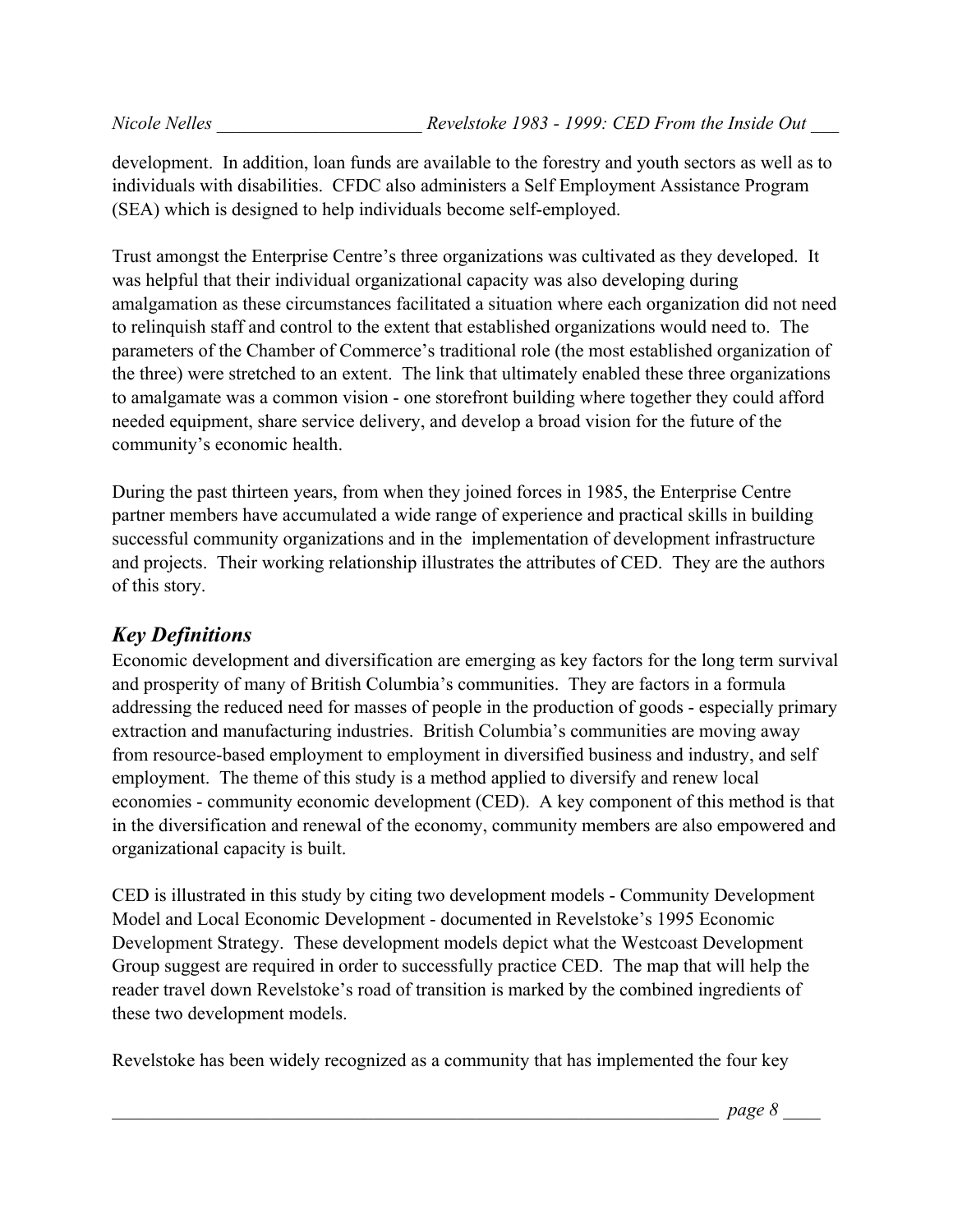development. In addition, loan funds are available to the forestry and youth sectors as well as to individuals with disabilities. CFDC also administers a Self Employment Assistance Program (SEA) which is designed to help individuals become self-employed.

Trust amongst the Enterprise Centre's three organizations was cultivated as they developed. It was helpful that their individual organizational capacity was also developing during amalgamation as these circumstances facilitated a situation where each organization did not need to relinquish staff and control to the extent that established organizations would need to. The parameters of the Chamber of Commerce's traditional role (the most established organization of the three) were stretched to an extent. The link that ultimately enabled these three organizations to amalgamate was a common vision - one storefront building where together they could afford needed equipment, share service delivery, and develop a broad vision for the future of the community's economic health.

During the past thirteen years, from when they joined forces in 1985, the Enterprise Centre partner members have accumulated a wide range of experience and practical skills in building successful community organizations and in the implementation of development infrastructure and projects. Their working relationship illustrates the attributes of CED. They are the authors of this story.

## *Key Definitions*

Economic development and diversification are emerging as key factors for the long term survival and prosperity of many of British Columbia's communities. They are factors in a formula addressing the reduced need for masses of people in the production of goods - especially primary extraction and manufacturing industries. British Columbia's communities are moving away from resource-based employment to employment in diversified business and industry, and self employment. The theme of this study is a method applied to diversify and renew local economies - community economic development (CED). A key component of this method is that in the diversification and renewal of the economy, community members are also empowered and organizational capacity is built.

CED is illustrated in this study by citing two development models - Community Development Model and Local Economic Development - documented in Revelstoke's 1995 Economic Development Strategy. These development models depict what the Westcoast Development Group suggest are required in order to successfully practice CED. The map that will help the reader travel down Revelstoke's road of transition is marked by the combined ingredients of these two development models.

Revelstoke has been widely recognized as a community that has implemented the four key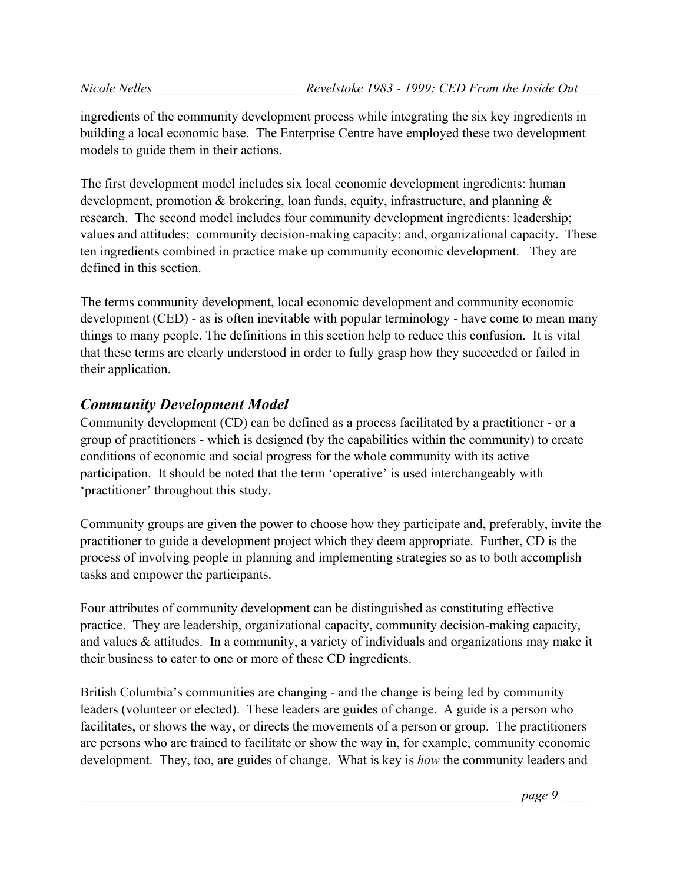ingredients of the community development process while integrating the six key ingredients in building a local economic base. The Enterprise Centre have employed these two development models to guide them in their actions.

The first development model includes six local economic development ingredients: human development, promotion & brokering, loan funds, equity, infrastructure, and planning & research. The second model includes four community development ingredients: leadership; values and attitudes; community decision-making capacity; and, organizational capacity. These ten ingredients combined in practice make up community economic development. They are defined in this section.

The terms community development, local economic development and community economic development (CED) - as is often inevitable with popular terminology - have come to mean many things to many people. The definitions in this section help to reduce this confusion. It is vital that these terms are clearly understood in order to fully grasp how they succeeded or failed in their application.

## *Community Development Model*

Community development (CD) can be defined as a process facilitated by a practitioner - or a group of practitioners - which is designed (by the capabilities within the community) to create conditions of economic and social progress for the whole community with its active participation. It should be noted that the term 'operative' is used interchangeably with 'practitioner' throughout this study.

Community groups are given the power to choose how they participate and, preferably, invite the practitioner to guide a development project which they deem appropriate. Further, CD is the process of involving people in planning and implementing strategies so as to both accomplish tasks and empower the participants.

Four attributes of community development can be distinguished as constituting effective practice. They are leadership, organizational capacity, community decision-making capacity, and values & attitudes. In a community, a variety of individuals and organizations may make it their business to cater to one or more of these CD ingredients.

British Columbia's communities are changing - and the change is being led by community leaders (volunteer or elected). These leaders are guides of change. A guide is a person who facilitates, or shows the way, or directs the movements of a person or group. The practitioners are persons who are trained to facilitate or show the way in, for example, community economic development. They, too, are guides of change. What is key is *how* the community leaders and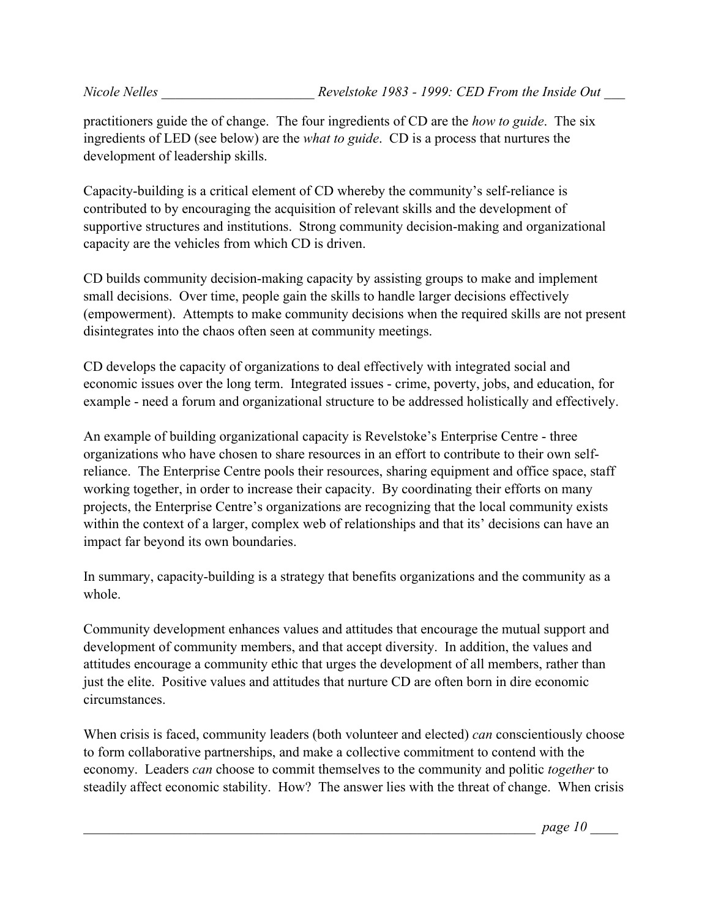practitioners guide the of change. The four ingredients of CD are the *how to guide*. The six ingredients of LED (see below) are the *what to guide*. CD is a process that nurtures the development of leadership skills.

Capacity-building is a critical element of CD whereby the community's self-reliance is contributed to by encouraging the acquisition of relevant skills and the development of supportive structures and institutions. Strong community decision-making and organizational capacity are the vehicles from which CD is driven.

CD builds community decision-making capacity by assisting groups to make and implement small decisions. Over time, people gain the skills to handle larger decisions effectively (empowerment). Attempts to make community decisions when the required skills are not present disintegrates into the chaos often seen at community meetings.

CD develops the capacity of organizations to deal effectively with integrated social and economic issues over the long term. Integrated issues - crime, poverty, jobs, and education, for example - need a forum and organizational structure to be addressed holistically and effectively.

An example of building organizational capacity is Revelstoke's Enterprise Centre - three organizations who have chosen to share resources in an effort to contribute to their own self-reliance. The Enterprise Centre pools their resources, sharing equipment and office space, staff working together, in order to increase their capacity. By coordinating their efforts on many projects, the Enterprise Centre's organizations are recognizing that the local community exists within the context of a larger, complex web of relationships and that its' decisions can have an impact far beyond its own boundaries.

In summary, capacity-building is a strategy that benefits organizations and the community as a whole.

Community development enhances values and attitudes that encourage the mutual support and development of community members, and that accept diversity. In addition, the values and attitudes encourage a community ethic that urges the development of all members, rather than just the elite. Positive values and attitudes that nurture CD are often born in dire economic circumstances.

When crisis is faced, community leaders (both volunteer and elected) *can* conscientiously choose to form collaborative partnerships, and make a collective commitment to contend with the economy. Leaders *can* choose to commit themselves to the community and politic *together* to steadily affect economic stability. How? The answer lies with the threat of change. When crisis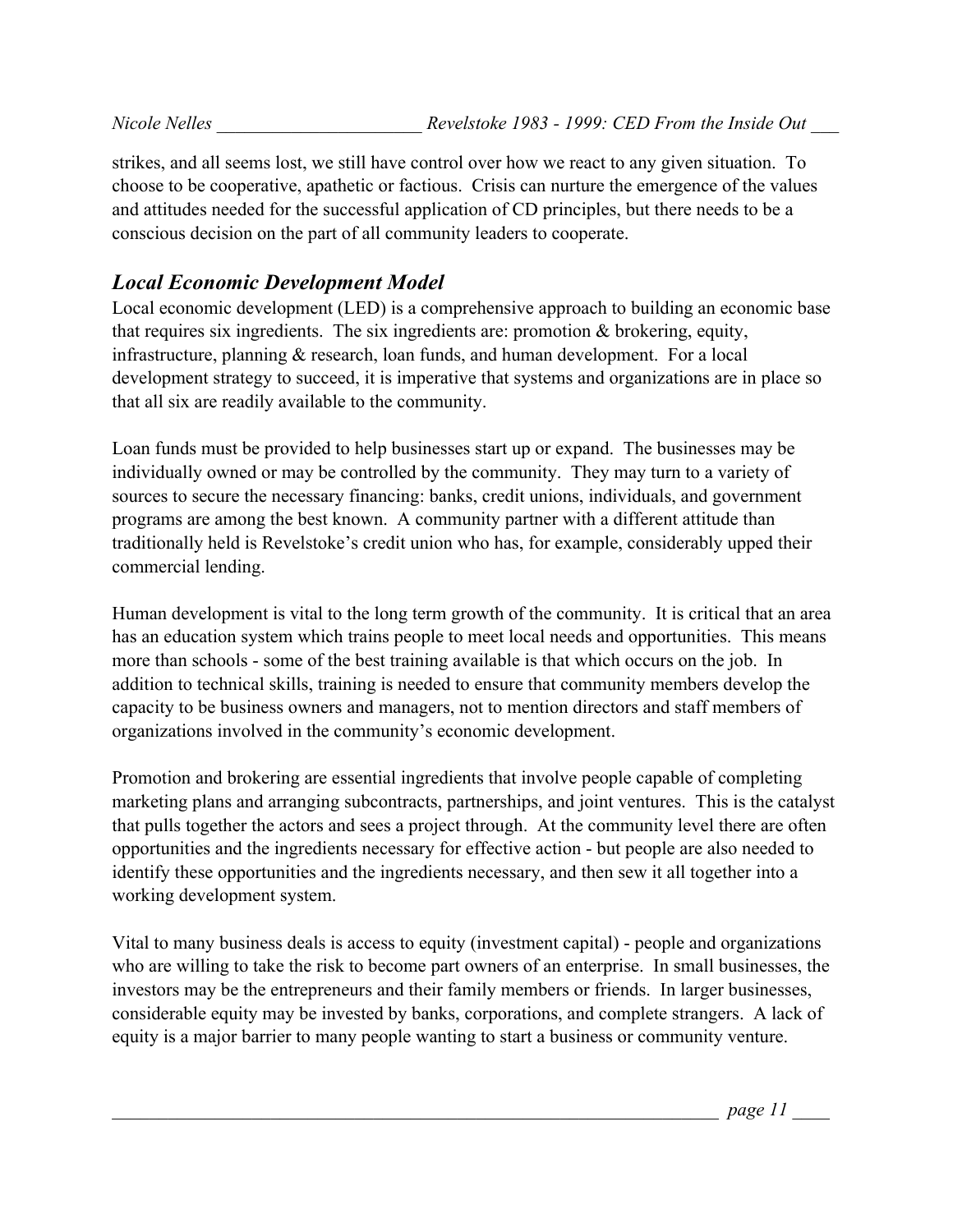strikes, and all seems lost, we still have control over how we react to any given situation. To choose to be cooperative, apathetic or factious. Crisis can nurture the emergence of the values and attitudes needed for the successful application of CD principles, but there needs to be a conscious decision on the part of all community leaders to cooperate.

## *Local Economic Development Model*

Local economic development (LED) is a comprehensive approach to building an economic base that requires six ingredients. The six ingredients are: promotion & brokering, equity, infrastructure, planning & research, loan funds, and human development. For a local development strategy to succeed, it is imperative that systems and organizations are in place so that all six are readily available to the community.

Loan funds must be provided to help businesses start up or expand. The businesses may be individually owned or may be controlled by the community. They may turn to a variety of sources to secure the necessary financing: banks, credit unions, individuals, and government programs are among the best known. A community partner with a different attitude than traditionally held is Revelstoke's credit union who has, for example, considerably upped their commercial lending.

Human development is vital to the long term growth of the community. It is critical that an area has an education system which trains people to meet local needs and opportunities. This means more than schools - some of the best training available is that which occurs on the job. In addition to technical skills, training is needed to ensure that community members develop the capacity to be business owners and managers, not to mention directors and staff members of organizations involved in the community's economic development.

Promotion and brokering are essential ingredients that involve people capable of completing marketing plans and arranging subcontracts, partnerships, and joint ventures. This is the catalyst that pulls together the actors and sees a project through. At the community level there are often opportunities and the ingredients necessary for effective action - but people are also needed to identify these opportunities and the ingredients necessary, and then sew it all together into a working development system.

Vital to many business deals is access to equity (investment capital) - people and organizations who are willing to take the risk to become part owners of an enterprise. In small businesses, the investors may be the entrepreneurs and their family members or friends. In larger businesses, considerable equity may be invested by banks, corporations, and complete strangers. A lack of equity is a major barrier to many people wanting to start a business or community venture.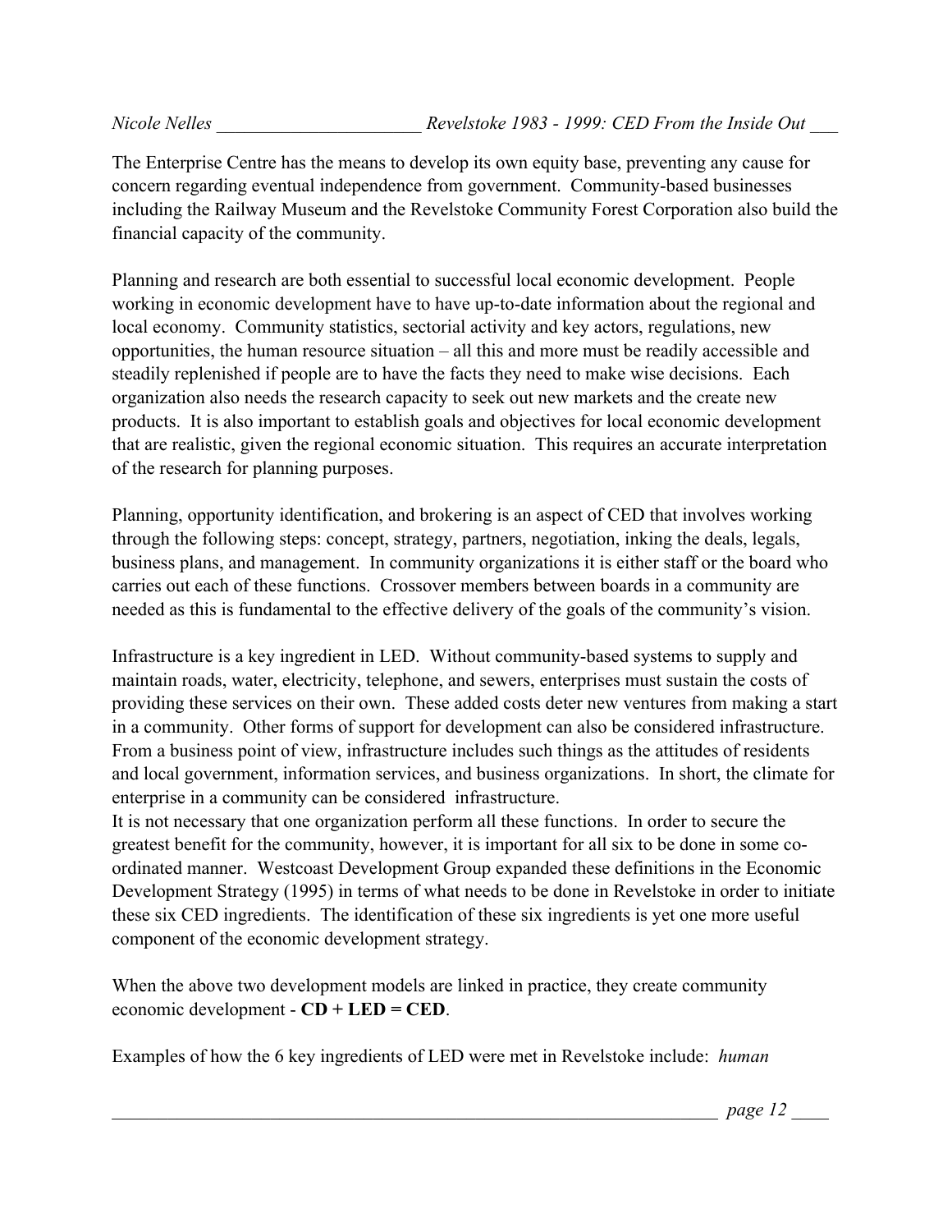The Enterprise Centre has the means to develop its own equity base, preventing any cause for concern regarding eventual independence from government. Community-based businesses including the Railway Museum and the Revelstoke Community Forest Corporation also build the financial capacity of the community.

Planning and research are both essential to successful local economic development. People working in economic development have to have up-to-date information about the regional and local economy. Community statistics, sectorial activity and key actors, regulations, new opportunities, the human resource situation – all this and more must be readily accessible and steadily replenished if people are to have the facts they need to make wise decisions. Each organization also needs the research capacity to seek out new markets and the create new products. It is also important to establish goals and objectives for local economic development that are realistic, given the regional economic situation. This requires an accurate interpretation of the research for planning purposes.

Planning, opportunity identification, and brokering is an aspect of CED that involves working through the following steps: concept, strategy, partners, negotiation, inking the deals, legals, business plans, and management. In community organizations it is either staff or the board who carries out each of these functions. Crossover members between boards in a community are needed as this is fundamental to the effective delivery of the goals of the community's vision.

Infrastructure is a key ingredient in LED. Without community-based systems to supply and maintain roads, water, electricity, telephone, and sewers, enterprises must sustain the costs of providing these services on their own. These added costs deter new ventures from making a start in a community. Other forms of support for development can also be considered infrastructure. From a business point of view, infrastructure includes such things as the attitudes of residents and local government, information services, and business organizations. In short, the climate for enterprise in a community can be considered infrastructure.
It is not necessary that one organization perform all these functions. In order to secure the greatest benefit for the community, however, it is important for all six to be done in some co-ordinated manner. Westcoast Development Group expanded these definitions in the Economic Development Strategy (1995) in terms of what needs to be done in Revelstoke in order to initiate these six CED ingredients. The identification of these six ingredients is yet one more useful component of the economic development strategy.

When the above two development models are linked in practice, they create community economic development - **CD + LED = CED**.

Examples of how the 6 key ingredients of LED were met in Revelstoke include: *human*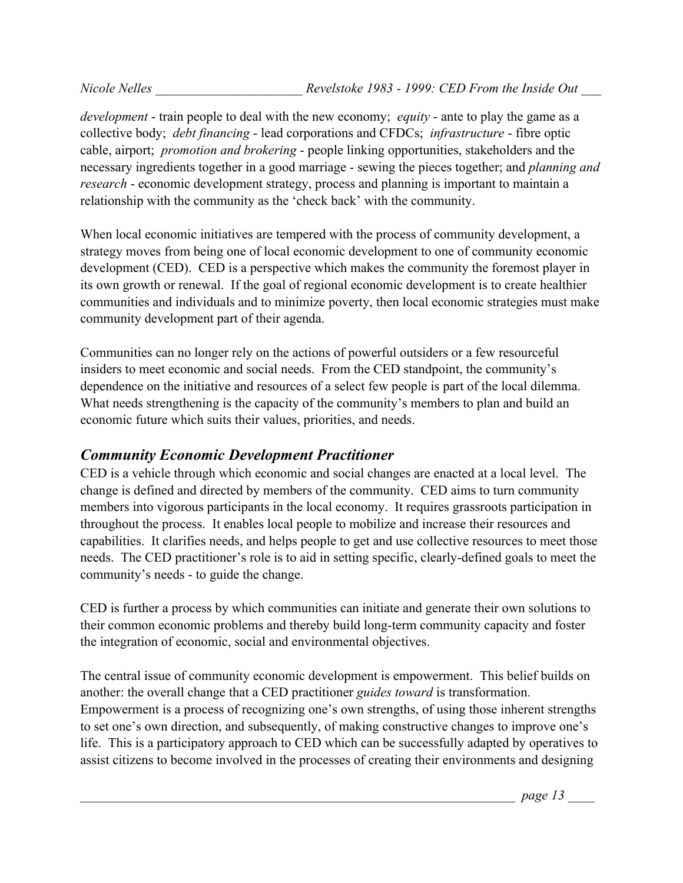*development* - train people to deal with the new economy; *equity* - ante to play the game as a collective body; *debt financing* - lead corporations and CFDCs; *infrastructure* - fibre optic cable, airport; *promotion and brokering* - people linking opportunities, stakeholders and the necessary ingredients together in a good marriage - sewing the pieces together; and *planning and research* - economic development strategy, process and planning is important to maintain a relationship with the community as the 'check back' with the community.

When local economic initiatives are tempered with the process of community development, a strategy moves from being one of local economic development to one of community economic development (CED). CED is a perspective which makes the community the foremost player in its own growth or renewal. If the goal of regional economic development is to create healthier communities and individuals and to minimize poverty, then local economic strategies must make community development part of their agenda.

Communities can no longer rely on the actions of powerful outsiders or a few resourceful insiders to meet economic and social needs. From the CED standpoint, the community's dependence on the initiative and resources of a select few people is part of the local dilemma. What needs strengthening is the capacity of the community's members to plan and build an economic future which suits their values, priorities, and needs.

## *Community Economic Development Practitioner*

CED is a vehicle through which economic and social changes are enacted at a local level. The change is defined and directed by members of the community. CED aims to turn community members into vigorous participants in the local economy. It requires grassroots participation in throughout the process. It enables local people to mobilize and increase their resources and capabilities. It clarifies needs, and helps people to get and use collective resources to meet those needs. The CED practitioner's role is to aid in setting specific, clearly-defined goals to meet the community's needs - to guide the change.

CED is further a process by which communities can initiate and generate their own solutions to their common economic problems and thereby build long-term community capacity and foster the integration of economic, social and environmental objectives.

The central issue of community economic development is empowerment. This belief builds on another: the overall change that a CED practitioner *guides toward* is transformation. Empowerment is a process of recognizing one's own strengths, of using those inherent strengths to set one's own direction, and subsequently, of making constructive changes to improve one's life. This is a participatory approach to CED which can be successfully adapted by operatives to assist citizens to become involved in the processes of creating their environments and designing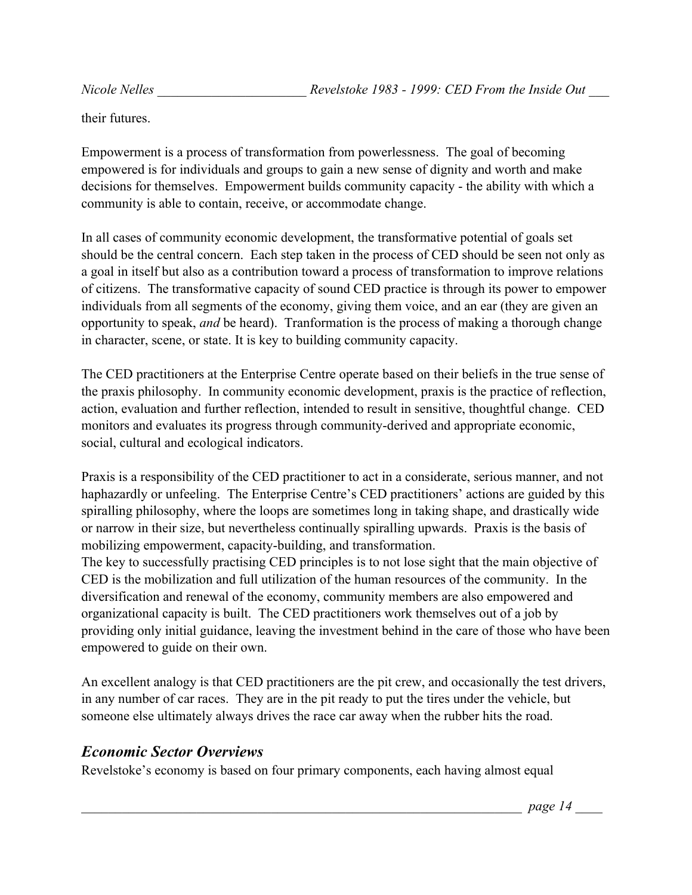their futures.

Empowerment is a process of transformation from powerlessness. The goal of becoming empowered is for individuals and groups to gain a new sense of dignity and worth and make decisions for themselves. Empowerment builds community capacity - the ability with which a community is able to contain, receive, or accommodate change.

In all cases of community economic development, the transformative potential of goals set should be the central concern. Each step taken in the process of CED should be seen not only as a goal in itself but also as a contribution toward a process of transformation to improve relations of citizens. The transformative capacity of sound CED practice is through its power to empower individuals from all segments of the economy, giving them voice, and an ear (they are given an opportunity to speak, *and* be heard). Tranformation is the process of making a thorough change in character, scene, or state. It is key to building community capacity.

The CED practitioners at the Enterprise Centre operate based on their beliefs in the true sense of the praxis philosophy. In community economic development, praxis is the practice of reflection, action, evaluation and further reflection, intended to result in sensitive, thoughtful change. CED monitors and evaluates its progress through community-derived and appropriate economic, social, cultural and ecological indicators.

Praxis is a responsibility of the CED practitioner to act in a considerate, serious manner, and not haphazardly or unfeeling. The Enterprise Centre's CED practitioners' actions are guided by this spiralling philosophy, where the loops are sometimes long in taking shape, and drastically wide or narrow in their size, but nevertheless continually spiralling upwards. Praxis is the basis of mobilizing empowerment, capacity-building, and transformation.

The key to successfully practising CED principles is to not lose sight that the main objective of CED is the mobilization and full utilization of the human resources of the community. In the diversification and renewal of the economy, community members are also empowered and organizational capacity is built. The CED practitioners work themselves out of a job by providing only initial guidance, leaving the investment behind in the care of those who have been empowered to guide on their own.

An excellent analogy is that CED practitioners are the pit crew, and occasionally the test drivers, in any number of car races. They are in the pit ready to put the tires under the vehicle, but someone else ultimately always drives the race car away when the rubber hits the road.

## *Economic Sector Overviews*

Revelstoke's economy is based on four primary components, each having almost equal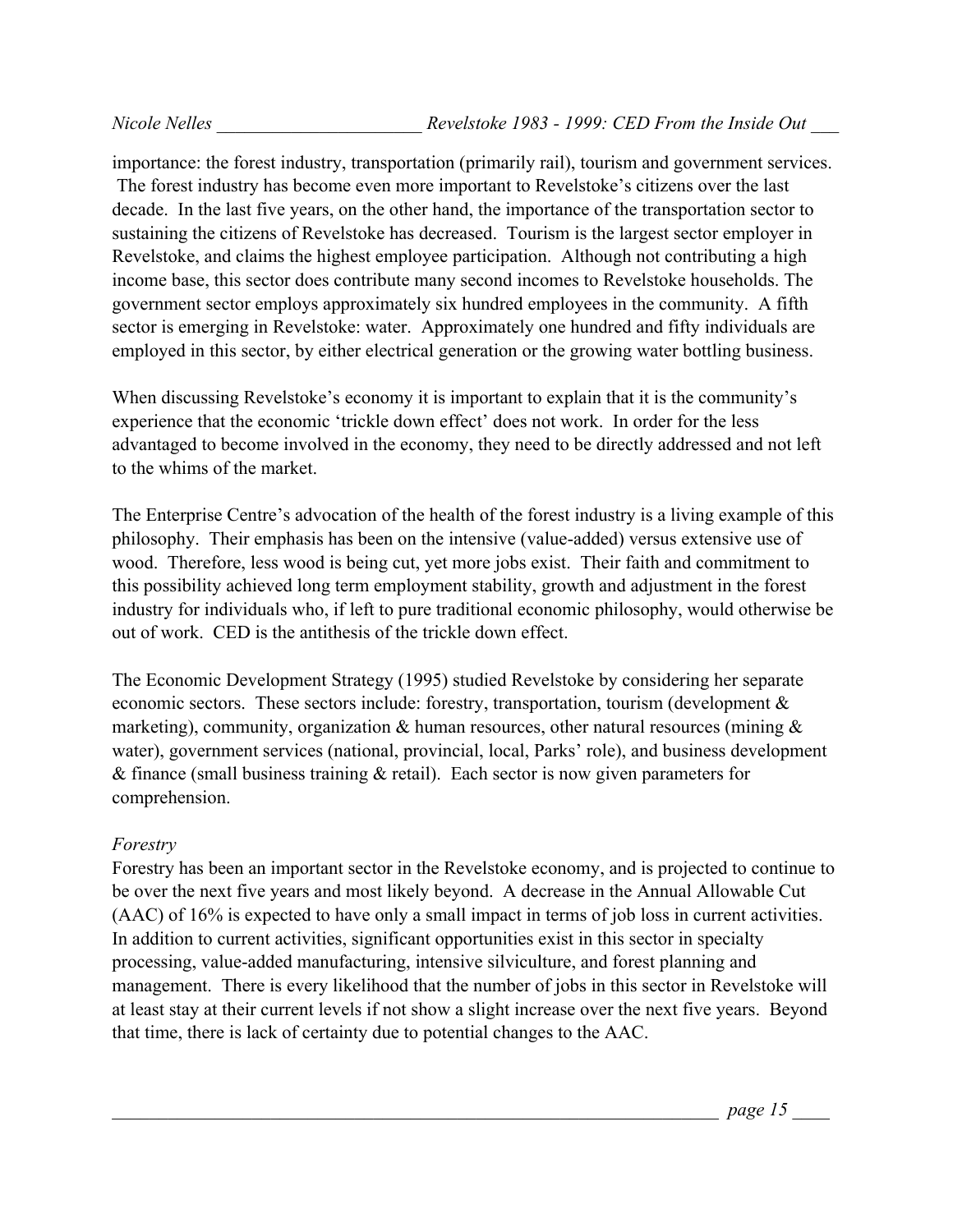importance: the forest industry, transportation (primarily rail), tourism and government services. The forest industry has become even more important to Revelstoke's citizens over the last decade. In the last five years, on the other hand, the importance of the transportation sector to sustaining the citizens of Revelstoke has decreased. Tourism is the largest sector employer in Revelstoke, and claims the highest employee participation. Although not contributing a high income base, this sector does contribute many second incomes to Revelstoke households. The government sector employs approximately six hundred employees in the community. A fifth sector is emerging in Revelstoke: water. Approximately one hundred and fifty individuals are employed in this sector, by either electrical generation or the growing water bottling business.

When discussing Revelstoke's economy it is important to explain that it is the community's experience that the economic 'trickle down effect' does not work. In order for the less advantaged to become involved in the economy, they need to be directly addressed and not left to the whims of the market.

The Enterprise Centre's advocation of the health of the forest industry is a living example of this philosophy. Their emphasis has been on the intensive (value-added) versus extensive use of wood. Therefore, less wood is being cut, yet more jobs exist. Their faith and commitment to this possibility achieved long term employment stability, growth and adjustment in the forest industry for individuals who, if left to pure traditional economic philosophy, would otherwise be out of work. CED is the antithesis of the trickle down effect.

The Economic Development Strategy (1995) studied Revelstoke by considering her separate economic sectors. These sectors include: forestry, transportation, tourism (development & marketing), community, organization & human resources, other natural resources (mining & water), government services (national, provincial, local, Parks' role), and business development & finance (small business training & retail). Each sector is now given parameters for comprehension.

*Forestry*

Forestry has been an important sector in the Revelstoke economy, and is projected to continue to be over the next five years and most likely beyond. A decrease in the Annual Allowable Cut (AAC) of 16% is expected to have only a small impact in terms of job loss in current activities. In addition to current activities, significant opportunities exist in this sector in specialty processing, value-added manufacturing, intensive silviculture, and forest planning and management. There is every likelihood that the number of jobs in this sector in Revelstoke will at least stay at their current levels if not show a slight increase over the next five years. Beyond that time, there is lack of certainty due to potential changes to the AAC.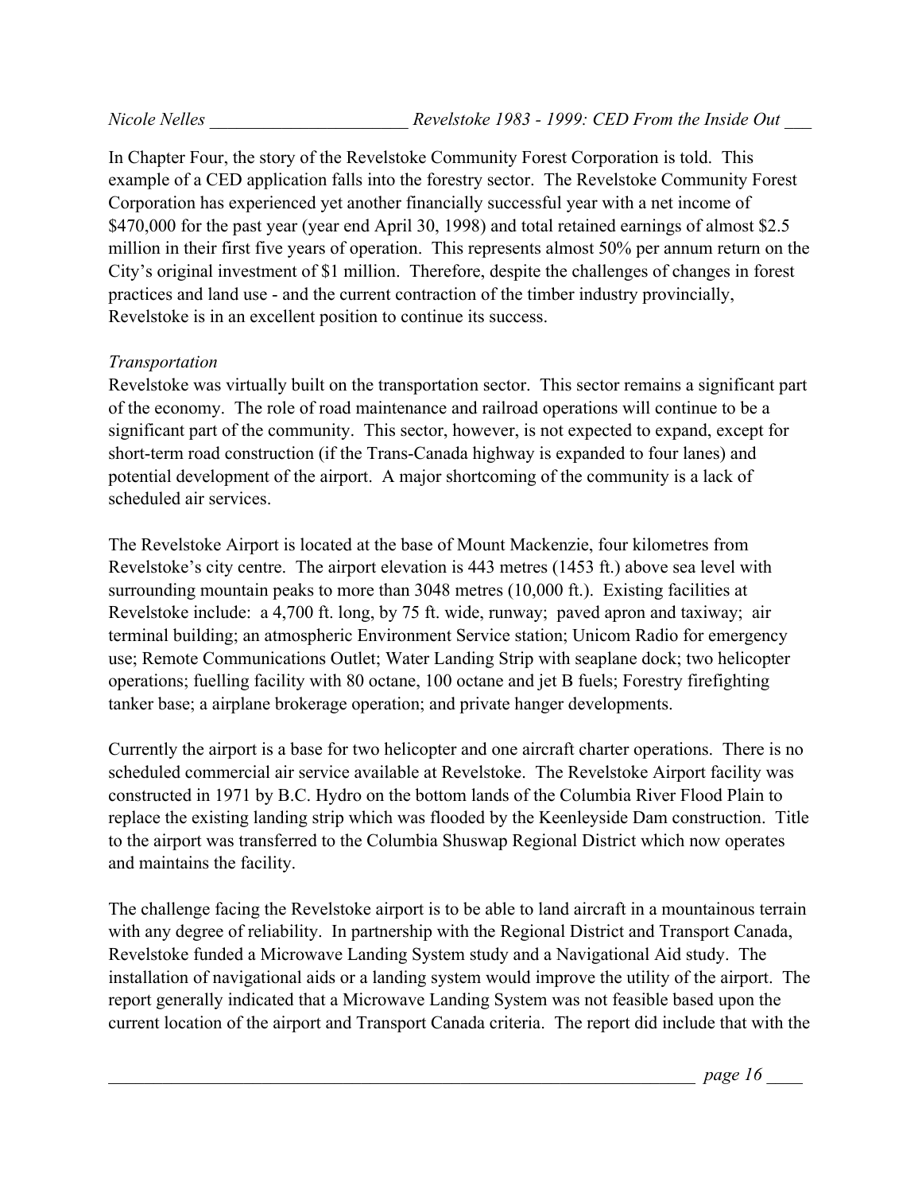In Chapter Four, the story of the Revelstoke Community Forest Corporation is told. This example of a CED application falls into the forestry sector. The Revelstoke Community Forest Corporation has experienced yet another financially successful year with a net income of $470,000 for the past year (year end April 30, 1998) and total retained earnings of almost $2.5 million in their first five years of operation. This represents almost 50% per annum return on the City's original investment of $1 million. Therefore, despite the challenges of changes in forest practices and land use - and the current contraction of the timber industry provincially, Revelstoke is in an excellent position to continue its success.

*Transportation*

Revelstoke was virtually built on the transportation sector. This sector remains a significant part of the economy. The role of road maintenance and railroad operations will continue to be a significant part of the community. This sector, however, is not expected to expand, except for short-term road construction (if the Trans-Canada highway is expanded to four lanes) and potential development of the airport. A major shortcoming of the community is a lack of scheduled air services.

The Revelstoke Airport is located at the base of Mount Mackenzie, four kilometres from Revelstoke's city centre. The airport elevation is 443 metres (1453 ft.) above sea level with surrounding mountain peaks to more than 3048 metres (10,000 ft.). Existing facilities at Revelstoke include: a 4,700 ft. long, by 75 ft. wide, runway; paved apron and taxiway; air terminal building; an atmospheric Environment Service station; Unicom Radio for emergency use; Remote Communications Outlet; Water Landing Strip with seaplane dock; two helicopter operations; fuelling facility with 80 octane, 100 octane and jet B fuels; Forestry firefighting tanker base; a airplane brokerage operation; and private hanger developments.

Currently the airport is a base for two helicopter and one aircraft charter operations. There is no scheduled commercial air service available at Revelstoke. The Revelstoke Airport facility was constructed in 1971 by B.C. Hydro on the bottom lands of the Columbia River Flood Plain to replace the existing landing strip which was flooded by the Keenleyside Dam construction. Title to the airport was transferred to the Columbia Shuswap Regional District which now operates and maintains the facility.

The challenge facing the Revelstoke airport is to be able to land aircraft in a mountainous terrain with any degree of reliability. In partnership with the Regional District and Transport Canada, Revelstoke funded a Microwave Landing System study and a Navigational Aid study. The installation of navigational aids or a landing system would improve the utility of the airport. The report generally indicated that a Microwave Landing System was not feasible based upon the current location of the airport and Transport Canada criteria. The report did include that with the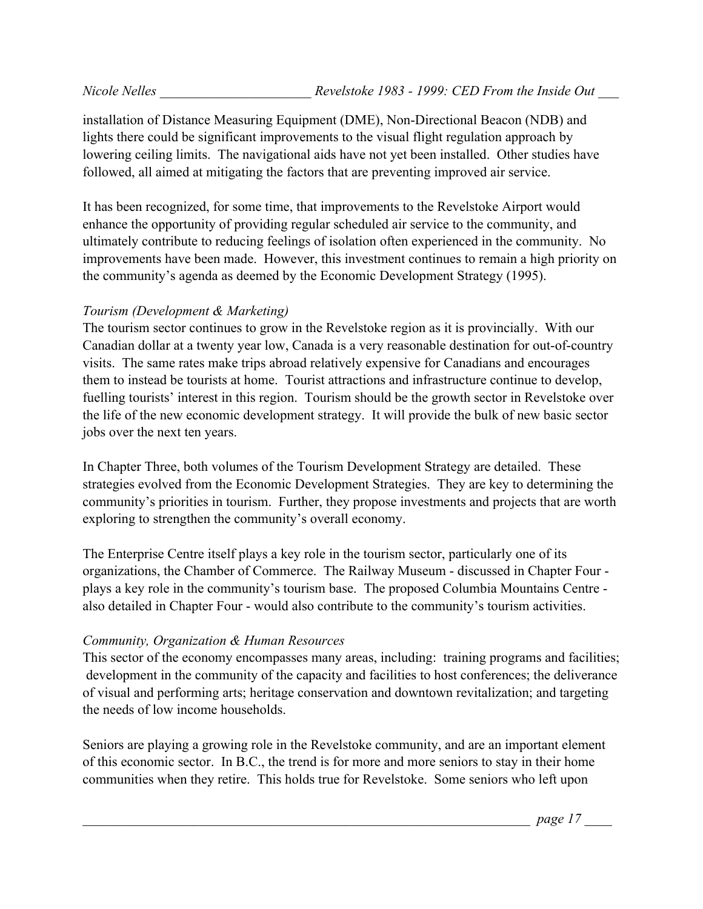installation of Distance Measuring Equipment (DME), Non-Directional Beacon (NDB) and lights there could be significant improvements to the visual flight regulation approach by lowering ceiling limits. The navigational aids have not yet been installed. Other studies have followed, all aimed at mitigating the factors that are preventing improved air service.

It has been recognized, for some time, that improvements to the Revelstoke Airport would enhance the opportunity of providing regular scheduled air service to the community, and ultimately contribute to reducing feelings of isolation often experienced in the community. No improvements have been made. However, this investment continues to remain a high priority on the community's agenda as deemed by the Economic Development Strategy (1995).

*Tourism (Development & Marketing)*

The tourism sector continues to grow in the Revelstoke region as it is provincially. With our Canadian dollar at a twenty year low, Canada is a very reasonable destination for out-of-country visits. The same rates make trips abroad relatively expensive for Canadians and encourages them to instead be tourists at home. Tourist attractions and infrastructure continue to develop, fuelling tourists' interest in this region. Tourism should be the growth sector in Revelstoke over the life of the new economic development strategy. It will provide the bulk of new basic sector jobs over the next ten years.

In Chapter Three, both volumes of the Tourism Development Strategy are detailed. These strategies evolved from the Economic Development Strategies. They are key to determining the community's priorities in tourism. Further, they propose investments and projects that are worth exploring to strengthen the community's overall economy.

The Enterprise Centre itself plays a key role in the tourism sector, particularly one of its organizations, the Chamber of Commerce. The Railway Museum - discussed in Chapter Four - plays a key role in the community's tourism base. The proposed Columbia Mountains Centre - also detailed in Chapter Four - would also contribute to the community's tourism activities.

*Community, Organization & Human Resources*

This sector of the economy encompasses many areas, including: training programs and facilities; development in the community of the capacity and facilities to host conferences; the deliverance of visual and performing arts; heritage conservation and downtown revitalization; and targeting the needs of low income households.

Seniors are playing a growing role in the Revelstoke community, and are an important element of this economic sector. In B.C., the trend is for more and more seniors to stay in their home communities when they retire. This holds true for Revelstoke. Some seniors who left upon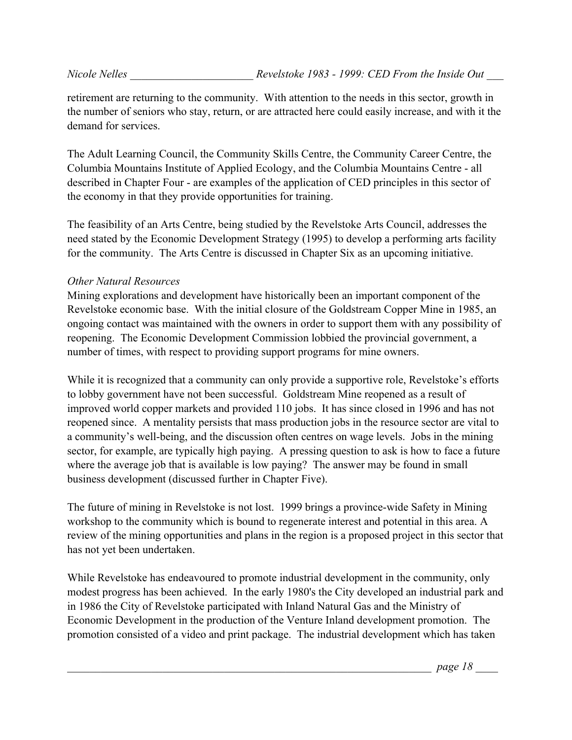retirement are returning to the community. With attention to the needs in this sector, growth in the number of seniors who stay, return, or are attracted here could easily increase, and with it the demand for services.

The Adult Learning Council, the Community Skills Centre, the Community Career Centre, the Columbia Mountains Institute of Applied Ecology, and the Columbia Mountains Centre - all described in Chapter Four - are examples of the application of CED principles in this sector of the economy in that they provide opportunities for training.

The feasibility of an Arts Centre, being studied by the Revelstoke Arts Council, addresses the need stated by the Economic Development Strategy (1995) to develop a performing arts facility for the community. The Arts Centre is discussed in Chapter Six as an upcoming initiative.

*Other Natural Resources*

Mining explorations and development have historically been an important component of the Revelstoke economic base. With the initial closure of the Goldstream Copper Mine in 1985, an ongoing contact was maintained with the owners in order to support them with any possibility of reopening. The Economic Development Commission lobbied the provincial government, a number of times, with respect to providing support programs for mine owners.

While it is recognized that a community can only provide a supportive role, Revelstoke's efforts to lobby government have not been successful. Goldstream Mine reopened as a result of improved world copper markets and provided 110 jobs. It has since closed in 1996 and has not reopened since. A mentality persists that mass production jobs in the resource sector are vital to a community's well-being, and the discussion often centres on wage levels. Jobs in the mining sector, for example, are typically high paying. A pressing question to ask is how to face a future where the average job that is available is low paying? The answer may be found in small business development (discussed further in Chapter Five).

The future of mining in Revelstoke is not lost. 1999 brings a province-wide Safety in Mining workshop to the community which is bound to regenerate interest and potential in this area. A review of the mining opportunities and plans in the region is a proposed project in this sector that has not yet been undertaken.

While Revelstoke has endeavoured to promote industrial development in the community, only modest progress has been achieved. In the early 1980's the City developed an industrial park and in 1986 the City of Revelstoke participated with Inland Natural Gas and the Ministry of Economic Development in the production of the Venture Inland development promotion. The promotion consisted of a video and print package. The industrial development which has taken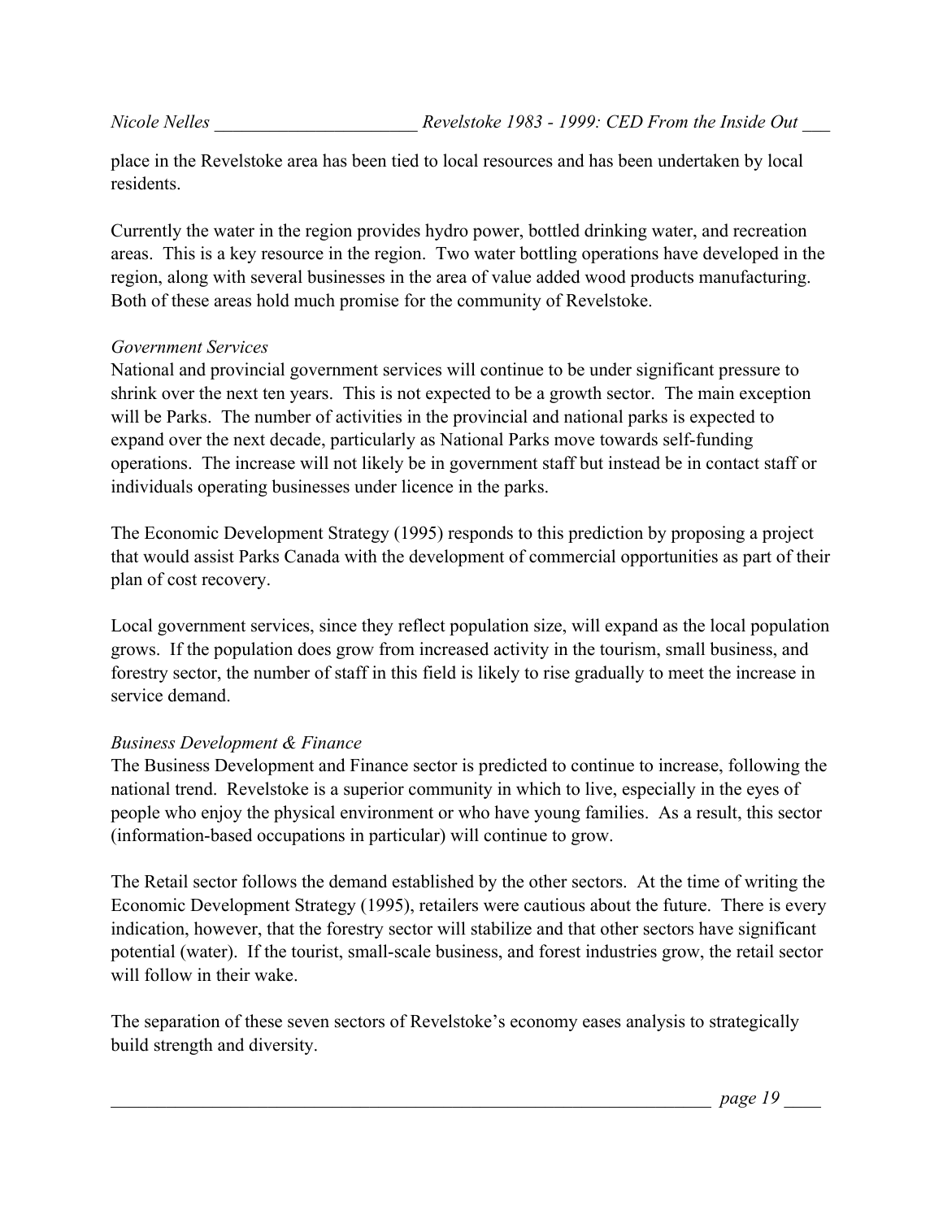place in the Revelstoke area has been tied to local resources and has been undertaken by local residents.

Currently the water in the region provides hydro power, bottled drinking water, and recreation areas. This is a key resource in the region. Two water bottling operations have developed in the region, along with several businesses in the area of value added wood products manufacturing. Both of these areas hold much promise for the community of Revelstoke.

*Government Services*
National and provincial government services will continue to be under significant pressure to shrink over the next ten years. This is not expected to be a growth sector. The main exception will be Parks. The number of activities in the provincial and national parks is expected to expand over the next decade, particularly as National Parks move towards self-funding operations. The increase will not likely be in government staff but instead be in contact staff or individuals operating businesses under licence in the parks.

The Economic Development Strategy (1995) responds to this prediction by proposing a project that would assist Parks Canada with the development of commercial opportunities as part of their plan of cost recovery.

Local government services, since they reflect population size, will expand as the local population grows. If the population does grow from increased activity in the tourism, small business, and forestry sector, the number of staff in this field is likely to rise gradually to meet the increase in service demand.

*Business Development & Finance*
The Business Development and Finance sector is predicted to continue to increase, following the national trend. Revelstoke is a superior community in which to live, especially in the eyes of people who enjoy the physical environment or who have young families. As a result, this sector (information-based occupations in particular) will continue to grow.

The Retail sector follows the demand established by the other sectors. At the time of writing the Economic Development Strategy (1995), retailers were cautious about the future. There is every indication, however, that the forestry sector will stabilize and that other sectors have significant potential (water). If the tourist, small-scale business, and forest industries grow, the retail sector will follow in their wake.

The separation of these seven sectors of Revelstoke's economy eases analysis to strategically build strength and diversity.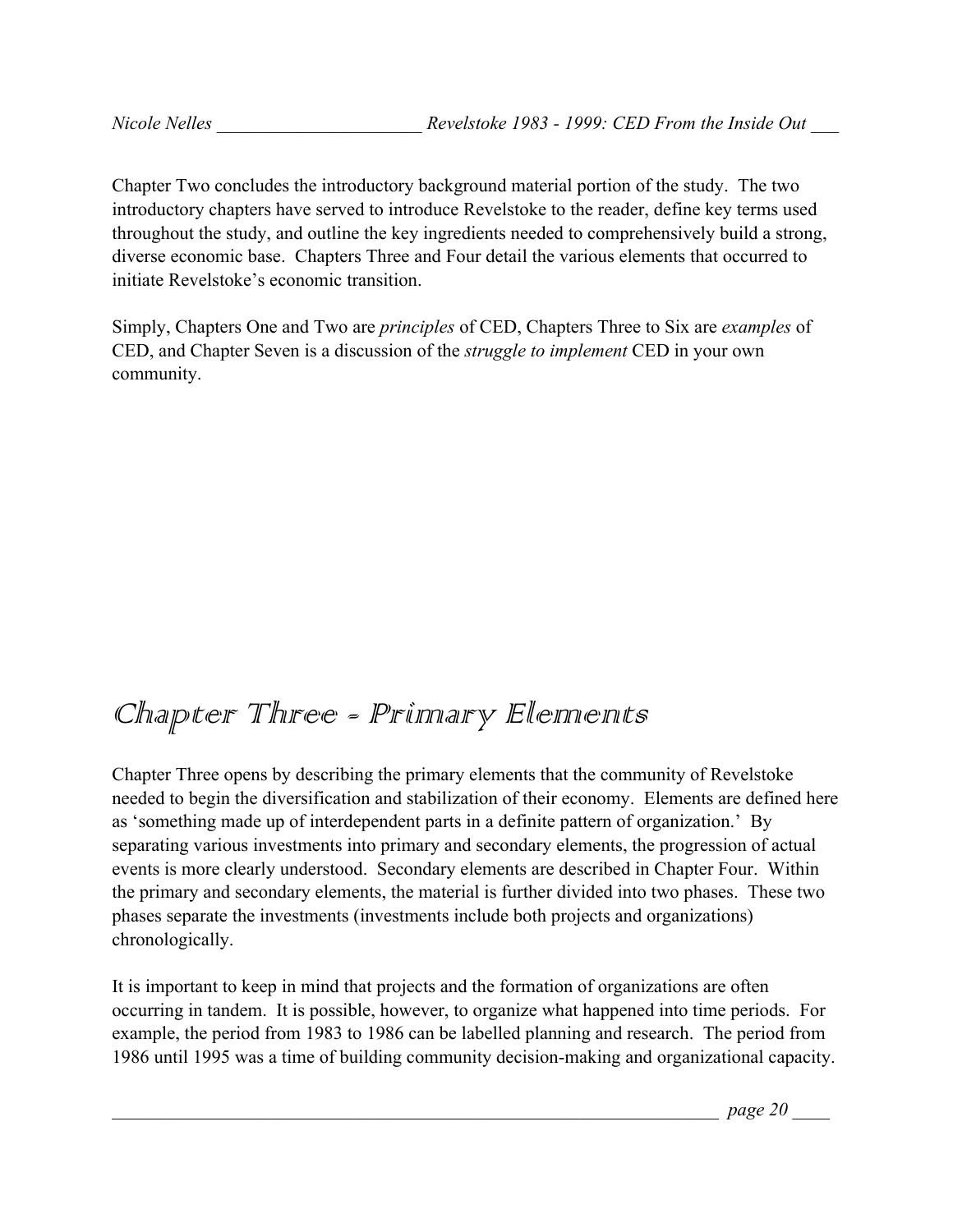Chapter Two concludes the introductory background material portion of the study. The two introductory chapters have served to introduce Revelstoke to the reader, define key terms used throughout the study, and outline the key ingredients needed to comprehensively build a strong, diverse economic base. Chapters Three and Four detail the various elements that occurred to initiate Revelstoke's economic transition.

Simply, Chapters One and Two are *principles* of CED, Chapters Three to Six are *examples* of CED, and Chapter Seven is a discussion of the *struggle to implement* CED in your own community.

# Chapter Three - Primary Elements

Chapter Three opens by describing the primary elements that the community of Revelstoke needed to begin the diversification and stabilization of their economy. Elements are defined here as 'something made up of interdependent parts in a definite pattern of organization.' By separating various investments into primary and secondary elements, the progression of actual events is more clearly understood. Secondary elements are described in Chapter Four. Within the primary and secondary elements, the material is further divided into two phases. These two phases separate the investments (investments include both projects and organizations) chronologically.

It is important to keep in mind that projects and the formation of organizations are often occurring in tandem. It is possible, however, to organize what happened into time periods. For example, the period from 1983 to 1986 can be labelled planning and research. The period from 1986 until 1995 was a time of building community decision-making and organizational capacity.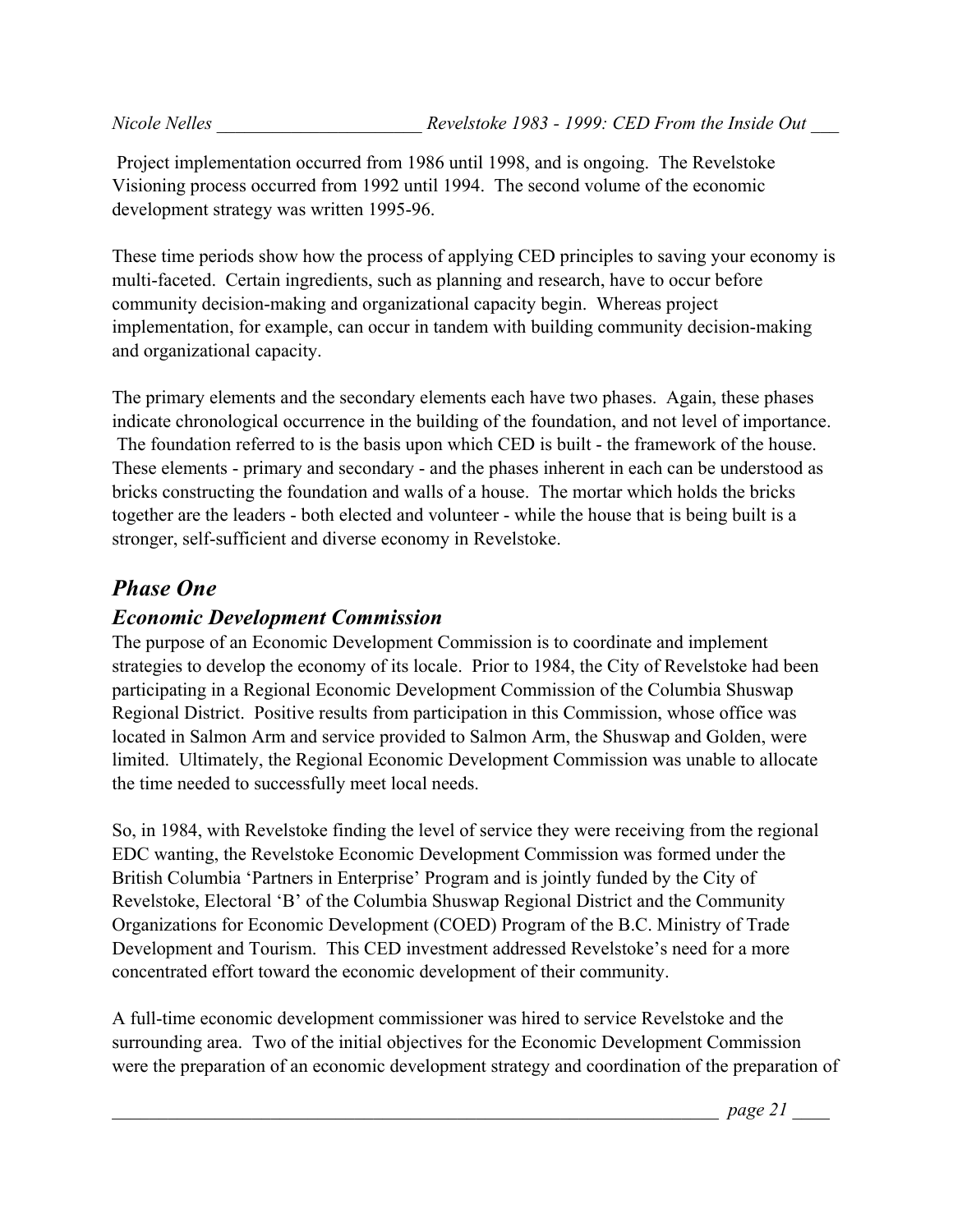Project implementation occurred from 1986 until 1998, and is ongoing. The Revelstoke Visioning process occurred from 1992 until 1994. The second volume of the economic development strategy was written 1995-96.

These time periods show how the process of applying CED principles to saving your economy is multi-faceted. Certain ingredients, such as planning and research, have to occur before community decision-making and organizational capacity begin. Whereas project implementation, for example, can occur in tandem with building community decision-making and organizational capacity.

The primary elements and the secondary elements each have two phases. Again, these phases indicate chronological occurrence in the building of the foundation, and not level of importance. The foundation referred to is the basis upon which CED is built - the framework of the house. These elements - primary and secondary - and the phases inherent in each can be understood as bricks constructing the foundation and walls of a house. The mortar which holds the bricks together are the leaders - both elected and volunteer - while the house that is being built is a stronger, self-sufficient and diverse economy in Revelstoke.

## *Phase One*

### *Economic Development Commission*

The purpose of an Economic Development Commission is to coordinate and implement strategies to develop the economy of its locale. Prior to 1984, the City of Revelstoke had been participating in a Regional Economic Development Commission of the Columbia Shuswap Regional District. Positive results from participation in this Commission, whose office was located in Salmon Arm and service provided to Salmon Arm, the Shuswap and Golden, were limited. Ultimately, the Regional Economic Development Commission was unable to allocate the time needed to successfully meet local needs.

So, in 1984, with Revelstoke finding the level of service they were receiving from the regional EDC wanting, the Revelstoke Economic Development Commission was formed under the British Columbia 'Partners in Enterprise' Program and is jointly funded by the City of Revelstoke, Electoral 'B' of the Columbia Shuswap Regional District and the Community Organizations for Economic Development (COED) Program of the B.C. Ministry of Trade Development and Tourism. This CED investment addressed Revelstoke's need for a more concentrated effort toward the economic development of their community.

A full-time economic development commissioner was hired to service Revelstoke and the surrounding area. Two of the initial objectives for the Economic Development Commission were the preparation of an economic development strategy and coordination of the preparation of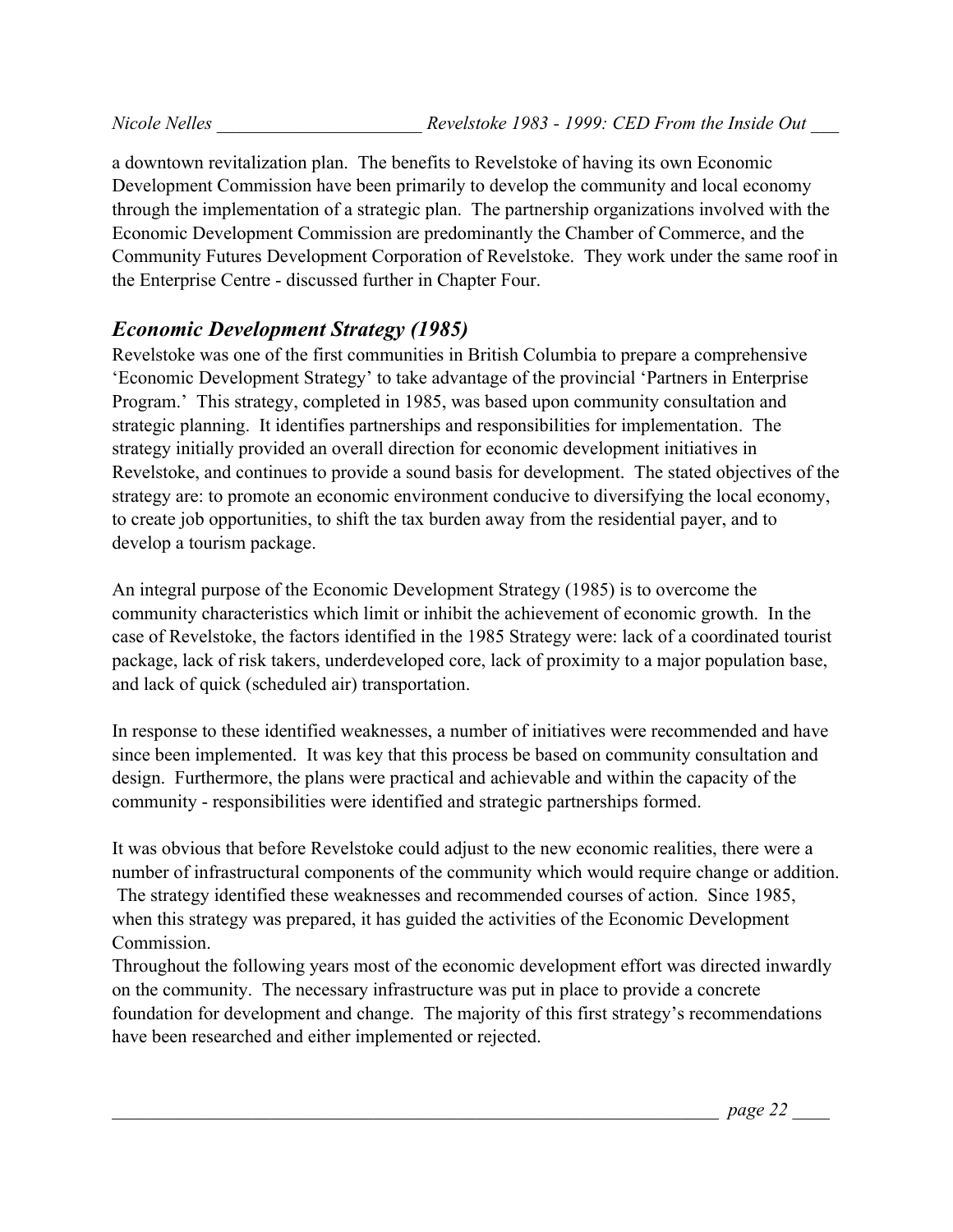a downtown revitalization plan. The benefits to Revelstoke of having its own Economic Development Commission have been primarily to develop the community and local economy through the implementation of a strategic plan. The partnership organizations involved with the Economic Development Commission are predominantly the Chamber of Commerce, and the Community Futures Development Corporation of Revelstoke. They work under the same roof in the Enterprise Centre - discussed further in Chapter Four.

## *Economic Development Strategy (1985)*

Revelstoke was one of the first communities in British Columbia to prepare a comprehensive 'Economic Development Strategy' to take advantage of the provincial 'Partners in Enterprise Program.' This strategy, completed in 1985, was based upon community consultation and strategic planning. It identifies partnerships and responsibilities for implementation. The strategy initially provided an overall direction for economic development initiatives in Revelstoke, and continues to provide a sound basis for development. The stated objectives of the strategy are: to promote an economic environment conducive to diversifying the local economy, to create job opportunities, to shift the tax burden away from the residential payer, and to develop a tourism package.

An integral purpose of the Economic Development Strategy (1985) is to overcome the community characteristics which limit or inhibit the achievement of economic growth. In the case of Revelstoke, the factors identified in the 1985 Strategy were: lack of a coordinated tourist package, lack of risk takers, underdeveloped core, lack of proximity to a major population base, and lack of quick (scheduled air) transportation.

In response to these identified weaknesses, a number of initiatives were recommended and have since been implemented. It was key that this process be based on community consultation and design. Furthermore, the plans were practical and achievable and within the capacity of the community - responsibilities were identified and strategic partnerships formed.

It was obvious that before Revelstoke could adjust to the new economic realities, there were a number of infrastructural components of the community which would require change or addition. The strategy identified these weaknesses and recommended courses of action. Since 1985, when this strategy was prepared, it has guided the activities of the Economic Development Commission.

Throughout the following years most of the economic development effort was directed inwardly on the community. The necessary infrastructure was put in place to provide a concrete foundation for development and change. The majority of this first strategy's recommendations have been researched and either implemented or rejected.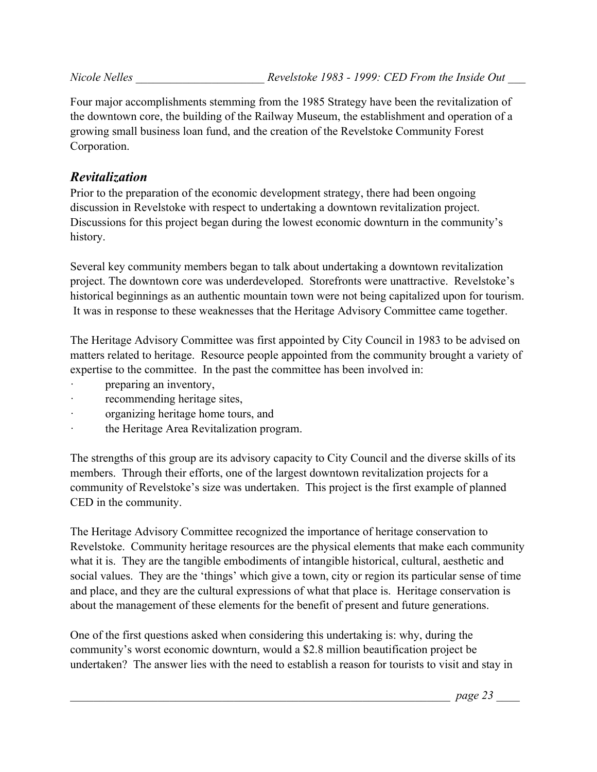Four major accomplishments stemming from the 1985 Strategy have been the revitalization of the downtown core, the building of the Railway Museum, the establishment and operation of a growing small business loan fund, and the creation of the Revelstoke Community Forest Corporation.

## *Revitalization*

Prior to the preparation of the economic development strategy, there had been ongoing discussion in Revelstoke with respect to undertaking a downtown revitalization project. Discussions for this project began during the lowest economic downturn in the community's history.

Several key community members began to talk about undertaking a downtown revitalization project. The downtown core was underdeveloped. Storefronts were unattractive. Revelstoke's historical beginnings as an authentic mountain town were not being capitalized upon for tourism. It was in response to these weaknesses that the Heritage Advisory Committee came together.

The Heritage Advisory Committee was first appointed by City Council in 1983 to be advised on matters related to heritage. Resource people appointed from the community brought a variety of expertise to the committee. In the past the committee has been involved in:

- preparing an inventory,
- recommending heritage sites,
- organizing heritage home tours, and
- the Heritage Area Revitalization program.

The strengths of this group are its advisory capacity to City Council and the diverse skills of its members. Through their efforts, one of the largest downtown revitalization projects for a community of Revelstoke's size was undertaken. This project is the first example of planned CED in the community.

The Heritage Advisory Committee recognized the importance of heritage conservation to Revelstoke. Community heritage resources are the physical elements that make each community what it is. They are the tangible embodiments of intangible historical, cultural, aesthetic and social values. They are the 'things' which give a town, city or region its particular sense of time and place, and they are the cultural expressions of what that place is. Heritage conservation is about the management of these elements for the benefit of present and future generations.

One of the first questions asked when considering this undertaking is: why, during the community's worst economic downturn, would a $2.8 million beautification project be undertaken? The answer lies with the need to establish a reason for tourists to visit and stay in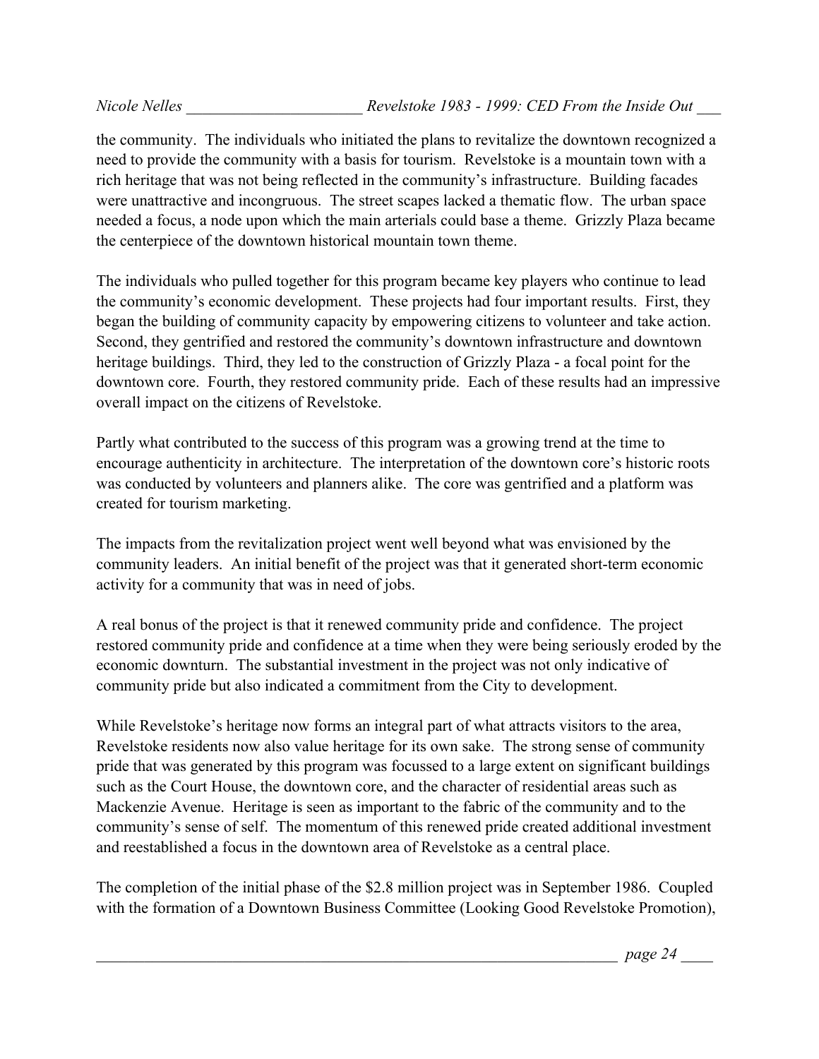the community. The individuals who initiated the plans to revitalize the downtown recognized a need to provide the community with a basis for tourism. Revelstoke is a mountain town with a rich heritage that was not being reflected in the community's infrastructure. Building facades were unattractive and incongruous. The street scapes lacked a thematic flow. The urban space needed a focus, a node upon which the main arterials could base a theme. Grizzly Plaza became the centerpiece of the downtown historical mountain town theme.

The individuals who pulled together for this program became key players who continue to lead the community's economic development. These projects had four important results. First, they began the building of community capacity by empowering citizens to volunteer and take action. Second, they gentrified and restored the community's downtown infrastructure and downtown heritage buildings. Third, they led to the construction of Grizzly Plaza - a focal point for the downtown core. Fourth, they restored community pride. Each of these results had an impressive overall impact on the citizens of Revelstoke.

Partly what contributed to the success of this program was a growing trend at the time to encourage authenticity in architecture. The interpretation of the downtown core's historic roots was conducted by volunteers and planners alike. The core was gentrified and a platform was created for tourism marketing.

The impacts from the revitalization project went well beyond what was envisioned by the community leaders. An initial benefit of the project was that it generated short-term economic activity for a community that was in need of jobs.

A real bonus of the project is that it renewed community pride and confidence. The project restored community pride and confidence at a time when they were being seriously eroded by the economic downturn. The substantial investment in the project was not only indicative of community pride but also indicated a commitment from the City to development.

While Revelstoke's heritage now forms an integral part of what attracts visitors to the area, Revelstoke residents now also value heritage for its own sake. The strong sense of community pride that was generated by this program was focussed to a large extent on significant buildings such as the Court House, the downtown core, and the character of residential areas such as Mackenzie Avenue. Heritage is seen as important to the fabric of the community and to the community's sense of self. The momentum of this renewed pride created additional investment and reestablished a focus in the downtown area of Revelstoke as a central place.

The completion of the initial phase of the $2.8 million project was in September 1986. Coupled with the formation of a Downtown Business Committee (Looking Good Revelstoke Promotion),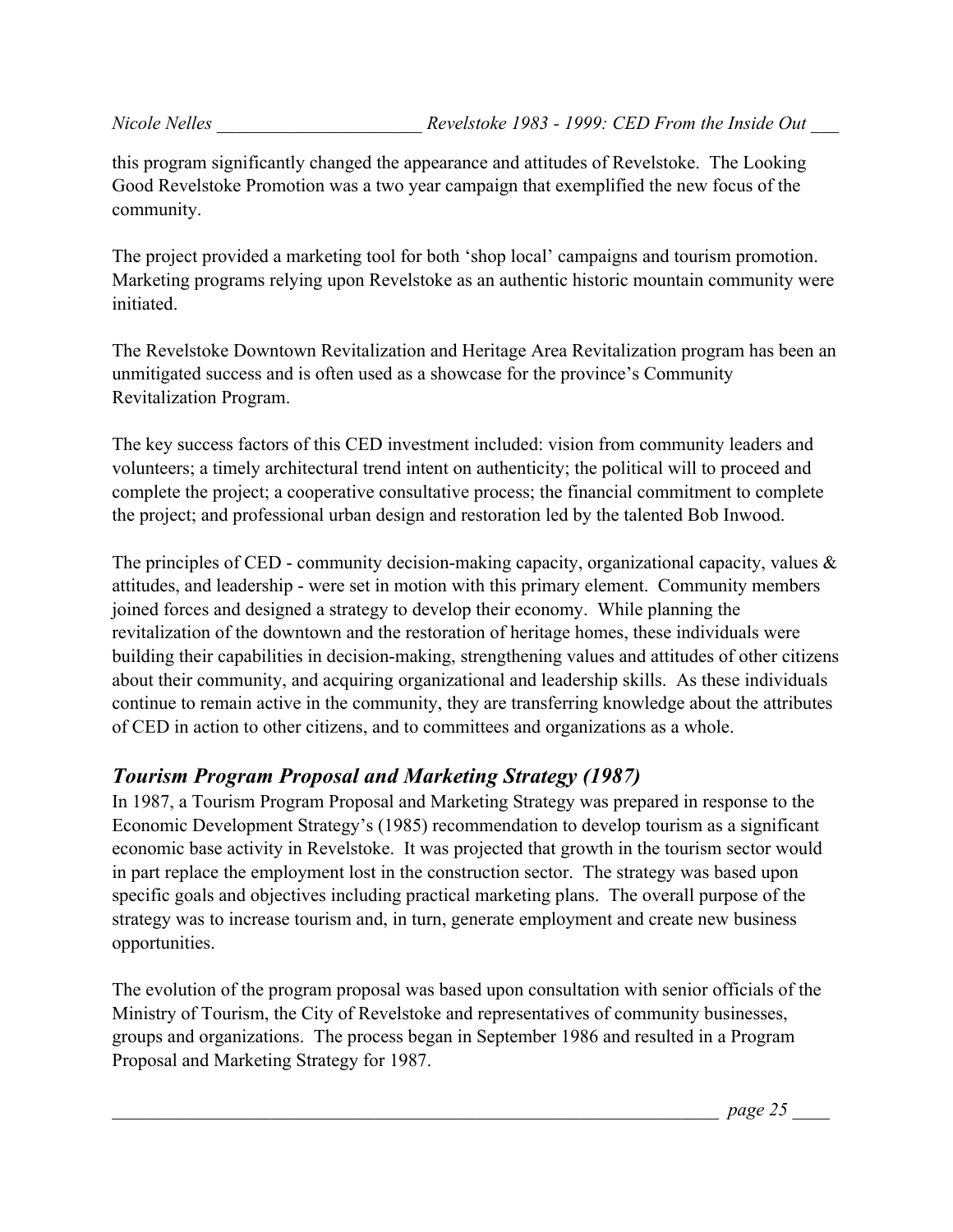this program significantly changed the appearance and attitudes of Revelstoke. The Looking Good Revelstoke Promotion was a two year campaign that exemplified the new focus of the community.

The project provided a marketing tool for both 'shop local' campaigns and tourism promotion. Marketing programs relying upon Revelstoke as an authentic historic mountain community were initiated.

The Revelstoke Downtown Revitalization and Heritage Area Revitalization program has been an unmitigated success and is often used as a showcase for the province's Community Revitalization Program.

The key success factors of this CED investment included: vision from community leaders and volunteers; a timely architectural trend intent on authenticity; the political will to proceed and complete the project; a cooperative consultative process; the financial commitment to complete the project; and professional urban design and restoration led by the talented Bob Inwood.

The principles of CED - community decision-making capacity, organizational capacity, values & attitudes, and leadership - were set in motion with this primary element. Community members joined forces and designed a strategy to develop their economy. While planning the revitalization of the downtown and the restoration of heritage homes, these individuals were building their capabilities in decision-making, strengthening values and attitudes of other citizens about their community, and acquiring organizational and leadership skills. As these individuals continue to remain active in the community, they are transferring knowledge about the attributes of CED in action to other citizens, and to committees and organizations as a whole.

## *Tourism Program Proposal and Marketing Strategy (1987)*

In 1987, a Tourism Program Proposal and Marketing Strategy was prepared in response to the Economic Development Strategy's (1985) recommendation to develop tourism as a significant economic base activity in Revelstoke. It was projected that growth in the tourism sector would in part replace the employment lost in the construction sector. The strategy was based upon specific goals and objectives including practical marketing plans. The overall purpose of the strategy was to increase tourism and, in turn, generate employment and create new business opportunities.

The evolution of the program proposal was based upon consultation with senior officials of the Ministry of Tourism, the City of Revelstoke and representatives of community businesses, groups and organizations. The process began in September 1986 and resulted in a Program Proposal and Marketing Strategy for 1987.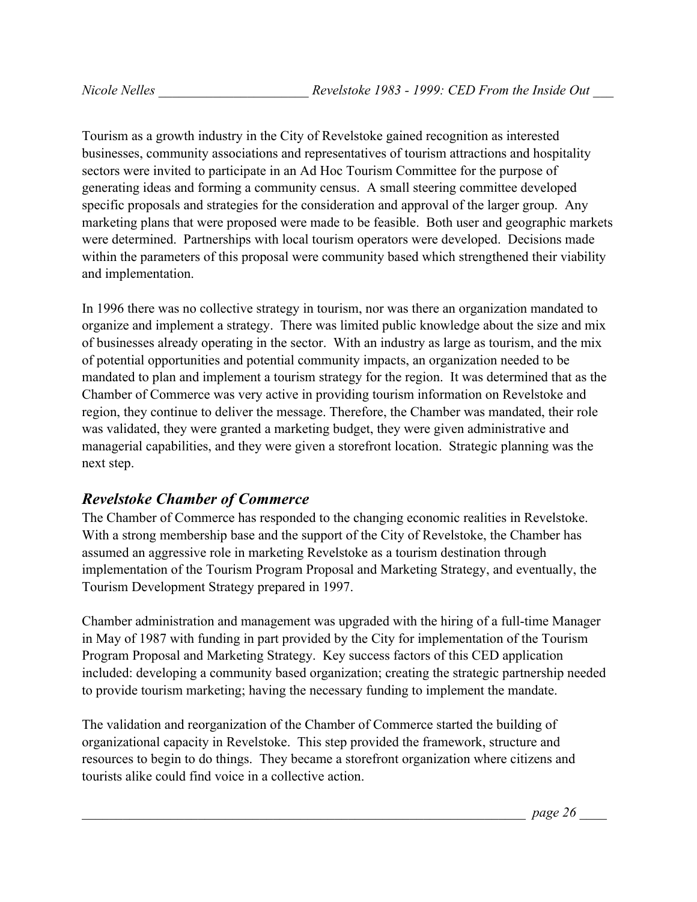Tourism as a growth industry in the City of Revelstoke gained recognition as interested businesses, community associations and representatives of tourism attractions and hospitality sectors were invited to participate in an Ad Hoc Tourism Committee for the purpose of generating ideas and forming a community census. A small steering committee developed specific proposals and strategies for the consideration and approval of the larger group. Any marketing plans that were proposed were made to be feasible. Both user and geographic markets were determined. Partnerships with local tourism operators were developed. Decisions made within the parameters of this proposal were community based which strengthened their viability and implementation.

In 1996 there was no collective strategy in tourism, nor was there an organization mandated to organize and implement a strategy. There was limited public knowledge about the size and mix of businesses already operating in the sector. With an industry as large as tourism, and the mix of potential opportunities and potential community impacts, an organization needed to be mandated to plan and implement a tourism strategy for the region. It was determined that as the Chamber of Commerce was very active in providing tourism information on Revelstoke and region, they continue to deliver the message. Therefore, the Chamber was mandated, their role was validated, they were granted a marketing budget, they were given administrative and managerial capabilities, and they were given a storefront location. Strategic planning was the next step.

## *Revelstoke Chamber of Commerce*

The Chamber of Commerce has responded to the changing economic realities in Revelstoke. With a strong membership base and the support of the City of Revelstoke, the Chamber has assumed an aggressive role in marketing Revelstoke as a tourism destination through implementation of the Tourism Program Proposal and Marketing Strategy, and eventually, the Tourism Development Strategy prepared in 1997.

Chamber administration and management was upgraded with the hiring of a full-time Manager in May of 1987 with funding in part provided by the City for implementation of the Tourism Program Proposal and Marketing Strategy. Key success factors of this CED application included: developing a community based organization; creating the strategic partnership needed to provide tourism marketing; having the necessary funding to implement the mandate.

The validation and reorganization of the Chamber of Commerce started the building of organizational capacity in Revelstoke. This step provided the framework, structure and resources to begin to do things. They became a storefront organization where citizens and tourists alike could find voice in a collective action.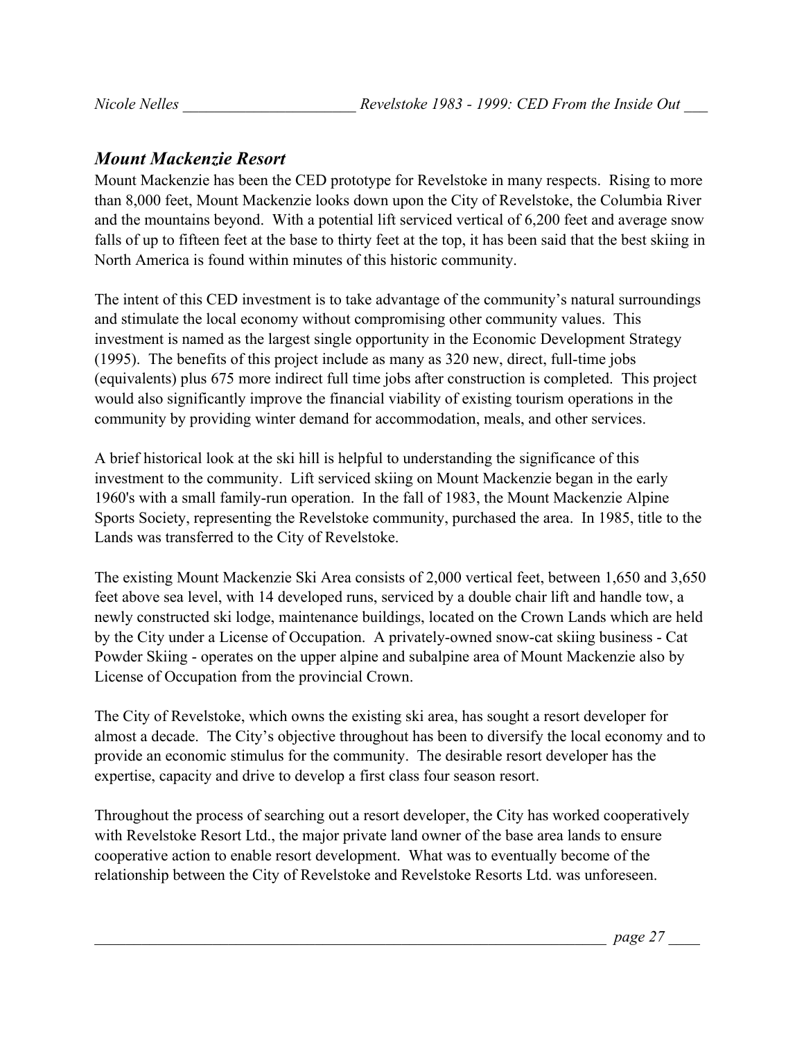## *Mount Mackenzie Resort*

Mount Mackenzie has been the CED prototype for Revelstoke in many respects. Rising to more than 8,000 feet, Mount Mackenzie looks down upon the City of Revelstoke, the Columbia River and the mountains beyond. With a potential lift serviced vertical of 6,200 feet and average snow falls of up to fifteen feet at the base to thirty feet at the top, it has been said that the best skiing in North America is found within minutes of this historic community.

The intent of this CED investment is to take advantage of the community's natural surroundings and stimulate the local economy without compromising other community values. This investment is named as the largest single opportunity in the Economic Development Strategy (1995). The benefits of this project include as many as 320 new, direct, full-time jobs (equivalents) plus 675 more indirect full time jobs after construction is completed. This project would also significantly improve the financial viability of existing tourism operations in the community by providing winter demand for accommodation, meals, and other services.

A brief historical look at the ski hill is helpful to understanding the significance of this investment to the community. Lift serviced skiing on Mount Mackenzie began in the early 1960's with a small family-run operation. In the fall of 1983, the Mount Mackenzie Alpine Sports Society, representing the Revelstoke community, purchased the area. In 1985, title to the Lands was transferred to the City of Revelstoke.

The existing Mount Mackenzie Ski Area consists of 2,000 vertical feet, between 1,650 and 3,650 feet above sea level, with 14 developed runs, serviced by a double chair lift and handle tow, a newly constructed ski lodge, maintenance buildings, located on the Crown Lands which are held by the City under a License of Occupation. A privately-owned snow-cat skiing business - Cat Powder Skiing - operates on the upper alpine and subalpine area of Mount Mackenzie also by License of Occupation from the provincial Crown.

The City of Revelstoke, which owns the existing ski area, has sought a resort developer for almost a decade. The City's objective throughout has been to diversify the local economy and to provide an economic stimulus for the community. The desirable resort developer has the expertise, capacity and drive to develop a first class four season resort.

Throughout the process of searching out a resort developer, the City has worked cooperatively with Revelstoke Resort Ltd., the major private land owner of the base area lands to ensure cooperative action to enable resort development. What was to eventually become of the relationship between the City of Revelstoke and Revelstoke Resorts Ltd. was unforeseen.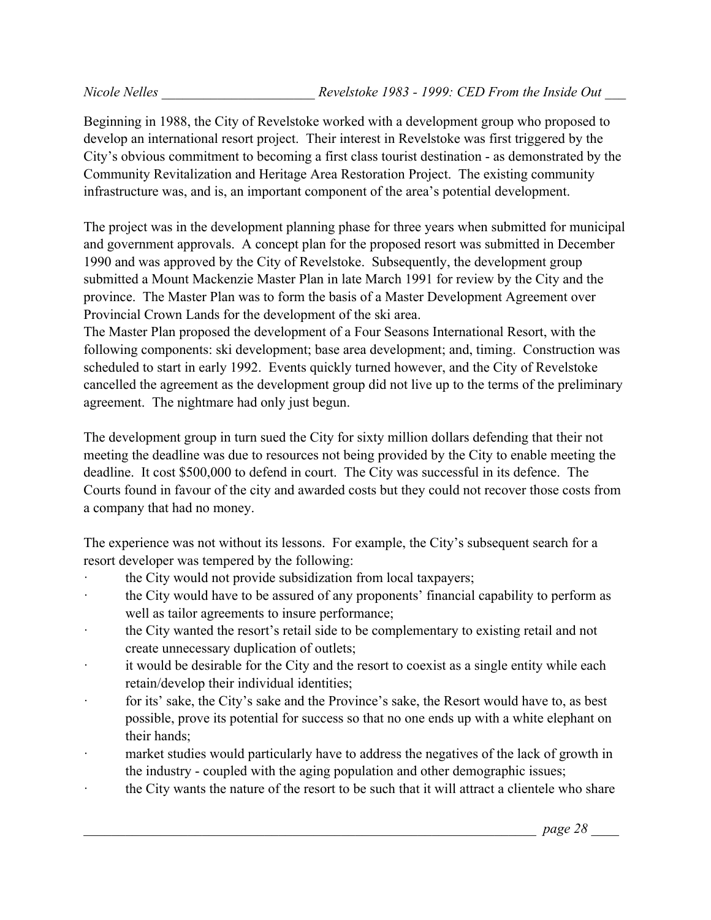Beginning in 1988, the City of Revelstoke worked with a development group who proposed to develop an international resort project. Their interest in Revelstoke was first triggered by the City's obvious commitment to becoming a first class tourist destination - as demonstrated by the Community Revitalization and Heritage Area Restoration Project. The existing community infrastructure was, and is, an important component of the area's potential development.

The project was in the development planning phase for three years when submitted for municipal and government approvals. A concept plan for the proposed resort was submitted in December 1990 and was approved by the City of Revelstoke. Subsequently, the development group submitted a Mount Mackenzie Master Plan in late March 1991 for review by the City and the province. The Master Plan was to form the basis of a Master Development Agreement over Provincial Crown Lands for the development of the ski area.

The Master Plan proposed the development of a Four Seasons International Resort, with the following components: ski development; base area development; and, timing. Construction was scheduled to start in early 1992. Events quickly turned however, and the City of Revelstoke cancelled the agreement as the development group did not live up to the terms of the preliminary agreement. The nightmare had only just begun.

The development group in turn sued the City for sixty million dollars defending that their not meeting the deadline was due to resources not being provided by the City to enable meeting the deadline. It cost $500,000 to defend in court. The City was successful in its defence. The Courts found in favour of the city and awarded costs but they could not recover those costs from a company that had no money.

The experience was not without its lessons. For example, the City's subsequent search for a resort developer was tempered by the following:

- the City would not provide subsidization from local taxpayers;
- the City would have to be assured of any proponents' financial capability to perform as well as tailor agreements to insure performance;
- the City wanted the resort's retail side to be complementary to existing retail and not create unnecessary duplication of outlets;
- it would be desirable for the City and the resort to coexist as a single entity while each retain/develop their individual identities;
- for its' sake, the City's sake and the Province's sake, the Resort would have to, as best possible, prove its potential for success so that no one ends up with a white elephant on their hands;
- market studies would particularly have to address the negatives of the lack of growth in the industry - coupled with the aging population and other demographic issues;
- the City wants the nature of the resort to be such that it will attract a clientele who share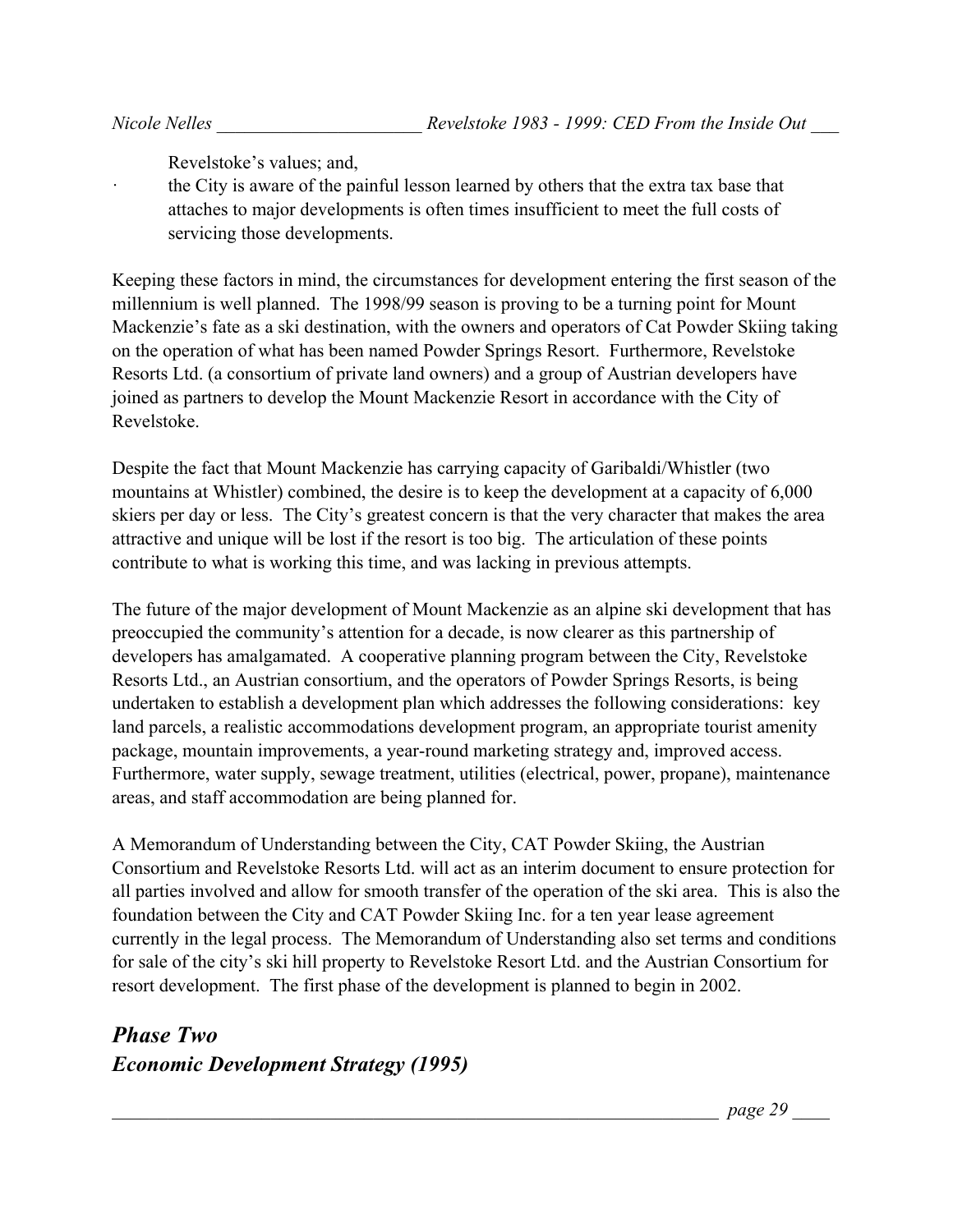Revelstoke's values; and,

- the City is aware of the painful lesson learned by others that the extra tax base that attaches to major developments is often times insufficient to meet the full costs of servicing those developments.

Keeping these factors in mind, the circumstances for development entering the first season of the millennium is well planned. The 1998/99 season is proving to be a turning point for Mount Mackenzie's fate as a ski destination, with the owners and operators of Cat Powder Skiing taking on the operation of what has been named Powder Springs Resort. Furthermore, Revelstoke Resorts Ltd. (a consortium of private land owners) and a group of Austrian developers have joined as partners to develop the Mount Mackenzie Resort in accordance with the City of Revelstoke.

Despite the fact that Mount Mackenzie has carrying capacity of Garibaldi/Whistler (two mountains at Whistler) combined, the desire is to keep the development at a capacity of 6,000 skiers per day or less. The City's greatest concern is that the very character that makes the area attractive and unique will be lost if the resort is too big. The articulation of these points contribute to what is working this time, and was lacking in previous attempts.

The future of the major development of Mount Mackenzie as an alpine ski development that has preoccupied the community's attention for a decade, is now clearer as this partnership of developers has amalgamated. A cooperative planning program between the City, Revelstoke Resorts Ltd., an Austrian consortium, and the operators of Powder Springs Resorts, is being undertaken to establish a development plan which addresses the following considerations: key land parcels, a realistic accommodations development program, an appropriate tourist amenity package, mountain improvements, a year-round marketing strategy and, improved access. Furthermore, water supply, sewage treatment, utilities (electrical, power, propane), maintenance areas, and staff accommodation are being planned for.

A Memorandum of Understanding between the City, CAT Powder Skiing, the Austrian Consortium and Revelstoke Resorts Ltd. will act as an interim document to ensure protection for all parties involved and allow for smooth transfer of the operation of the ski area. This is also the foundation between the City and CAT Powder Skiing Inc. for a ten year lease agreement currently in the legal process. The Memorandum of Understanding also set terms and conditions for sale of the city's ski hill property to Revelstoke Resort Ltd. and the Austrian Consortium for resort development. The first phase of the development is planned to begin in 2002.

## *Phase Two*
## *Economic Development Strategy (1995)*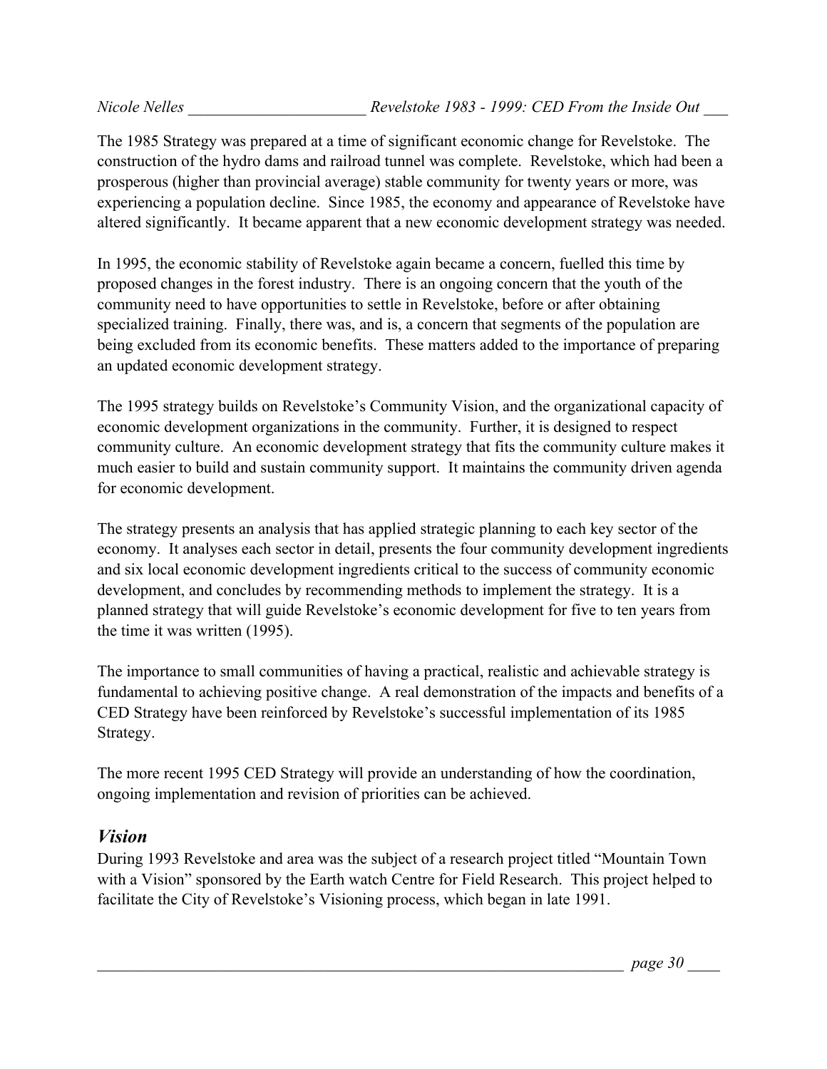The 1985 Strategy was prepared at a time of significant economic change for Revelstoke. The construction of the hydro dams and railroad tunnel was complete. Revelstoke, which had been a prosperous (higher than provincial average) stable community for twenty years or more, was experiencing a population decline. Since 1985, the economy and appearance of Revelstoke have altered significantly. It became apparent that a new economic development strategy was needed.

In 1995, the economic stability of Revelstoke again became a concern, fuelled this time by proposed changes in the forest industry. There is an ongoing concern that the youth of the community need to have opportunities to settle in Revelstoke, before or after obtaining specialized training. Finally, there was, and is, a concern that segments of the population are being excluded from its economic benefits. These matters added to the importance of preparing an updated economic development strategy.

The 1995 strategy builds on Revelstoke's Community Vision, and the organizational capacity of economic development organizations in the community. Further, it is designed to respect community culture. An economic development strategy that fits the community culture makes it much easier to build and sustain community support. It maintains the community driven agenda for economic development.

The strategy presents an analysis that has applied strategic planning to each key sector of the economy. It analyses each sector in detail, presents the four community development ingredients and six local economic development ingredients critical to the success of community economic development, and concludes by recommending methods to implement the strategy. It is a planned strategy that will guide Revelstoke's economic development for five to ten years from the time it was written (1995).

The importance to small communities of having a practical, realistic and achievable strategy is fundamental to achieving positive change. A real demonstration of the impacts and benefits of a CED Strategy have been reinforced by Revelstoke's successful implementation of its 1985 Strategy.

The more recent 1995 CED Strategy will provide an understanding of how the coordination, ongoing implementation and revision of priorities can be achieved.

## *Vision*

During 1993 Revelstoke and area was the subject of a research project titled "Mountain Town with a Vision" sponsored by the Earth watch Centre for Field Research. This project helped to facilitate the City of Revelstoke's Visioning process, which began in late 1991.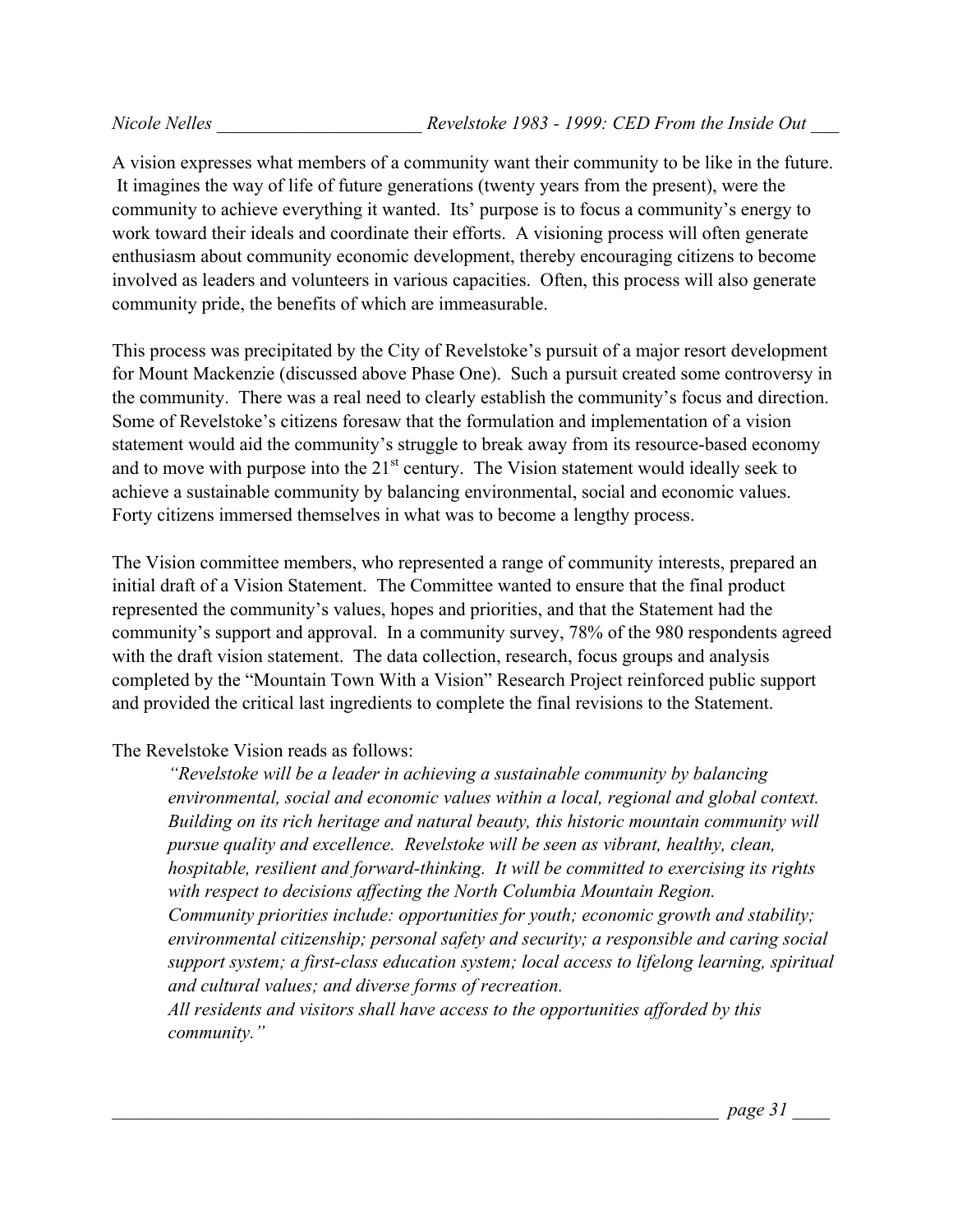A vision expresses what members of a community want their community to be like in the future. It imagines the way of life of future generations (twenty years from the present), were the community to achieve everything it wanted. Its' purpose is to focus a community's energy to work toward their ideals and coordinate their efforts. A visioning process will often generate enthusiasm about community economic development, thereby encouraging citizens to become involved as leaders and volunteers in various capacities. Often, this process will also generate community pride, the benefits of which are immeasurable.

This process was precipitated by the City of Revelstoke's pursuit of a major resort development for Mount Mackenzie (discussed above Phase One). Such a pursuit created some controversy in the community. There was a real need to clearly establish the community's focus and direction. Some of Revelstoke's citizens foresaw that the formulation and implementation of a vision statement would aid the community's struggle to break away from its resource-based economy and to move with purpose into the 21st century. The Vision statement would ideally seek to achieve a sustainable community by balancing environmental, social and economic values. Forty citizens immersed themselves in what was to become a lengthy process.

The Vision committee members, who represented a range of community interests, prepared an initial draft of a Vision Statement. The Committee wanted to ensure that the final product represented the community's values, hopes and priorities, and that the Statement had the community's support and approval. In a community survey, 78% of the 980 respondents agreed with the draft vision statement. The data collection, research, focus groups and analysis completed by the "Mountain Town With a Vision" Research Project reinforced public support and provided the critical last ingredients to complete the final revisions to the Statement.

The Revelstoke Vision reads as follows:

> *"Revelstoke will be a leader in achieving a sustainable community by balancing environmental, social and economic values within a local, regional and global context. Building on its rich heritage and natural beauty, this historic mountain community will pursue quality and excellence. Revelstoke will be seen as vibrant, healthy, clean, hospitable, resilient and forward-thinking. It will be committed to exercising its rights with respect to decisions affecting the North Columbia Mountain Region.*
> *Community priorities include: opportunities for youth; economic growth and stability; environmental citizenship; personal safety and security; a responsible and caring social support system; a first-class education system; local access to lifelong learning, spiritual and cultural values; and diverse forms of recreation.*
> *All residents and visitors shall have access to the opportunities afforded by this community."*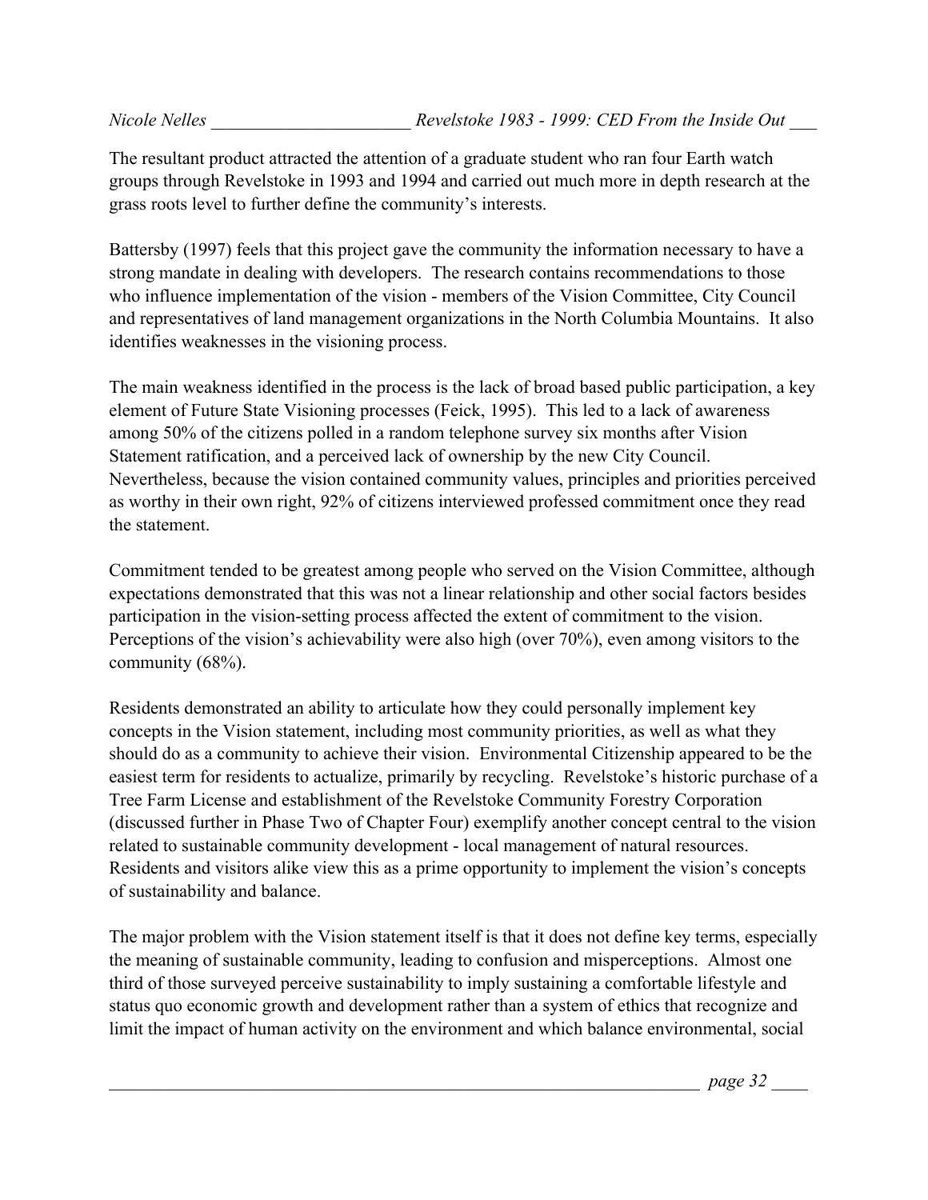The resultant product attracted the attention of a graduate student who ran four Earth watch groups through Revelstoke in 1993 and 1994 and carried out much more in depth research at the grass roots level to further define the community's interests.

Battersby (1997) feels that this project gave the community the information necessary to have a strong mandate in dealing with developers. The research contains recommendations to those who influence implementation of the vision - members of the Vision Committee, City Council and representatives of land management organizations in the North Columbia Mountains. It also identifies weaknesses in the visioning process.

The main weakness identified in the process is the lack of broad based public participation, a key element of Future State Visioning processes (Feick, 1995). This led to a lack of awareness among 50% of the citizens polled in a random telephone survey six months after Vision Statement ratification, and a perceived lack of ownership by the new City Council. Nevertheless, because the vision contained community values, principles and priorities perceived as worthy in their own right, 92% of citizens interviewed professed commitment once they read the statement.

Commitment tended to be greatest among people who served on the Vision Committee, although expectations demonstrated that this was not a linear relationship and other social factors besides participation in the vision-setting process affected the extent of commitment to the vision. Perceptions of the vision's achievability were also high (over 70%), even among visitors to the community (68%).

Residents demonstrated an ability to articulate how they could personally implement key concepts in the Vision statement, including most community priorities, as well as what they should do as a community to achieve their vision. Environmental Citizenship appeared to be the easiest term for residents to actualize, primarily by recycling. Revelstoke's historic purchase of a Tree Farm License and establishment of the Revelstoke Community Forestry Corporation (discussed further in Phase Two of Chapter Four) exemplify another concept central to the vision related to sustainable community development - local management of natural resources. Residents and visitors alike view this as a prime opportunity to implement the vision's concepts of sustainability and balance.

The major problem with the Vision statement itself is that it does not define key terms, especially the meaning of sustainable community, leading to confusion and misperceptions. Almost one third of those surveyed perceive sustainability to imply sustaining a comfortable lifestyle and status quo economic growth and development rather than a system of ethics that recognize and limit the impact of human activity on the environment and which balance environmental, social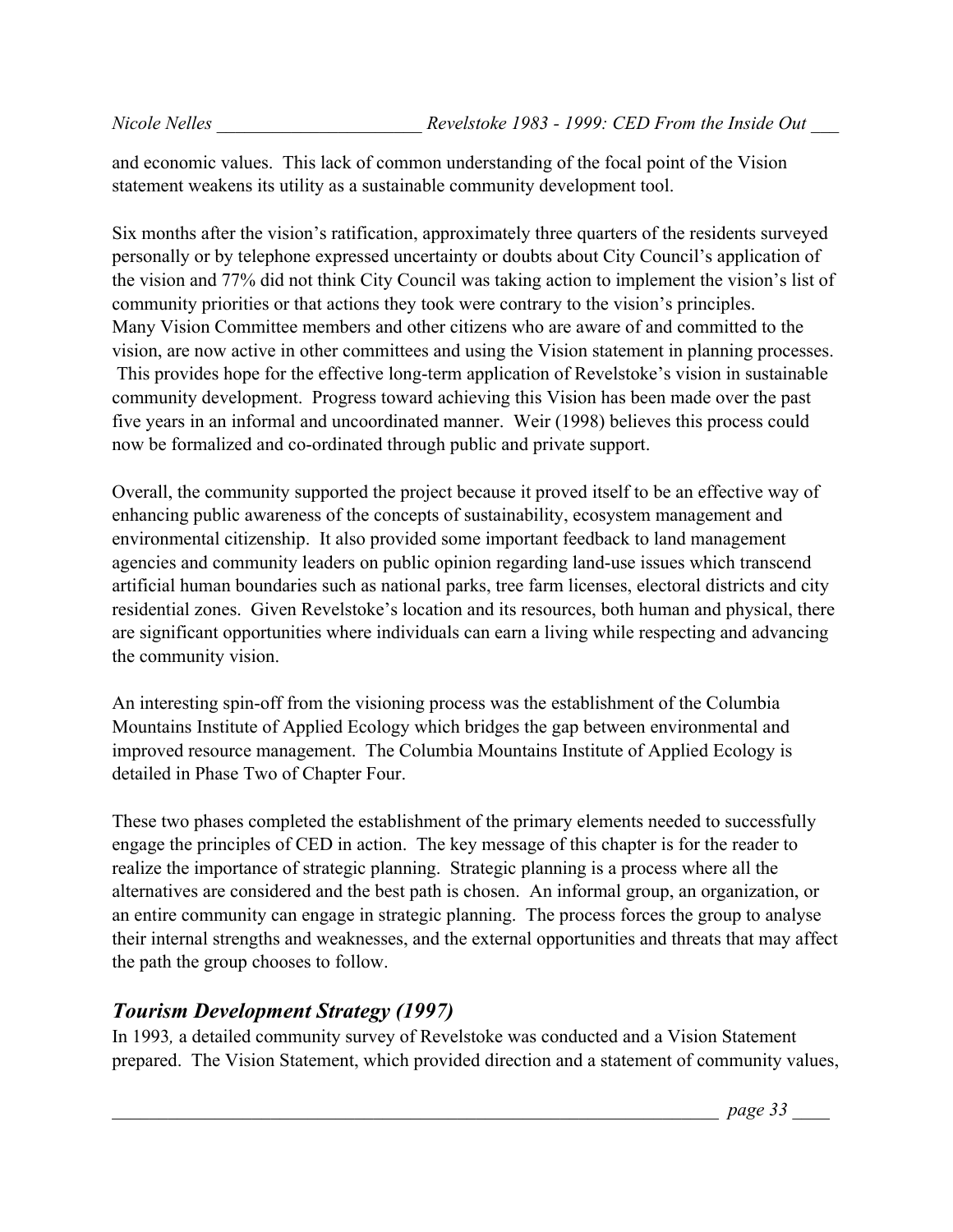and economic values. This lack of common understanding of the focal point of the Vision statement weakens its utility as a sustainable community development tool.

Six months after the vision's ratification, approximately three quarters of the residents surveyed personally or by telephone expressed uncertainty or doubts about City Council's application of the vision and 77% did not think City Council was taking action to implement the vision's list of community priorities or that actions they took were contrary to the vision's principles. Many Vision Committee members and other citizens who are aware of and committed to the vision, are now active in other committees and using the Vision statement in planning processes. This provides hope for the effective long-term application of Revelstoke's vision in sustainable community development. Progress toward achieving this Vision has been made over the past five years in an informal and uncoordinated manner. Weir (1998) believes this process could now be formalized and co-ordinated through public and private support.

Overall, the community supported the project because it proved itself to be an effective way of enhancing public awareness of the concepts of sustainability, ecosystem management and environmental citizenship. It also provided some important feedback to land management agencies and community leaders on public opinion regarding land-use issues which transcend artificial human boundaries such as national parks, tree farm licenses, electoral districts and city residential zones. Given Revelstoke's location and its resources, both human and physical, there are significant opportunities where individuals can earn a living while respecting and advancing the community vision.

An interesting spin-off from the visioning process was the establishment of the Columbia Mountains Institute of Applied Ecology which bridges the gap between environmental and improved resource management. The Columbia Mountains Institute of Applied Ecology is detailed in Phase Two of Chapter Four.

These two phases completed the establishment of the primary elements needed to successfully engage the principles of CED in action. The key message of this chapter is for the reader to realize the importance of strategic planning. Strategic planning is a process where all the alternatives are considered and the best path is chosen. An informal group, an organization, or an entire community can engage in strategic planning. The process forces the group to analyse their internal strengths and weaknesses, and the external opportunities and threats that may affect the path the group chooses to follow.

## *Tourism Development Strategy (1997)*

In 1993, a detailed community survey of Revelstoke was conducted and a Vision Statement prepared. The Vision Statement, which provided direction and a statement of community values,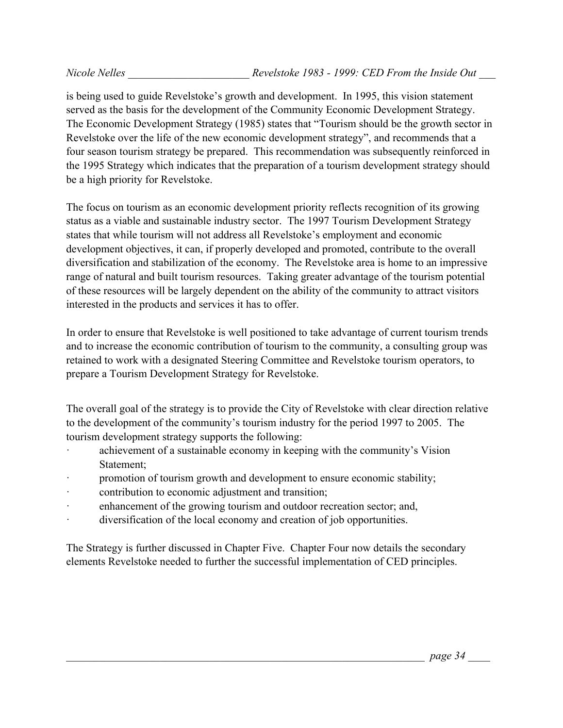is being used to guide Revelstoke's growth and development. In 1995, this vision statement served as the basis for the development of the Community Economic Development Strategy. The Economic Development Strategy (1985) states that "Tourism should be the growth sector in Revelstoke over the life of the new economic development strategy", and recommends that a four season tourism strategy be prepared. This recommendation was subsequently reinforced in the 1995 Strategy which indicates that the preparation of a tourism development strategy should be a high priority for Revelstoke.

The focus on tourism as an economic development priority reflects recognition of its growing status as a viable and sustainable industry sector. The 1997 Tourism Development Strategy states that while tourism will not address all Revelstoke's employment and economic development objectives, it can, if properly developed and promoted, contribute to the overall diversification and stabilization of the economy. The Revelstoke area is home to an impressive range of natural and built tourism resources. Taking greater advantage of the tourism potential of these resources will be largely dependent on the ability of the community to attract visitors interested in the products and services it has to offer.

In order to ensure that Revelstoke is well positioned to take advantage of current tourism trends and to increase the economic contribution of tourism to the community, a consulting group was retained to work with a designated Steering Committee and Revelstoke tourism operators, to prepare a Tourism Development Strategy for Revelstoke.

The overall goal of the strategy is to provide the City of Revelstoke with clear direction relative to the development of the community's tourism industry for the period 1997 to 2005. The tourism development strategy supports the following:

- achievement of a sustainable economy in keeping with the community's Vision Statement;
- promotion of tourism growth and development to ensure economic stability;
- contribution to economic adjustment and transition;
- enhancement of the growing tourism and outdoor recreation sector; and,
- diversification of the local economy and creation of job opportunities.

The Strategy is further discussed in Chapter Five. Chapter Four now details the secondary elements Revelstoke needed to further the successful implementation of CED principles.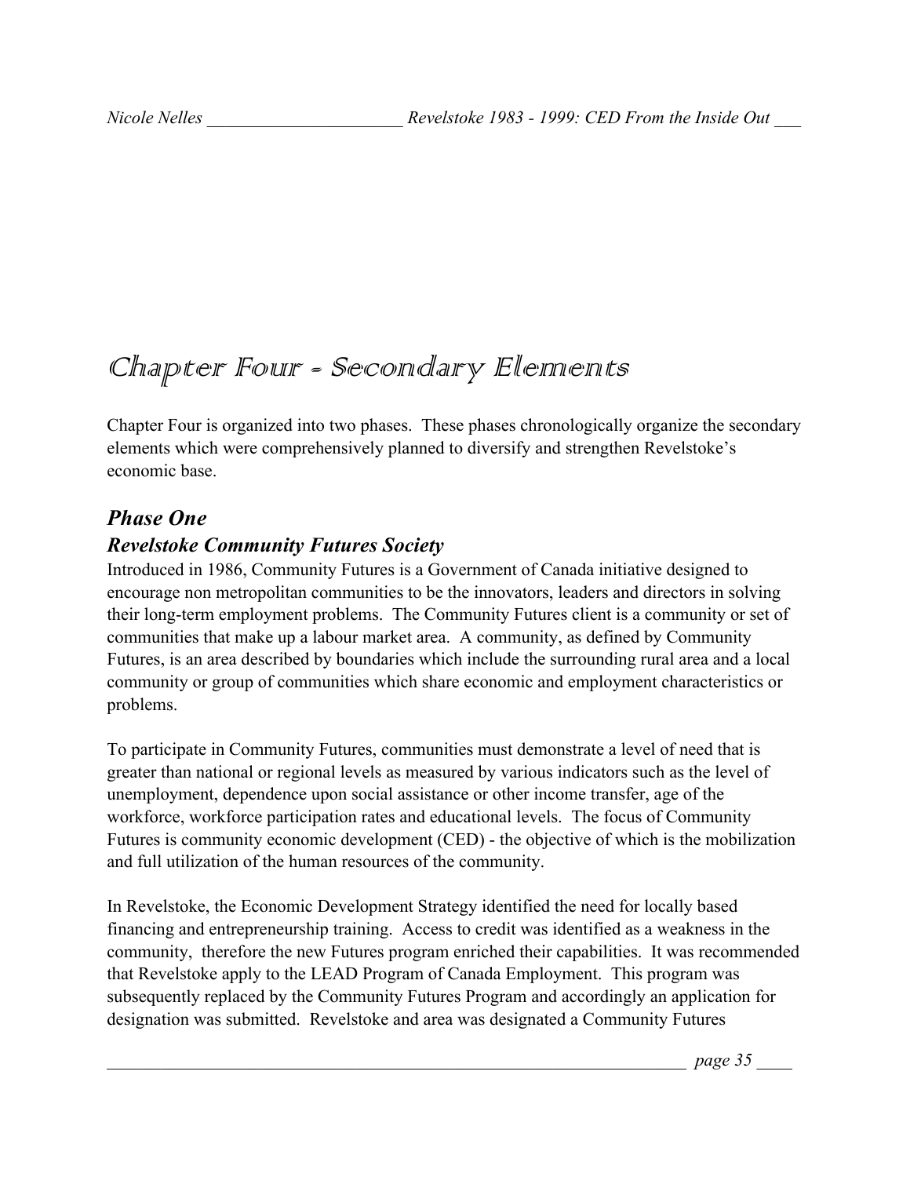# Chapter Four - Secondary Elements

Chapter Four is organized into two phases. These phases chronologically organize the secondary elements which were comprehensively planned to diversify and strengthen Revelstoke's economic base.

## *Phase One*

### *Revelstoke Community Futures Society*

Introduced in 1986, Community Futures is a Government of Canada initiative designed to encourage non metropolitan communities to be the innovators, leaders and directors in solving their long-term employment problems. The Community Futures client is a community or set of communities that make up a labour market area. A community, as defined by Community Futures, is an area described by boundaries which include the surrounding rural area and a local community or group of communities which share economic and employment characteristics or problems.

To participate in Community Futures, communities must demonstrate a level of need that is greater than national or regional levels as measured by various indicators such as the level of unemployment, dependence upon social assistance or other income transfer, age of the workforce, workforce participation rates and educational levels. The focus of Community Futures is community economic development (CED) - the objective of which is the mobilization and full utilization of the human resources of the community.

In Revelstoke, the Economic Development Strategy identified the need for locally based financing and entrepreneurship training. Access to credit was identified as a weakness in the community, therefore the new Futures program enriched their capabilities. It was recommended that Revelstoke apply to the LEAD Program of Canada Employment. This program was subsequently replaced by the Community Futures Program and accordingly an application for designation was submitted. Revelstoke and area was designated a Community Futures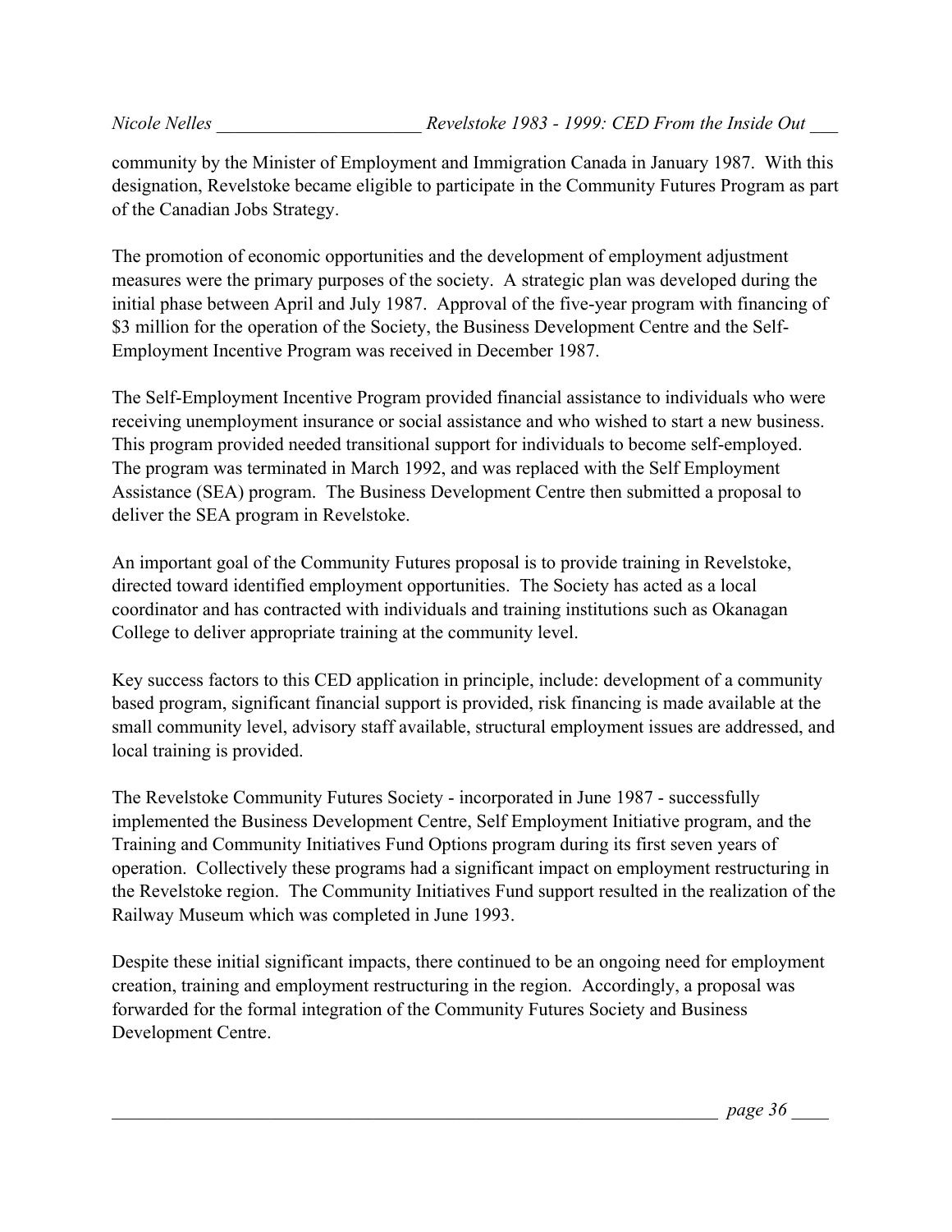community by the Minister of Employment and Immigration Canada in January 1987. With this designation, Revelstoke became eligible to participate in the Community Futures Program as part of the Canadian Jobs Strategy.

The promotion of economic opportunities and the development of employment adjustment measures were the primary purposes of the society. A strategic plan was developed during the initial phase between April and July 1987. Approval of the five-year program with financing of $3 million for the operation of the Society, the Business Development Centre and the Self-Employment Incentive Program was received in December 1987.

The Self-Employment Incentive Program provided financial assistance to individuals who were receiving unemployment insurance or social assistance and who wished to start a new business. This program provided needed transitional support for individuals to become self-employed. The program was terminated in March 1992, and was replaced with the Self Employment Assistance (SEA) program. The Business Development Centre then submitted a proposal to deliver the SEA program in Revelstoke.

An important goal of the Community Futures proposal is to provide training in Revelstoke, directed toward identified employment opportunities. The Society has acted as a local coordinator and has contracted with individuals and training institutions such as Okanagan College to deliver appropriate training at the community level.

Key success factors to this CED application in principle, include: development of a community based program, significant financial support is provided, risk financing is made available at the small community level, advisory staff available, structural employment issues are addressed, and local training is provided.

The Revelstoke Community Futures Society - incorporated in June 1987 - successfully implemented the Business Development Centre, Self Employment Initiative program, and the Training and Community Initiatives Fund Options program during its first seven years of operation. Collectively these programs had a significant impact on employment restructuring in the Revelstoke region. The Community Initiatives Fund support resulted in the realization of the Railway Museum which was completed in June 1993.

Despite these initial significant impacts, there continued to be an ongoing need for employment creation, training and employment restructuring in the region. Accordingly, a proposal was forwarded for the formal integration of the Community Futures Society and Business Development Centre.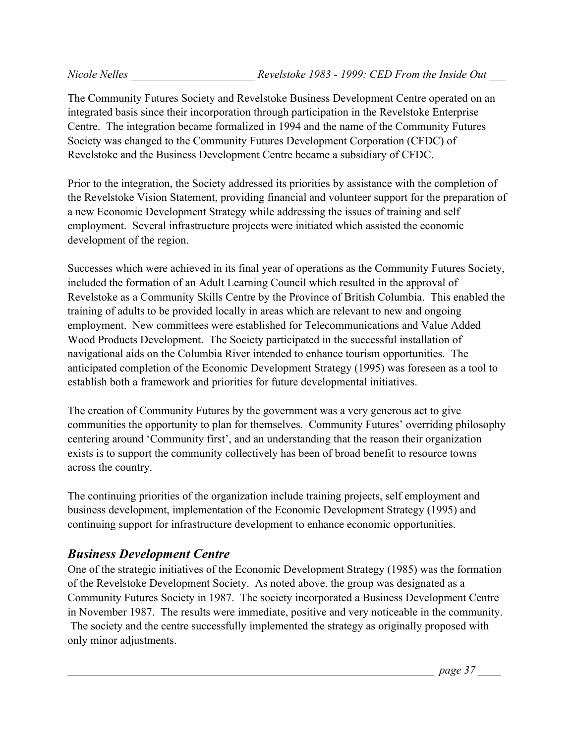The Community Futures Society and Revelstoke Business Development Centre operated on an integrated basis since their incorporation through participation in the Revelstoke Enterprise Centre. The integration became formalized in 1994 and the name of the Community Futures Society was changed to the Community Futures Development Corporation (CFDC) of Revelstoke and the Business Development Centre became a subsidiary of CFDC.

Prior to the integration, the Society addressed its priorities by assistance with the completion of the Revelstoke Vision Statement, providing financial and volunteer support for the preparation of a new Economic Development Strategy while addressing the issues of training and self employment. Several infrastructure projects were initiated which assisted the economic development of the region.

Successes which were achieved in its final year of operations as the Community Futures Society, included the formation of an Adult Learning Council which resulted in the approval of Revelstoke as a Community Skills Centre by the Province of British Columbia. This enabled the training of adults to be provided locally in areas which are relevant to new and ongoing employment. New committees were established for Telecommunications and Value Added Wood Products Development. The Society participated in the successful installation of navigational aids on the Columbia River intended to enhance tourism opportunities. The anticipated completion of the Economic Development Strategy (1995) was foreseen as a tool to establish both a framework and priorities for future developmental initiatives.

The creation of Community Futures by the government was a very generous act to give communities the opportunity to plan for themselves. Community Futures' overriding philosophy centering around 'Community first', and an understanding that the reason their organization exists is to support the community collectively has been of broad benefit to resource towns across the country.

The continuing priorities of the organization include training projects, self employment and business development, implementation of the Economic Development Strategy (1995) and continuing support for infrastructure development to enhance economic opportunities.

## *Business Development Centre*

One of the strategic initiatives of the Economic Development Strategy (1985) was the formation of the Revelstoke Development Society. As noted above, the group was designated as a Community Futures Society in 1987. The society incorporated a Business Development Centre in November 1987. The results were immediate, positive and very noticeable in the community. The society and the centre successfully implemented the strategy as originally proposed with only minor adjustments.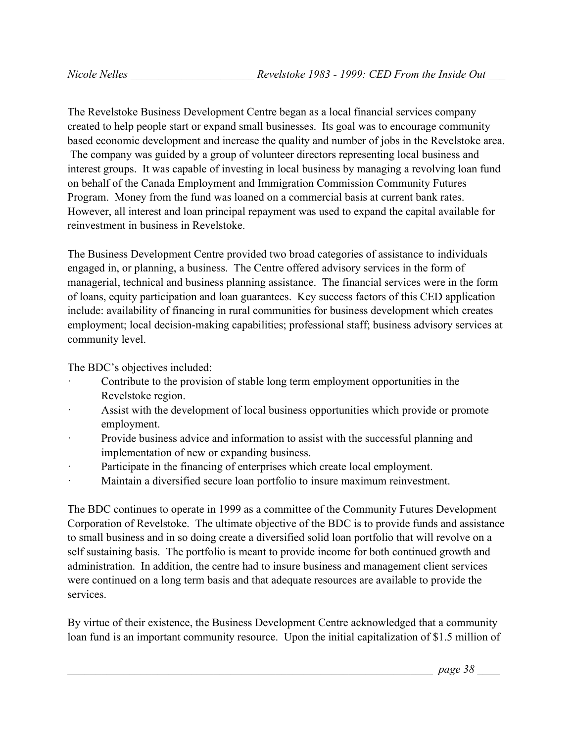The Revelstoke Business Development Centre began as a local financial services company created to help people start or expand small businesses. Its goal was to encourage community based economic development and increase the quality and number of jobs in the Revelstoke area. The company was guided by a group of volunteer directors representing local business and interest groups. It was capable of investing in local business by managing a revolving loan fund on behalf of the Canada Employment and Immigration Commission Community Futures Program. Money from the fund was loaned on a commercial basis at current bank rates. However, all interest and loan principal repayment was used to expand the capital available for reinvestment in business in Revelstoke.

The Business Development Centre provided two broad categories of assistance to individuals engaged in, or planning, a business. The Centre offered advisory services in the form of managerial, technical and business planning assistance. The financial services were in the form of loans, equity participation and loan guarantees. Key success factors of this CED application include: availability of financing in rural communities for business development which creates employment; local decision-making capabilities; professional staff; business advisory services at community level.

The BDC's objectives included:

- Contribute to the provision of stable long term employment opportunities in the Revelstoke region.
- Assist with the development of local business opportunities which provide or promote employment.
- Provide business advice and information to assist with the successful planning and implementation of new or expanding business.
- Participate in the financing of enterprises which create local employment.
- Maintain a diversified secure loan portfolio to insure maximum reinvestment.

The BDC continues to operate in 1999 as a committee of the Community Futures Development Corporation of Revelstoke. The ultimate objective of the BDC is to provide funds and assistance to small business and in so doing create a diversified solid loan portfolio that will revolve on a self sustaining basis. The portfolio is meant to provide income for both continued growth and administration. In addition, the centre had to insure business and management client services were continued on a long term basis and that adequate resources are available to provide the services.

By virtue of their existence, the Business Development Centre acknowledged that a community loan fund is an important community resource. Upon the initial capitalization of $1.5 million of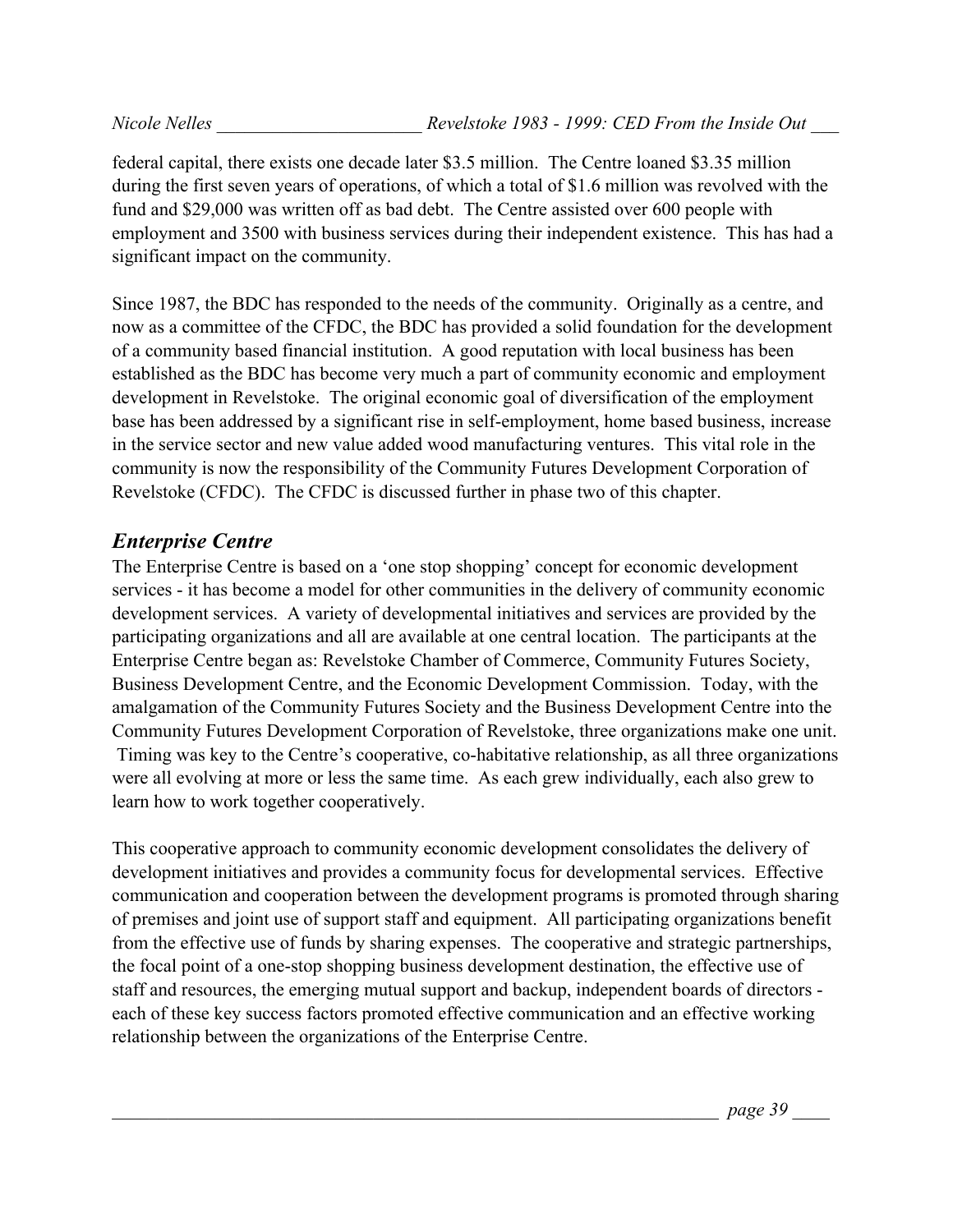federal capital, there exists one decade later $3.5 million. The Centre loaned $3.35 million during the first seven years of operations, of which a total of $1.6 million was revolved with the fund and $29,000 was written off as bad debt. The Centre assisted over 600 people with employment and 3500 with business services during their independent existence. This has had a significant impact on the community.

Since 1987, the BDC has responded to the needs of the community. Originally as a centre, and now as a committee of the CFDC, the BDC has provided a solid foundation for the development of a community based financial institution. A good reputation with local business has been established as the BDC has become very much a part of community economic and employment development in Revelstoke. The original economic goal of diversification of the employment base has been addressed by a significant rise in self-employment, home based business, increase in the service sector and new value added wood manufacturing ventures. This vital role in the community is now the responsibility of the Community Futures Development Corporation of Revelstoke (CFDC). The CFDC is discussed further in phase two of this chapter.

## *Enterprise Centre*

The Enterprise Centre is based on a 'one stop shopping' concept for economic development services - it has become a model for other communities in the delivery of community economic development services. A variety of developmental initiatives and services are provided by the participating organizations and all are available at one central location. The participants at the Enterprise Centre began as: Revelstoke Chamber of Commerce, Community Futures Society, Business Development Centre, and the Economic Development Commission. Today, with the amalgamation of the Community Futures Society and the Business Development Centre into the Community Futures Development Corporation of Revelstoke, three organizations make one unit. Timing was key to the Centre's cooperative, co-habitative relationship, as all three organizations were all evolving at more or less the same time. As each grew individually, each also grew to learn how to work together cooperatively.

This cooperative approach to community economic development consolidates the delivery of development initiatives and provides a community focus for developmental services. Effective communication and cooperation between the development programs is promoted through sharing of premises and joint use of support staff and equipment. All participating organizations benefit from the effective use of funds by sharing expenses. The cooperative and strategic partnerships, the focal point of a one-stop shopping business development destination, the effective use of staff and resources, the emerging mutual support and backup, independent boards of directors - each of these key success factors promoted effective communication and an effective working relationship between the organizations of the Enterprise Centre.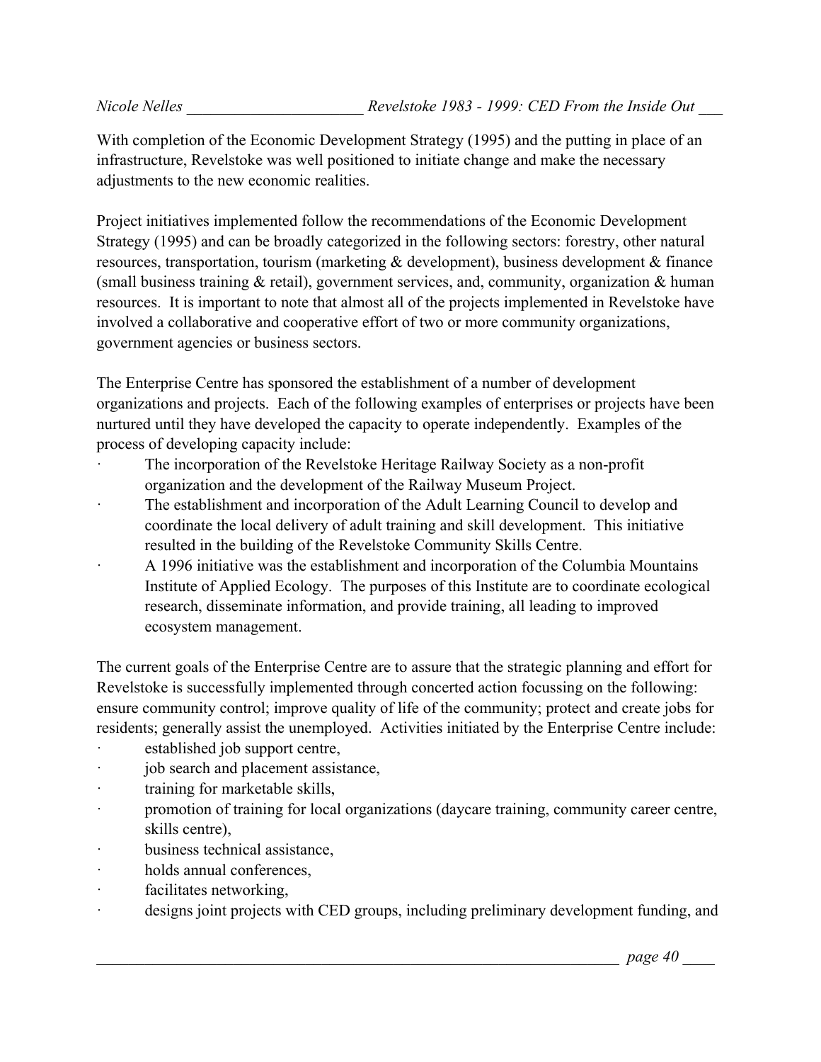With completion of the Economic Development Strategy (1995) and the putting in place of an infrastructure, Revelstoke was well positioned to initiate change and make the necessary adjustments to the new economic realities.

Project initiatives implemented follow the recommendations of the Economic Development Strategy (1995) and can be broadly categorized in the following sectors: forestry, other natural resources, transportation, tourism (marketing & development), business development & finance (small business training & retail), government services, and, community, organization & human resources. It is important to note that almost all of the projects implemented in Revelstoke have involved a collaborative and cooperative effort of two or more community organizations, government agencies or business sectors.

The Enterprise Centre has sponsored the establishment of a number of development organizations and projects. Each of the following examples of enterprises or projects have been nurtured until they have developed the capacity to operate independently. Examples of the process of developing capacity include:

- The incorporation of the Revelstoke Heritage Railway Society as a non-profit organization and the development of the Railway Museum Project.
- The establishment and incorporation of the Adult Learning Council to develop and coordinate the local delivery of adult training and skill development. This initiative resulted in the building of the Revelstoke Community Skills Centre.
- A 1996 initiative was the establishment and incorporation of the Columbia Mountains Institute of Applied Ecology. The purposes of this Institute are to coordinate ecological research, disseminate information, and provide training, all leading to improved ecosystem management.

The current goals of the Enterprise Centre are to assure that the strategic planning and effort for Revelstoke is successfully implemented through concerted action focussing on the following: ensure community control; improve quality of life of the community; protect and create jobs for residents; generally assist the unemployed. Activities initiated by the Enterprise Centre include:

- established job support centre,
- job search and placement assistance,
- training for marketable skills,
- promotion of training for local organizations (daycare training, community career centre, skills centre),
- business technical assistance,
- holds annual conferences,
- facilitates networking,
- designs joint projects with CED groups, including preliminary development funding, and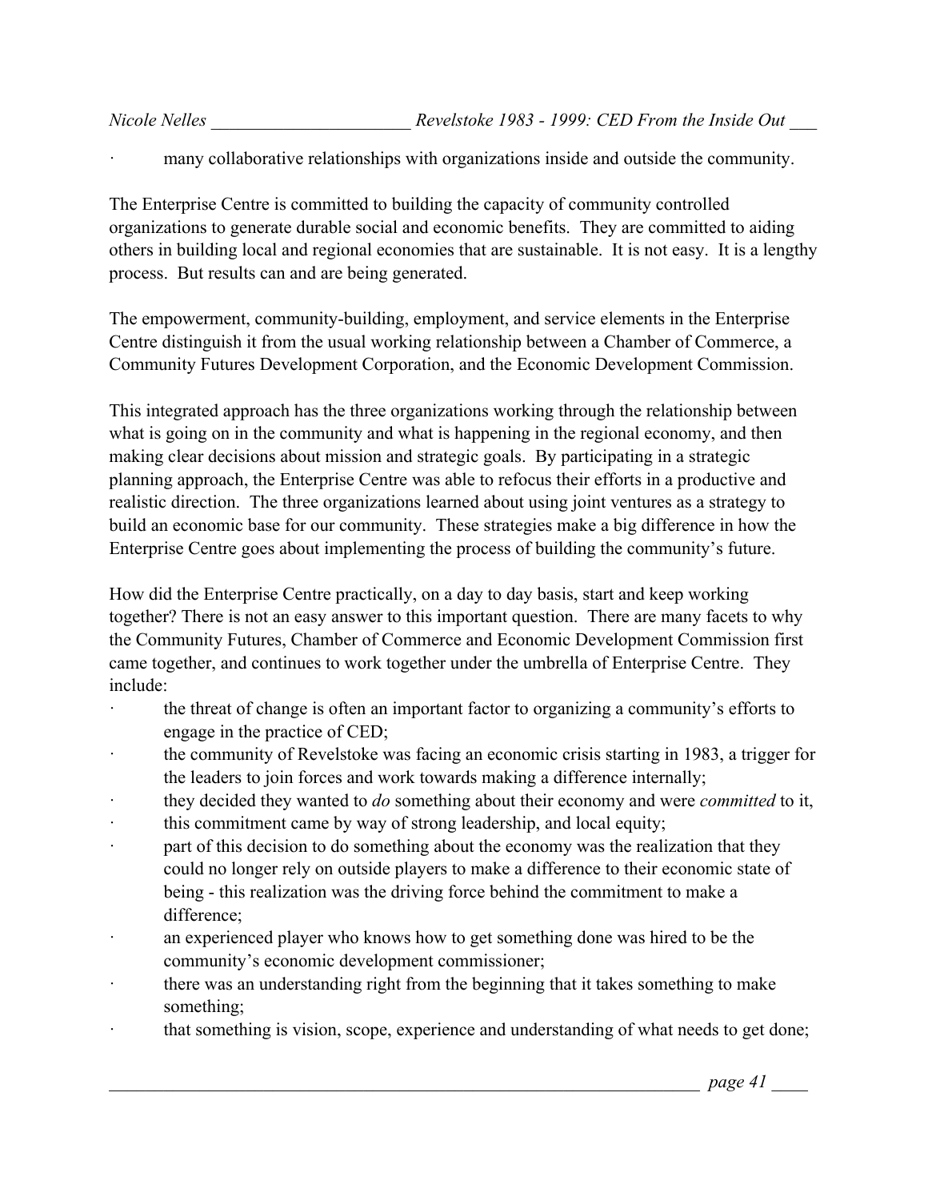- many collaborative relationships with organizations inside and outside the community.

The Enterprise Centre is committed to building the capacity of community controlled organizations to generate durable social and economic benefits. They are committed to aiding others in building local and regional economies that are sustainable. It is not easy. It is a lengthy process. But results can and are being generated.

The empowerment, community-building, employment, and service elements in the Enterprise Centre distinguish it from the usual working relationship between a Chamber of Commerce, a Community Futures Development Corporation, and the Economic Development Commission.

This integrated approach has the three organizations working through the relationship between what is going on in the community and what is happening in the regional economy, and then making clear decisions about mission and strategic goals. By participating in a strategic planning approach, the Enterprise Centre was able to refocus their efforts in a productive and realistic direction. The three organizations learned about using joint ventures as a strategy to build an economic base for our community. These strategies make a big difference in how the Enterprise Centre goes about implementing the process of building the community's future.

How did the Enterprise Centre practically, on a day to day basis, start and keep working together? There is not an easy answer to this important question. There are many facets to why the Community Futures, Chamber of Commerce and Economic Development Commission first came together, and continues to work together under the umbrella of Enterprise Centre. They include:

- the threat of change is often an important factor to organizing a community's efforts to engage in the practice of CED;
- the community of Revelstoke was facing an economic crisis starting in 1983, a trigger for the leaders to join forces and work towards making a difference internally;
- they decided they wanted to *do* something about their economy and were *committed* to it,
- this commitment came by way of strong leadership, and local equity;
- part of this decision to do something about the economy was the realization that they could no longer rely on outside players to make a difference to their economic state of being - this realization was the driving force behind the commitment to make a difference;
- an experienced player who knows how to get something done was hired to be the community's economic development commissioner;
- there was an understanding right from the beginning that it takes something to make something;
- that something is vision, scope, experience and understanding of what needs to get done;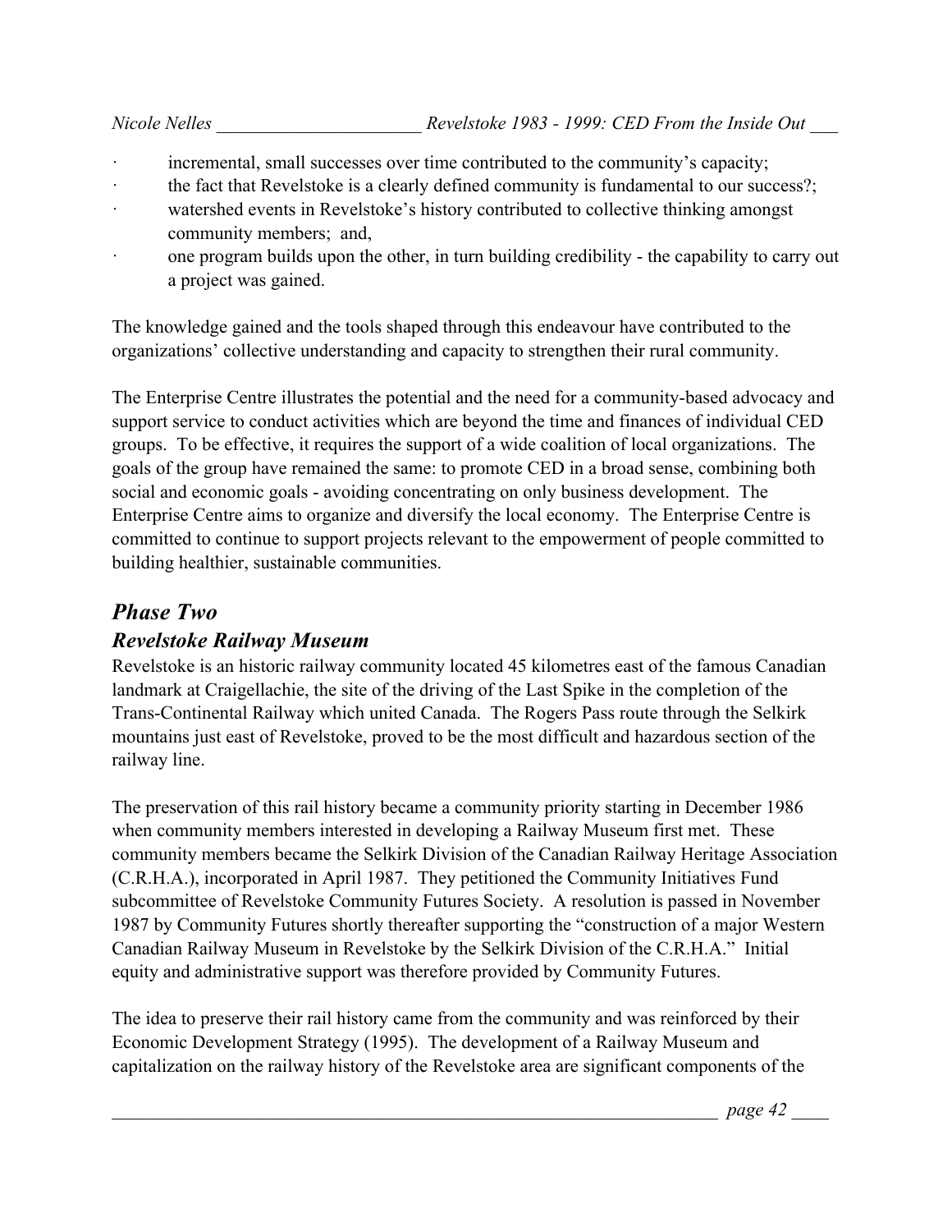- incremental, small successes over time contributed to the community's capacity;
- the fact that Revelstoke is a clearly defined community is fundamental to our success?;
- watershed events in Revelstoke's history contributed to collective thinking amongst community members; and,
- one program builds upon the other, in turn building credibility - the capability to carry out a project was gained.

The knowledge gained and the tools shaped through this endeavour have contributed to the organizations' collective understanding and capacity to strengthen their rural community.

The Enterprise Centre illustrates the potential and the need for a community-based advocacy and support service to conduct activities which are beyond the time and finances of individual CED groups. To be effective, it requires the support of a wide coalition of local organizations. The goals of the group have remained the same: to promote CED in a broad sense, combining both social and economic goals - avoiding concentrating on only business development. The Enterprise Centre aims to organize and diversify the local economy. The Enterprise Centre is committed to continue to support projects relevant to the empowerment of people committed to building healthier, sustainable communities.

## *Phase Two*

### *Revelstoke Railway Museum*

Revelstoke is an historic railway community located 45 kilometres east of the famous Canadian landmark at Craigellachie, the site of the driving of the Last Spike in the completion of the Trans-Continental Railway which united Canada. The Rogers Pass route through the Selkirk mountains just east of Revelstoke, proved to be the most difficult and hazardous section of the railway line.

The preservation of this rail history became a community priority starting in December 1986 when community members interested in developing a Railway Museum first met. These community members became the Selkirk Division of the Canadian Railway Heritage Association (C.R.H.A.), incorporated in April 1987. They petitioned the Community Initiatives Fund subcommittee of Revelstoke Community Futures Society. A resolution is passed in November 1987 by Community Futures shortly thereafter supporting the "construction of a major Western Canadian Railway Museum in Revelstoke by the Selkirk Division of the C.R.H.A." Initial equity and administrative support was therefore provided by Community Futures.

The idea to preserve their rail history came from the community and was reinforced by their Economic Development Strategy (1995). The development of a Railway Museum and capitalization on the railway history of the Revelstoke area are significant components of the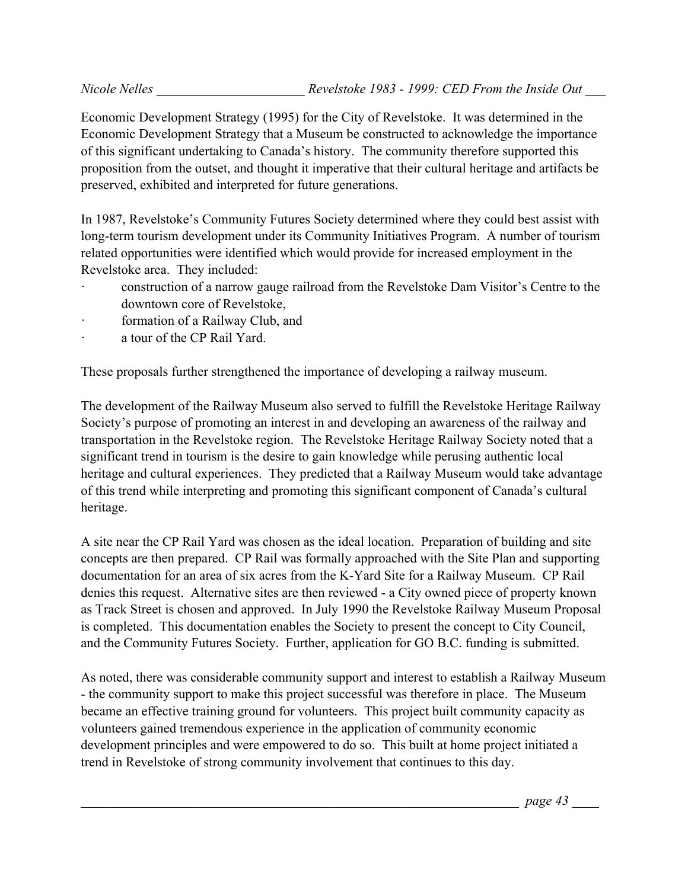Economic Development Strategy (1995) for the City of Revelstoke. It was determined in the Economic Development Strategy that a Museum be constructed to acknowledge the importance of this significant undertaking to Canada's history. The community therefore supported this proposition from the outset, and thought it imperative that their cultural heritage and artifacts be preserved, exhibited and interpreted for future generations.

In 1987, Revelstoke's Community Futures Society determined where they could best assist with long-term tourism development under its Community Initiatives Program. A number of tourism related opportunities were identified which would provide for increased employment in the Revelstoke area. They included:

- construction of a narrow gauge railroad from the Revelstoke Dam Visitor's Centre to the downtown core of Revelstoke,
- formation of a Railway Club, and
- a tour of the CP Rail Yard.

These proposals further strengthened the importance of developing a railway museum.

The development of the Railway Museum also served to fulfill the Revelstoke Heritage Railway Society's purpose of promoting an interest in and developing an awareness of the railway and transportation in the Revelstoke region. The Revelstoke Heritage Railway Society noted that a significant trend in tourism is the desire to gain knowledge while perusing authentic local heritage and cultural experiences. They predicted that a Railway Museum would take advantage of this trend while interpreting and promoting this significant component of Canada's cultural heritage.

A site near the CP Rail Yard was chosen as the ideal location. Preparation of building and site concepts are then prepared. CP Rail was formally approached with the Site Plan and supporting documentation for an area of six acres from the K-Yard Site for a Railway Museum. CP Rail denies this request. Alternative sites are then reviewed - a City owned piece of property known as Track Street is chosen and approved. In July 1990 the Revelstoke Railway Museum Proposal is completed. This documentation enables the Society to present the concept to City Council, and the Community Futures Society. Further, application for GO B.C. funding is submitted.

As noted, there was considerable community support and interest to establish a Railway Museum - the community support to make this project successful was therefore in place. The Museum became an effective training ground for volunteers. This project built community capacity as volunteers gained tremendous experience in the application of community economic development principles and were empowered to do so. This built at home project initiated a trend in Revelstoke of strong community involvement that continues to this day.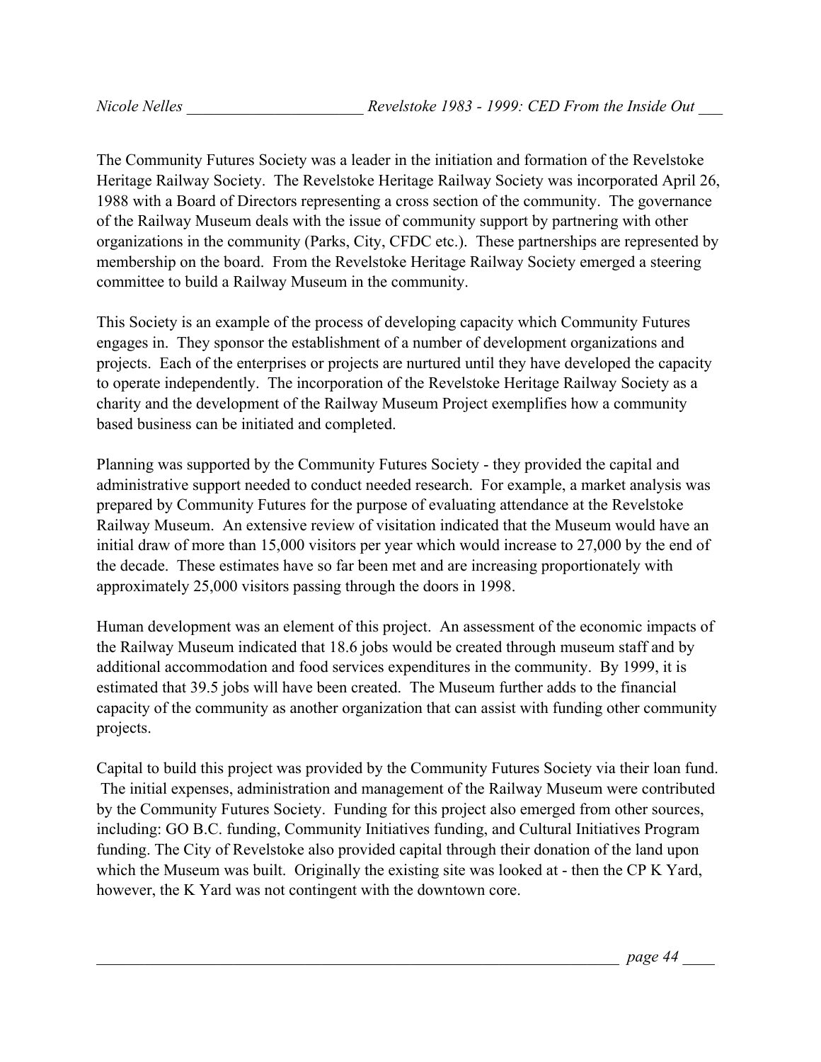The Community Futures Society was a leader in the initiation and formation of the Revelstoke Heritage Railway Society. The Revelstoke Heritage Railway Society was incorporated April 26, 1988 with a Board of Directors representing a cross section of the community. The governance of the Railway Museum deals with the issue of community support by partnering with other organizations in the community (Parks, City, CFDC etc.). These partnerships are represented by membership on the board. From the Revelstoke Heritage Railway Society emerged a steering committee to build a Railway Museum in the community.

This Society is an example of the process of developing capacity which Community Futures engages in. They sponsor the establishment of a number of development organizations and projects. Each of the enterprises or projects are nurtured until they have developed the capacity to operate independently. The incorporation of the Revelstoke Heritage Railway Society as a charity and the development of the Railway Museum Project exemplifies how a community based business can be initiated and completed.

Planning was supported by the Community Futures Society - they provided the capital and administrative support needed to conduct needed research. For example, a market analysis was prepared by Community Futures for the purpose of evaluating attendance at the Revelstoke Railway Museum. An extensive review of visitation indicated that the Museum would have an initial draw of more than 15,000 visitors per year which would increase to 27,000 by the end of the decade. These estimates have so far been met and are increasing proportionately with approximately 25,000 visitors passing through the doors in 1998.

Human development was an element of this project. An assessment of the economic impacts of the Railway Museum indicated that 18.6 jobs would be created through museum staff and by additional accommodation and food services expenditures in the community. By 1999, it is estimated that 39.5 jobs will have been created. The Museum further adds to the financial capacity of the community as another organization that can assist with funding other community projects.

Capital to build this project was provided by the Community Futures Society via their loan fund. The initial expenses, administration and management of the Railway Museum were contributed by the Community Futures Society. Funding for this project also emerged from other sources, including: GO B.C. funding, Community Initiatives funding, and Cultural Initiatives Program funding. The City of Revelstoke also provided capital through their donation of the land upon which the Museum was built. Originally the existing site was looked at - then the CP K Yard, however, the K Yard was not contingent with the downtown core.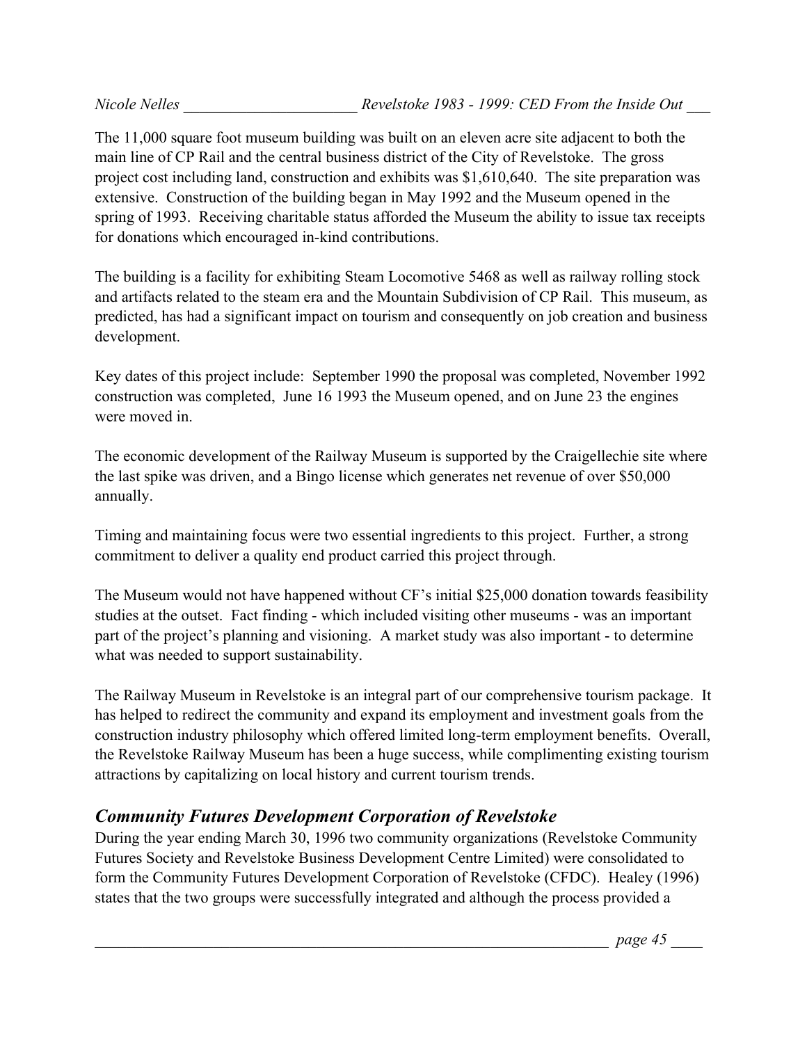The 11,000 square foot museum building was built on an eleven acre site adjacent to both the main line of CP Rail and the central business district of the City of Revelstoke. The gross project cost including land, construction and exhibits was $1,610,640. The site preparation was extensive. Construction of the building began in May 1992 and the Museum opened in the spring of 1993. Receiving charitable status afforded the Museum the ability to issue tax receipts for donations which encouraged in-kind contributions.

The building is a facility for exhibiting Steam Locomotive 5468 as well as railway rolling stock and artifacts related to the steam era and the Mountain Subdivision of CP Rail. This museum, as predicted, has had a significant impact on tourism and consequently on job creation and business development.

Key dates of this project include: September 1990 the proposal was completed, November 1992 construction was completed, June 16 1993 the Museum opened, and on June 23 the engines were moved in.

The economic development of the Railway Museum is supported by the Craigellechie site where the last spike was driven, and a Bingo license which generates net revenue of over $50,000 annually.

Timing and maintaining focus were two essential ingredients to this project. Further, a strong commitment to deliver a quality end product carried this project through.

The Museum would not have happened without CF's initial $25,000 donation towards feasibility studies at the outset. Fact finding - which included visiting other museums - was an important part of the project's planning and visioning. A market study was also important - to determine what was needed to support sustainability.

The Railway Museum in Revelstoke is an integral part of our comprehensive tourism package. It has helped to redirect the community and expand its employment and investment goals from the construction industry philosophy which offered limited long-term employment benefits. Overall, the Revelstoke Railway Museum has been a huge success, while complimenting existing tourism attractions by capitalizing on local history and current tourism trends.

## *Community Futures Development Corporation of Revelstoke*

During the year ending March 30, 1996 two community organizations (Revelstoke Community Futures Society and Revelstoke Business Development Centre Limited) were consolidated to form the Community Futures Development Corporation of Revelstoke (CFDC). Healey (1996) states that the two groups were successfully integrated and although the process provided a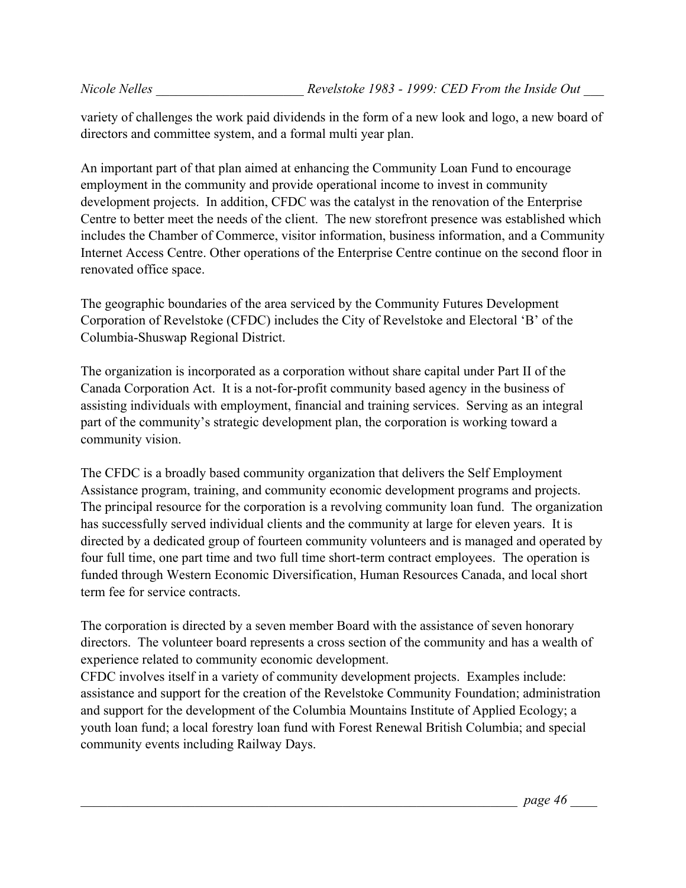variety of challenges the work paid dividends in the form of a new look and logo, a new board of directors and committee system, and a formal multi year plan.

An important part of that plan aimed at enhancing the Community Loan Fund to encourage employment in the community and provide operational income to invest in community development projects. In addition, CFDC was the catalyst in the renovation of the Enterprise Centre to better meet the needs of the client. The new storefront presence was established which includes the Chamber of Commerce, visitor information, business information, and a Community Internet Access Centre. Other operations of the Enterprise Centre continue on the second floor in renovated office space.

The geographic boundaries of the area serviced by the Community Futures Development Corporation of Revelstoke (CFDC) includes the City of Revelstoke and Electoral 'B' of the Columbia-Shuswap Regional District.

The organization is incorporated as a corporation without share capital under Part II of the Canada Corporation Act. It is a not-for-profit community based agency in the business of assisting individuals with employment, financial and training services. Serving as an integral part of the community's strategic development plan, the corporation is working toward a community vision.

The CFDC is a broadly based community organization that delivers the Self Employment Assistance program, training, and community economic development programs and projects. The principal resource for the corporation is a revolving community loan fund. The organization has successfully served individual clients and the community at large for eleven years. It is directed by a dedicated group of fourteen community volunteers and is managed and operated by four full time, one part time and two full time short-term contract employees. The operation is funded through Western Economic Diversification, Human Resources Canada, and local short term fee for service contracts.

The corporation is directed by a seven member Board with the assistance of seven honorary directors. The volunteer board represents a cross section of the community and has a wealth of experience related to community economic development.
CFDC involves itself in a variety of community development projects. Examples include: assistance and support for the creation of the Revelstoke Community Foundation; administration and support for the development of the Columbia Mountains Institute of Applied Ecology; a youth loan fund; a local forestry loan fund with Forest Renewal British Columbia; and special community events including Railway Days.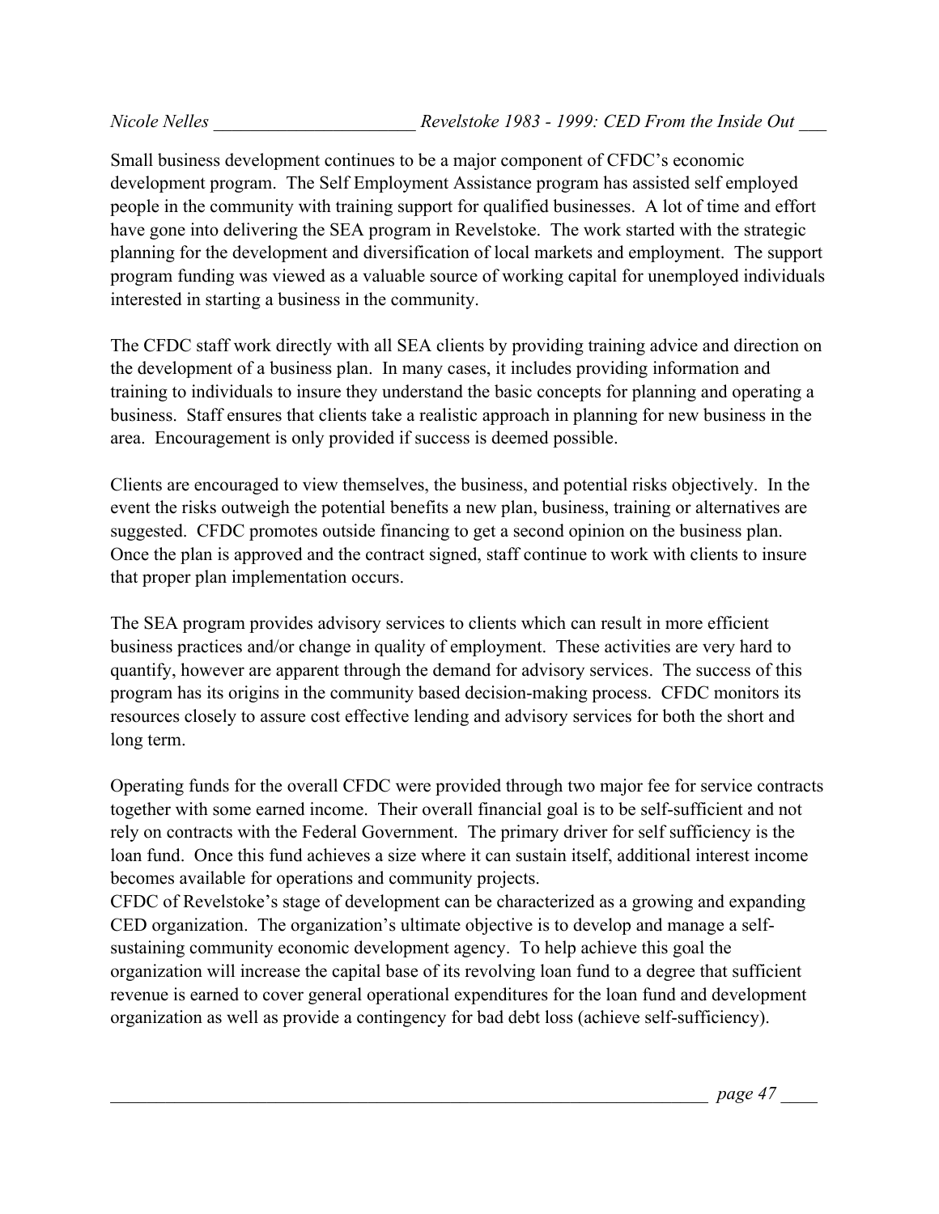Small business development continues to be a major component of CFDC's economic development program. The Self Employment Assistance program has assisted self employed people in the community with training support for qualified businesses. A lot of time and effort have gone into delivering the SEA program in Revelstoke. The work started with the strategic planning for the development and diversification of local markets and employment. The support program funding was viewed as a valuable source of working capital for unemployed individuals interested in starting a business in the community.

The CFDC staff work directly with all SEA clients by providing training advice and direction on the development of a business plan. In many cases, it includes providing information and training to individuals to insure they understand the basic concepts for planning and operating a business. Staff ensures that clients take a realistic approach in planning for new business in the area. Encouragement is only provided if success is deemed possible.

Clients are encouraged to view themselves, the business, and potential risks objectively. In the event the risks outweigh the potential benefits a new plan, business, training or alternatives are suggested. CFDC promotes outside financing to get a second opinion on the business plan. Once the plan is approved and the contract signed, staff continue to work with clients to insure that proper plan implementation occurs.

The SEA program provides advisory services to clients which can result in more efficient business practices and/or change in quality of employment. These activities are very hard to quantify, however are apparent through the demand for advisory services. The success of this program has its origins in the community based decision-making process. CFDC monitors its resources closely to assure cost effective lending and advisory services for both the short and long term.

Operating funds for the overall CFDC were provided through two major fee for service contracts together with some earned income. Their overall financial goal is to be self-sufficient and not rely on contracts with the Federal Government. The primary driver for self sufficiency is the loan fund. Once this fund achieves a size where it can sustain itself, additional interest income becomes available for operations and community projects.

CFDC of Revelstoke's stage of development can be characterized as a growing and expanding CED organization. The organization's ultimate objective is to develop and manage a self-sustaining community economic development agency. To help achieve this goal the organization will increase the capital base of its revolving loan fund to a degree that sufficient revenue is earned to cover general operational expenditures for the loan fund and development organization as well as provide a contingency for bad debt loss (achieve self-sufficiency).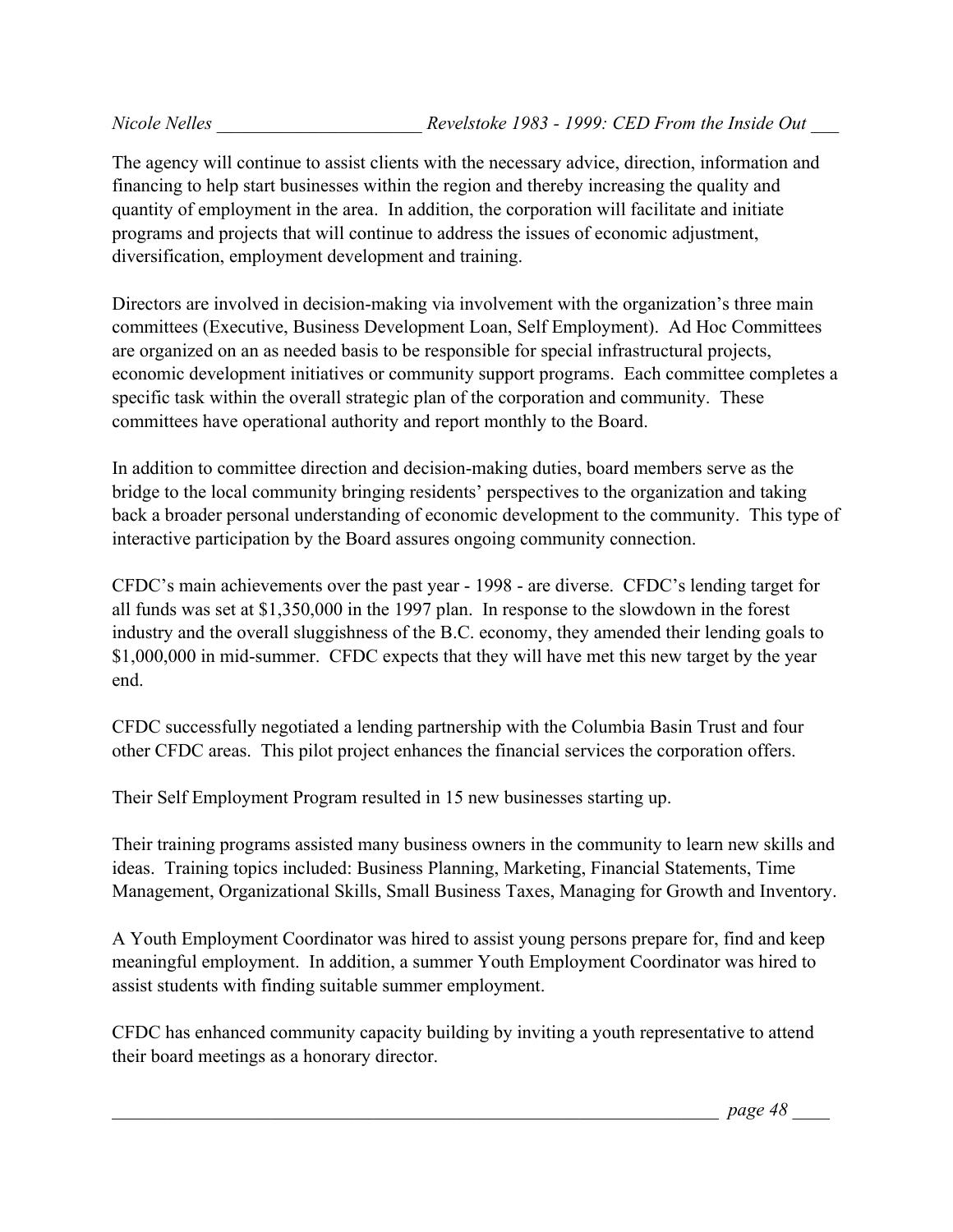The agency will continue to assist clients with the necessary advice, direction, information and financing to help start businesses within the region and thereby increasing the quality and quantity of employment in the area. In addition, the corporation will facilitate and initiate programs and projects that will continue to address the issues of economic adjustment, diversification, employment development and training.

Directors are involved in decision-making via involvement with the organization's three main committees (Executive, Business Development Loan, Self Employment). Ad Hoc Committees are organized on an as needed basis to be responsible for special infrastructural projects, economic development initiatives or community support programs. Each committee completes a specific task within the overall strategic plan of the corporation and community. These committees have operational authority and report monthly to the Board.

In addition to committee direction and decision-making duties, board members serve as the bridge to the local community bringing residents' perspectives to the organization and taking back a broader personal understanding of economic development to the community. This type of interactive participation by the Board assures ongoing community connection.

CFDC's main achievements over the past year - 1998 - are diverse. CFDC's lending target for all funds was set at $1,350,000 in the 1997 plan. In response to the slowdown in the forest industry and the overall sluggishness of the B.C. economy, they amended their lending goals to $1,000,000 in mid-summer. CFDC expects that they will have met this new target by the year end.

CFDC successfully negotiated a lending partnership with the Columbia Basin Trust and four other CFDC areas. This pilot project enhances the financial services the corporation offers.

Their Self Employment Program resulted in 15 new businesses starting up.

Their training programs assisted many business owners in the community to learn new skills and ideas. Training topics included: Business Planning, Marketing, Financial Statements, Time Management, Organizational Skills, Small Business Taxes, Managing for Growth and Inventory.

A Youth Employment Coordinator was hired to assist young persons prepare for, find and keep meaningful employment. In addition, a summer Youth Employment Coordinator was hired to assist students with finding suitable summer employment.

CFDC has enhanced community capacity building by inviting a youth representative to attend their board meetings as a honorary director.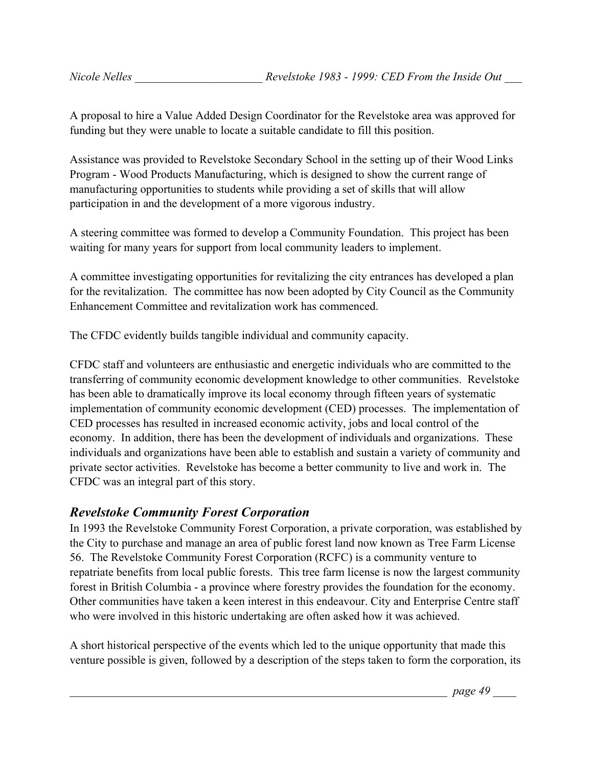A proposal to hire a Value Added Design Coordinator for the Revelstoke area was approved for funding but they were unable to locate a suitable candidate to fill this position.

Assistance was provided to Revelstoke Secondary School in the setting up of their Wood Links Program - Wood Products Manufacturing, which is designed to show the current range of manufacturing opportunities to students while providing a set of skills that will allow participation in and the development of a more vigorous industry.

A steering committee was formed to develop a Community Foundation. This project has been waiting for many years for support from local community leaders to implement.

A committee investigating opportunities for revitalizing the city entrances has developed a plan for the revitalization. The committee has now been adopted by City Council as the Community Enhancement Committee and revitalization work has commenced.

The CFDC evidently builds tangible individual and community capacity.

CFDC staff and volunteers are enthusiastic and energetic individuals who are committed to the transferring of community economic development knowledge to other communities. Revelstoke has been able to dramatically improve its local economy through fifteen years of systematic implementation of community economic development (CED) processes. The implementation of CED processes has resulted in increased economic activity, jobs and local control of the economy. In addition, there has been the development of individuals and organizations. These individuals and organizations have been able to establish and sustain a variety of community and private sector activities. Revelstoke has become a better community to live and work in. The CFDC was an integral part of this story.

## *Revelstoke Community Forest Corporation*

In 1993 the Revelstoke Community Forest Corporation, a private corporation, was established by the City to purchase and manage an area of public forest land now known as Tree Farm License 56. The Revelstoke Community Forest Corporation (RCFC) is a community venture to repatriate benefits from local public forests. This tree farm license is now the largest community forest in British Columbia - a province where forestry provides the foundation for the economy. Other communities have taken a keen interest in this endeavour. City and Enterprise Centre staff who were involved in this historic undertaking are often asked how it was achieved.

A short historical perspective of the events which led to the unique opportunity that made this venture possible is given, followed by a description of the steps taken to form the corporation, its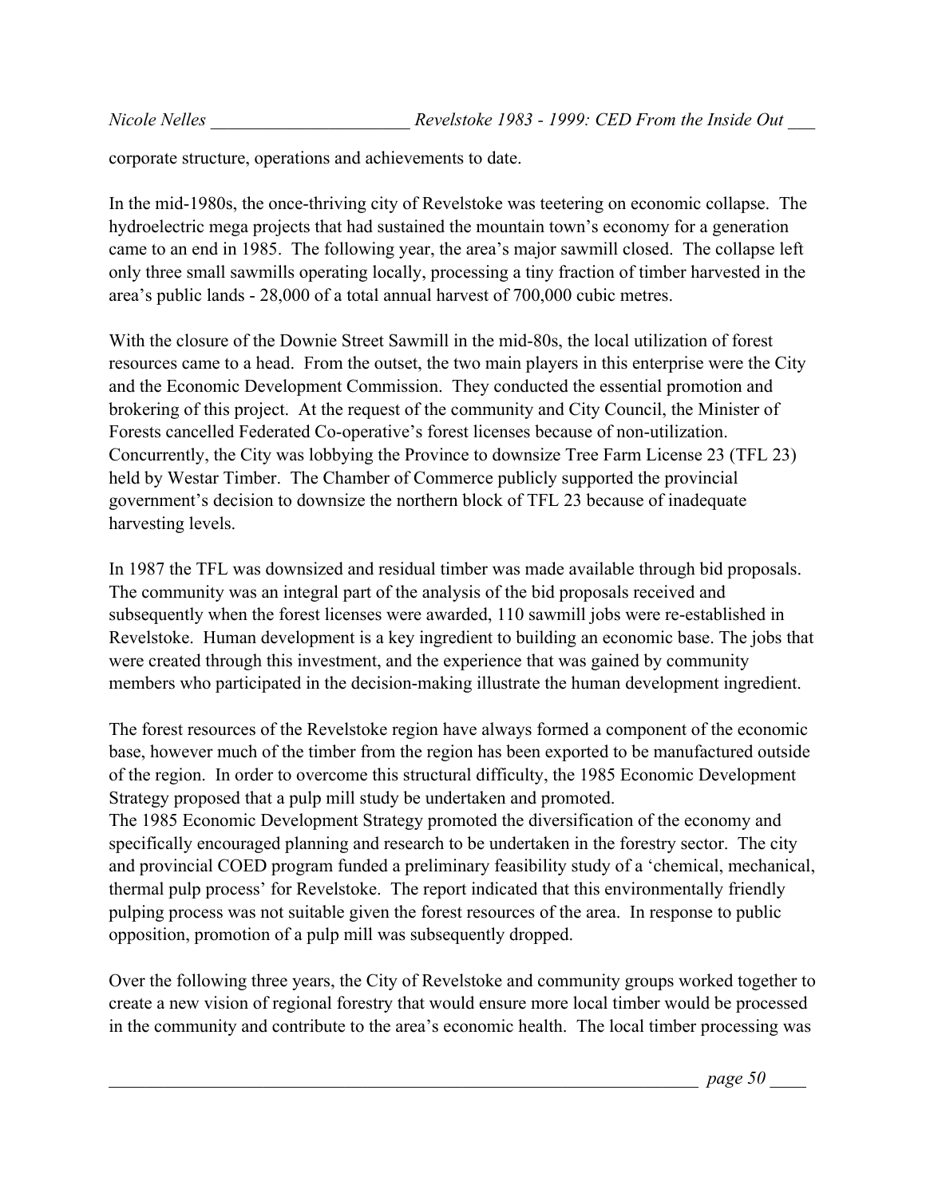corporate structure, operations and achievements to date.

In the mid-1980s, the once-thriving city of Revelstoke was teetering on economic collapse. The hydroelectric mega projects that had sustained the mountain town's economy for a generation came to an end in 1985. The following year, the area's major sawmill closed. The collapse left only three small sawmills operating locally, processing a tiny fraction of timber harvested in the area's public lands - 28,000 of a total annual harvest of 700,000 cubic metres.

With the closure of the Downie Street Sawmill in the mid-80s, the local utilization of forest resources came to a head. From the outset, the two main players in this enterprise were the City and the Economic Development Commission. They conducted the essential promotion and brokering of this project. At the request of the community and City Council, the Minister of Forests cancelled Federated Co-operative's forest licenses because of non-utilization. Concurrently, the City was lobbying the Province to downsize Tree Farm License 23 (TFL 23) held by Westar Timber. The Chamber of Commerce publicly supported the provincial government's decision to downsize the northern block of TFL 23 because of inadequate harvesting levels.

In 1987 the TFL was downsized and residual timber was made available through bid proposals. The community was an integral part of the analysis of the bid proposals received and subsequently when the forest licenses were awarded, 110 sawmill jobs were re-established in Revelstoke. Human development is a key ingredient to building an economic base. The jobs that were created through this investment, and the experience that was gained by community members who participated in the decision-making illustrate the human development ingredient.

The forest resources of the Revelstoke region have always formed a component of the economic base, however much of the timber from the region has been exported to be manufactured outside of the region. In order to overcome this structural difficulty, the 1985 Economic Development Strategy proposed that a pulp mill study be undertaken and promoted.

The 1985 Economic Development Strategy promoted the diversification of the economy and specifically encouraged planning and research to be undertaken in the forestry sector. The city and provincial COED program funded a preliminary feasibility study of a 'chemical, mechanical, thermal pulp process' for Revelstoke. The report indicated that this environmentally friendly pulping process was not suitable given the forest resources of the area. In response to public opposition, promotion of a pulp mill was subsequently dropped.

Over the following three years, the City of Revelstoke and community groups worked together to create a new vision of regional forestry that would ensure more local timber would be processed in the community and contribute to the area's economic health. The local timber processing was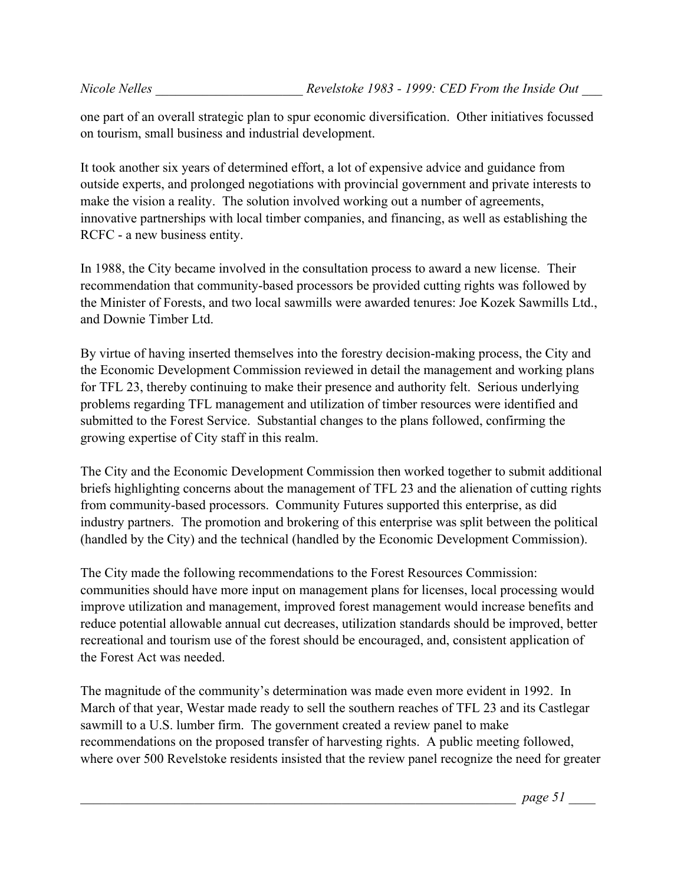one part of an overall strategic plan to spur economic diversification. Other initiatives focussed on tourism, small business and industrial development.

It took another six years of determined effort, a lot of expensive advice and guidance from outside experts, and prolonged negotiations with provincial government and private interests to make the vision a reality. The solution involved working out a number of agreements, innovative partnerships with local timber companies, and financing, as well as establishing the RCFC - a new business entity.

In 1988, the City became involved in the consultation process to award a new license. Their recommendation that community-based processors be provided cutting rights was followed by the Minister of Forests, and two local sawmills were awarded tenures: Joe Kozek Sawmills Ltd., and Downie Timber Ltd.

By virtue of having inserted themselves into the forestry decision-making process, the City and the Economic Development Commission reviewed in detail the management and working plans for TFL 23, thereby continuing to make their presence and authority felt. Serious underlying problems regarding TFL management and utilization of timber resources were identified and submitted to the Forest Service. Substantial changes to the plans followed, confirming the growing expertise of City staff in this realm.

The City and the Economic Development Commission then worked together to submit additional briefs highlighting concerns about the management of TFL 23 and the alienation of cutting rights from community-based processors. Community Futures supported this enterprise, as did industry partners. The promotion and brokering of this enterprise was split between the political (handled by the City) and the technical (handled by the Economic Development Commission).

The City made the following recommendations to the Forest Resources Commission: communities should have more input on management plans for licenses, local processing would improve utilization and management, improved forest management would increase benefits and reduce potential allowable annual cut decreases, utilization standards should be improved, better recreational and tourism use of the forest should be encouraged, and, consistent application of the Forest Act was needed.

The magnitude of the community's determination was made even more evident in 1992. In March of that year, Westar made ready to sell the southern reaches of TFL 23 and its Castlegar sawmill to a U.S. lumber firm. The government created a review panel to make recommendations on the proposed transfer of harvesting rights. A public meeting followed, where over 500 Revelstoke residents insisted that the review panel recognize the need for greater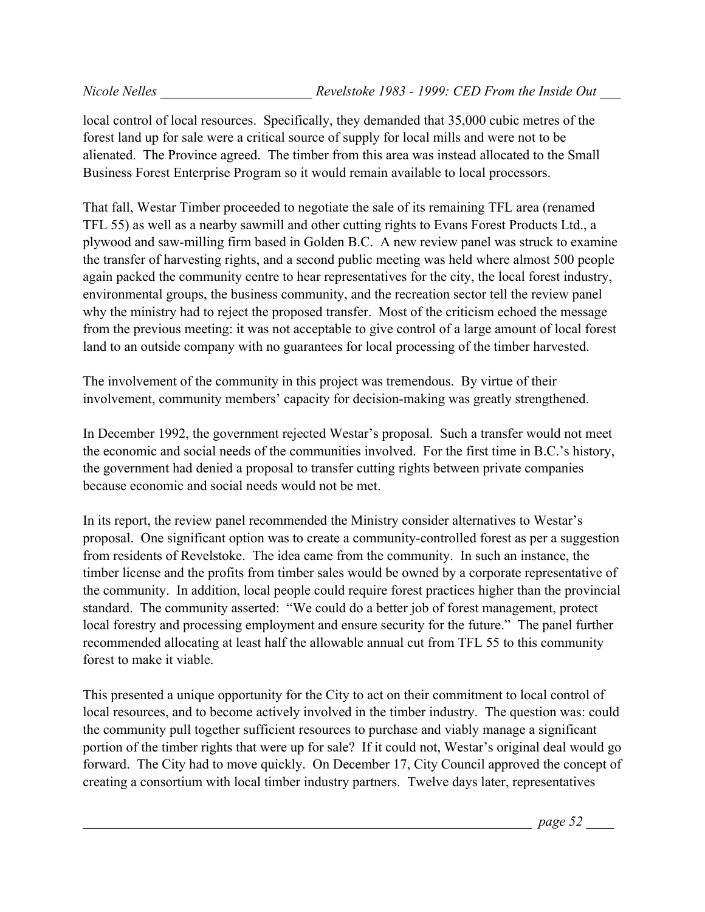local control of local resources. Specifically, they demanded that 35,000 cubic metres of the forest land up for sale were a critical source of supply for local mills and were not to be alienated. The Province agreed. The timber from this area was instead allocated to the Small Business Forest Enterprise Program so it would remain available to local processors.

That fall, Westar Timber proceeded to negotiate the sale of its remaining TFL area (renamed TFL 55) as well as a nearby sawmill and other cutting rights to Evans Forest Products Ltd., a plywood and saw-milling firm based in Golden B.C. A new review panel was struck to examine the transfer of harvesting rights, and a second public meeting was held where almost 500 people again packed the community centre to hear representatives for the city, the local forest industry, environmental groups, the business community, and the recreation sector tell the review panel why the ministry had to reject the proposed transfer. Most of the criticism echoed the message from the previous meeting: it was not acceptable to give control of a large amount of local forest land to an outside company with no guarantees for local processing of the timber harvested.

The involvement of the community in this project was tremendous. By virtue of their involvement, community members' capacity for decision-making was greatly strengthened.

In December 1992, the government rejected Westar's proposal. Such a transfer would not meet the economic and social needs of the communities involved. For the first time in B.C.'s history, the government had denied a proposal to transfer cutting rights between private companies because economic and social needs would not be met.

In its report, the review panel recommended the Ministry consider alternatives to Westar's proposal. One significant option was to create a community-controlled forest as per a suggestion from residents of Revelstoke. The idea came from the community. In such an instance, the timber license and the profits from timber sales would be owned by a corporate representative of the community. In addition, local people could require forest practices higher than the provincial standard. The community asserted: "We could do a better job of forest management, protect local forestry and processing employment and ensure security for the future." The panel further recommended allocating at least half the allowable annual cut from TFL 55 to this community forest to make it viable.

This presented a unique opportunity for the City to act on their commitment to local control of local resources, and to become actively involved in the timber industry. The question was: could the community pull together sufficient resources to purchase and viably manage a significant portion of the timber rights that were up for sale? If it could not, Westar's original deal would go forward. The City had to move quickly. On December 17, City Council approved the concept of creating a consortium with local timber industry partners. Twelve days later, representatives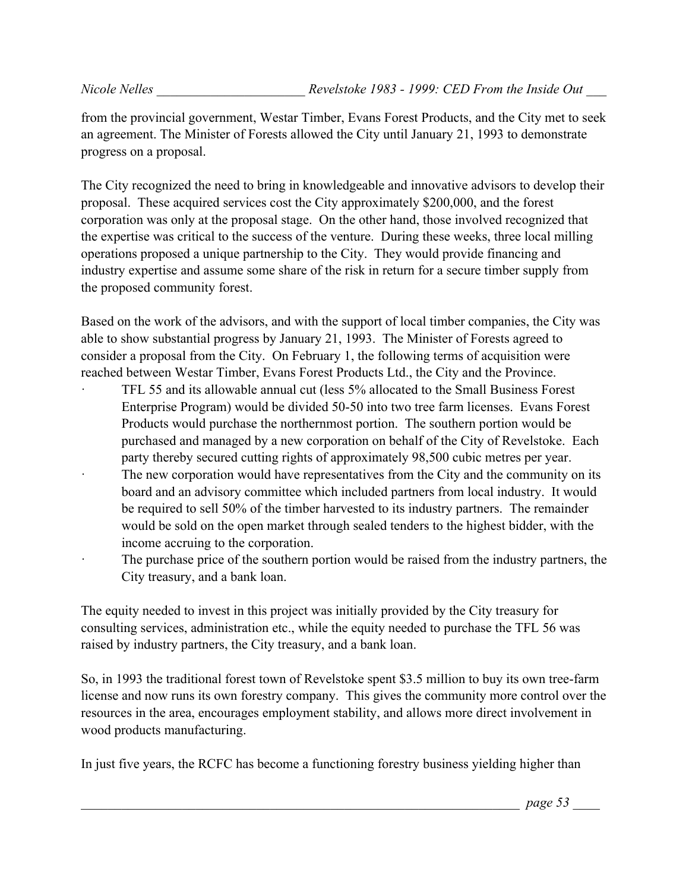from the provincial government, Westar Timber, Evans Forest Products, and the City met to seek an agreement. The Minister of Forests allowed the City until January 21, 1993 to demonstrate progress on a proposal.

The City recognized the need to bring in knowledgeable and innovative advisors to develop their proposal. These acquired services cost the City approximately $200,000, and the forest corporation was only at the proposal stage. On the other hand, those involved recognized that the expertise was critical to the success of the venture. During these weeks, three local milling operations proposed a unique partnership to the City. They would provide financing and industry expertise and assume some share of the risk in return for a secure timber supply from the proposed community forest.

Based on the work of the advisors, and with the support of local timber companies, the City was able to show substantial progress by January 21, 1993. The Minister of Forests agreed to consider a proposal from the City. On February 1, the following terms of acquisition were reached between Westar Timber, Evans Forest Products Ltd., the City and the Province.

- TFL 55 and its allowable annual cut (less 5% allocated to the Small Business Forest Enterprise Program) would be divided 50-50 into two tree farm licenses. Evans Forest Products would purchase the northernmost portion. The southern portion would be purchased and managed by a new corporation on behalf of the City of Revelstoke. Each party thereby secured cutting rights of approximately 98,500 cubic metres per year.
- The new corporation would have representatives from the City and the community on its board and an advisory committee which included partners from local industry. It would be required to sell 50% of the timber harvested to its industry partners. The remainder would be sold on the open market through sealed tenders to the highest bidder, with the income accruing to the corporation.
- The purchase price of the southern portion would be raised from the industry partners, the City treasury, and a bank loan.

The equity needed to invest in this project was initially provided by the City treasury for consulting services, administration etc., while the equity needed to purchase the TFL 56 was raised by industry partners, the City treasury, and a bank loan.

So, in 1993 the traditional forest town of Revelstoke spent $3.5 million to buy its own tree-farm license and now runs its own forestry company. This gives the community more control over the resources in the area, encourages employment stability, and allows more direct involvement in wood products manufacturing.

In just five years, the RCFC has become a functioning forestry business yielding higher than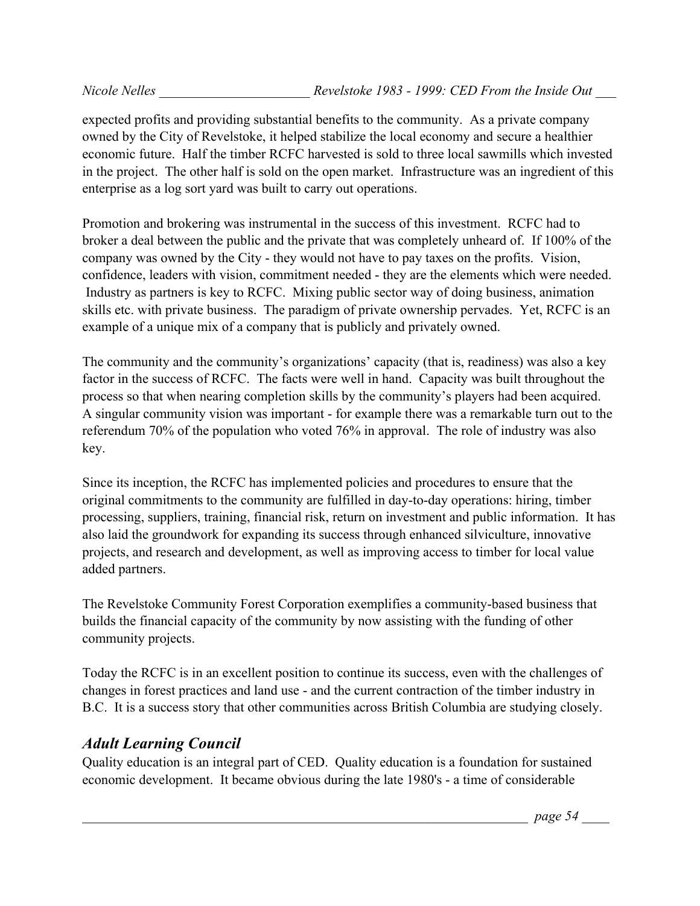expected profits and providing substantial benefits to the community. As a private company owned by the City of Revelstoke, it helped stabilize the local economy and secure a healthier economic future. Half the timber RCFC harvested is sold to three local sawmills which invested in the project. The other half is sold on the open market. Infrastructure was an ingredient of this enterprise as a log sort yard was built to carry out operations.

Promotion and brokering was instrumental in the success of this investment. RCFC had to broker a deal between the public and the private that was completely unheard of. If 100% of the company was owned by the City - they would not have to pay taxes on the profits. Vision, confidence, leaders with vision, commitment needed - they are the elements which were needed. Industry as partners is key to RCFC. Mixing public sector way of doing business, animation skills etc. with private business. The paradigm of private ownership pervades. Yet, RCFC is an example of a unique mix of a company that is publicly and privately owned.

The community and the community's organizations' capacity (that is, readiness) was also a key factor in the success of RCFC. The facts were well in hand. Capacity was built throughout the process so that when nearing completion skills by the community's players had been acquired. A singular community vision was important - for example there was a remarkable turn out to the referendum 70% of the population who voted 76% in approval. The role of industry was also key.

Since its inception, the RCFC has implemented policies and procedures to ensure that the original commitments to the community are fulfilled in day-to-day operations: hiring, timber processing, suppliers, training, financial risk, return on investment and public information. It has also laid the groundwork for expanding its success through enhanced silviculture, innovative projects, and research and development, as well as improving access to timber for local value added partners.

The Revelstoke Community Forest Corporation exemplifies a community-based business that builds the financial capacity of the community by now assisting with the funding of other community projects.

Today the RCFC is in an excellent position to continue its success, even with the challenges of changes in forest practices and land use - and the current contraction of the timber industry in B.C. It is a success story that other communities across British Columbia are studying closely.

## *Adult Learning Council*

Quality education is an integral part of CED. Quality education is a foundation for sustained economic development. It became obvious during the late 1980's - a time of considerable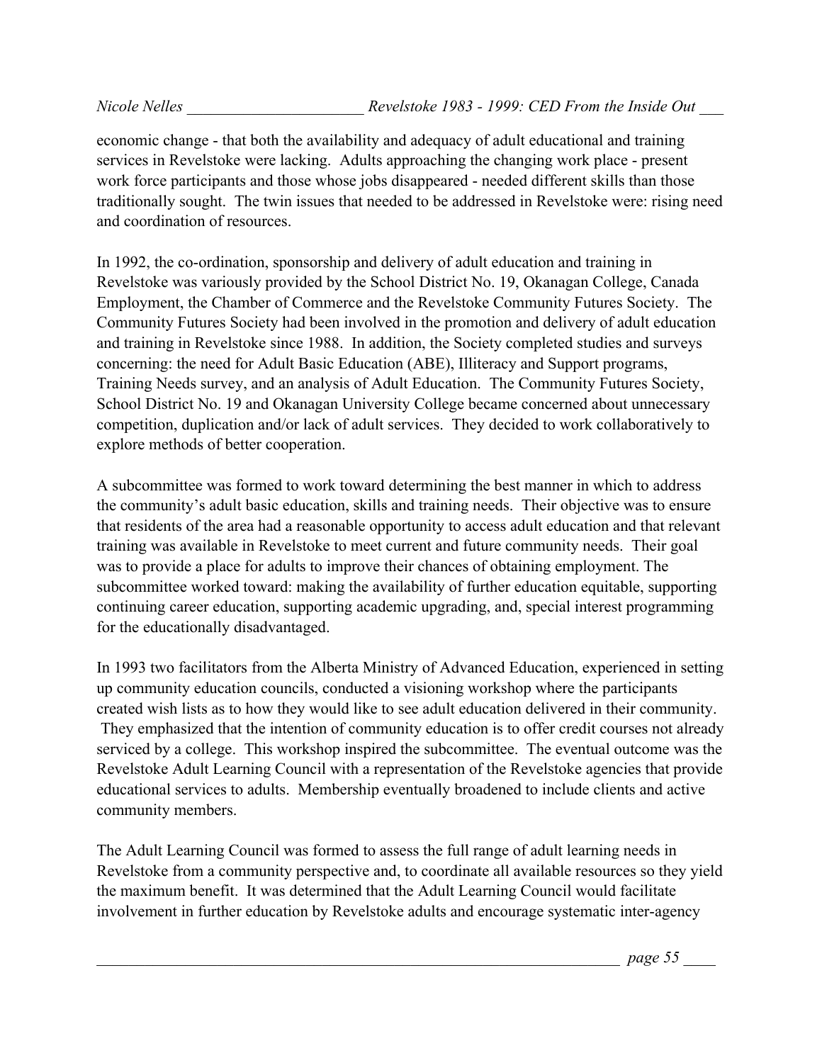economic change - that both the availability and adequacy of adult educational and training services in Revelstoke were lacking. Adults approaching the changing work place - present work force participants and those whose jobs disappeared - needed different skills than those traditionally sought. The twin issues that needed to be addressed in Revelstoke were: rising need and coordination of resources.

In 1992, the co-ordination, sponsorship and delivery of adult education and training in Revelstoke was variously provided by the School District No. 19, Okanagan College, Canada Employment, the Chamber of Commerce and the Revelstoke Community Futures Society. The Community Futures Society had been involved in the promotion and delivery of adult education and training in Revelstoke since 1988. In addition, the Society completed studies and surveys concerning: the need for Adult Basic Education (ABE), Illiteracy and Support programs, Training Needs survey, and an analysis of Adult Education. The Community Futures Society, School District No. 19 and Okanagan University College became concerned about unnecessary competition, duplication and/or lack of adult services. They decided to work collaboratively to explore methods of better cooperation.

A subcommittee was formed to work toward determining the best manner in which to address the community's adult basic education, skills and training needs. Their objective was to ensure that residents of the area had a reasonable opportunity to access adult education and that relevant training was available in Revelstoke to meet current and future community needs. Their goal was to provide a place for adults to improve their chances of obtaining employment. The subcommittee worked toward: making the availability of further education equitable, supporting continuing career education, supporting academic upgrading, and, special interest programming for the educationally disadvantaged.

In 1993 two facilitators from the Alberta Ministry of Advanced Education, experienced in setting up community education councils, conducted a visioning workshop where the participants created wish lists as to how they would like to see adult education delivered in their community. They emphasized that the intention of community education is to offer credit courses not already serviced by a college. This workshop inspired the subcommittee. The eventual outcome was the Revelstoke Adult Learning Council with a representation of the Revelstoke agencies that provide educational services to adults. Membership eventually broadened to include clients and active community members.

The Adult Learning Council was formed to assess the full range of adult learning needs in Revelstoke from a community perspective and, to coordinate all available resources so they yield the maximum benefit. It was determined that the Adult Learning Council would facilitate involvement in further education by Revelstoke adults and encourage systematic inter-agency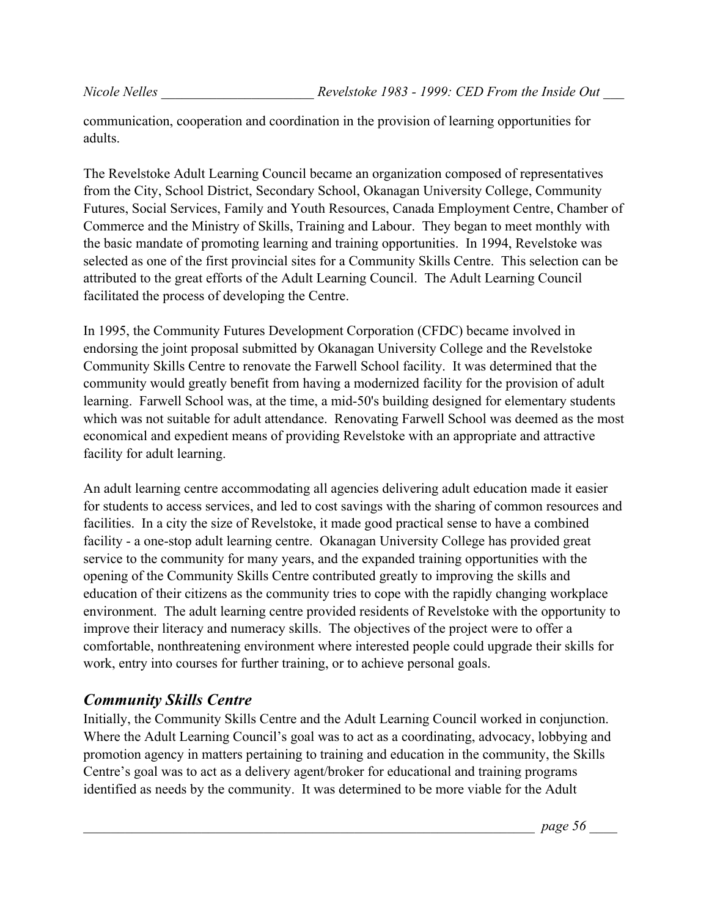communication, cooperation and coordination in the provision of learning opportunities for adults.

The Revelstoke Adult Learning Council became an organization composed of representatives from the City, School District, Secondary School, Okanagan University College, Community Futures, Social Services, Family and Youth Resources, Canada Employment Centre, Chamber of Commerce and the Ministry of Skills, Training and Labour. They began to meet monthly with the basic mandate of promoting learning and training opportunities. In 1994, Revelstoke was selected as one of the first provincial sites for a Community Skills Centre. This selection can be attributed to the great efforts of the Adult Learning Council. The Adult Learning Council facilitated the process of developing the Centre.

In 1995, the Community Futures Development Corporation (CFDC) became involved in endorsing the joint proposal submitted by Okanagan University College and the Revelstoke Community Skills Centre to renovate the Farwell School facility. It was determined that the community would greatly benefit from having a modernized facility for the provision of adult learning. Farwell School was, at the time, a mid-50's building designed for elementary students which was not suitable for adult attendance. Renovating Farwell School was deemed as the most economical and expedient means of providing Revelstoke with an appropriate and attractive facility for adult learning.

An adult learning centre accommodating all agencies delivering adult education made it easier for students to access services, and led to cost savings with the sharing of common resources and facilities. In a city the size of Revelstoke, it made good practical sense to have a combined facility - a one-stop adult learning centre. Okanagan University College has provided great service to the community for many years, and the expanded training opportunities with the opening of the Community Skills Centre contributed greatly to improving the skills and education of their citizens as the community tries to cope with the rapidly changing workplace environment. The adult learning centre provided residents of Revelstoke with the opportunity to improve their literacy and numeracy skills. The objectives of the project were to offer a comfortable, nonthreatening environment where interested people could upgrade their skills for work, entry into courses for further training, or to achieve personal goals.

### *Community Skills Centre*

Initially, the Community Skills Centre and the Adult Learning Council worked in conjunction. Where the Adult Learning Council's goal was to act as a coordinating, advocacy, lobbying and promotion agency in matters pertaining to training and education in the community, the Skills Centre's goal was to act as a delivery agent/broker for educational and training programs identified as needs by the community. It was determined to be more viable for the Adult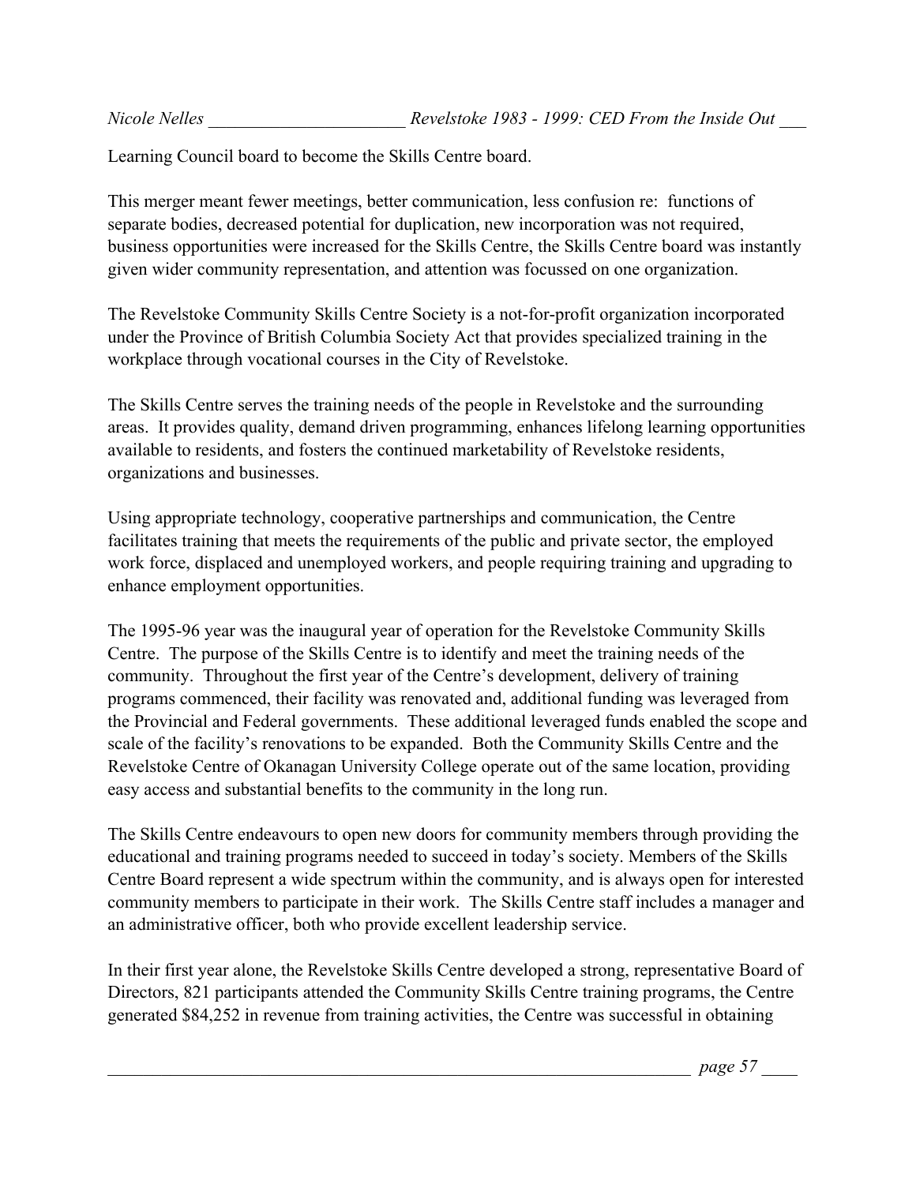Learning Council board to become the Skills Centre board.

This merger meant fewer meetings, better communication, less confusion re: functions of separate bodies, decreased potential for duplication, new incorporation was not required, business opportunities were increased for the Skills Centre, the Skills Centre board was instantly given wider community representation, and attention was focussed on one organization.

The Revelstoke Community Skills Centre Society is a not-for-profit organization incorporated under the Province of British Columbia Society Act that provides specialized training in the workplace through vocational courses in the City of Revelstoke.

The Skills Centre serves the training needs of the people in Revelstoke and the surrounding areas. It provides quality, demand driven programming, enhances lifelong learning opportunities available to residents, and fosters the continued marketability of Revelstoke residents, organizations and businesses.

Using appropriate technology, cooperative partnerships and communication, the Centre facilitates training that meets the requirements of the public and private sector, the employed work force, displaced and unemployed workers, and people requiring training and upgrading to enhance employment opportunities.

The 1995-96 year was the inaugural year of operation for the Revelstoke Community Skills Centre. The purpose of the Skills Centre is to identify and meet the training needs of the community. Throughout the first year of the Centre's development, delivery of training programs commenced, their facility was renovated and, additional funding was leveraged from the Provincial and Federal governments. These additional leveraged funds enabled the scope and scale of the facility's renovations to be expanded. Both the Community Skills Centre and the Revelstoke Centre of Okanagan University College operate out of the same location, providing easy access and substantial benefits to the community in the long run.

The Skills Centre endeavours to open new doors for community members through providing the educational and training programs needed to succeed in today's society. Members of the Skills Centre Board represent a wide spectrum within the community, and is always open for interested community members to participate in their work. The Skills Centre staff includes a manager and an administrative officer, both who provide excellent leadership service.

In their first year alone, the Revelstoke Skills Centre developed a strong, representative Board of Directors, 821 participants attended the Community Skills Centre training programs, the Centre generated $84,252 in revenue from training activities, the Centre was successful in obtaining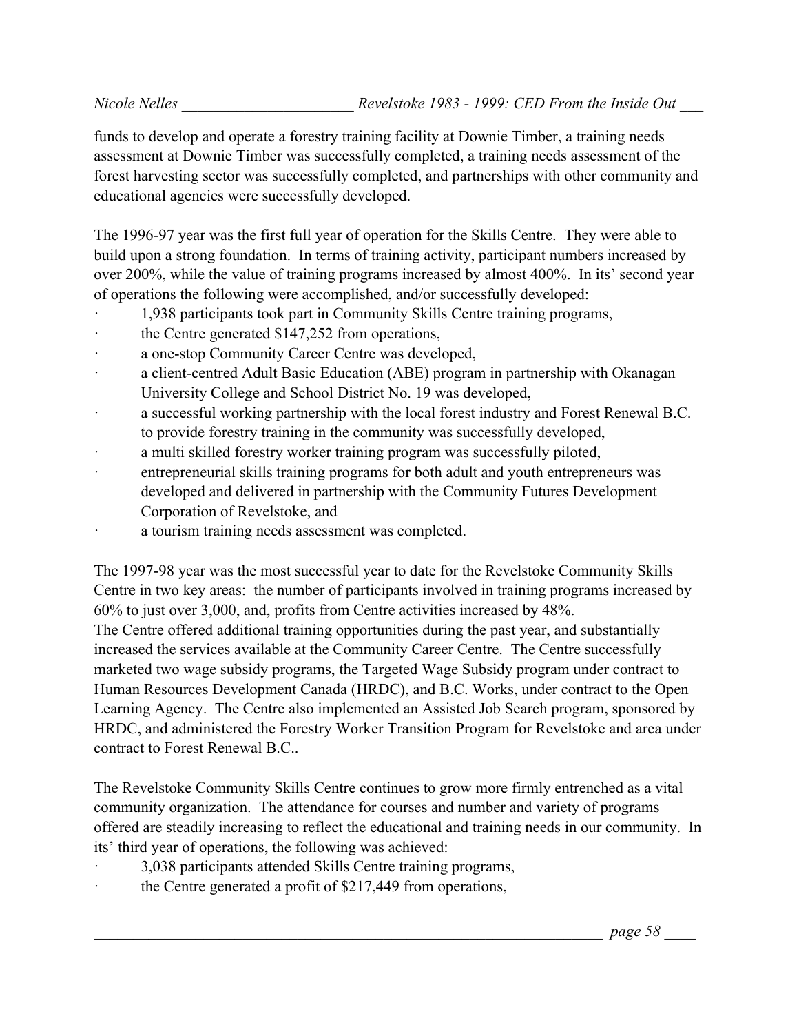funds to develop and operate a forestry training facility at Downie Timber, a training needs assessment at Downie Timber was successfully completed, a training needs assessment of the forest harvesting sector was successfully completed, and partnerships with other community and educational agencies were successfully developed.

The 1996-97 year was the first full year of operation for the Skills Centre. They were able to build upon a strong foundation. In terms of training activity, participant numbers increased by over 200%, while the value of training programs increased by almost 400%. In its' second year of operations the following were accomplished, and/or successfully developed:

- 1,938 participants took part in Community Skills Centre training programs,
- the Centre generated $147,252 from operations,
- a one-stop Community Career Centre was developed,
- a client-centred Adult Basic Education (ABE) program in partnership with Okanagan University College and School District No. 19 was developed,
- a successful working partnership with the local forest industry and Forest Renewal B.C. to provide forestry training in the community was successfully developed,
- a multi skilled forestry worker training program was successfully piloted,
- entrepreneurial skills training programs for both adult and youth entrepreneurs was developed and delivered in partnership with the Community Futures Development Corporation of Revelstoke, and
- a tourism training needs assessment was completed.

The 1997-98 year was the most successful year to date for the Revelstoke Community Skills Centre in two key areas: the number of participants involved in training programs increased by 60% to just over 3,000, and, profits from Centre activities increased by 48%.
The Centre offered additional training opportunities during the past year, and substantially increased the services available at the Community Career Centre. The Centre successfully marketed two wage subsidy programs, the Targeted Wage Subsidy program under contract to Human Resources Development Canada (HRDC), and B.C. Works, under contract to the Open Learning Agency. The Centre also implemented an Assisted Job Search program, sponsored by HRDC, and administered the Forestry Worker Transition Program for Revelstoke and area under contract to Forest Renewal B.C..

The Revelstoke Community Skills Centre continues to grow more firmly entrenched as a vital community organization. The attendance for courses and number and variety of programs offered are steadily increasing to reflect the educational and training needs in our community. In its' third year of operations, the following was achieved:

- 3,038 participants attended Skills Centre training programs,
- the Centre generated a profit of $217,449 from operations,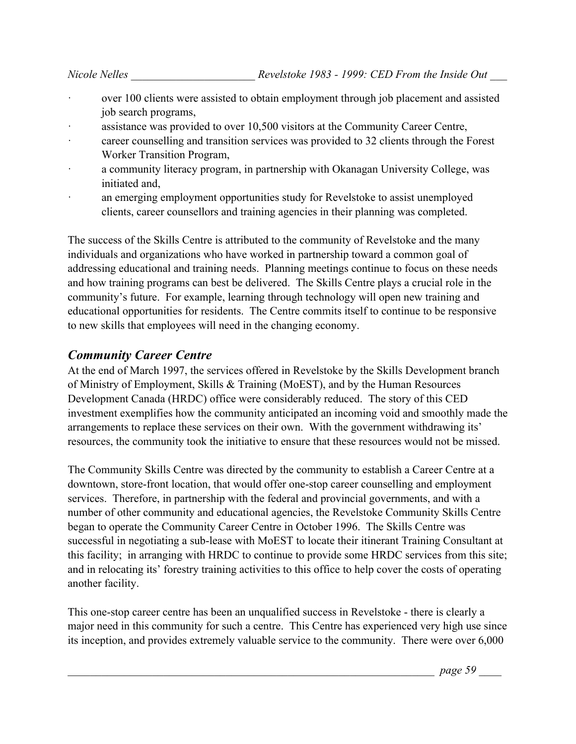- over 100 clients were assisted to obtain employment through job placement and assisted job search programs,
- assistance was provided to over 10,500 visitors at the Community Career Centre,
- career counselling and transition services was provided to 32 clients through the Forest Worker Transition Program,
- a community literacy program, in partnership with Okanagan University College, was initiated and,
- an emerging employment opportunities study for Revelstoke to assist unemployed clients, career counsellors and training agencies in their planning was completed.

The success of the Skills Centre is attributed to the community of Revelstoke and the many individuals and organizations who have worked in partnership toward a common goal of addressing educational and training needs. Planning meetings continue to focus on these needs and how training programs can best be delivered. The Skills Centre plays a crucial role in the community's future. For example, learning through technology will open new training and educational opportunities for residents. The Centre commits itself to continue to be responsive to new skills that employees will need in the changing economy.

### *Community Career Centre*

At the end of March 1997, the services offered in Revelstoke by the Skills Development branch of Ministry of Employment, Skills & Training (MoEST), and by the Human Resources Development Canada (HRDC) office were considerably reduced. The story of this CED investment exemplifies how the community anticipated an incoming void and smoothly made the arrangements to replace these services on their own. With the government withdrawing its' resources, the community took the initiative to ensure that these resources would not be missed.

The Community Skills Centre was directed by the community to establish a Career Centre at a downtown, store-front location, that would offer one-stop career counselling and employment services. Therefore, in partnership with the federal and provincial governments, and with a number of other community and educational agencies, the Revelstoke Community Skills Centre began to operate the Community Career Centre in October 1996. The Skills Centre was successful in negotiating a sub-lease with MoEST to locate their itinerant Training Consultant at this facility; in arranging with HRDC to continue to provide some HRDC services from this site; and in relocating its' forestry training activities to this office to help cover the costs of operating another facility.

This one-stop career centre has been an unqualified success in Revelstoke - there is clearly a major need in this community for such a centre. This Centre has experienced very high use since its inception, and provides extremely valuable service to the community. There were over 6,000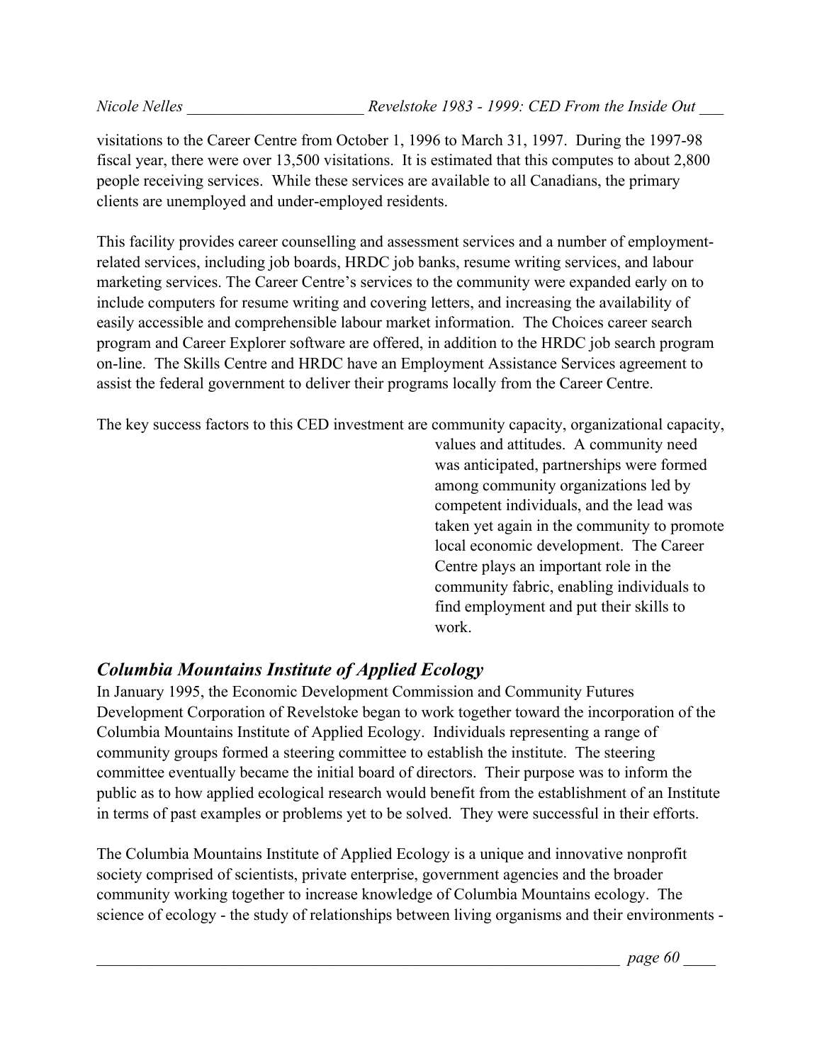visitations to the Career Centre from October 1, 1996 to March 31, 1997. During the 1997-98 fiscal year, there were over 13,500 visitations. It is estimated that this computes to about 2,800 people receiving services. While these services are available to all Canadians, the primary clients are unemployed and under-employed residents.

This facility provides career counselling and assessment services and a number of employment-related services, including job boards, HRDC job banks, resume writing services, and labour marketing services. The Career Centre's services to the community were expanded early on to include computers for resume writing and covering letters, and increasing the availability of easily accessible and comprehensible labour market information. The Choices career search program and Career Explorer software are offered, in addition to the HRDC job search program on-line. The Skills Centre and HRDC have an Employment Assistance Services agreement to assist the federal government to deliver their programs locally from the Career Centre.

The key success factors to this CED investment are community capacity, organizational capacity, values and attitudes. A community need was anticipated, partnerships were formed among community organizations led by competent individuals, and the lead was taken yet again in the community to promote local economic development. The Career Centre plays an important role in the community fabric, enabling individuals to find employment and put their skills to work.

## *Columbia Mountains Institute of Applied Ecology*

In January 1995, the Economic Development Commission and Community Futures Development Corporation of Revelstoke began to work together toward the incorporation of the Columbia Mountains Institute of Applied Ecology. Individuals representing a range of community groups formed a steering committee to establish the institute. The steering committee eventually became the initial board of directors. Their purpose was to inform the public as to how applied ecological research would benefit from the establishment of an Institute in terms of past examples or problems yet to be solved. They were successful in their efforts.

The Columbia Mountains Institute of Applied Ecology is a unique and innovative nonprofit society comprised of scientists, private enterprise, government agencies and the broader community working together to increase knowledge of Columbia Mountains ecology. The science of ecology - the study of relationships between living organisms and their environments -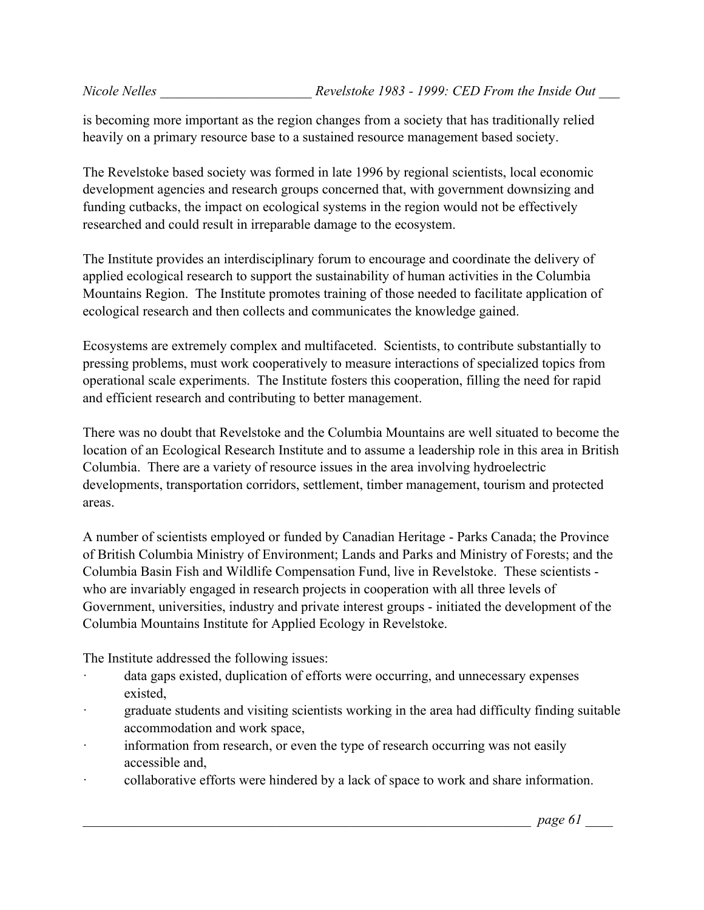is becoming more important as the region changes from a society that has traditionally relied heavily on a primary resource base to a sustained resource management based society.

The Revelstoke based society was formed in late 1996 by regional scientists, local economic development agencies and research groups concerned that, with government downsizing and funding cutbacks, the impact on ecological systems in the region would not be effectively researched and could result in irreparable damage to the ecosystem.

The Institute provides an interdisciplinary forum to encourage and coordinate the delivery of applied ecological research to support the sustainability of human activities in the Columbia Mountains Region. The Institute promotes training of those needed to facilitate application of ecological research and then collects and communicates the knowledge gained.

Ecosystems are extremely complex and multifaceted. Scientists, to contribute substantially to pressing problems, must work cooperatively to measure interactions of specialized topics from operational scale experiments. The Institute fosters this cooperation, filling the need for rapid and efficient research and contributing to better management.

There was no doubt that Revelstoke and the Columbia Mountains are well situated to become the location of an Ecological Research Institute and to assume a leadership role in this area in British Columbia. There are a variety of resource issues in the area involving hydroelectric developments, transportation corridors, settlement, timber management, tourism and protected areas.

A number of scientists employed or funded by Canadian Heritage - Parks Canada; the Province of British Columbia Ministry of Environment; Lands and Parks and Ministry of Forests; and the Columbia Basin Fish and Wildlife Compensation Fund, live in Revelstoke. These scientists - who are invariably engaged in research projects in cooperation with all three levels of Government, universities, industry and private interest groups - initiated the development of the Columbia Mountains Institute for Applied Ecology in Revelstoke.

The Institute addressed the following issues:

- data gaps existed, duplication of efforts were occurring, and unnecessary expenses existed,
- graduate students and visiting scientists working in the area had difficulty finding suitable accommodation and work space,
- information from research, or even the type of research occurring was not easily accessible and,
- collaborative efforts were hindered by a lack of space to work and share information.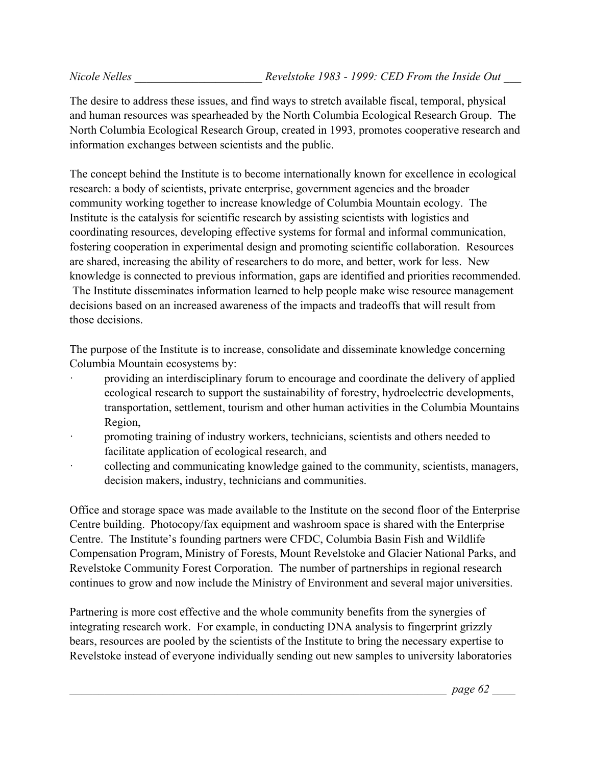The desire to address these issues, and find ways to stretch available fiscal, temporal, physical and human resources was spearheaded by the North Columbia Ecological Research Group. The North Columbia Ecological Research Group, created in 1993, promotes cooperative research and information exchanges between scientists and the public.

The concept behind the Institute is to become internationally known for excellence in ecological research: a body of scientists, private enterprise, government agencies and the broader community working together to increase knowledge of Columbia Mountain ecology. The Institute is the catalysis for scientific research by assisting scientists with logistics and coordinating resources, developing effective systems for formal and informal communication, fostering cooperation in experimental design and promoting scientific collaboration. Resources are shared, increasing the ability of researchers to do more, and better, work for less. New knowledge is connected to previous information, gaps are identified and priorities recommended. The Institute disseminates information learned to help people make wise resource management decisions based on an increased awareness of the impacts and tradeoffs that will result from those decisions.

The purpose of the Institute is to increase, consolidate and disseminate knowledge concerning Columbia Mountain ecosystems by:

- providing an interdisciplinary forum to encourage and coordinate the delivery of applied ecological research to support the sustainability of forestry, hydroelectric developments, transportation, settlement, tourism and other human activities in the Columbia Mountains Region,
- promoting training of industry workers, technicians, scientists and others needed to facilitate application of ecological research, and
- collecting and communicating knowledge gained to the community, scientists, managers, decision makers, industry, technicians and communities.

Office and storage space was made available to the Institute on the second floor of the Enterprise Centre building. Photocopy/fax equipment and washroom space is shared with the Enterprise Centre. The Institute's founding partners were CFDC, Columbia Basin Fish and Wildlife Compensation Program, Ministry of Forests, Mount Revelstoke and Glacier National Parks, and Revelstoke Community Forest Corporation. The number of partnerships in regional research continues to grow and now include the Ministry of Environment and several major universities.

Partnering is more cost effective and the whole community benefits from the synergies of integrating research work. For example, in conducting DNA analysis to fingerprint grizzly bears, resources are pooled by the scientists of the Institute to bring the necessary expertise to Revelstoke instead of everyone individually sending out new samples to university laboratories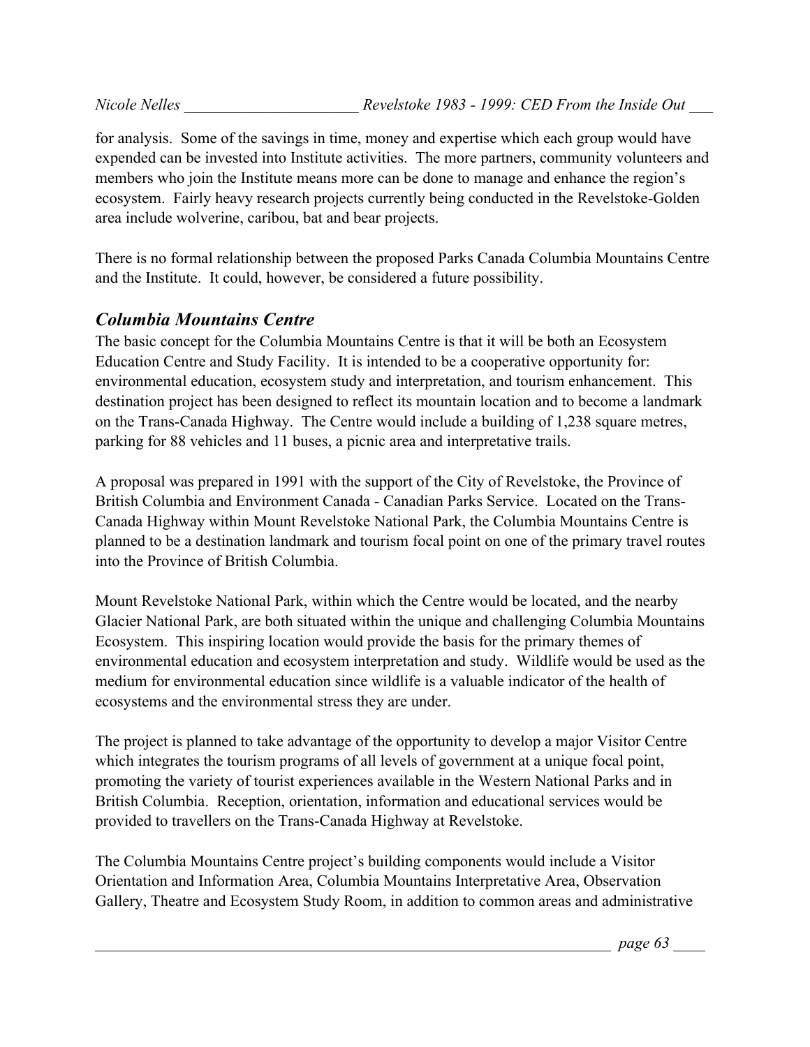for analysis. Some of the savings in time, money and expertise which each group would have expended can be invested into Institute activities. The more partners, community volunteers and members who join the Institute means more can be done to manage and enhance the region's ecosystem. Fairly heavy research projects currently being conducted in the Revelstoke-Golden area include wolverine, caribou, bat and bear projects.

There is no formal relationship between the proposed Parks Canada Columbia Mountains Centre and the Institute. It could, however, be considered a future possibility.

### *Columbia Mountains Centre*

The basic concept for the Columbia Mountains Centre is that it will be both an Ecosystem Education Centre and Study Facility. It is intended to be a cooperative opportunity for: environmental education, ecosystem study and interpretation, and tourism enhancement. This destination project has been designed to reflect its mountain location and to become a landmark on the Trans-Canada Highway. The Centre would include a building of 1,238 square metres, parking for 88 vehicles and 11 buses, a picnic area and interpretative trails.

A proposal was prepared in 1991 with the support of the City of Revelstoke, the Province of British Columbia and Environment Canada - Canadian Parks Service. Located on the Trans-Canada Highway within Mount Revelstoke National Park, the Columbia Mountains Centre is planned to be a destination landmark and tourism focal point on one of the primary travel routes into the Province of British Columbia.

Mount Revelstoke National Park, within which the Centre would be located, and the nearby Glacier National Park, are both situated within the unique and challenging Columbia Mountains Ecosystem. This inspiring location would provide the basis for the primary themes of environmental education and ecosystem interpretation and study. Wildlife would be used as the medium for environmental education since wildlife is a valuable indicator of the health of ecosystems and the environmental stress they are under.

The project is planned to take advantage of the opportunity to develop a major Visitor Centre which integrates the tourism programs of all levels of government at a unique focal point, promoting the variety of tourist experiences available in the Western National Parks and in British Columbia. Reception, orientation, information and educational services would be provided to travellers on the Trans-Canada Highway at Revelstoke.

The Columbia Mountains Centre project's building components would include a Visitor Orientation and Information Area, Columbia Mountains Interpretative Area, Observation Gallery, Theatre and Ecosystem Study Room, in addition to common areas and administrative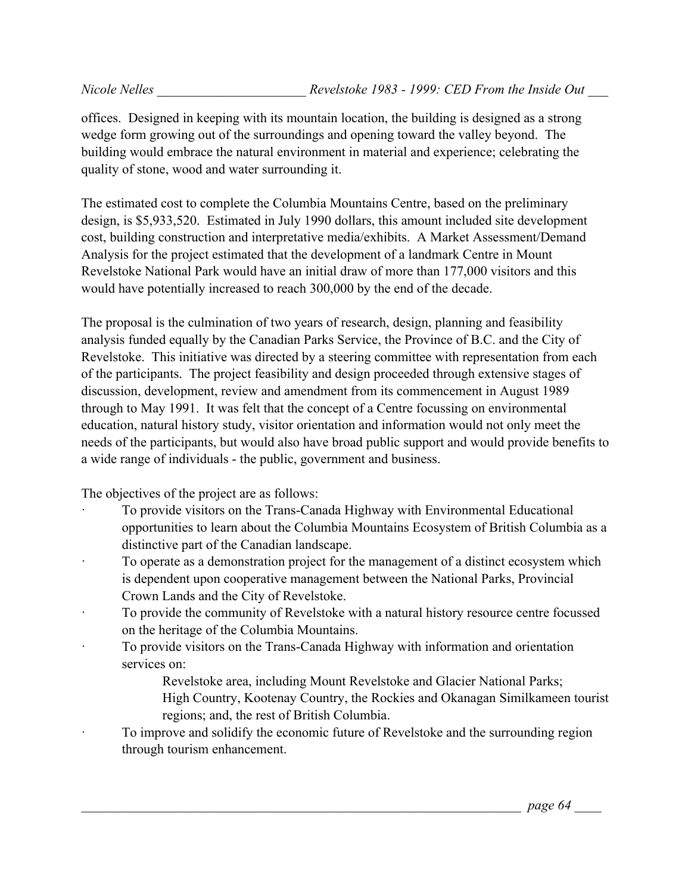offices. Designed in keeping with its mountain location, the building is designed as a strong wedge form growing out of the surroundings and opening toward the valley beyond. The building would embrace the natural environment in material and experience; celebrating the quality of stone, wood and water surrounding it.

The estimated cost to complete the Columbia Mountains Centre, based on the preliminary design, is $5,933,520. Estimated in July 1990 dollars, this amount included site development cost, building construction and interpretative media/exhibits. A Market Assessment/Demand Analysis for the project estimated that the development of a landmark Centre in Mount Revelstoke National Park would have an initial draw of more than 177,000 visitors and this would have potentially increased to reach 300,000 by the end of the decade.

The proposal is the culmination of two years of research, design, planning and feasibility analysis funded equally by the Canadian Parks Service, the Province of B.C. and the City of Revelstoke. This initiative was directed by a steering committee with representation from each of the participants. The project feasibility and design proceeded through extensive stages of discussion, development, review and amendment from its commencement in August 1989 through to May 1991. It was felt that the concept of a Centre focussing on environmental education, natural history study, visitor orientation and information would not only meet the needs of the participants, but would also have broad public support and would provide benefits to a wide range of individuals - the public, government and business.

The objectives of the project are as follows:

- To provide visitors on the Trans-Canada Highway with Environmental Educational opportunities to learn about the Columbia Mountains Ecosystem of British Columbia as a distinctive part of the Canadian landscape.
- To operate as a demonstration project for the management of a distinct ecosystem which is dependent upon cooperative management between the National Parks, Provincial Crown Lands and the City of Revelstoke.
- To provide the community of Revelstoke with a natural history resource centre focussed on the heritage of the Columbia Mountains.
- To provide visitors on the Trans-Canada Highway with information and orientation services on:

  Revelstoke area, including Mount Revelstoke and Glacier National Parks;
  High Country, Kootenay Country, the Rockies and Okanagan Similkameen tourist regions; and, the rest of British Columbia.
- To improve and solidify the economic future of Revelstoke and the surrounding region through tourism enhancement.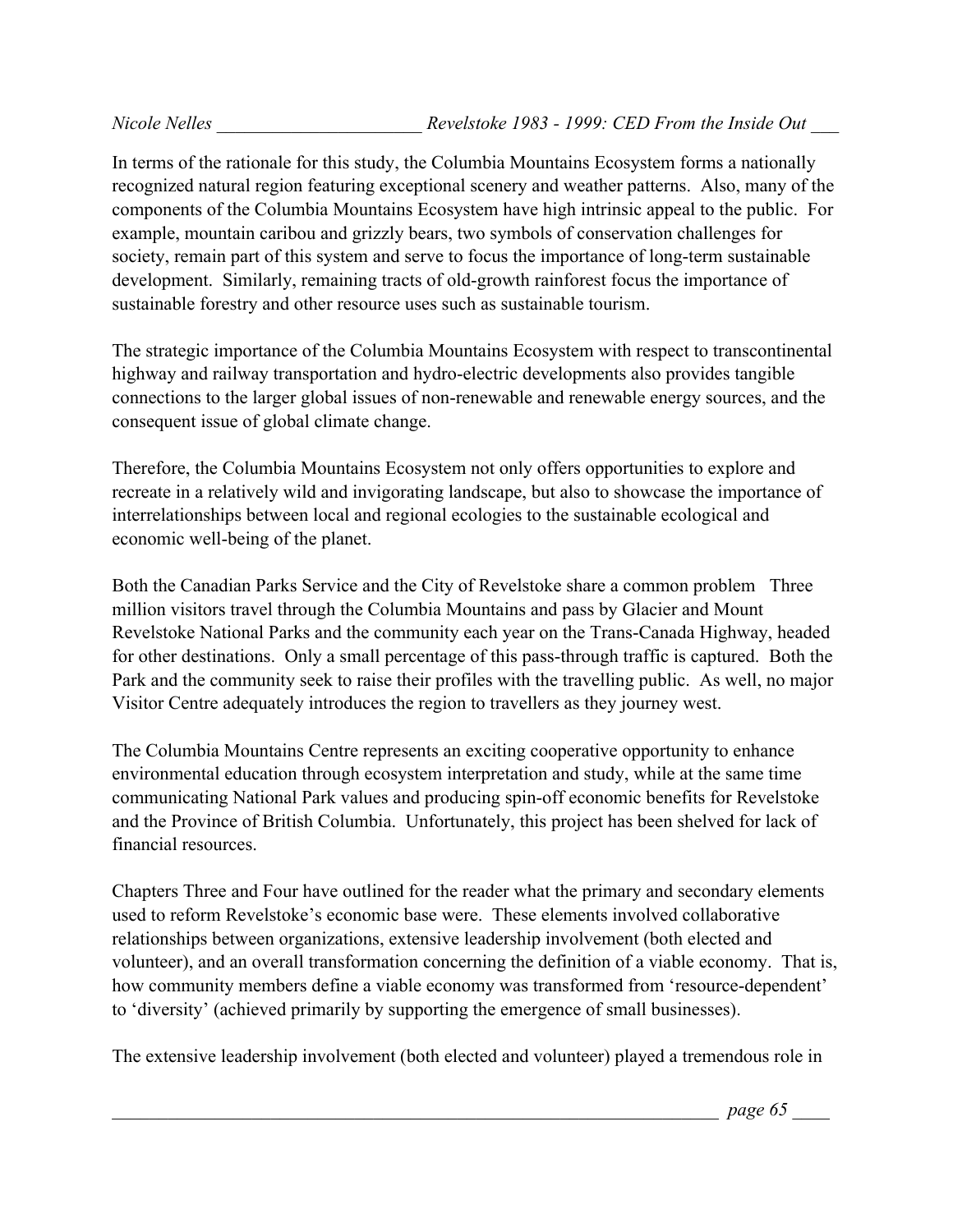In terms of the rationale for this study, the Columbia Mountains Ecosystem forms a nationally recognized natural region featuring exceptional scenery and weather patterns. Also, many of the components of the Columbia Mountains Ecosystem have high intrinsic appeal to the public. For example, mountain caribou and grizzly bears, two symbols of conservation challenges for society, remain part of this system and serve to focus the importance of long-term sustainable development. Similarly, remaining tracts of old-growth rainforest focus the importance of sustainable forestry and other resource uses such as sustainable tourism.

The strategic importance of the Columbia Mountains Ecosystem with respect to transcontinental highway and railway transportation and hydro-electric developments also provides tangible connections to the larger global issues of non-renewable and renewable energy sources, and the consequent issue of global climate change.

Therefore, the Columbia Mountains Ecosystem not only offers opportunities to explore and recreate in a relatively wild and invigorating landscape, but also to showcase the importance of interrelationships between local and regional ecologies to the sustainable ecological and economic well-being of the planet.

Both the Canadian Parks Service and the City of Revelstoke share a common problem Three million visitors travel through the Columbia Mountains and pass by Glacier and Mount Revelstoke National Parks and the community each year on the Trans-Canada Highway, headed for other destinations. Only a small percentage of this pass-through traffic is captured. Both the Park and the community seek to raise their profiles with the travelling public. As well, no major Visitor Centre adequately introduces the region to travellers as they journey west.

The Columbia Mountains Centre represents an exciting cooperative opportunity to enhance environmental education through ecosystem interpretation and study, while at the same time communicating National Park values and producing spin-off economic benefits for Revelstoke and the Province of British Columbia. Unfortunately, this project has been shelved for lack of financial resources.

Chapters Three and Four have outlined for the reader what the primary and secondary elements used to reform Revelstoke's economic base were. These elements involved collaborative relationships between organizations, extensive leadership involvement (both elected and volunteer), and an overall transformation concerning the definition of a viable economy. That is, how community members define a viable economy was transformed from 'resource-dependent' to 'diversity' (achieved primarily by supporting the emergence of small businesses).

The extensive leadership involvement (both elected and volunteer) played a tremendous role in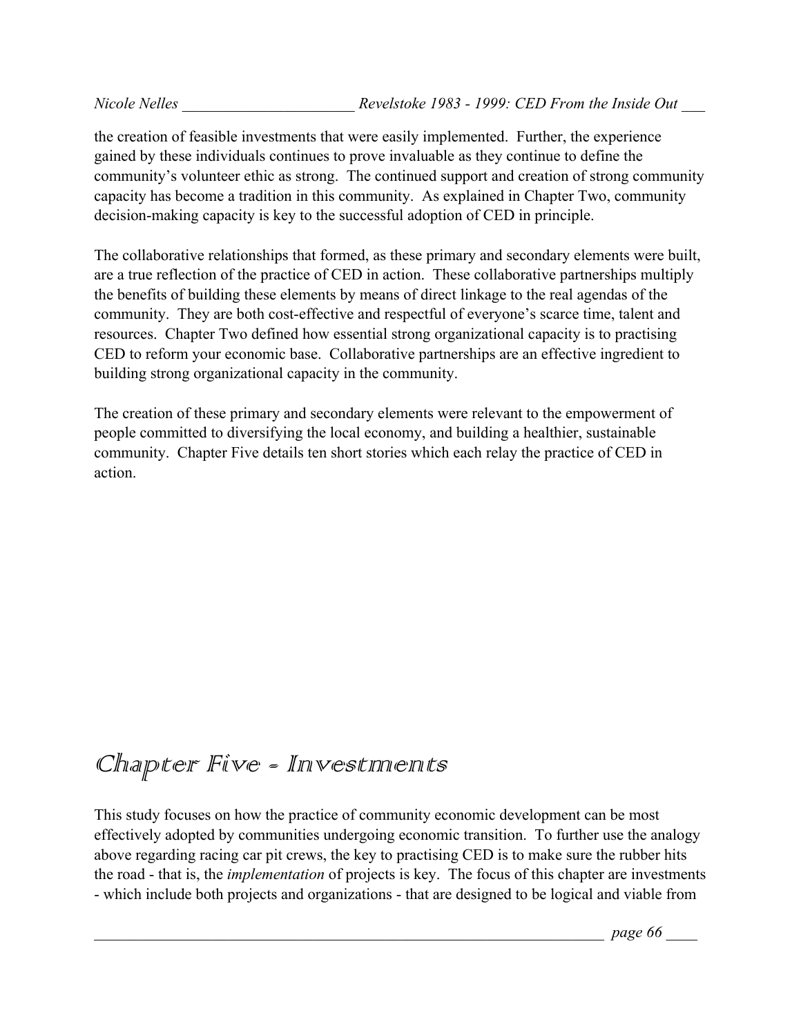the creation of feasible investments that were easily implemented. Further, the experience gained by these individuals continues to prove invaluable as they continue to define the community's volunteer ethic as strong. The continued support and creation of strong community capacity has become a tradition in this community. As explained in Chapter Two, community decision-making capacity is key to the successful adoption of CED in principle.

The collaborative relationships that formed, as these primary and secondary elements were built, are a true reflection of the practice of CED in action. These collaborative partnerships multiply the benefits of building these elements by means of direct linkage to the real agendas of the community. They are both cost-effective and respectful of everyone's scarce time, talent and resources. Chapter Two defined how essential strong organizational capacity is to practising CED to reform your economic base. Collaborative partnerships are an effective ingredient to building strong organizational capacity in the community.

The creation of these primary and secondary elements were relevant to the empowerment of people committed to diversifying the local economy, and building a healthier, sustainable community. Chapter Five details ten short stories which each relay the practice of CED in action.

# Chapter Five - Investments

This study focuses on how the practice of community economic development can be most effectively adopted by communities undergoing economic transition. To further use the analogy above regarding racing car pit crews, the key to practising CED is to make sure the rubber hits the road - that is, the *implementation* of projects is key. The focus of this chapter are investments - which include both projects and organizations - that are designed to be logical and viable from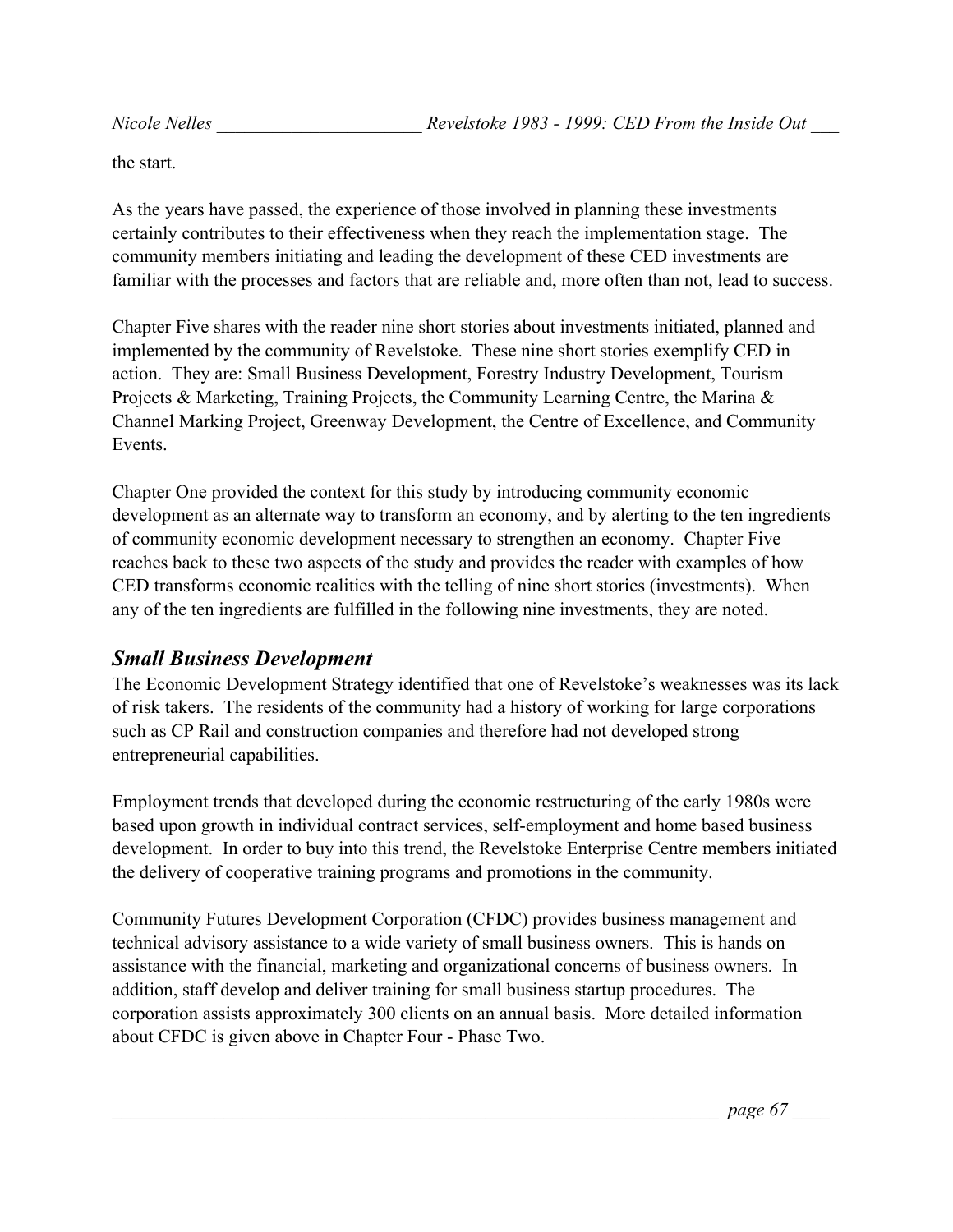the start.

As the years have passed, the experience of those involved in planning these investments certainly contributes to their effectiveness when they reach the implementation stage. The community members initiating and leading the development of these CED investments are familiar with the processes and factors that are reliable and, more often than not, lead to success.

Chapter Five shares with the reader nine short stories about investments initiated, planned and implemented by the community of Revelstoke. These nine short stories exemplify CED in action. They are: Small Business Development, Forestry Industry Development, Tourism Projects & Marketing, Training Projects, the Community Learning Centre, the Marina & Channel Marking Project, Greenway Development, the Centre of Excellence, and Community Events.

Chapter One provided the context for this study by introducing community economic development as an alternate way to transform an economy, and by alerting to the ten ingredients of community economic development necessary to strengthen an economy. Chapter Five reaches back to these two aspects of the study and provides the reader with examples of how CED transforms economic realities with the telling of nine short stories (investments). When any of the ten ingredients are fulfilled in the following nine investments, they are noted.

## *Small Business Development*

The Economic Development Strategy identified that one of Revelstoke's weaknesses was its lack of risk takers. The residents of the community had a history of working for large corporations such as CP Rail and construction companies and therefore had not developed strong entrepreneurial capabilities.

Employment trends that developed during the economic restructuring of the early 1980s were based upon growth in individual contract services, self-employment and home based business development. In order to buy into this trend, the Revelstoke Enterprise Centre members initiated the delivery of cooperative training programs and promotions in the community.

Community Futures Development Corporation (CFDC) provides business management and technical advisory assistance to a wide variety of small business owners. This is hands on assistance with the financial, marketing and organizational concerns of business owners. In addition, staff develop and deliver training for small business startup procedures. The corporation assists approximately 300 clients on an annual basis. More detailed information about CFDC is given above in Chapter Four - Phase Two.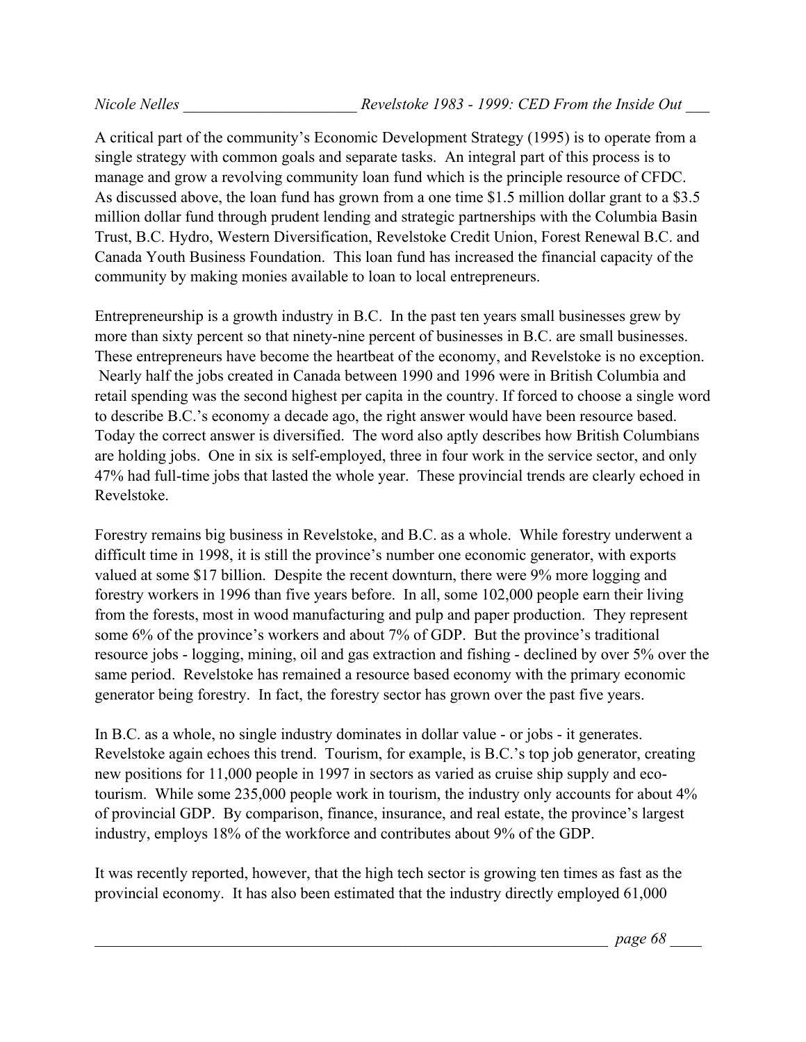A critical part of the community's Economic Development Strategy (1995) is to operate from a single strategy with common goals and separate tasks. An integral part of this process is to manage and grow a revolving community loan fund which is the principle resource of CFDC. As discussed above, the loan fund has grown from a one time $1.5 million dollar grant to a $3.5 million dollar fund through prudent lending and strategic partnerships with the Columbia Basin Trust, B.C. Hydro, Western Diversification, Revelstoke Credit Union, Forest Renewal B.C. and Canada Youth Business Foundation. This loan fund has increased the financial capacity of the community by making monies available to loan to local entrepreneurs.

Entrepreneurship is a growth industry in B.C. In the past ten years small businesses grew by more than sixty percent so that ninety-nine percent of businesses in B.C. are small businesses. These entrepreneurs have become the heartbeat of the economy, and Revelstoke is no exception. Nearly half the jobs created in Canada between 1990 and 1996 were in British Columbia and retail spending was the second highest per capita in the country. If forced to choose a single word to describe B.C.'s economy a decade ago, the right answer would have been resource based. Today the correct answer is diversified. The word also aptly describes how British Columbians are holding jobs. One in six is self-employed, three in four work in the service sector, and only 47% had full-time jobs that lasted the whole year. These provincial trends are clearly echoed in Revelstoke.

Forestry remains big business in Revelstoke, and B.C. as a whole. While forestry underwent a difficult time in 1998, it is still the province's number one economic generator, with exports valued at some $17 billion. Despite the recent downturn, there were 9% more logging and forestry workers in 1996 than five years before. In all, some 102,000 people earn their living from the forests, most in wood manufacturing and pulp and paper production. They represent some 6% of the province's workers and about 7% of GDP. But the province's traditional resource jobs - logging, mining, oil and gas extraction and fishing - declined by over 5% over the same period. Revelstoke has remained a resource based economy with the primary economic generator being forestry. In fact, the forestry sector has grown over the past five years.

In B.C. as a whole, no single industry dominates in dollar value - or jobs - it generates. Revelstoke again echoes this trend. Tourism, for example, is B.C.'s top job generator, creating new positions for 11,000 people in 1997 in sectors as varied as cruise ship supply and eco-tourism. While some 235,000 people work in tourism, the industry only accounts for about 4% of provincial GDP. By comparison, finance, insurance, and real estate, the province's largest industry, employs 18% of the workforce and contributes about 9% of the GDP.

It was recently reported, however, that the high tech sector is growing ten times as fast as the provincial economy. It has also been estimated that the industry directly employed 61,000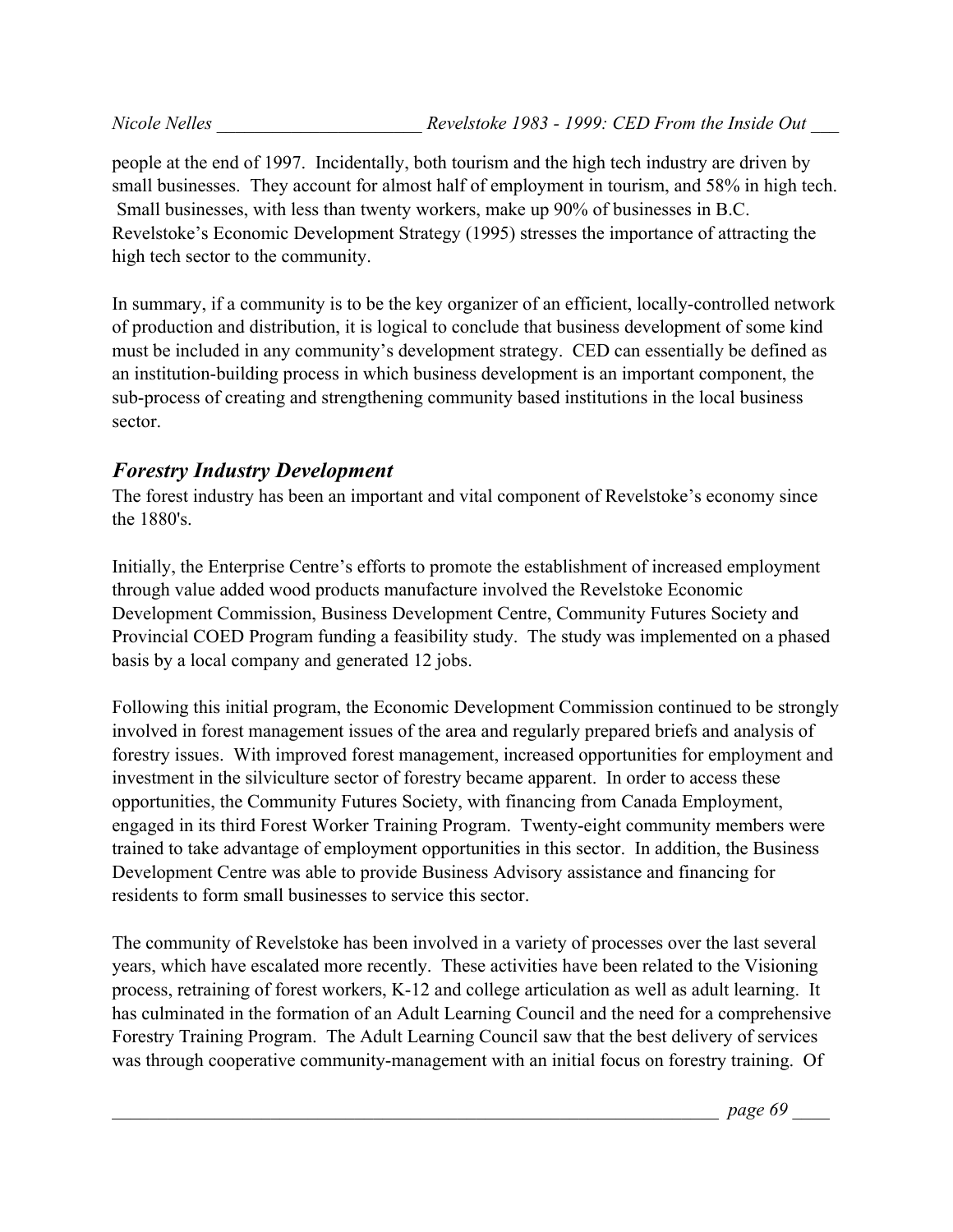people at the end of 1997. Incidentally, both tourism and the high tech industry are driven by small businesses. They account for almost half of employment in tourism, and 58% in high tech. Small businesses, with less than twenty workers, make up 90% of businesses in B.C. Revelstoke's Economic Development Strategy (1995) stresses the importance of attracting the high tech sector to the community.

In summary, if a community is to be the key organizer of an efficient, locally-controlled network of production and distribution, it is logical to conclude that business development of some kind must be included in any community's development strategy. CED can essentially be defined as an institution-building process in which business development is an important component, the sub-process of creating and strengthening community based institutions in the local business sector.

## *Forestry Industry Development*

The forest industry has been an important and vital component of Revelstoke's economy since the 1880's.

Initially, the Enterprise Centre's efforts to promote the establishment of increased employment through value added wood products manufacture involved the Revelstoke Economic Development Commission, Business Development Centre, Community Futures Society and Provincial COED Program funding a feasibility study. The study was implemented on a phased basis by a local company and generated 12 jobs.

Following this initial program, the Economic Development Commission continued to be strongly involved in forest management issues of the area and regularly prepared briefs and analysis of forestry issues. With improved forest management, increased opportunities for employment and investment in the silviculture sector of forestry became apparent. In order to access these opportunities, the Community Futures Society, with financing from Canada Employment, engaged in its third Forest Worker Training Program. Twenty-eight community members were trained to take advantage of employment opportunities in this sector. In addition, the Business Development Centre was able to provide Business Advisory assistance and financing for residents to form small businesses to service this sector.

The community of Revelstoke has been involved in a variety of processes over the last several years, which have escalated more recently. These activities have been related to the Visioning process, retraining of forest workers, K-12 and college articulation as well as adult learning. It has culminated in the formation of an Adult Learning Council and the need for a comprehensive Forestry Training Program. The Adult Learning Council saw that the best delivery of services was through cooperative community-management with an initial focus on forestry training. Of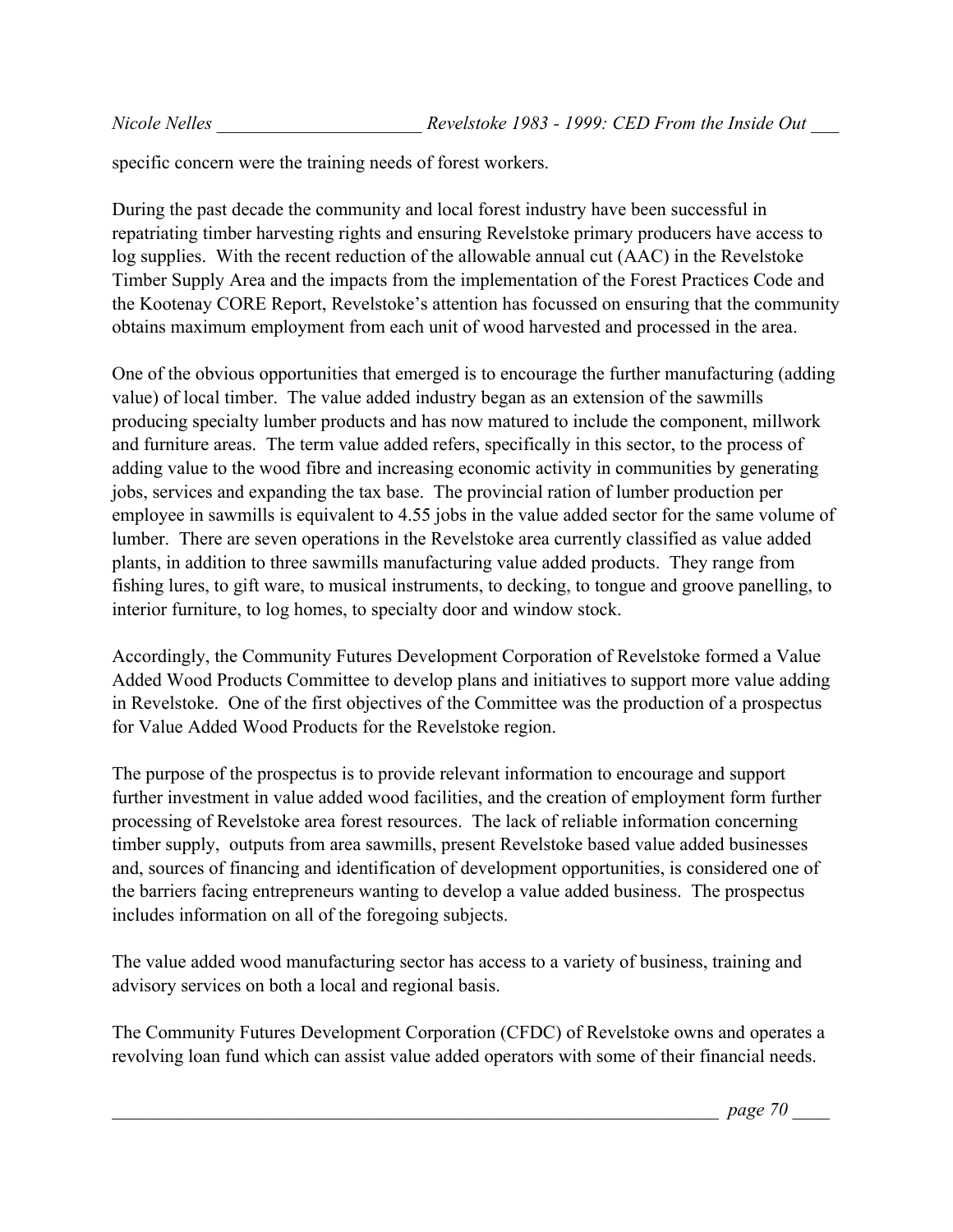specific concern were the training needs of forest workers.

During the past decade the community and local forest industry have been successful in repatriating timber harvesting rights and ensuring Revelstoke primary producers have access to log supplies. With the recent reduction of the allowable annual cut (AAC) in the Revelstoke Timber Supply Area and the impacts from the implementation of the Forest Practices Code and the Kootenay CORE Report, Revelstoke's attention has focussed on ensuring that the community obtains maximum employment from each unit of wood harvested and processed in the area.

One of the obvious opportunities that emerged is to encourage the further manufacturing (adding value) of local timber. The value added industry began as an extension of the sawmills producing specialty lumber products and has now matured to include the component, millwork and furniture areas. The term value added refers, specifically in this sector, to the process of adding value to the wood fibre and increasing economic activity in communities by generating jobs, services and expanding the tax base. The provincial ration of lumber production per employee in sawmills is equivalent to 4.55 jobs in the value added sector for the same volume of lumber. There are seven operations in the Revelstoke area currently classified as value added plants, in addition to three sawmills manufacturing value added products. They range from fishing lures, to gift ware, to musical instruments, to decking, to tongue and groove panelling, to interior furniture, to log homes, to specialty door and window stock.

Accordingly, the Community Futures Development Corporation of Revelstoke formed a Value Added Wood Products Committee to develop plans and initiatives to support more value adding in Revelstoke. One of the first objectives of the Committee was the production of a prospectus for Value Added Wood Products for the Revelstoke region.

The purpose of the prospectus is to provide relevant information to encourage and support further investment in value added wood facilities, and the creation of employment form further processing of Revelstoke area forest resources. The lack of reliable information concerning timber supply, outputs from area sawmills, present Revelstoke based value added businesses and, sources of financing and identification of development opportunities, is considered one of the barriers facing entrepreneurs wanting to develop a value added business. The prospectus includes information on all of the foregoing subjects.

The value added wood manufacturing sector has access to a variety of business, training and advisory services on both a local and regional basis.

The Community Futures Development Corporation (CFDC) of Revelstoke owns and operates a revolving loan fund which can assist value added operators with some of their financial needs.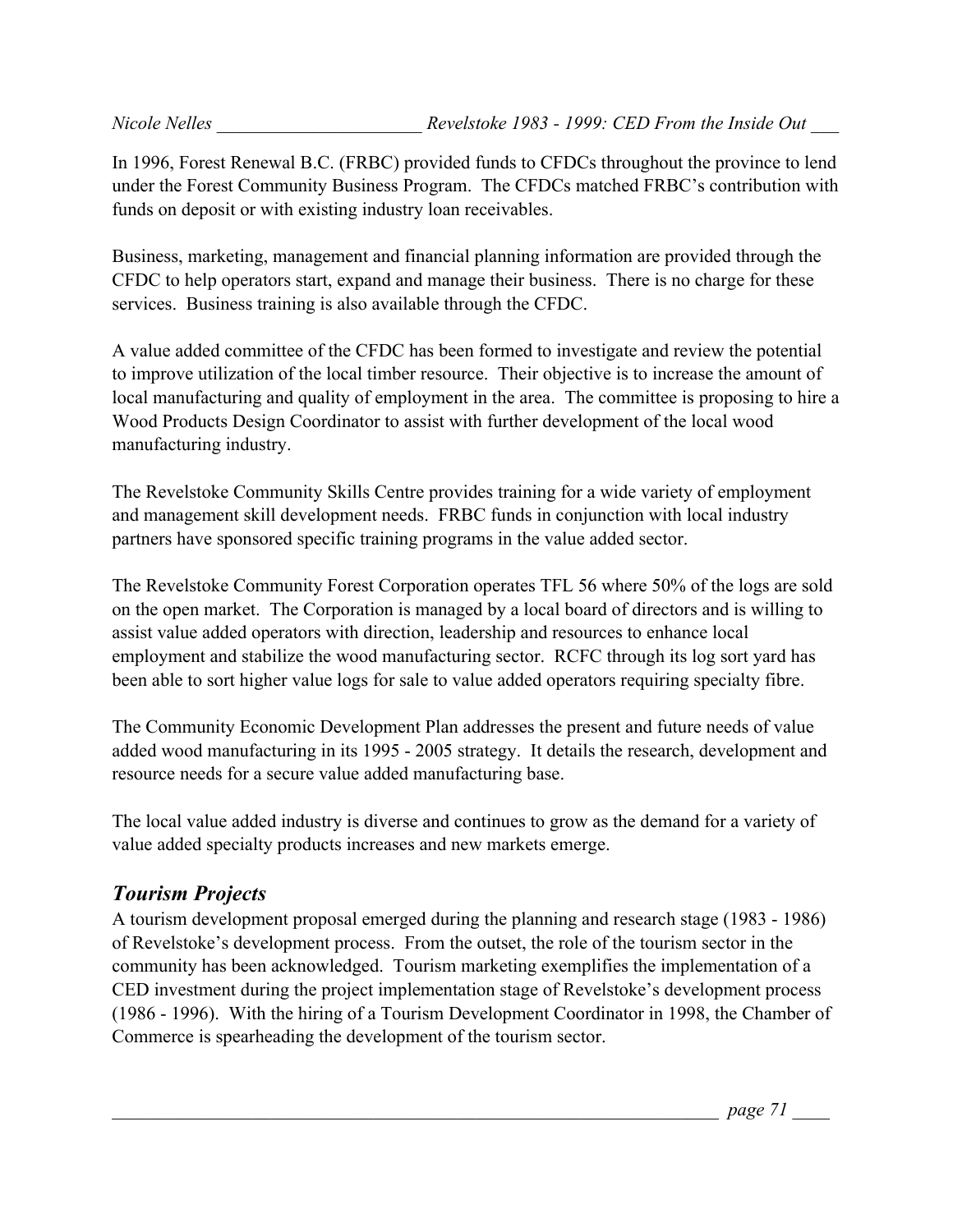In 1996, Forest Renewal B.C. (FRBC) provided funds to CFDCs throughout the province to lend under the Forest Community Business Program. The CFDCs matched FRBC's contribution with funds on deposit or with existing industry loan receivables.

Business, marketing, management and financial planning information are provided through the CFDC to help operators start, expand and manage their business. There is no charge for these services. Business training is also available through the CFDC.

A value added committee of the CFDC has been formed to investigate and review the potential to improve utilization of the local timber resource. Their objective is to increase the amount of local manufacturing and quality of employment in the area. The committee is proposing to hire a Wood Products Design Coordinator to assist with further development of the local wood manufacturing industry.

The Revelstoke Community Skills Centre provides training for a wide variety of employment and management skill development needs. FRBC funds in conjunction with local industry partners have sponsored specific training programs in the value added sector.

The Revelstoke Community Forest Corporation operates TFL 56 where 50% of the logs are sold on the open market. The Corporation is managed by a local board of directors and is willing to assist value added operators with direction, leadership and resources to enhance local employment and stabilize the wood manufacturing sector. RCFC through its log sort yard has been able to sort higher value logs for sale to value added operators requiring specialty fibre.

The Community Economic Development Plan addresses the present and future needs of value added wood manufacturing in its 1995 - 2005 strategy. It details the research, development and resource needs for a secure value added manufacturing base.

The local value added industry is diverse and continues to grow as the demand for a variety of value added specialty products increases and new markets emerge.

## *Tourism Projects*

A tourism development proposal emerged during the planning and research stage (1983 - 1986) of Revelstoke's development process. From the outset, the role of the tourism sector in the community has been acknowledged. Tourism marketing exemplifies the implementation of a CED investment during the project implementation stage of Revelstoke's development process (1986 - 1996). With the hiring of a Tourism Development Coordinator in 1998, the Chamber of Commerce is spearheading the development of the tourism sector.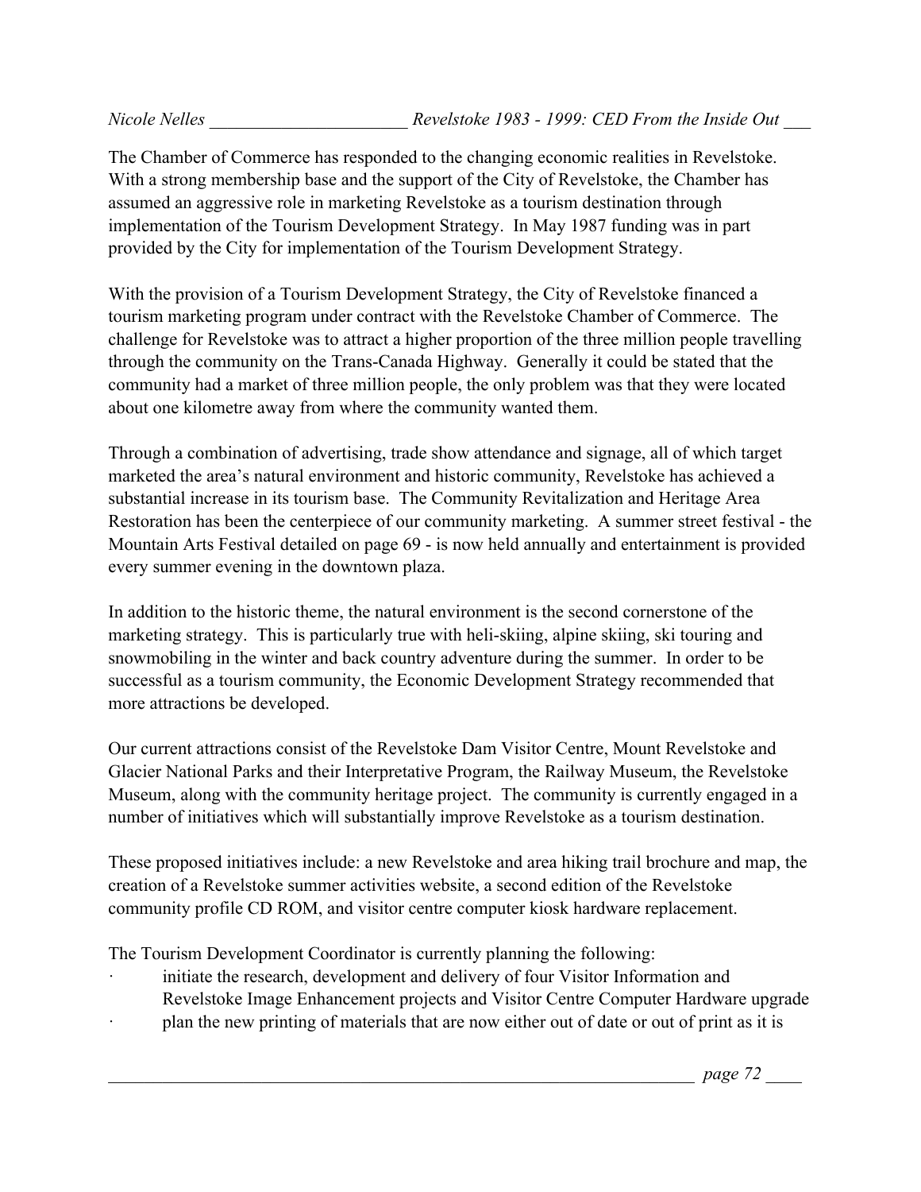The Chamber of Commerce has responded to the changing economic realities in Revelstoke. With a strong membership base and the support of the City of Revelstoke, the Chamber has assumed an aggressive role in marketing Revelstoke as a tourism destination through implementation of the Tourism Development Strategy. In May 1987 funding was in part provided by the City for implementation of the Tourism Development Strategy.

With the provision of a Tourism Development Strategy, the City of Revelstoke financed a tourism marketing program under contract with the Revelstoke Chamber of Commerce. The challenge for Revelstoke was to attract a higher proportion of the three million people travelling through the community on the Trans-Canada Highway. Generally it could be stated that the community had a market of three million people, the only problem was that they were located about one kilometre away from where the community wanted them.

Through a combination of advertising, trade show attendance and signage, all of which target marketed the area's natural environment and historic community, Revelstoke has achieved a substantial increase in its tourism base. The Community Revitalization and Heritage Area Restoration has been the centerpiece of our community marketing. A summer street festival - the Mountain Arts Festival detailed on page 69 - is now held annually and entertainment is provided every summer evening in the downtown plaza.

In addition to the historic theme, the natural environment is the second cornerstone of the marketing strategy. This is particularly true with heli-skiing, alpine skiing, ski touring and snowmobiling in the winter and back country adventure during the summer. In order to be successful as a tourism community, the Economic Development Strategy recommended that more attractions be developed.

Our current attractions consist of the Revelstoke Dam Visitor Centre, Mount Revelstoke and Glacier National Parks and their Interpretative Program, the Railway Museum, the Revelstoke Museum, along with the community heritage project. The community is currently engaged in a number of initiatives which will substantially improve Revelstoke as a tourism destination.

These proposed initiatives include: a new Revelstoke and area hiking trail brochure and map, the creation of a Revelstoke summer activities website, a second edition of the Revelstoke community profile CD ROM, and visitor centre computer kiosk hardware replacement.

The Tourism Development Coordinator is currently planning the following:

- initiate the research, development and delivery of four Visitor Information and Revelstoke Image Enhancement projects and Visitor Centre Computer Hardware upgrade
- plan the new printing of materials that are now either out of date or out of print as it is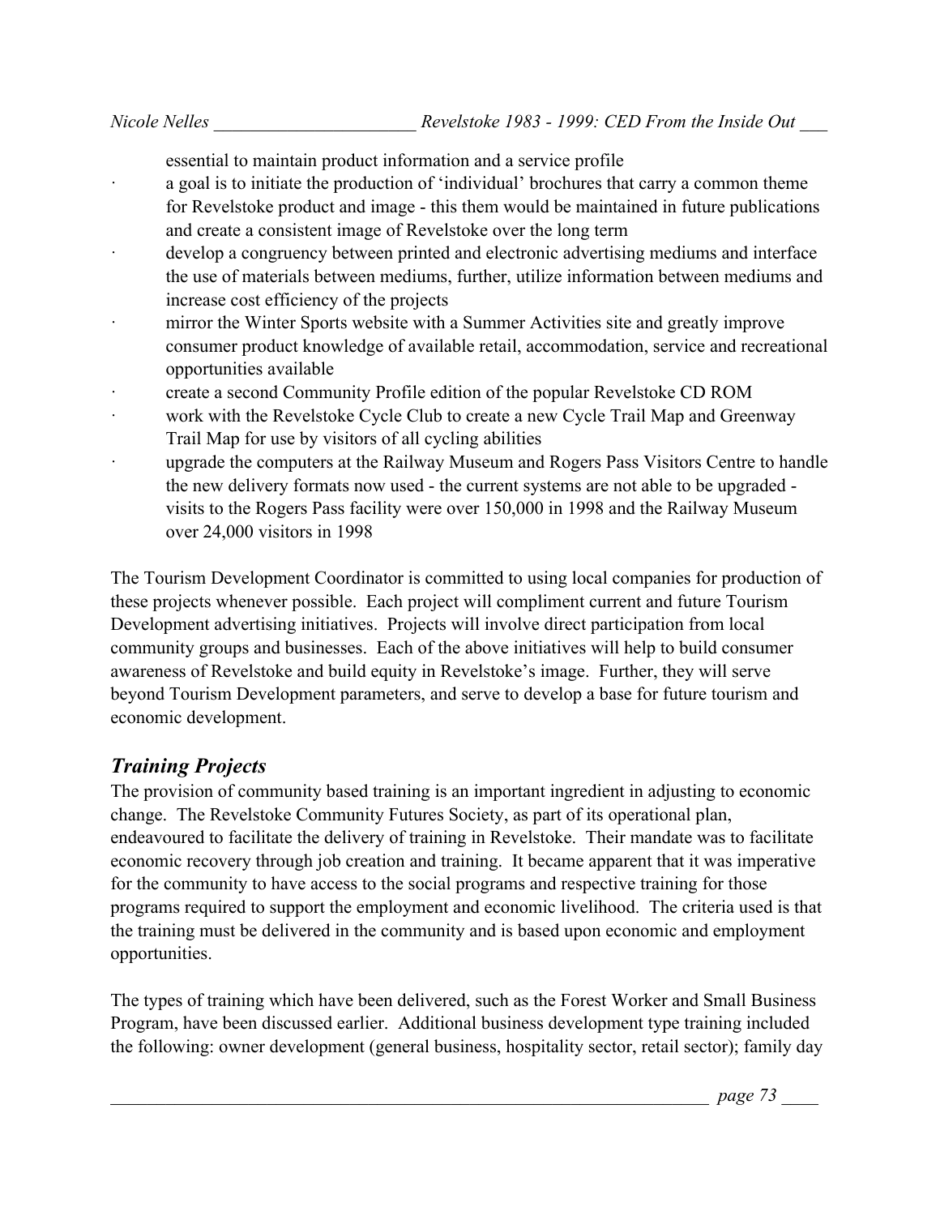essential to maintain product information and a service profile

- a goal is to initiate the production of 'individual' brochures that carry a common theme for Revelstoke product and image - this them would be maintained in future publications and create a consistent image of Revelstoke over the long term
- develop a congruency between printed and electronic advertising mediums and interface the use of materials between mediums, further, utilize information between mediums and increase cost efficiency of the projects
- mirror the Winter Sports website with a Summer Activities site and greatly improve consumer product knowledge of available retail, accommodation, service and recreational opportunities available
- create a second Community Profile edition of the popular Revelstoke CD ROM
- work with the Revelstoke Cycle Club to create a new Cycle Trail Map and Greenway Trail Map for use by visitors of all cycling abilities
- upgrade the computers at the Railway Museum and Rogers Pass Visitors Centre to handle the new delivery formats now used - the current systems are not able to be upgraded - visits to the Rogers Pass facility were over 150,000 in 1998 and the Railway Museum over 24,000 visitors in 1998

The Tourism Development Coordinator is committed to using local companies for production of these projects whenever possible. Each project will compliment current and future Tourism Development advertising initiatives. Projects will involve direct participation from local community groups and businesses. Each of the above initiatives will help to build consumer awareness of Revelstoke and build equity in Revelstoke's image. Further, they will serve beyond Tourism Development parameters, and serve to develop a base for future tourism and economic development.

## *Training Projects*

The provision of community based training is an important ingredient in adjusting to economic change. The Revelstoke Community Futures Society, as part of its operational plan, endeavoured to facilitate the delivery of training in Revelstoke. Their mandate was to facilitate economic recovery through job creation and training. It became apparent that it was imperative for the community to have access to the social programs and respective training for those programs required to support the employment and economic livelihood. The criteria used is that the training must be delivered in the community and is based upon economic and employment opportunities.

The types of training which have been delivered, such as the Forest Worker and Small Business Program, have been discussed earlier. Additional business development type training included the following: owner development (general business, hospitality sector, retail sector); family day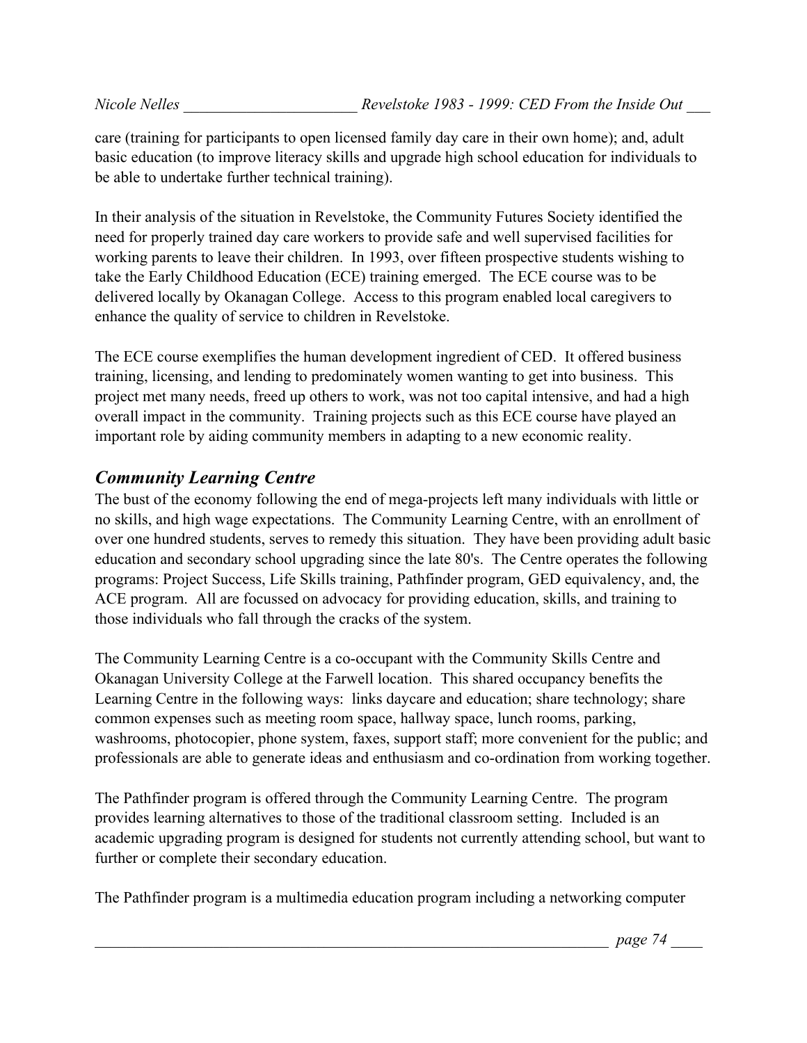care (training for participants to open licensed family day care in their own home); and, adult basic education (to improve literacy skills and upgrade high school education for individuals to be able to undertake further technical training).

In their analysis of the situation in Revelstoke, the Community Futures Society identified the need for properly trained day care workers to provide safe and well supervised facilities for working parents to leave their children. In 1993, over fifteen prospective students wishing to take the Early Childhood Education (ECE) training emerged. The ECE course was to be delivered locally by Okanagan College. Access to this program enabled local caregivers to enhance the quality of service to children in Revelstoke.

The ECE course exemplifies the human development ingredient of CED. It offered business training, licensing, and lending to predominately women wanting to get into business. This project met many needs, freed up others to work, was not too capital intensive, and had a high overall impact in the community. Training projects such as this ECE course have played an important role by aiding community members in adapting to a new economic reality.

## *Community Learning Centre*

The bust of the economy following the end of mega-projects left many individuals with little or no skills, and high wage expectations. The Community Learning Centre, with an enrollment of over one hundred students, serves to remedy this situation. They have been providing adult basic education and secondary school upgrading since the late 80's. The Centre operates the following programs: Project Success, Life Skills training, Pathfinder program, GED equivalency, and, the ACE program. All are focussed on advocacy for providing education, skills, and training to those individuals who fall through the cracks of the system.

The Community Learning Centre is a co-occupant with the Community Skills Centre and Okanagan University College at the Farwell location. This shared occupancy benefits the Learning Centre in the following ways: links daycare and education; share technology; share common expenses such as meeting room space, hallway space, lunch rooms, parking, washrooms, photocopier, phone system, faxes, support staff; more convenient for the public; and professionals are able to generate ideas and enthusiasm and co-ordination from working together.

The Pathfinder program is offered through the Community Learning Centre. The program provides learning alternatives to those of the traditional classroom setting. Included is an academic upgrading program is designed for students not currently attending school, but want to further or complete their secondary education.

The Pathfinder program is a multimedia education program including a networking computer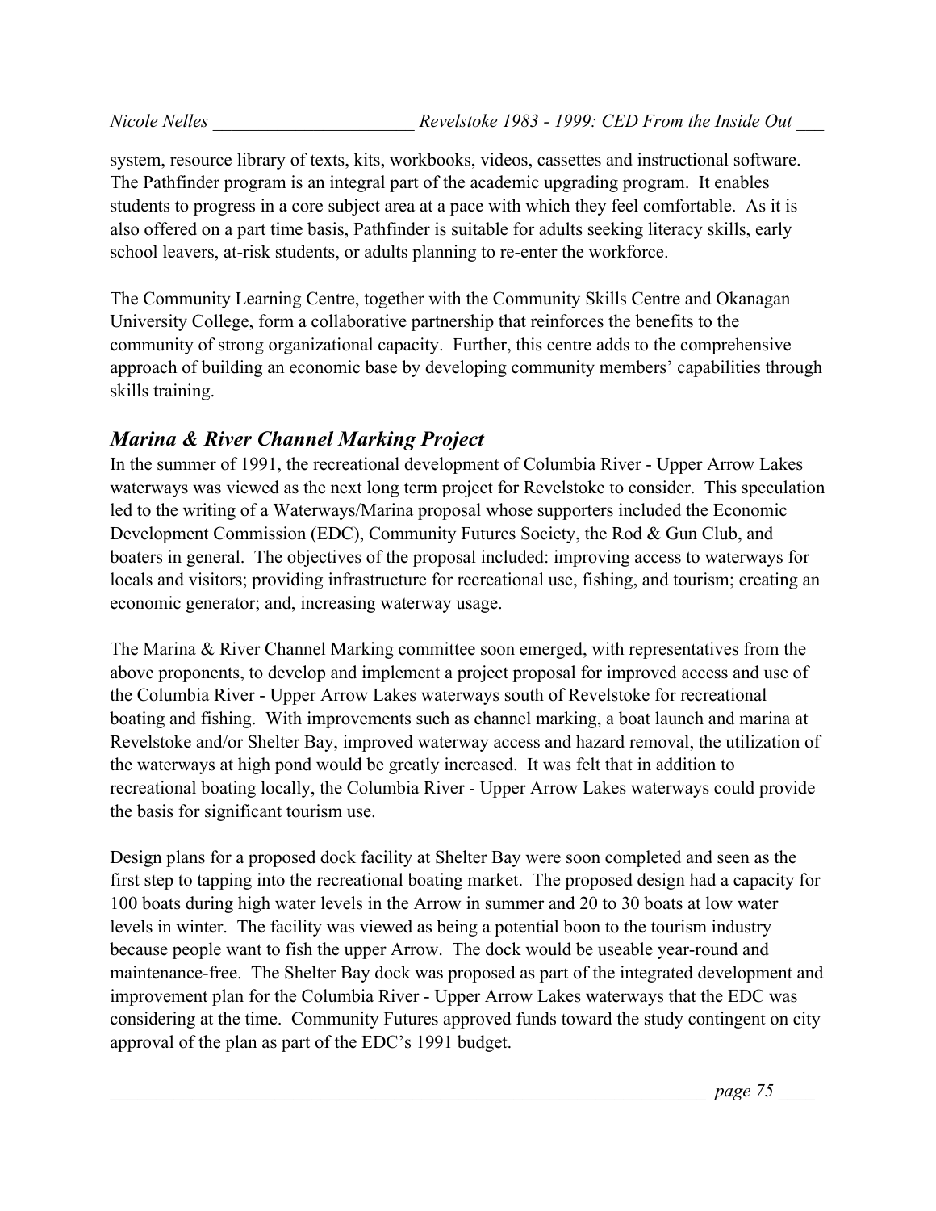system, resource library of texts, kits, workbooks, videos, cassettes and instructional software. The Pathfinder program is an integral part of the academic upgrading program. It enables students to progress in a core subject area at a pace with which they feel comfortable. As it is also offered on a part time basis, Pathfinder is suitable for adults seeking literacy skills, early school leavers, at-risk students, or adults planning to re-enter the workforce.

The Community Learning Centre, together with the Community Skills Centre and Okanagan University College, form a collaborative partnership that reinforces the benefits to the community of strong organizational capacity. Further, this centre adds to the comprehensive approach of building an economic base by developing community members' capabilities through skills training.

## *Marina & River Channel Marking Project*

In the summer of 1991, the recreational development of Columbia River - Upper Arrow Lakes waterways was viewed as the next long term project for Revelstoke to consider. This speculation led to the writing of a Waterways/Marina proposal whose supporters included the Economic Development Commission (EDC), Community Futures Society, the Rod & Gun Club, and boaters in general. The objectives of the proposal included: improving access to waterways for locals and visitors; providing infrastructure for recreational use, fishing, and tourism; creating an economic generator; and, increasing waterway usage.

The Marina & River Channel Marking committee soon emerged, with representatives from the above proponents, to develop and implement a project proposal for improved access and use of the Columbia River - Upper Arrow Lakes waterways south of Revelstoke for recreational boating and fishing. With improvements such as channel marking, a boat launch and marina at Revelstoke and/or Shelter Bay, improved waterway access and hazard removal, the utilization of the waterways at high pond would be greatly increased. It was felt that in addition to recreational boating locally, the Columbia River - Upper Arrow Lakes waterways could provide the basis for significant tourism use.

Design plans for a proposed dock facility at Shelter Bay were soon completed and seen as the first step to tapping into the recreational boating market. The proposed design had a capacity for 100 boats during high water levels in the Arrow in summer and 20 to 30 boats at low water levels in winter. The facility was viewed as being a potential boon to the tourism industry because people want to fish the upper Arrow. The dock would be useable year-round and maintenance-free. The Shelter Bay dock was proposed as part of the integrated development and improvement plan for the Columbia River - Upper Arrow Lakes waterways that the EDC was considering at the time. Community Futures approved funds toward the study contingent on city approval of the plan as part of the EDC's 1991 budget.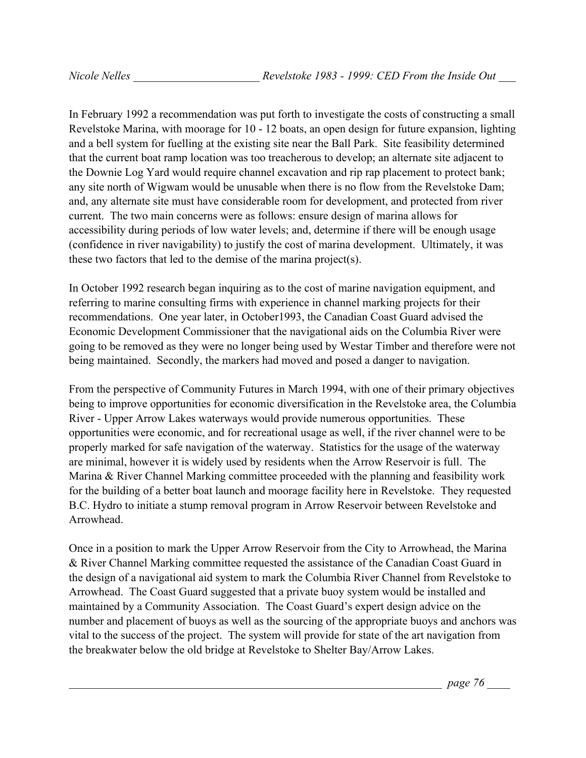In February 1992 a recommendation was put forth to investigate the costs of constructing a small Revelstoke Marina, with moorage for 10 - 12 boats, an open design for future expansion, lighting and a bell system for fuelling at the existing site near the Ball Park. Site feasibility determined that the current boat ramp location was too treacherous to develop; an alternate site adjacent to the Downie Log Yard would require channel excavation and rip rap placement to protect bank; any site north of Wigwam would be unusable when there is no flow from the Revelstoke Dam; and, any alternate site must have considerable room for development, and protected from river current. The two main concerns were as follows: ensure design of marina allows for accessibility during periods of low water levels; and, determine if there will be enough usage (confidence in river navigability) to justify the cost of marina development. Ultimately, it was these two factors that led to the demise of the marina project(s).

In October 1992 research began inquiring as to the cost of marine navigation equipment, and referring to marine consulting firms with experience in channel marking projects for their recommendations. One year later, in October1993, the Canadian Coast Guard advised the Economic Development Commissioner that the navigational aids on the Columbia River were going to be removed as they were no longer being used by Westar Timber and therefore were not being maintained. Secondly, the markers had moved and posed a danger to navigation.

From the perspective of Community Futures in March 1994, with one of their primary objectives being to improve opportunities for economic diversification in the Revelstoke area, the Columbia River - Upper Arrow Lakes waterways would provide numerous opportunities. These opportunities were economic, and for recreational usage as well, if the river channel were to be properly marked for safe navigation of the waterway. Statistics for the usage of the waterway are minimal, however it is widely used by residents when the Arrow Reservoir is full. The Marina & River Channel Marking committee proceeded with the planning and feasibility work for the building of a better boat launch and moorage facility here in Revelstoke. They requested B.C. Hydro to initiate a stump removal program in Arrow Reservoir between Revelstoke and Arrowhead.

Once in a position to mark the Upper Arrow Reservoir from the City to Arrowhead, the Marina & River Channel Marking committee requested the assistance of the Canadian Coast Guard in the design of a navigational aid system to mark the Columbia River Channel from Revelstoke to Arrowhead. The Coast Guard suggested that a private buoy system would be installed and maintained by a Community Association. The Coast Guard's expert design advice on the number and placement of buoys as well as the sourcing of the appropriate buoys and anchors was vital to the success of the project. The system will provide for state of the art navigation from the breakwater below the old bridge at Revelstoke to Shelter Bay/Arrow Lakes.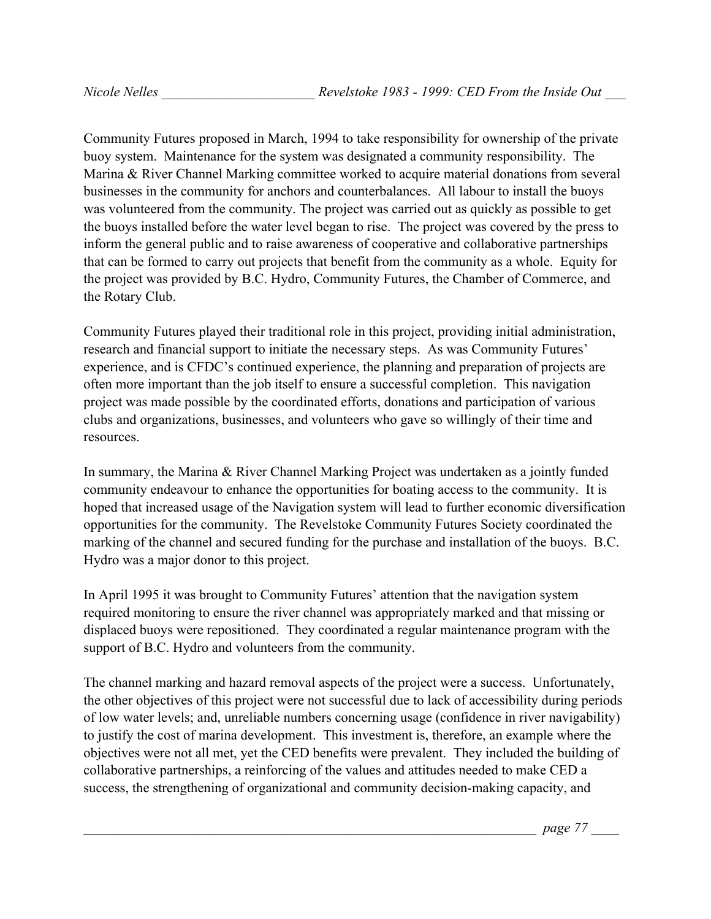Community Futures proposed in March, 1994 to take responsibility for ownership of the private buoy system. Maintenance for the system was designated a community responsibility. The Marina & River Channel Marking committee worked to acquire material donations from several businesses in the community for anchors and counterbalances. All labour to install the buoys was volunteered from the community. The project was carried out as quickly as possible to get the buoys installed before the water level began to rise. The project was covered by the press to inform the general public and to raise awareness of cooperative and collaborative partnerships that can be formed to carry out projects that benefit from the community as a whole. Equity for the project was provided by B.C. Hydro, Community Futures, the Chamber of Commerce, and the Rotary Club.

Community Futures played their traditional role in this project, providing initial administration, research and financial support to initiate the necessary steps. As was Community Futures' experience, and is CFDC's continued experience, the planning and preparation of projects are often more important than the job itself to ensure a successful completion. This navigation project was made possible by the coordinated efforts, donations and participation of various clubs and organizations, businesses, and volunteers who gave so willingly of their time and resources.

In summary, the Marina & River Channel Marking Project was undertaken as a jointly funded community endeavour to enhance the opportunities for boating access to the community. It is hoped that increased usage of the Navigation system will lead to further economic diversification opportunities for the community. The Revelstoke Community Futures Society coordinated the marking of the channel and secured funding for the purchase and installation of the buoys. B.C. Hydro was a major donor to this project.

In April 1995 it was brought to Community Futures' attention that the navigation system required monitoring to ensure the river channel was appropriately marked and that missing or displaced buoys were repositioned. They coordinated a regular maintenance program with the support of B.C. Hydro and volunteers from the community.

The channel marking and hazard removal aspects of the project were a success. Unfortunately, the other objectives of this project were not successful due to lack of accessibility during periods of low water levels; and, unreliable numbers concerning usage (confidence in river navigability) to justify the cost of marina development. This investment is, therefore, an example where the objectives were not all met, yet the CED benefits were prevalent. They included the building of collaborative partnerships, a reinforcing of the values and attitudes needed to make CED a success, the strengthening of organizational and community decision-making capacity, and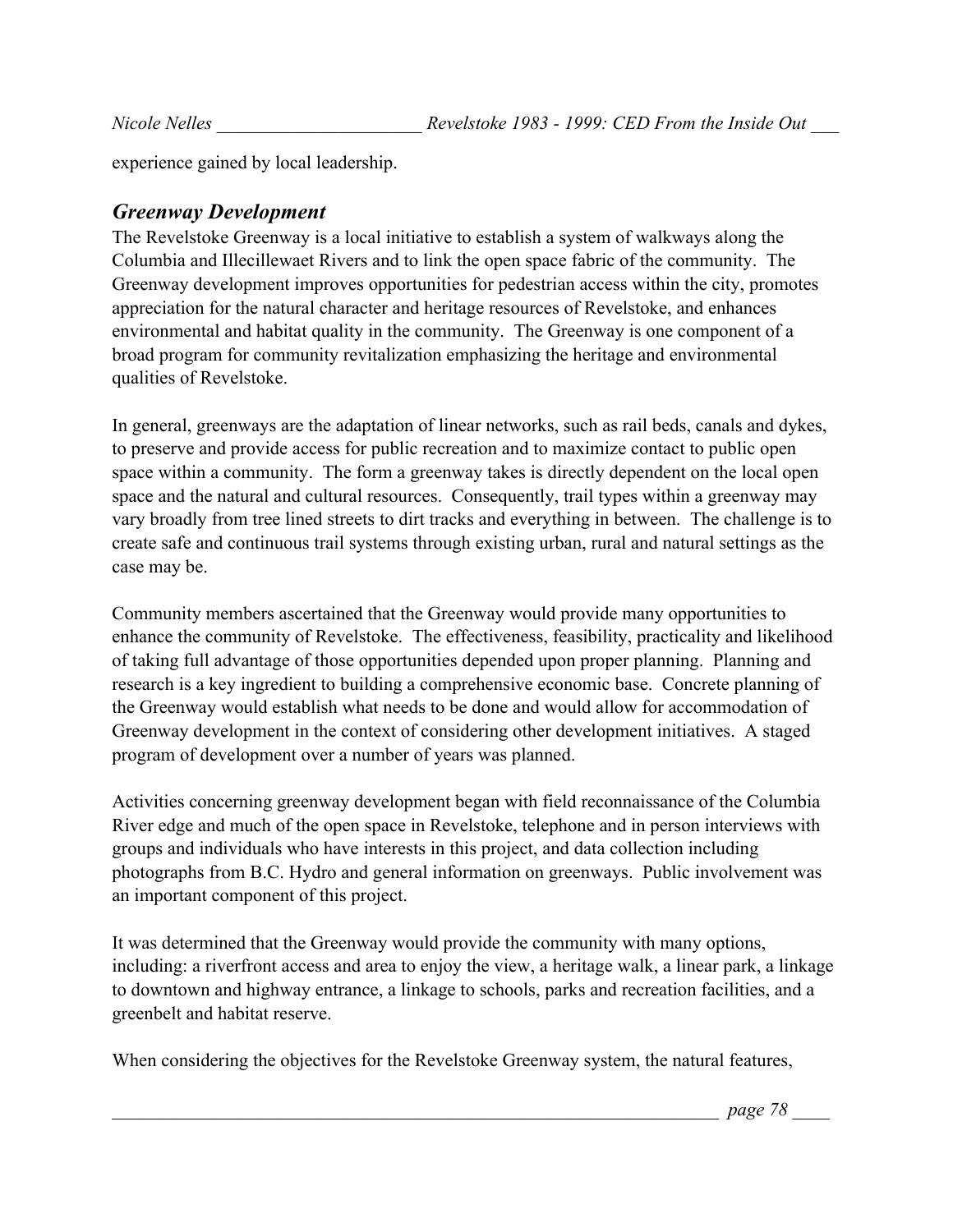experience gained by local leadership.

## *Greenway Development*

The Revelstoke Greenway is a local initiative to establish a system of walkways along the Columbia and Illecillewaet Rivers and to link the open space fabric of the community. The Greenway development improves opportunities for pedestrian access within the city, promotes appreciation for the natural character and heritage resources of Revelstoke, and enhances environmental and habitat quality in the community. The Greenway is one component of a broad program for community revitalization emphasizing the heritage and environmental qualities of Revelstoke.

In general, greenways are the adaptation of linear networks, such as rail beds, canals and dykes, to preserve and provide access for public recreation and to maximize contact to public open space within a community. The form a greenway takes is directly dependent on the local open space and the natural and cultural resources. Consequently, trail types within a greenway may vary broadly from tree lined streets to dirt tracks and everything in between. The challenge is to create safe and continuous trail systems through existing urban, rural and natural settings as the case may be.

Community members ascertained that the Greenway would provide many opportunities to enhance the community of Revelstoke. The effectiveness, feasibility, practicality and likelihood of taking full advantage of those opportunities depended upon proper planning. Planning and research is a key ingredient to building a comprehensive economic base. Concrete planning of the Greenway would establish what needs to be done and would allow for accommodation of Greenway development in the context of considering other development initiatives. A staged program of development over a number of years was planned.

Activities concerning greenway development began with field reconnaissance of the Columbia River edge and much of the open space in Revelstoke, telephone and in person interviews with groups and individuals who have interests in this project, and data collection including photographs from B.C. Hydro and general information on greenways. Public involvement was an important component of this project.

It was determined that the Greenway would provide the community with many options, including: a riverfront access and area to enjoy the view, a heritage walk, a linear park, a linkage to downtown and highway entrance, a linkage to schools, parks and recreation facilities, and a greenbelt and habitat reserve.

When considering the objectives for the Revelstoke Greenway system, the natural features,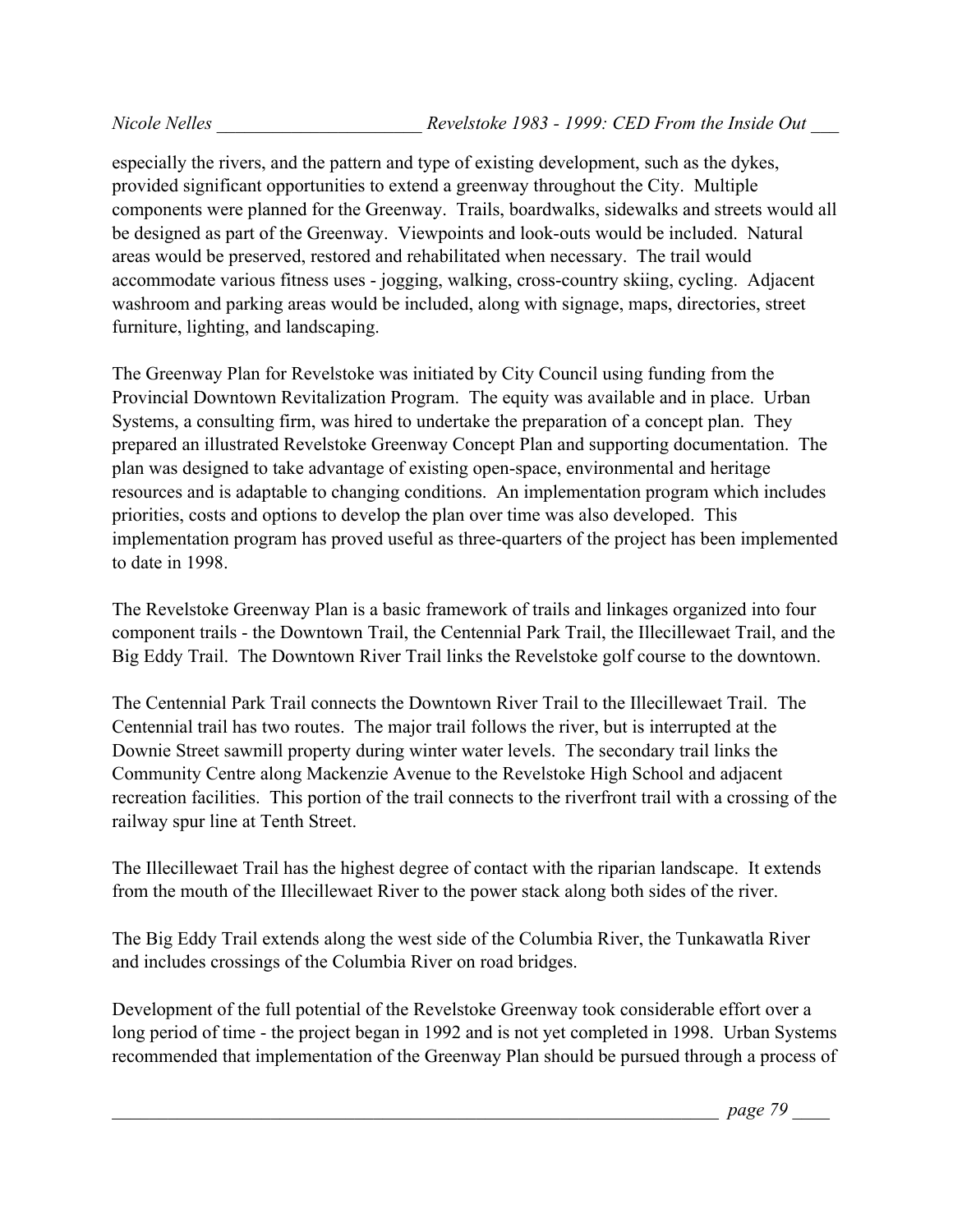especially the rivers, and the pattern and type of existing development, such as the dykes, provided significant opportunities to extend a greenway throughout the City. Multiple components were planned for the Greenway. Trails, boardwalks, sidewalks and streets would all be designed as part of the Greenway. Viewpoints and look-outs would be included. Natural areas would be preserved, restored and rehabilitated when necessary. The trail would accommodate various fitness uses - jogging, walking, cross-country skiing, cycling. Adjacent washroom and parking areas would be included, along with signage, maps, directories, street furniture, lighting, and landscaping.

The Greenway Plan for Revelstoke was initiated by City Council using funding from the Provincial Downtown Revitalization Program. The equity was available and in place. Urban Systems, a consulting firm, was hired to undertake the preparation of a concept plan. They prepared an illustrated Revelstoke Greenway Concept Plan and supporting documentation. The plan was designed to take advantage of existing open-space, environmental and heritage resources and is adaptable to changing conditions. An implementation program which includes priorities, costs and options to develop the plan over time was also developed. This implementation program has proved useful as three-quarters of the project has been implemented to date in 1998.

The Revelstoke Greenway Plan is a basic framework of trails and linkages organized into four component trails - the Downtown Trail, the Centennial Park Trail, the Illecillewaet Trail, and the Big Eddy Trail. The Downtown River Trail links the Revelstoke golf course to the downtown.

The Centennial Park Trail connects the Downtown River Trail to the Illecillewaet Trail. The Centennial trail has two routes. The major trail follows the river, but is interrupted at the Downie Street sawmill property during winter water levels. The secondary trail links the Community Centre along Mackenzie Avenue to the Revelstoke High School and adjacent recreation facilities. This portion of the trail connects to the riverfront trail with a crossing of the railway spur line at Tenth Street.

The Illecillewaet Trail has the highest degree of contact with the riparian landscape. It extends from the mouth of the Illecillewaet River to the power stack along both sides of the river.

The Big Eddy Trail extends along the west side of the Columbia River, the Tunkawatla River and includes crossings of the Columbia River on road bridges.

Development of the full potential of the Revelstoke Greenway took considerable effort over a long period of time - the project began in 1992 and is not yet completed in 1998. Urban Systems recommended that implementation of the Greenway Plan should be pursued through a process of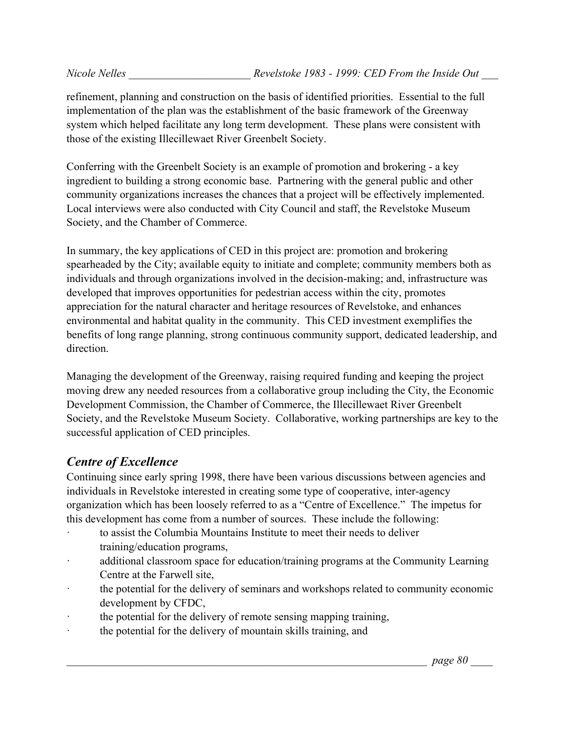refinement, planning and construction on the basis of identified priorities. Essential to the full implementation of the plan was the establishment of the basic framework of the Greenway system which helped facilitate any long term development. These plans were consistent with those of the existing Illecillewaet River Greenbelt Society.

Conferring with the Greenbelt Society is an example of promotion and brokering - a key ingredient to building a strong economic base. Partnering with the general public and other community organizations increases the chances that a project will be effectively implemented. Local interviews were also conducted with City Council and staff, the Revelstoke Museum Society, and the Chamber of Commerce.

In summary, the key applications of CED in this project are: promotion and brokering spearheaded by the City; available equity to initiate and complete; community members both as individuals and through organizations involved in the decision-making; and, infrastructure was developed that improves opportunities for pedestrian access within the city, promotes appreciation for the natural character and heritage resources of Revelstoke, and enhances environmental and habitat quality in the community. This CED investment exemplifies the benefits of long range planning, strong continuous community support, dedicated leadership, and direction.

Managing the development of the Greenway, raising required funding and keeping the project moving drew any needed resources from a collaborative group including the City, the Economic Development Commission, the Chamber of Commerce, the Illecillewaet River Greenbelt Society, and the Revelstoke Museum Society. Collaborative, working partnerships are key to the successful application of CED principles.

## *Centre of Excellence*

Continuing since early spring 1998, there have been various discussions between agencies and individuals in Revelstoke interested in creating some type of cooperative, inter-agency organization which has been loosely referred to as a "Centre of Excellence." The impetus for this development has come from a number of sources. These include the following:

- to assist the Columbia Mountains Institute to meet their needs to deliver training/education programs,
- additional classroom space for education/training programs at the Community Learning Centre at the Farwell site,
- the potential for the delivery of seminars and workshops related to community economic development by CFDC,
- the potential for the delivery of remote sensing mapping training,
- the potential for the delivery of mountain skills training, and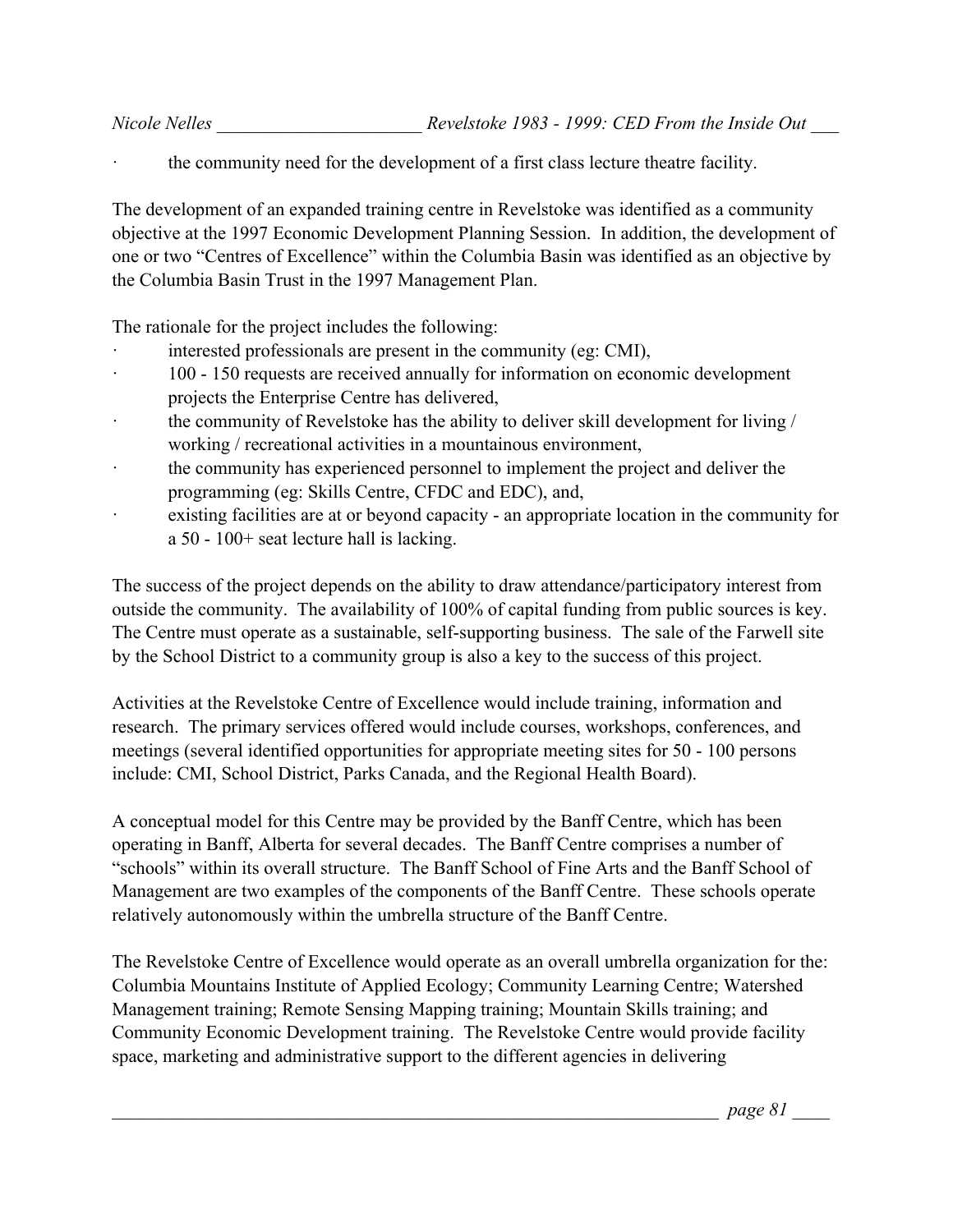- the community need for the development of a first class lecture theatre facility.

The development of an expanded training centre in Revelstoke was identified as a community objective at the 1997 Economic Development Planning Session. In addition, the development of one or two "Centres of Excellence" within the Columbia Basin was identified as an objective by the Columbia Basin Trust in the 1997 Management Plan.

The rationale for the project includes the following:

- interested professionals are present in the community (eg: CMI),
- 100 - 150 requests are received annually for information on economic development projects the Enterprise Centre has delivered,
- the community of Revelstoke has the ability to deliver skill development for living / working / recreational activities in a mountainous environment,
- the community has experienced personnel to implement the project and deliver the programming (eg: Skills Centre, CFDC and EDC), and,
- existing facilities are at or beyond capacity - an appropriate location in the community for a 50 - 100+ seat lecture hall is lacking.

The success of the project depends on the ability to draw attendance/participatory interest from outside the community. The availability of 100% of capital funding from public sources is key. The Centre must operate as a sustainable, self-supporting business. The sale of the Farwell site by the School District to a community group is also a key to the success of this project.

Activities at the Revelstoke Centre of Excellence would include training, information and research. The primary services offered would include courses, workshops, conferences, and meetings (several identified opportunities for appropriate meeting sites for 50 - 100 persons include: CMI, School District, Parks Canada, and the Regional Health Board).

A conceptual model for this Centre may be provided by the Banff Centre, which has been operating in Banff, Alberta for several decades. The Banff Centre comprises a number of "schools" within its overall structure. The Banff School of Fine Arts and the Banff School of Management are two examples of the components of the Banff Centre. These schools operate relatively autonomously within the umbrella structure of the Banff Centre.

The Revelstoke Centre of Excellence would operate as an overall umbrella organization for the: Columbia Mountains Institute of Applied Ecology; Community Learning Centre; Watershed Management training; Remote Sensing Mapping training; Mountain Skills training; and Community Economic Development training. The Revelstoke Centre would provide facility space, marketing and administrative support to the different agencies in delivering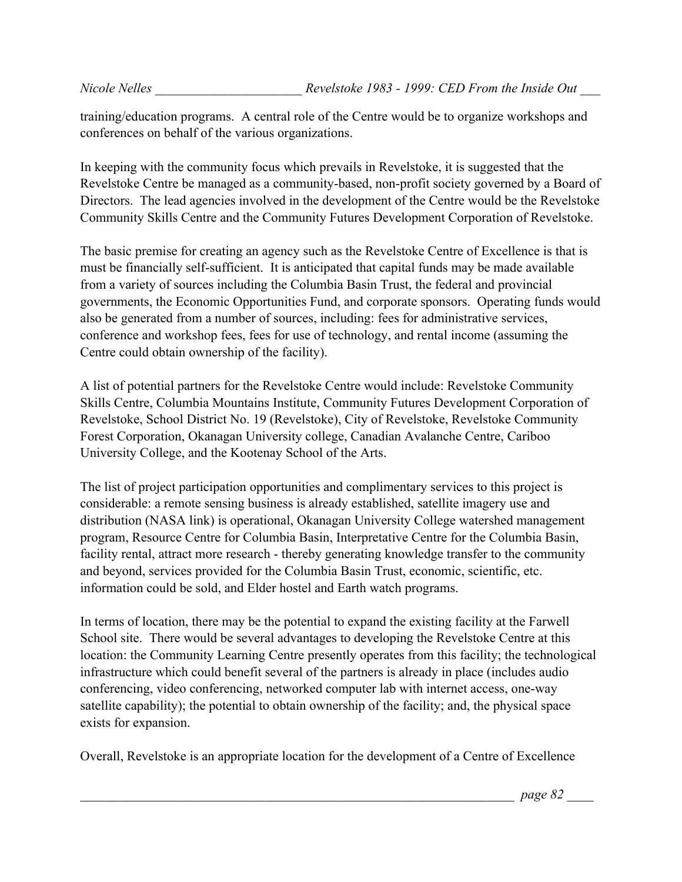training/education programs. A central role of the Centre would be to organize workshops and conferences on behalf of the various organizations.

In keeping with the community focus which prevails in Revelstoke, it is suggested that the Revelstoke Centre be managed as a community-based, non-profit society governed by a Board of Directors. The lead agencies involved in the development of the Centre would be the Revelstoke Community Skills Centre and the Community Futures Development Corporation of Revelstoke.

The basic premise for creating an agency such as the Revelstoke Centre of Excellence is that is must be financially self-sufficient. It is anticipated that capital funds may be made available from a variety of sources including the Columbia Basin Trust, the federal and provincial governments, the Economic Opportunities Fund, and corporate sponsors. Operating funds would also be generated from a number of sources, including: fees for administrative services, conference and workshop fees, fees for use of technology, and rental income (assuming the Centre could obtain ownership of the facility).

A list of potential partners for the Revelstoke Centre would include: Revelstoke Community Skills Centre, Columbia Mountains Institute, Community Futures Development Corporation of Revelstoke, School District No. 19 (Revelstoke), City of Revelstoke, Revelstoke Community Forest Corporation, Okanagan University college, Canadian Avalanche Centre, Cariboo University College, and the Kootenay School of the Arts.

The list of project participation opportunities and complimentary services to this project is considerable: a remote sensing business is already established, satellite imagery use and distribution (NASA link) is operational, Okanagan University College watershed management program, Resource Centre for Columbia Basin, Interpretative Centre for the Columbia Basin, facility rental, attract more research - thereby generating knowledge transfer to the community and beyond, services provided for the Columbia Basin Trust, economic, scientific, etc. information could be sold, and Elder hostel and Earth watch programs.

In terms of location, there may be the potential to expand the existing facility at the Farwell School site. There would be several advantages to developing the Revelstoke Centre at this location: the Community Learning Centre presently operates from this facility; the technological infrastructure which could benefit several of the partners is already in place (includes audio conferencing, video conferencing, networked computer lab with internet access, one-way satellite capability); the potential to obtain ownership of the facility; and, the physical space exists for expansion.

Overall, Revelstoke is an appropriate location for the development of a Centre of Excellence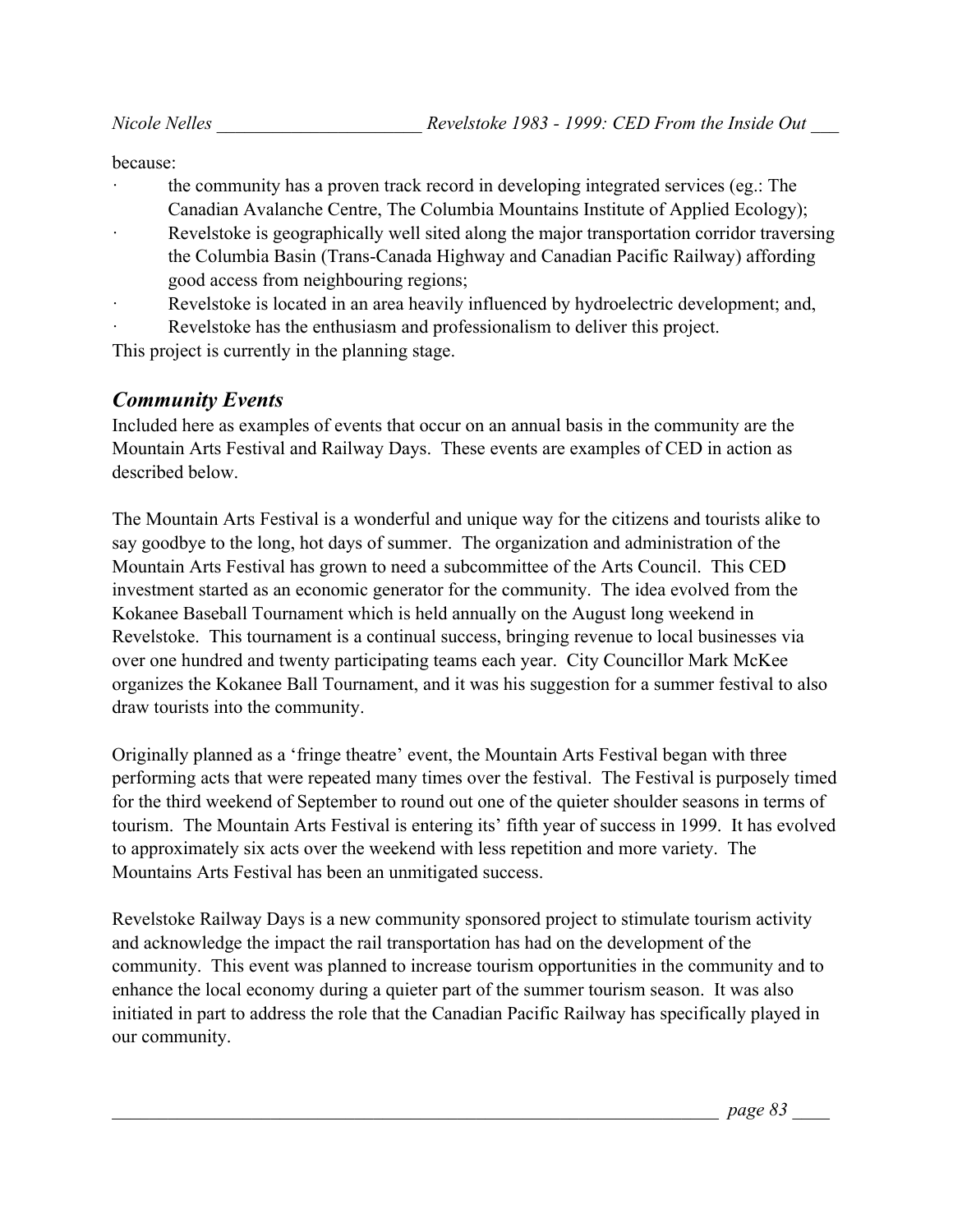because:

- the community has a proven track record in developing integrated services (eg.: The Canadian Avalanche Centre, The Columbia Mountains Institute of Applied Ecology);
- Revelstoke is geographically well sited along the major transportation corridor traversing the Columbia Basin (Trans-Canada Highway and Canadian Pacific Railway) affording good access from neighbouring regions;
- Revelstoke is located in an area heavily influenced by hydroelectric development; and,
- Revelstoke has the enthusiasm and professionalism to deliver this project.

This project is currently in the planning stage.

## *Community Events*

Included here as examples of events that occur on an annual basis in the community are the Mountain Arts Festival and Railway Days. These events are examples of CED in action as described below.

The Mountain Arts Festival is a wonderful and unique way for the citizens and tourists alike to say goodbye to the long, hot days of summer. The organization and administration of the Mountain Arts Festival has grown to need a subcommittee of the Arts Council. This CED investment started as an economic generator for the community. The idea evolved from the Kokanee Baseball Tournament which is held annually on the August long weekend in Revelstoke. This tournament is a continual success, bringing revenue to local businesses via over one hundred and twenty participating teams each year. City Councillor Mark McKee organizes the Kokanee Ball Tournament, and it was his suggestion for a summer festival to also draw tourists into the community.

Originally planned as a 'fringe theatre' event, the Mountain Arts Festival began with three performing acts that were repeated many times over the festival. The Festival is purposely timed for the third weekend of September to round out one of the quieter shoulder seasons in terms of tourism. The Mountain Arts Festival is entering its' fifth year of success in 1999. It has evolved to approximately six acts over the weekend with less repetition and more variety. The Mountains Arts Festival has been an unmitigated success.

Revelstoke Railway Days is a new community sponsored project to stimulate tourism activity and acknowledge the impact the rail transportation has had on the development of the community. This event was planned to increase tourism opportunities in the community and to enhance the local economy during a quieter part of the summer tourism season. It was also initiated in part to address the role that the Canadian Pacific Railway has specifically played in our community.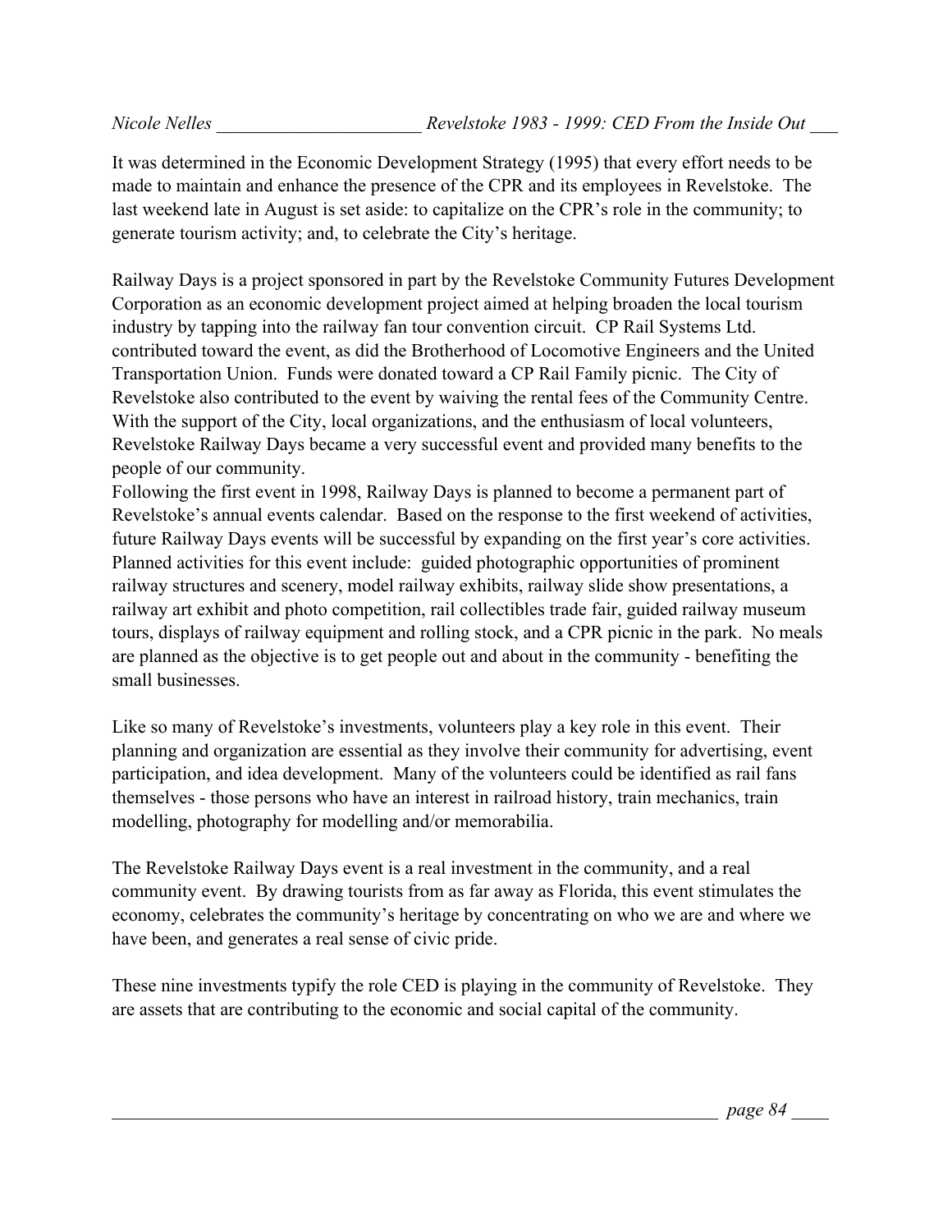It was determined in the Economic Development Strategy (1995) that every effort needs to be made to maintain and enhance the presence of the CPR and its employees in Revelstoke. The last weekend late in August is set aside: to capitalize on the CPR's role in the community; to generate tourism activity; and, to celebrate the City's heritage.

Railway Days is a project sponsored in part by the Revelstoke Community Futures Development Corporation as an economic development project aimed at helping broaden the local tourism industry by tapping into the railway fan tour convention circuit. CP Rail Systems Ltd. contributed toward the event, as did the Brotherhood of Locomotive Engineers and the United Transportation Union. Funds were donated toward a CP Rail Family picnic. The City of Revelstoke also contributed to the event by waiving the rental fees of the Community Centre. With the support of the City, local organizations, and the enthusiasm of local volunteers, Revelstoke Railway Days became a very successful event and provided many benefits to the people of our community.

Following the first event in 1998, Railway Days is planned to become a permanent part of Revelstoke's annual events calendar. Based on the response to the first weekend of activities, future Railway Days events will be successful by expanding on the first year's core activities. Planned activities for this event include: guided photographic opportunities of prominent railway structures and scenery, model railway exhibits, railway slide show presentations, a railway art exhibit and photo competition, rail collectibles trade fair, guided railway museum tours, displays of railway equipment and rolling stock, and a CPR picnic in the park. No meals are planned as the objective is to get people out and about in the community - benefiting the small businesses.

Like so many of Revelstoke's investments, volunteers play a key role in this event. Their planning and organization are essential as they involve their community for advertising, event participation, and idea development. Many of the volunteers could be identified as rail fans themselves - those persons who have an interest in railroad history, train mechanics, train modelling, photography for modelling and/or memorabilia.

The Revelstoke Railway Days event is a real investment in the community, and a real community event. By drawing tourists from as far away as Florida, this event stimulates the economy, celebrates the community's heritage by concentrating on who we are and where we have been, and generates a real sense of civic pride.

These nine investments typify the role CED is playing in the community of Revelstoke. They are assets that are contributing to the economic and social capital of the community.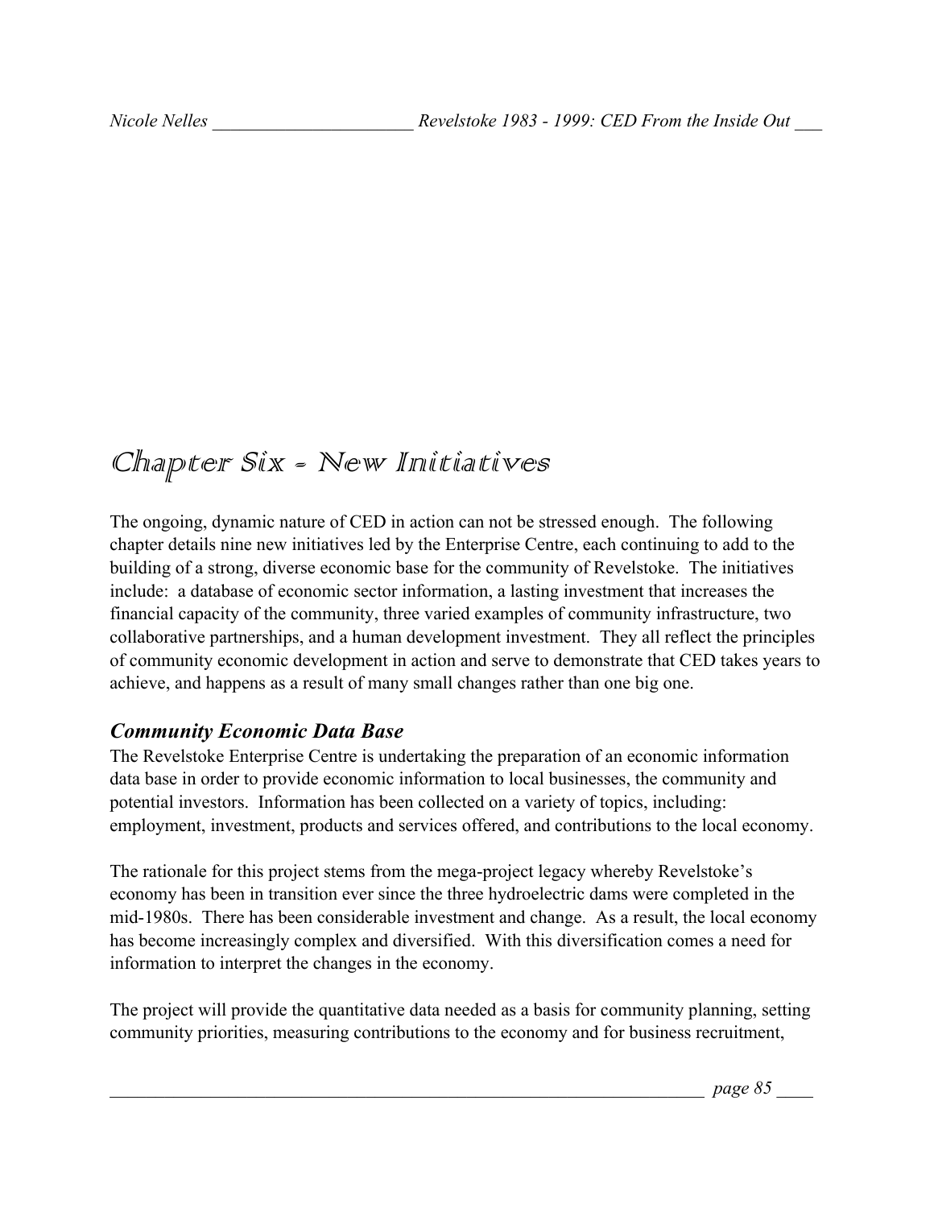# Chapter Six - New Initiatives

The ongoing, dynamic nature of CED in action can not be stressed enough. The following chapter details nine new initiatives led by the Enterprise Centre, each continuing to add to the building of a strong, diverse economic base for the community of Revelstoke. The initiatives include: a database of economic sector information, a lasting investment that increases the financial capacity of the community, three varied examples of community infrastructure, two collaborative partnerships, and a human development investment. They all reflect the principles of community economic development in action and serve to demonstrate that CED takes years to achieve, and happens as a result of many small changes rather than one big one.

### *Community Economic Data Base*

The Revelstoke Enterprise Centre is undertaking the preparation of an economic information data base in order to provide economic information to local businesses, the community and potential investors. Information has been collected on a variety of topics, including: employment, investment, products and services offered, and contributions to the local economy.

The rationale for this project stems from the mega-project legacy whereby Revelstoke's economy has been in transition ever since the three hydroelectric dams were completed in the mid-1980s. There has been considerable investment and change. As a result, the local economy has become increasingly complex and diversified. With this diversification comes a need for information to interpret the changes in the economy.

The project will provide the quantitative data needed as a basis for community planning, setting community priorities, measuring contributions to the economy and for business recruitment,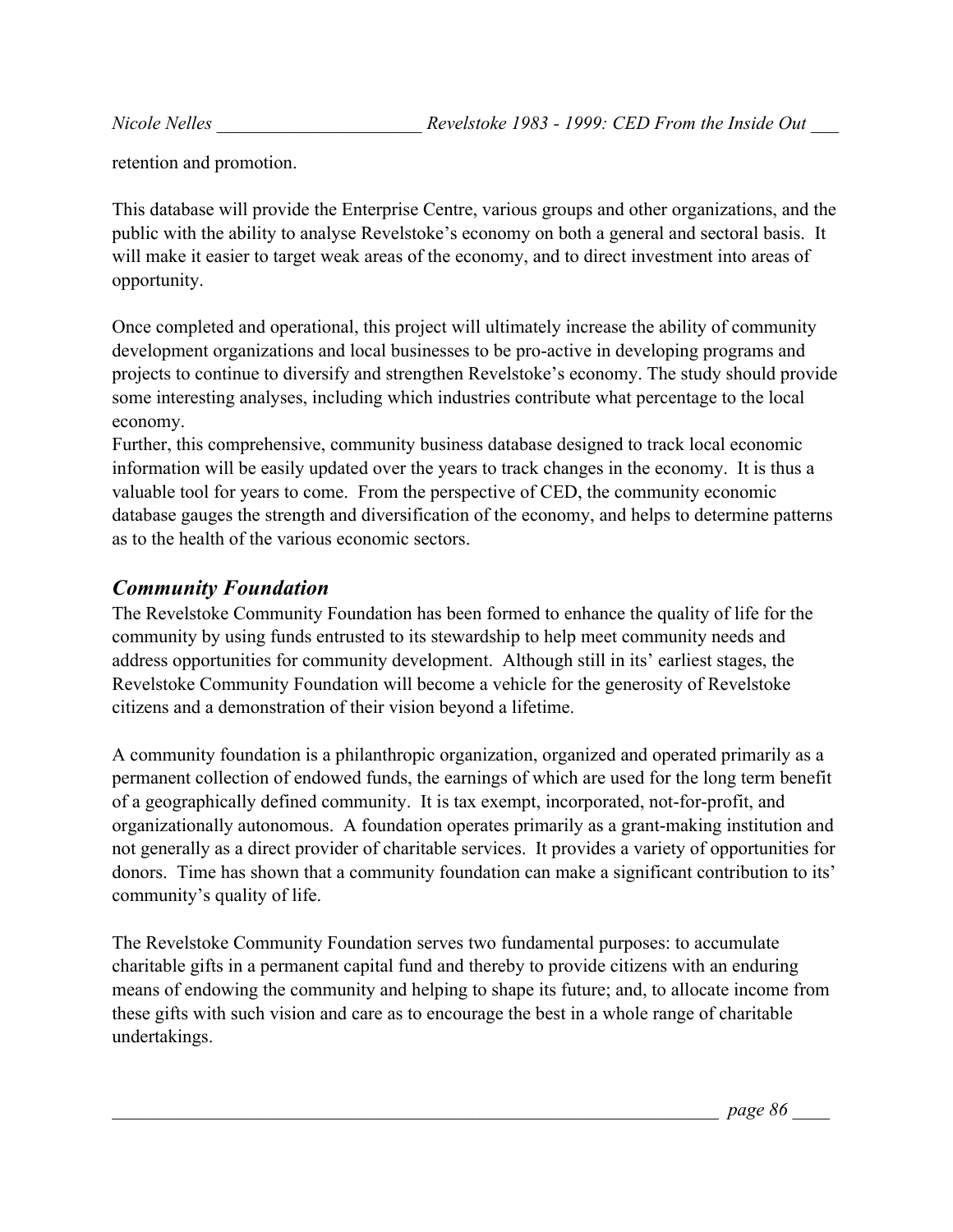retention and promotion.

This database will provide the Enterprise Centre, various groups and other organizations, and the public with the ability to analyse Revelstoke's economy on both a general and sectoral basis. It will make it easier to target weak areas of the economy, and to direct investment into areas of opportunity.

Once completed and operational, this project will ultimately increase the ability of community development organizations and local businesses to be pro-active in developing programs and projects to continue to diversify and strengthen Revelstoke's economy. The study should provide some interesting analyses, including which industries contribute what percentage to the local economy.
Further, this comprehensive, community business database designed to track local economic information will be easily updated over the years to track changes in the economy. It is thus a valuable tool for years to come. From the perspective of CED, the community economic database gauges the strength and diversification of the economy, and helps to determine patterns as to the health of the various economic sectors.

## *Community Foundation*

The Revelstoke Community Foundation has been formed to enhance the quality of life for the community by using funds entrusted to its stewardship to help meet community needs and address opportunities for community development. Although still in its' earliest stages, the Revelstoke Community Foundation will become a vehicle for the generosity of Revelstoke citizens and a demonstration of their vision beyond a lifetime.

A community foundation is a philanthropic organization, organized and operated primarily as a permanent collection of endowed funds, the earnings of which are used for the long term benefit of a geographically defined community. It is tax exempt, incorporated, not-for-profit, and organizationally autonomous. A foundation operates primarily as a grant-making institution and not generally as a direct provider of charitable services. It provides a variety of opportunities for donors. Time has shown that a community foundation can make a significant contribution to its' community's quality of life.

The Revelstoke Community Foundation serves two fundamental purposes: to accumulate charitable gifts in a permanent capital fund and thereby to provide citizens with an enduring means of endowing the community and helping to shape its future; and, to allocate income from these gifts with such vision and care as to encourage the best in a whole range of charitable undertakings.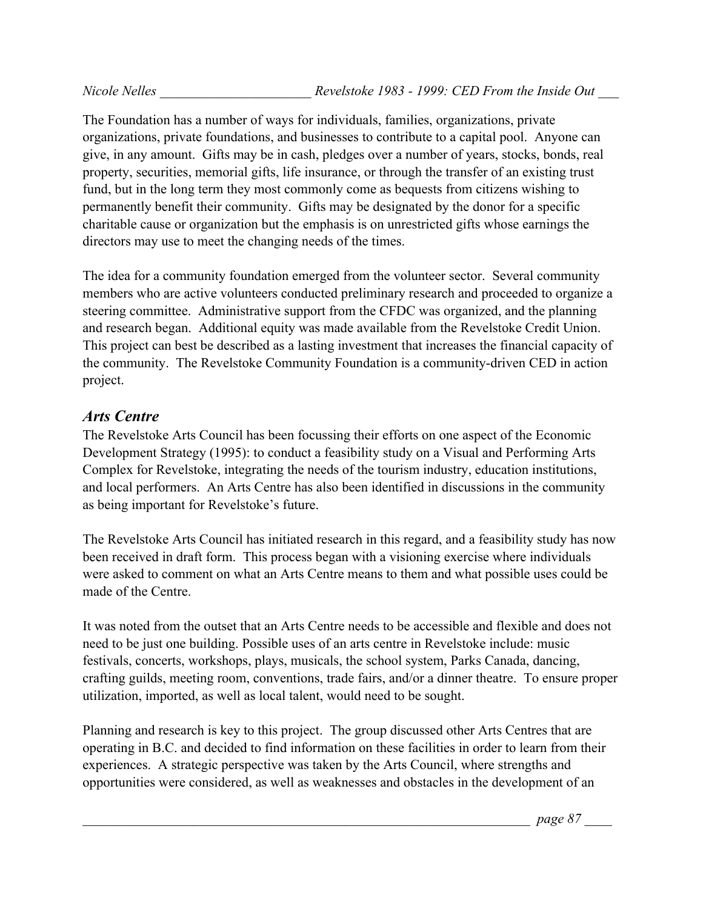The Foundation has a number of ways for individuals, families, organizations, private organizations, private foundations, and businesses to contribute to a capital pool. Anyone can give, in any amount. Gifts may be in cash, pledges over a number of years, stocks, bonds, real property, securities, memorial gifts, life insurance, or through the transfer of an existing trust fund, but in the long term they most commonly come as bequests from citizens wishing to permanently benefit their community. Gifts may be designated by the donor for a specific charitable cause or organization but the emphasis is on unrestricted gifts whose earnings the directors may use to meet the changing needs of the times.

The idea for a community foundation emerged from the volunteer sector. Several community members who are active volunteers conducted preliminary research and proceeded to organize a steering committee. Administrative support from the CFDC was organized, and the planning and research began. Additional equity was made available from the Revelstoke Credit Union. This project can best be described as a lasting investment that increases the financial capacity of the community. The Revelstoke Community Foundation is a community-driven CED in action project.

## *Arts Centre*

The Revelstoke Arts Council has been focussing their efforts on one aspect of the Economic Development Strategy (1995): to conduct a feasibility study on a Visual and Performing Arts Complex for Revelstoke, integrating the needs of the tourism industry, education institutions, and local performers. An Arts Centre has also been identified in discussions in the community as being important for Revelstoke's future.

The Revelstoke Arts Council has initiated research in this regard, and a feasibility study has now been received in draft form. This process began with a visioning exercise where individuals were asked to comment on what an Arts Centre means to them and what possible uses could be made of the Centre.

It was noted from the outset that an Arts Centre needs to be accessible and flexible and does not need to be just one building. Possible uses of an arts centre in Revelstoke include: music festivals, concerts, workshops, plays, musicals, the school system, Parks Canada, dancing, crafting guilds, meeting room, conventions, trade fairs, and/or a dinner theatre. To ensure proper utilization, imported, as well as local talent, would need to be sought.

Planning and research is key to this project. The group discussed other Arts Centres that are operating in B.C. and decided to find information on these facilities in order to learn from their experiences. A strategic perspective was taken by the Arts Council, where strengths and opportunities were considered, as well as weaknesses and obstacles in the development of an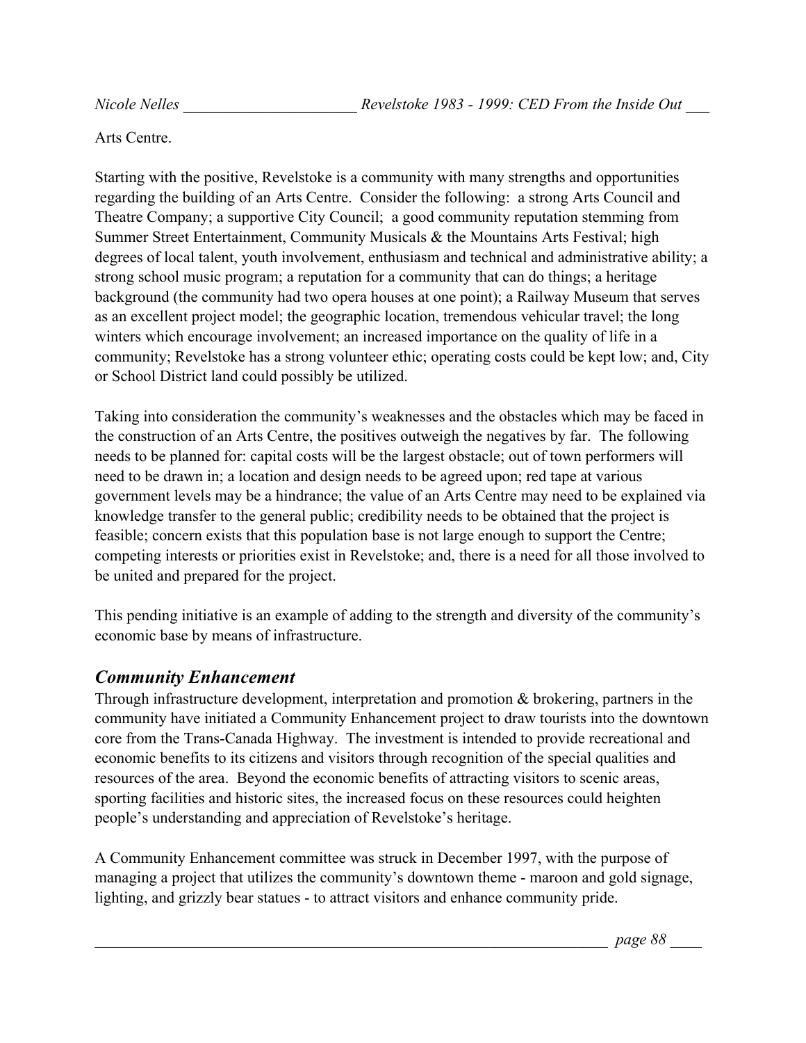Arts Centre.

Starting with the positive, Revelstoke is a community with many strengths and opportunities regarding the building of an Arts Centre. Consider the following: a strong Arts Council and Theatre Company; a supportive City Council; a good community reputation stemming from Summer Street Entertainment, Community Musicals & the Mountains Arts Festival; high degrees of local talent, youth involvement, enthusiasm and technical and administrative ability; a strong school music program; a reputation for a community that can do things; a heritage background (the community had two opera houses at one point); a Railway Museum that serves as an excellent project model; the geographic location, tremendous vehicular travel; the long winters which encourage involvement; an increased importance on the quality of life in a community; Revelstoke has a strong volunteer ethic; operating costs could be kept low; and, City or School District land could possibly be utilized.

Taking into consideration the community's weaknesses and the obstacles which may be faced in the construction of an Arts Centre, the positives outweigh the negatives by far. The following needs to be planned for: capital costs will be the largest obstacle; out of town performers will need to be drawn in; a location and design needs to be agreed upon; red tape at various government levels may be a hindrance; the value of an Arts Centre may need to be explained via knowledge transfer to the general public; credibility needs to be obtained that the project is feasible; concern exists that this population base is not large enough to support the Centre; competing interests or priorities exist in Revelstoke; and, there is a need for all those involved to be united and prepared for the project.

This pending initiative is an example of adding to the strength and diversity of the community's economic base by means of infrastructure.

## *Community Enhancement*

Through infrastructure development, interpretation and promotion & brokering, partners in the community have initiated a Community Enhancement project to draw tourists into the downtown core from the Trans-Canada Highway. The investment is intended to provide recreational and economic benefits to its citizens and visitors through recognition of the special qualities and resources of the area. Beyond the economic benefits of attracting visitors to scenic areas, sporting facilities and historic sites, the increased focus on these resources could heighten people's understanding and appreciation of Revelstoke's heritage.

A Community Enhancement committee was struck in December 1997, with the purpose of managing a project that utilizes the community's downtown theme - maroon and gold signage, lighting, and grizzly bear statues - to attract visitors and enhance community pride.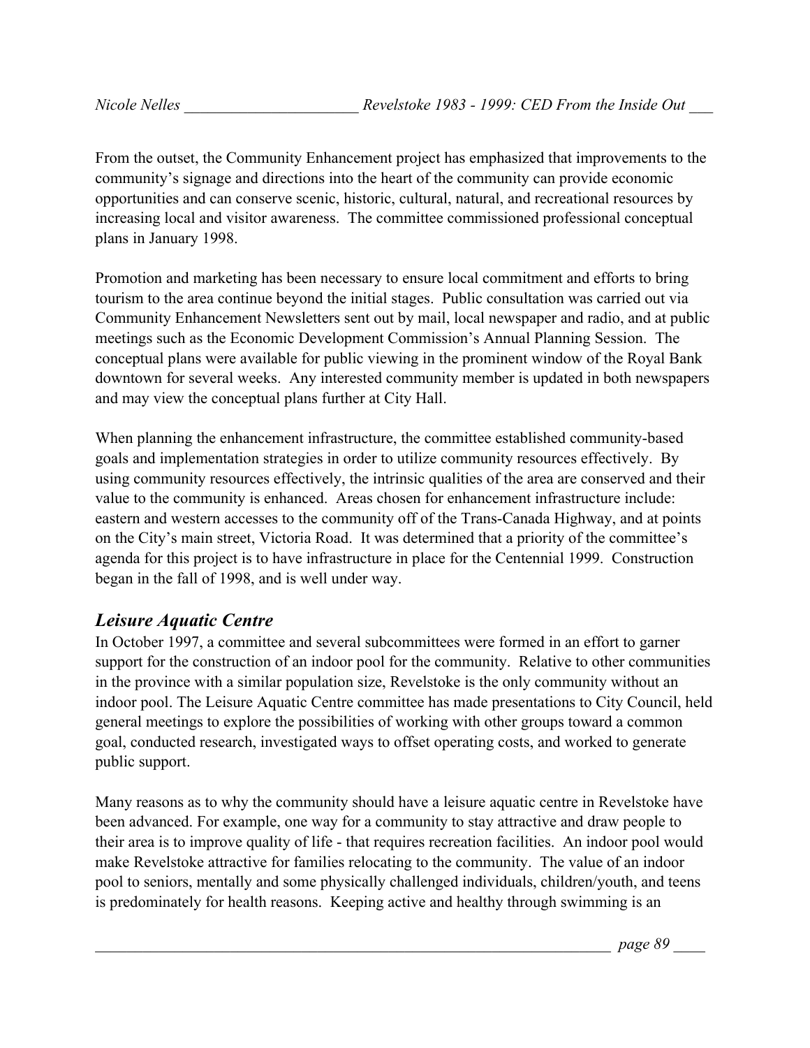From the outset, the Community Enhancement project has emphasized that improvements to the community's signage and directions into the heart of the community can provide economic opportunities and can conserve scenic, historic, cultural, natural, and recreational resources by increasing local and visitor awareness. The committee commissioned professional conceptual plans in January 1998.

Promotion and marketing has been necessary to ensure local commitment and efforts to bring tourism to the area continue beyond the initial stages. Public consultation was carried out via Community Enhancement Newsletters sent out by mail, local newspaper and radio, and at public meetings such as the Economic Development Commission's Annual Planning Session. The conceptual plans were available for public viewing in the prominent window of the Royal Bank downtown for several weeks. Any interested community member is updated in both newspapers and may view the conceptual plans further at City Hall.

When planning the enhancement infrastructure, the committee established community-based goals and implementation strategies in order to utilize community resources effectively. By using community resources effectively, the intrinsic qualities of the area are conserved and their value to the community is enhanced. Areas chosen for enhancement infrastructure include: eastern and western accesses to the community off of the Trans-Canada Highway, and at points on the City's main street, Victoria Road. It was determined that a priority of the committee's agenda for this project is to have infrastructure in place for the Centennial 1999. Construction began in the fall of 1998, and is well under way.

## *Leisure Aquatic Centre*

In October 1997, a committee and several subcommittees were formed in an effort to garner support for the construction of an indoor pool for the community. Relative to other communities in the province with a similar population size, Revelstoke is the only community without an indoor pool. The Leisure Aquatic Centre committee has made presentations to City Council, held general meetings to explore the possibilities of working with other groups toward a common goal, conducted research, investigated ways to offset operating costs, and worked to generate public support.

Many reasons as to why the community should have a leisure aquatic centre in Revelstoke have been advanced. For example, one way for a community to stay attractive and draw people to their area is to improve quality of life - that requires recreation facilities. An indoor pool would make Revelstoke attractive for families relocating to the community. The value of an indoor pool to seniors, mentally and some physically challenged individuals, children/youth, and teens is predominately for health reasons. Keeping active and healthy through swimming is an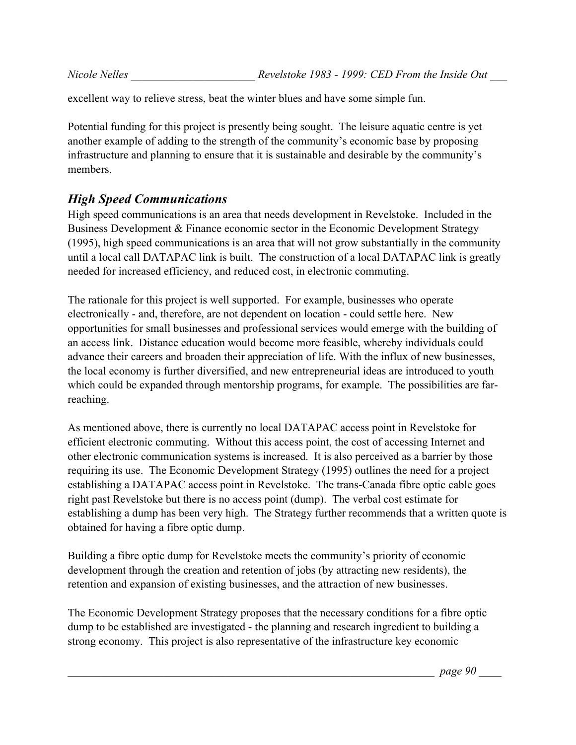excellent way to relieve stress, beat the winter blues and have some simple fun.

Potential funding for this project is presently being sought. The leisure aquatic centre is yet another example of adding to the strength of the community's economic base by proposing infrastructure and planning to ensure that it is sustainable and desirable by the community's members.

## *High Speed Communications*

High speed communications is an area that needs development in Revelstoke. Included in the Business Development & Finance economic sector in the Economic Development Strategy (1995), high speed communications is an area that will not grow substantially in the community until a local call DATAPAC link is built. The construction of a local DATAPAC link is greatly needed for increased efficiency, and reduced cost, in electronic commuting.

The rationale for this project is well supported. For example, businesses who operate electronically - and, therefore, are not dependent on location - could settle here. New opportunities for small businesses and professional services would emerge with the building of an access link. Distance education would become more feasible, whereby individuals could advance their careers and broaden their appreciation of life. With the influx of new businesses, the local economy is further diversified, and new entrepreneurial ideas are introduced to youth which could be expanded through mentorship programs, for example. The possibilities are far-reaching.

As mentioned above, there is currently no local DATAPAC access point in Revelstoke for efficient electronic commuting. Without this access point, the cost of accessing Internet and other electronic communication systems is increased. It is also perceived as a barrier by those requiring its use. The Economic Development Strategy (1995) outlines the need for a project establishing a DATAPAC access point in Revelstoke. The trans-Canada fibre optic cable goes right past Revelstoke but there is no access point (dump). The verbal cost estimate for establishing a dump has been very high. The Strategy further recommends that a written quote is obtained for having a fibre optic dump.

Building a fibre optic dump for Revelstoke meets the community's priority of economic development through the creation and retention of jobs (by attracting new residents), the retention and expansion of existing businesses, and the attraction of new businesses.

The Economic Development Strategy proposes that the necessary conditions for a fibre optic dump to be established are investigated - the planning and research ingredient to building a strong economy. This project is also representative of the infrastructure key economic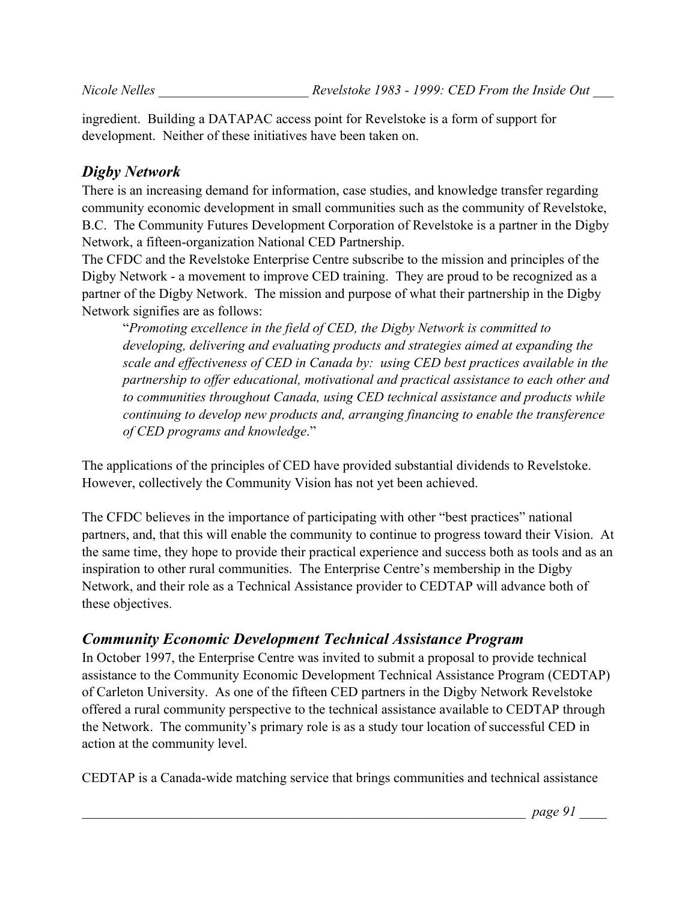ingredient. Building a DATAPAC access point for Revelstoke is a form of support for development. Neither of these initiatives have been taken on.

## *Digby Network*

There is an increasing demand for information, case studies, and knowledge transfer regarding community economic development in small communities such as the community of Revelstoke, B.C. The Community Futures Development Corporation of Revelstoke is a partner in the Digby Network, a fifteen-organization National CED Partnership.

The CFDC and the Revelstoke Enterprise Centre subscribe to the mission and principles of the Digby Network - a movement to improve CED training. They are proud to be recognized as a partner of the Digby Network. The mission and purpose of what their partnership in the Digby Network signifies are as follows:

> "*Promoting excellence in the field of CED, the Digby Network is committed to developing, delivering and evaluating products and strategies aimed at expanding the scale and effectiveness of CED in Canada by: using CED best practices available in the partnership to offer educational, motivational and practical assistance to each other and to communities throughout Canada, using CED technical assistance and products while continuing to develop new products and, arranging financing to enable the transference of CED programs and knowledge*."

The applications of the principles of CED have provided substantial dividends to Revelstoke. However, collectively the Community Vision has not yet been achieved.

The CFDC believes in the importance of participating with other "best practices" national partners, and, that this will enable the community to continue to progress toward their Vision. At the same time, they hope to provide their practical experience and success both as tools and as an inspiration to other rural communities. The Enterprise Centre's membership in the Digby Network, and their role as a Technical Assistance provider to CEDTAP will advance both of these objectives.

## *Community Economic Development Technical Assistance Program*

In October 1997, the Enterprise Centre was invited to submit a proposal to provide technical assistance to the Community Economic Development Technical Assistance Program (CEDTAP) of Carleton University. As one of the fifteen CED partners in the Digby Network Revelstoke offered a rural community perspective to the technical assistance available to CEDTAP through the Network. The community's primary role is as a study tour location of successful CED in action at the community level.

CEDTAP is a Canada-wide matching service that brings communities and technical assistance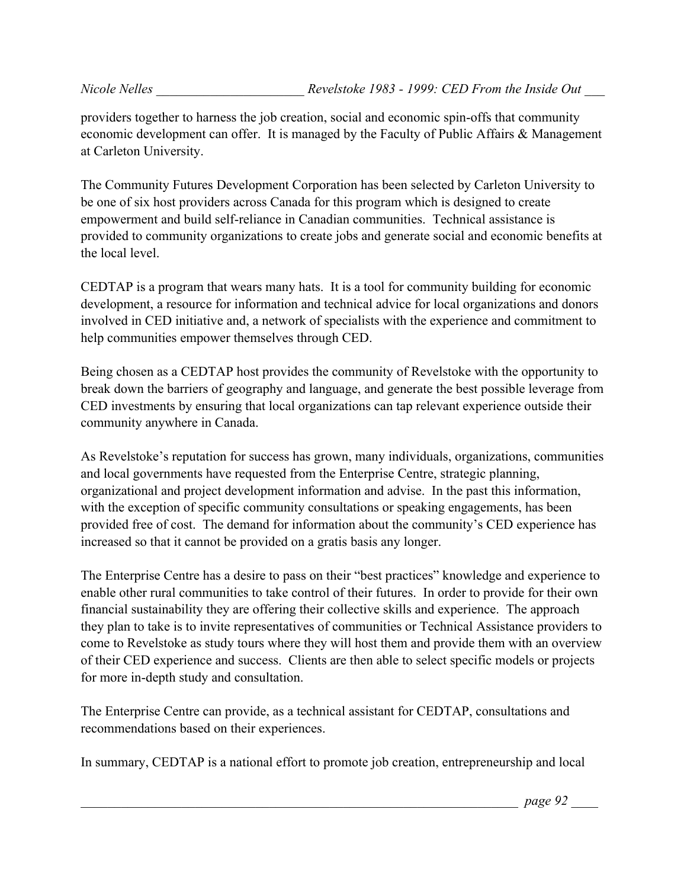providers together to harness the job creation, social and economic spin-offs that community economic development can offer. It is managed by the Faculty of Public Affairs & Management at Carleton University.

The Community Futures Development Corporation has been selected by Carleton University to be one of six host providers across Canada for this program which is designed to create empowerment and build self-reliance in Canadian communities. Technical assistance is provided to community organizations to create jobs and generate social and economic benefits at the local level.

CEDTAP is a program that wears many hats. It is a tool for community building for economic development, a resource for information and technical advice for local organizations and donors involved in CED initiative and, a network of specialists with the experience and commitment to help communities empower themselves through CED.

Being chosen as a CEDTAP host provides the community of Revelstoke with the opportunity to break down the barriers of geography and language, and generate the best possible leverage from CED investments by ensuring that local organizations can tap relevant experience outside their community anywhere in Canada.

As Revelstoke's reputation for success has grown, many individuals, organizations, communities and local governments have requested from the Enterprise Centre, strategic planning, organizational and project development information and advise. In the past this information, with the exception of specific community consultations or speaking engagements, has been provided free of cost. The demand for information about the community's CED experience has increased so that it cannot be provided on a gratis basis any longer.

The Enterprise Centre has a desire to pass on their "best practices" knowledge and experience to enable other rural communities to take control of their futures. In order to provide for their own financial sustainability they are offering their collective skills and experience. The approach they plan to take is to invite representatives of communities or Technical Assistance providers to come to Revelstoke as study tours where they will host them and provide them with an overview of their CED experience and success. Clients are then able to select specific models or projects for more in-depth study and consultation.

The Enterprise Centre can provide, as a technical assistant for CEDTAP, consultations and recommendations based on their experiences.

In summary, CEDTAP is a national effort to promote job creation, entrepreneurship and local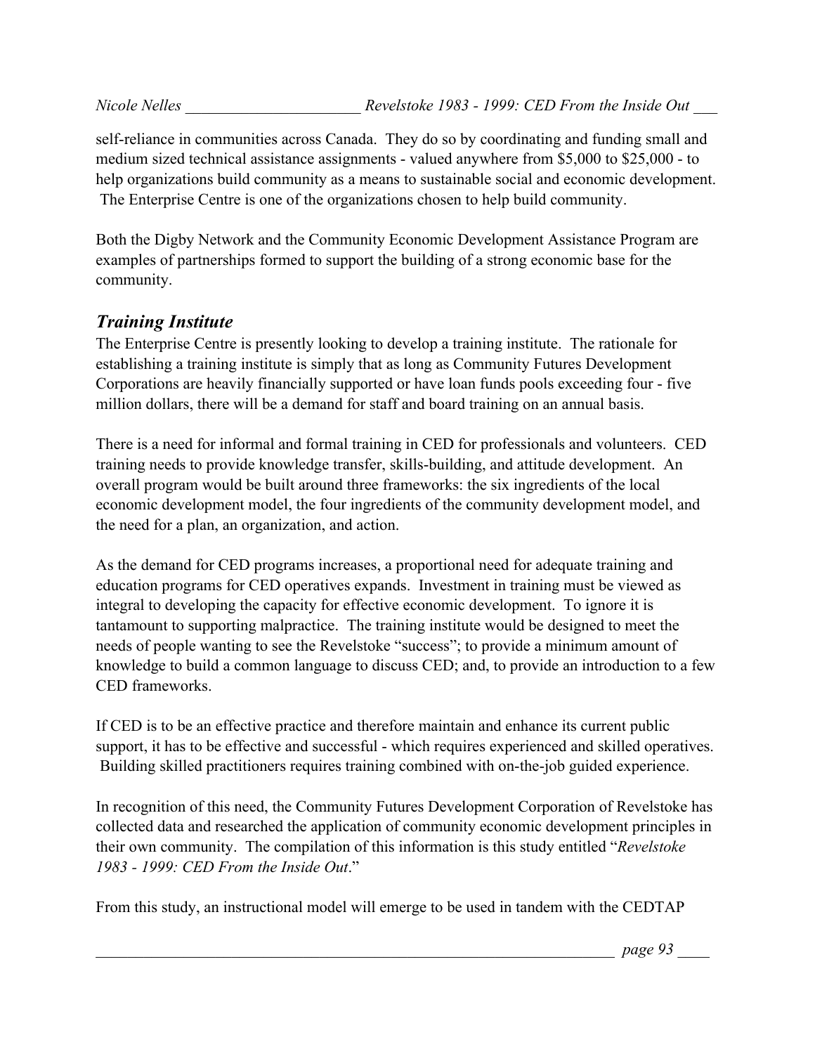self-reliance in communities across Canada. They do so by coordinating and funding small and medium sized technical assistance assignments - valued anywhere from $5,000 to $25,000 - to help organizations build community as a means to sustainable social and economic development. The Enterprise Centre is one of the organizations chosen to help build community.

Both the Digby Network and the Community Economic Development Assistance Program are examples of partnerships formed to support the building of a strong economic base for the community.

### *Training Institute*

The Enterprise Centre is presently looking to develop a training institute. The rationale for establishing a training institute is simply that as long as Community Futures Development Corporations are heavily financially supported or have loan funds pools exceeding four - five million dollars, there will be a demand for staff and board training on an annual basis.

There is a need for informal and formal training in CED for professionals and volunteers. CED training needs to provide knowledge transfer, skills-building, and attitude development. An overall program would be built around three frameworks: the six ingredients of the local economic development model, the four ingredients of the community development model, and the need for a plan, an organization, and action.

As the demand for CED programs increases, a proportional need for adequate training and education programs for CED operatives expands. Investment in training must be viewed as integral to developing the capacity for effective economic development. To ignore it is tantamount to supporting malpractice. The training institute would be designed to meet the needs of people wanting to see the Revelstoke "success"; to provide a minimum amount of knowledge to build a common language to discuss CED; and, to provide an introduction to a few CED frameworks.

If CED is to be an effective practice and therefore maintain and enhance its current public support, it has to be effective and successful - which requires experienced and skilled operatives. Building skilled practitioners requires training combined with on-the-job guided experience.

In recognition of this need, the Community Futures Development Corporation of Revelstoke has collected data and researched the application of community economic development principles in their own community. The compilation of this information is this study entitled "*Revelstoke 1983 - 1999: CED From the Inside Out*."

From this study, an instructional model will emerge to be used in tandem with the CEDTAP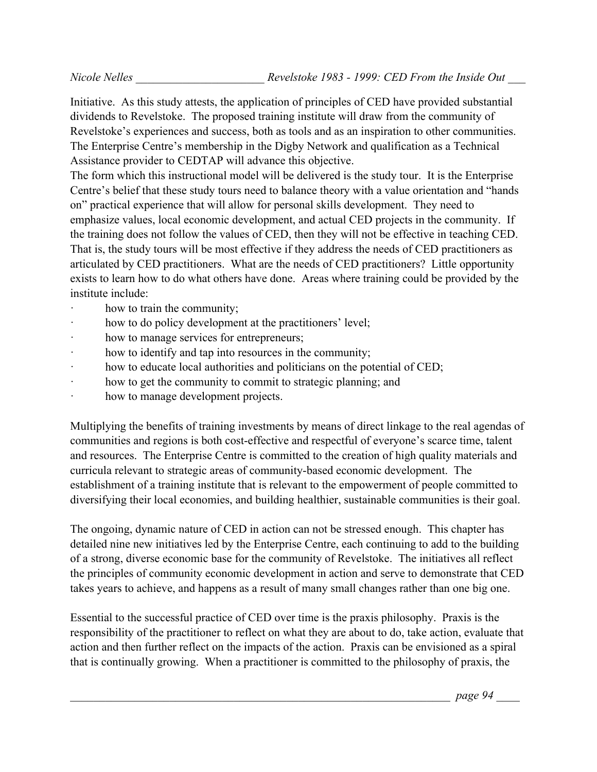Initiative. As this study attests, the application of principles of CED have provided substantial dividends to Revelstoke. The proposed training institute will draw from the community of Revelstoke's experiences and success, both as tools and as an inspiration to other communities. The Enterprise Centre's membership in the Digby Network and qualification as a Technical Assistance provider to CEDTAP will advance this objective.

The form which this instructional model will be delivered is the study tour. It is the Enterprise Centre's belief that these study tours need to balance theory with a value orientation and "hands on" practical experience that will allow for personal skills development. They need to emphasize values, local economic development, and actual CED projects in the community. If the training does not follow the values of CED, then they will not be effective in teaching CED. That is, the study tours will be most effective if they address the needs of CED practitioners as articulated by CED practitioners. What are the needs of CED practitioners? Little opportunity exists to learn how to do what others have done. Areas where training could be provided by the institute include:

- how to train the community;
- how to do policy development at the practitioners' level;
- how to manage services for entrepreneurs;
- how to identify and tap into resources in the community;
- how to educate local authorities and politicians on the potential of CED;
- how to get the community to commit to strategic planning; and
- how to manage development projects.

Multiplying the benefits of training investments by means of direct linkage to the real agendas of communities and regions is both cost-effective and respectful of everyone's scarce time, talent and resources. The Enterprise Centre is committed to the creation of high quality materials and curricula relevant to strategic areas of community-based economic development. The establishment of a training institute that is relevant to the empowerment of people committed to diversifying their local economies, and building healthier, sustainable communities is their goal.

The ongoing, dynamic nature of CED in action can not be stressed enough. This chapter has detailed nine new initiatives led by the Enterprise Centre, each continuing to add to the building of a strong, diverse economic base for the community of Revelstoke. The initiatives all reflect the principles of community economic development in action and serve to demonstrate that CED takes years to achieve, and happens as a result of many small changes rather than one big one.

Essential to the successful practice of CED over time is the praxis philosophy. Praxis is the responsibility of the practitioner to reflect on what they are about to do, take action, evaluate that action and then further reflect on the impacts of the action. Praxis can be envisioned as a spiral that is continually growing. When a practitioner is committed to the philosophy of praxis, the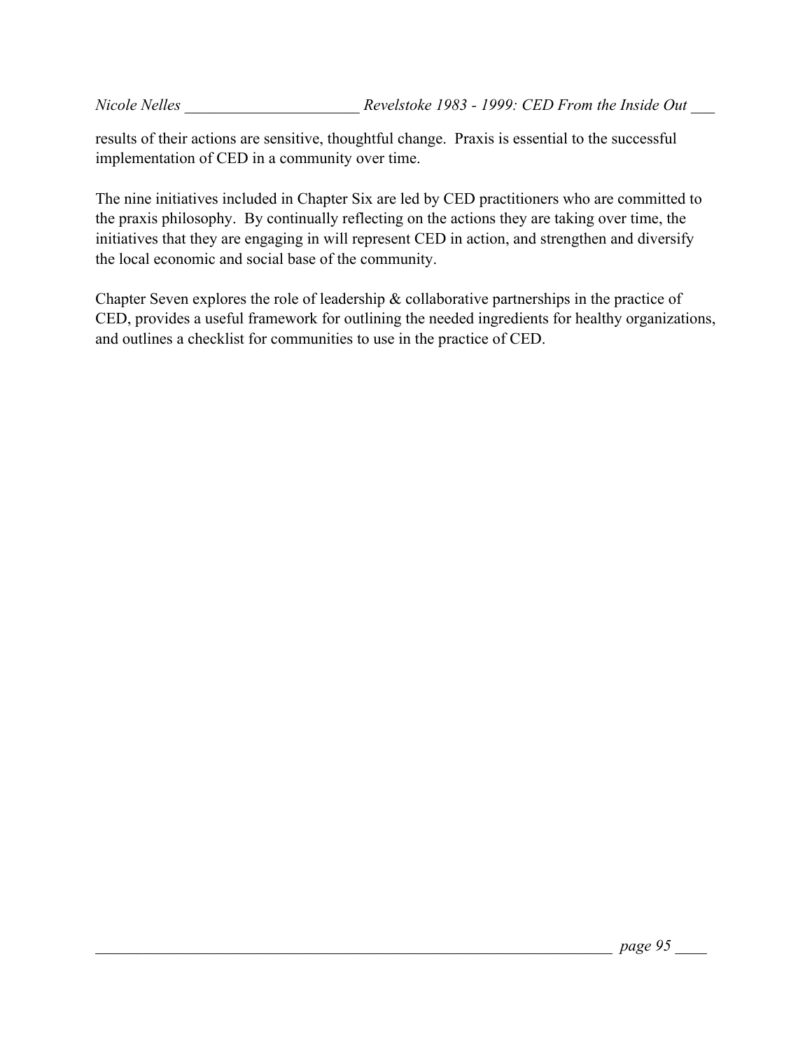results of their actions are sensitive, thoughtful change. Praxis is essential to the successful implementation of CED in a community over time.

The nine initiatives included in Chapter Six are led by CED practitioners who are committed to the praxis philosophy. By continually reflecting on the actions they are taking over time, the initiatives that they are engaging in will represent CED in action, and strengthen and diversify the local economic and social base of the community.

Chapter Seven explores the role of leadership & collaborative partnerships in the practice of CED, provides a useful framework for outlining the needed ingredients for healthy organizations, and outlines a checklist for communities to use in the practice of CED.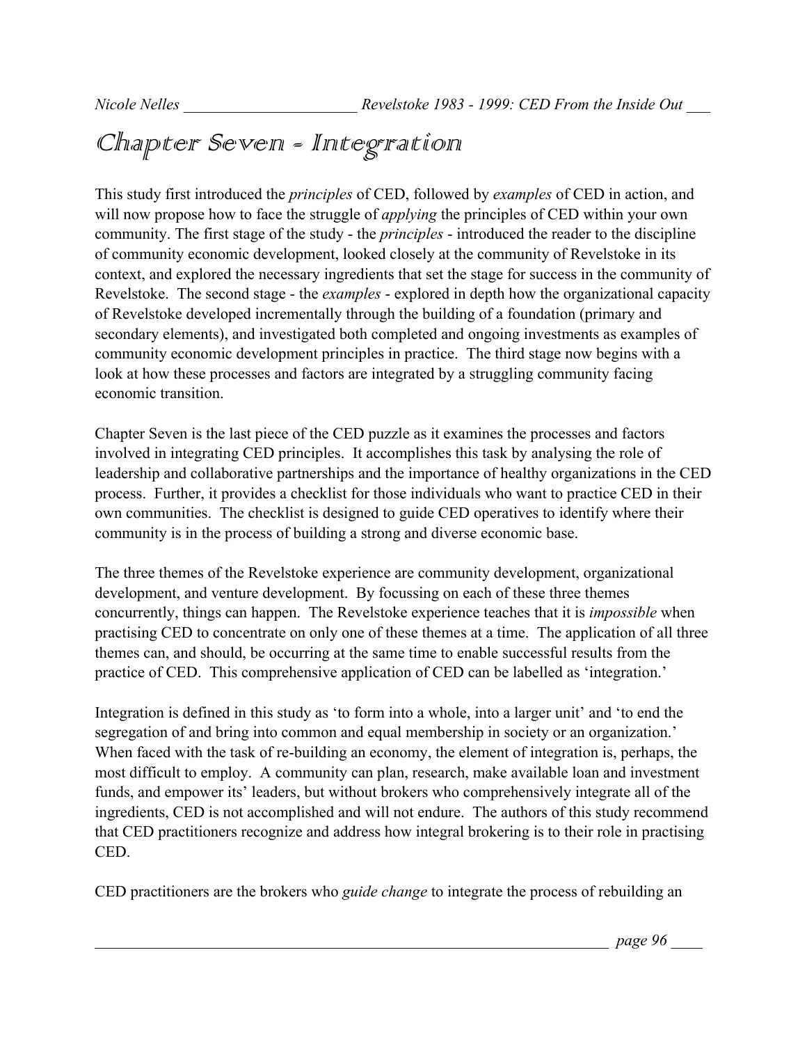# Chapter Seven - Integration

This study first introduced the *principles* of CED, followed by *examples* of CED in action, and will now propose how to face the struggle of *applying* the principles of CED within your own community. The first stage of the study - the *principles* - introduced the reader to the discipline of community economic development, looked closely at the community of Revelstoke in its context, and explored the necessary ingredients that set the stage for success in the community of Revelstoke. The second stage - the *examples* - explored in depth how the organizational capacity of Revelstoke developed incrementally through the building of a foundation (primary and secondary elements), and investigated both completed and ongoing investments as examples of community economic development principles in practice. The third stage now begins with a look at how these processes and factors are integrated by a struggling community facing economic transition.

Chapter Seven is the last piece of the CED puzzle as it examines the processes and factors involved in integrating CED principles. It accomplishes this task by analysing the role of leadership and collaborative partnerships and the importance of healthy organizations in the CED process. Further, it provides a checklist for those individuals who want to practice CED in their own communities. The checklist is designed to guide CED operatives to identify where their community is in the process of building a strong and diverse economic base.

The three themes of the Revelstoke experience are community development, organizational development, and venture development. By focussing on each of these three themes concurrently, things can happen. The Revelstoke experience teaches that it is *impossible* when practising CED to concentrate on only one of these themes at a time. The application of all three themes can, and should, be occurring at the same time to enable successful results from the practice of CED. This comprehensive application of CED can be labelled as 'integration.'

Integration is defined in this study as 'to form into a whole, into a larger unit' and 'to end the segregation of and bring into common and equal membership in society or an organization.' When faced with the task of re-building an economy, the element of integration is, perhaps, the most difficult to employ. A community can plan, research, make available loan and investment funds, and empower its' leaders, but without brokers who comprehensively integrate all of the ingredients, CED is not accomplished and will not endure. The authors of this study recommend that CED practitioners recognize and address how integral brokering is to their role in practising CED.

CED practitioners are the brokers who *guide change* to integrate the process of rebuilding an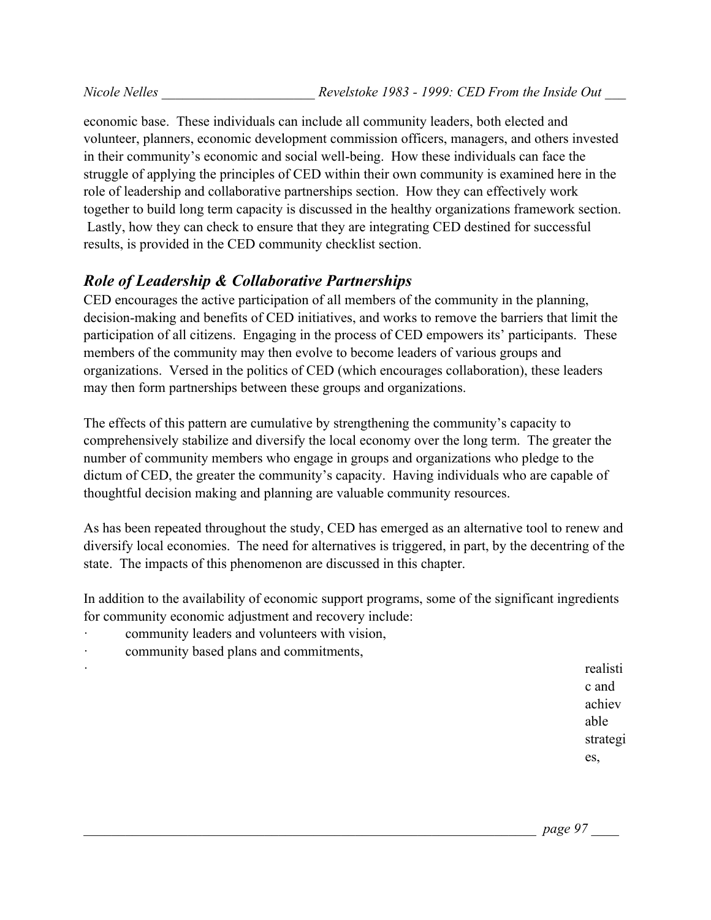economic base. These individuals can include all community leaders, both elected and volunteer, planners, economic development commission officers, managers, and others invested in their community's economic and social well-being. How these individuals can face the struggle of applying the principles of CED within their own community is examined here in the role of leadership and collaborative partnerships section. How they can effectively work together to build long term capacity is discussed in the healthy organizations framework section. Lastly, how they can check to ensure that they are integrating CED destined for successful results, is provided in the CED community checklist section.

## *Role of Leadership & Collaborative Partnerships*

CED encourages the active participation of all members of the community in the planning, decision-making and benefits of CED initiatives, and works to remove the barriers that limit the participation of all citizens. Engaging in the process of CED empowers its' participants. These members of the community may then evolve to become leaders of various groups and organizations. Versed in the politics of CED (which encourages collaboration), these leaders may then form partnerships between these groups and organizations.

The effects of this pattern are cumulative by strengthening the community's capacity to comprehensively stabilize and diversify the local economy over the long term. The greater the number of community members who engage in groups and organizations who pledge to the dictum of CED, the greater the community's capacity. Having individuals who are capable of thoughtful decision making and planning are valuable community resources.

As has been repeated throughout the study, CED has emerged as an alternative tool to renew and diversify local economies. The need for alternatives is triggered, in part, by the decentring of the state. The impacts of this phenomenon are discussed in this chapter.

In addition to the availability of economic support programs, some of the significant ingredients for community economic adjustment and recovery include:

- community leaders and volunteers with vision,
- community based plans and commitments,
- realistic and achievable strategies,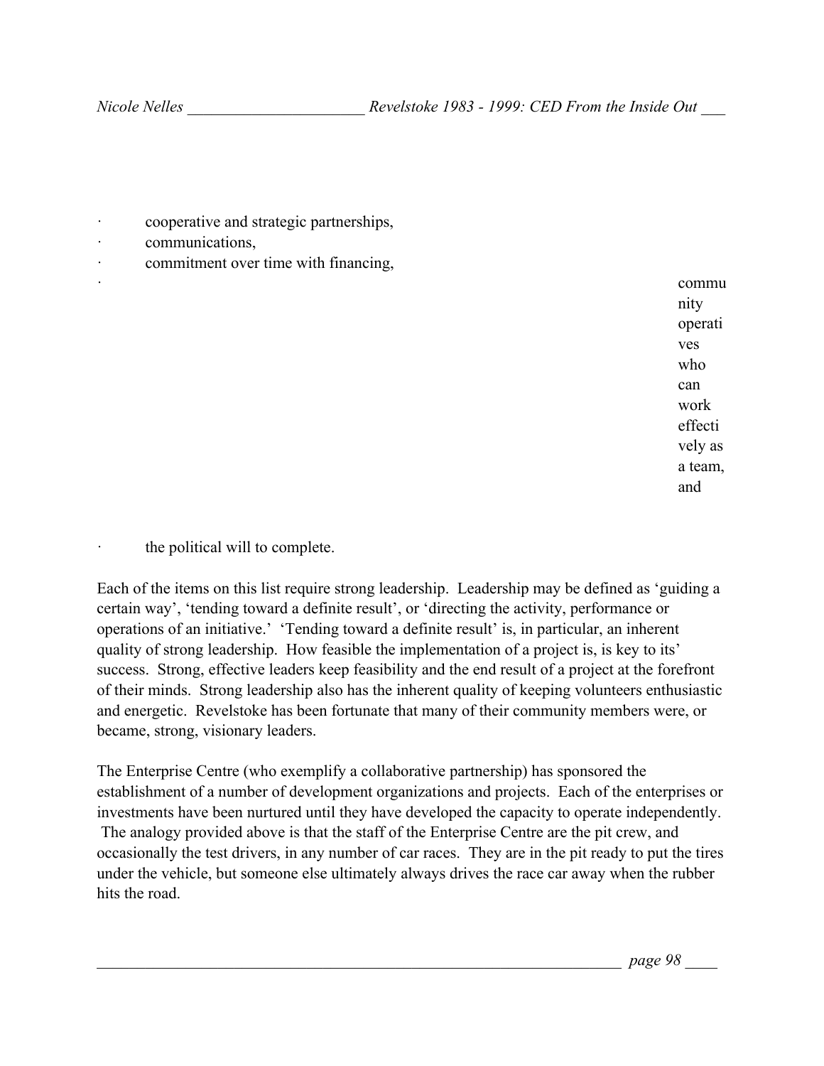- cooperative and strategic partnerships,
- communications,
- commitment over time with financing,
- community operatives who can work effectively as a team, and
- the political will to complete.

Each of the items on this list require strong leadership. Leadership may be defined as 'guiding a certain way', 'tending toward a definite result', or 'directing the activity, performance or operations of an initiative.' 'Tending toward a definite result' is, in particular, an inherent quality of strong leadership. How feasible the implementation of a project is, is key to its' success. Strong, effective leaders keep feasibility and the end result of a project at the forefront of their minds. Strong leadership also has the inherent quality of keeping volunteers enthusiastic and energetic. Revelstoke has been fortunate that many of their community members were, or became, strong, visionary leaders.

The Enterprise Centre (who exemplify a collaborative partnership) has sponsored the establishment of a number of development organizations and projects. Each of the enterprises or investments have been nurtured until they have developed the capacity to operate independently. The analogy provided above is that the staff of the Enterprise Centre are the pit crew, and occasionally the test drivers, in any number of car races. They are in the pit ready to put the tires under the vehicle, but someone else ultimately always drives the race car away when the rubber hits the road.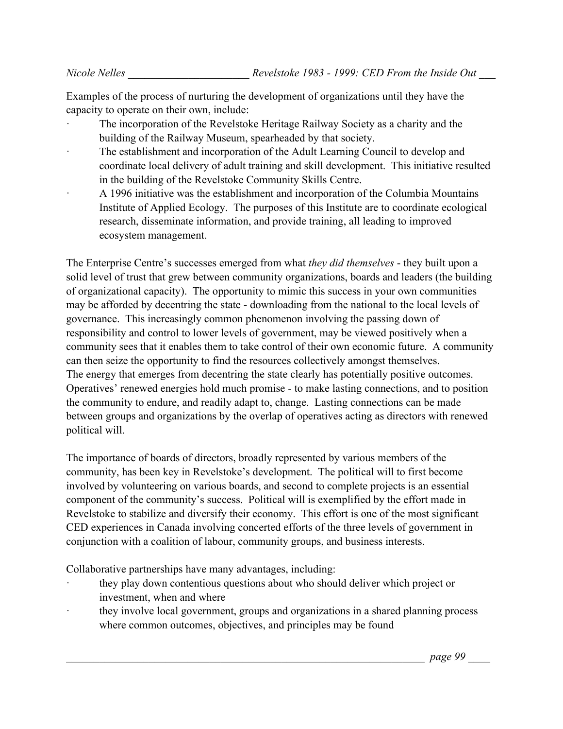Examples of the process of nurturing the development of organizations until they have the capacity to operate on their own, include:

- The incorporation of the Revelstoke Heritage Railway Society as a charity and the building of the Railway Museum, spearheaded by that society.
- The establishment and incorporation of the Adult Learning Council to develop and coordinate local delivery of adult training and skill development. This initiative resulted in the building of the Revelstoke Community Skills Centre.
- A 1996 initiative was the establishment and incorporation of the Columbia Mountains Institute of Applied Ecology. The purposes of this Institute are to coordinate ecological research, disseminate information, and provide training, all leading to improved ecosystem management.

The Enterprise Centre's successes emerged from what *they did themselves* - they built upon a solid level of trust that grew between community organizations, boards and leaders (the building of organizational capacity). The opportunity to mimic this success in your own communities may be afforded by decentring the state - downloading from the national to the local levels of governance. This increasingly common phenomenon involving the passing down of responsibility and control to lower levels of government, may be viewed positively when a community sees that it enables them to take control of their own economic future. A community can then seize the opportunity to find the resources collectively amongst themselves.
The energy that emerges from decentring the state clearly has potentially positive outcomes. Operatives' renewed energies hold much promise - to make lasting connections, and to position the community to endure, and readily adapt to, change. Lasting connections can be made between groups and organizations by the overlap of operatives acting as directors with renewed political will.

The importance of boards of directors, broadly represented by various members of the community, has been key in Revelstoke's development. The political will to first become involved by volunteering on various boards, and second to complete projects is an essential component of the community's success. Political will is exemplified by the effort made in Revelstoke to stabilize and diversify their economy. This effort is one of the most significant CED experiences in Canada involving concerted efforts of the three levels of government in conjunction with a coalition of labour, community groups, and business interests.

Collaborative partnerships have many advantages, including:

- they play down contentious questions about who should deliver which project or investment, when and where
- they involve local government, groups and organizations in a shared planning process where common outcomes, objectives, and principles may be found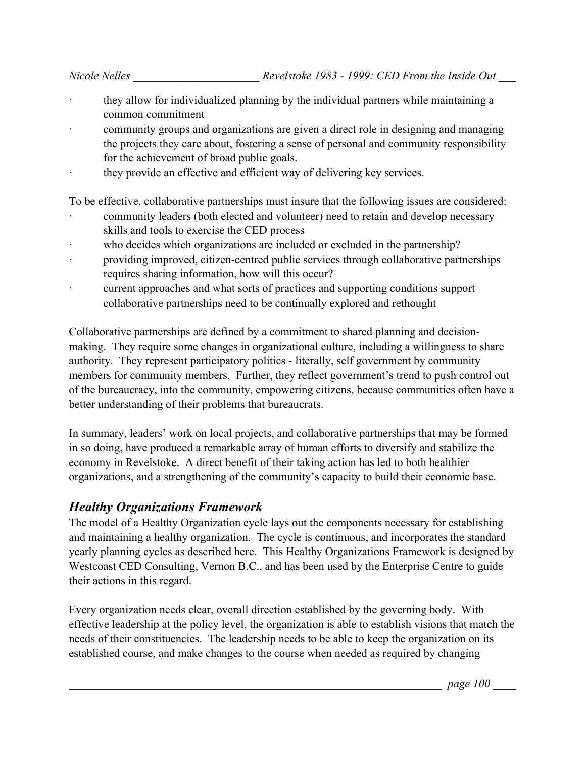- they allow for individualized planning by the individual partners while maintaining a common commitment
- community groups and organizations are given a direct role in designing and managing the projects they care about, fostering a sense of personal and community responsibility for the achievement of broad public goals.
- they provide an effective and efficient way of delivering key services.

To be effective, collaborative partnerships must insure that the following issues are considered:

- community leaders (both elected and volunteer) need to retain and develop necessary skills and tools to exercise the CED process
- who decides which organizations are included or excluded in the partnership?
- providing improved, citizen-centred public services through collaborative partnerships requires sharing information, how will this occur?
- current approaches and what sorts of practices and supporting conditions support collaborative partnerships need to be continually explored and rethought

Collaborative partnerships are defined by a commitment to shared planning and decision-making. They require some changes in organizational culture, including a willingness to share authority. They represent participatory politics - literally, self government by community members for community members. Further, they reflect government's trend to push control out of the bureaucracy, into the community, empowering citizens, because communities often have a better understanding of their problems that bureaucrats.

In summary, leaders' work on local projects, and collaborative partnerships that may be formed in so doing, have produced a remarkable array of human efforts to diversify and stabilize the economy in Revelstoke. A direct benefit of their taking action has led to both healthier organizations, and a strengthening of the community's capacity to build their economic base.

## *Healthy Organizations Framework*

The model of a Healthy Organization cycle lays out the components necessary for establishing and maintaining a healthy organization. The cycle is continuous, and incorporates the standard yearly planning cycles as described here. This Healthy Organizations Framework is designed by Westcoast CED Consulting, Vernon B.C., and has been used by the Enterprise Centre to guide their actions in this regard.

Every organization needs clear, overall direction established by the governing body. With effective leadership at the policy level, the organization is able to establish visions that match the needs of their constituencies. The leadership needs to be able to keep the organization on its established course, and make changes to the course when needed as required by changing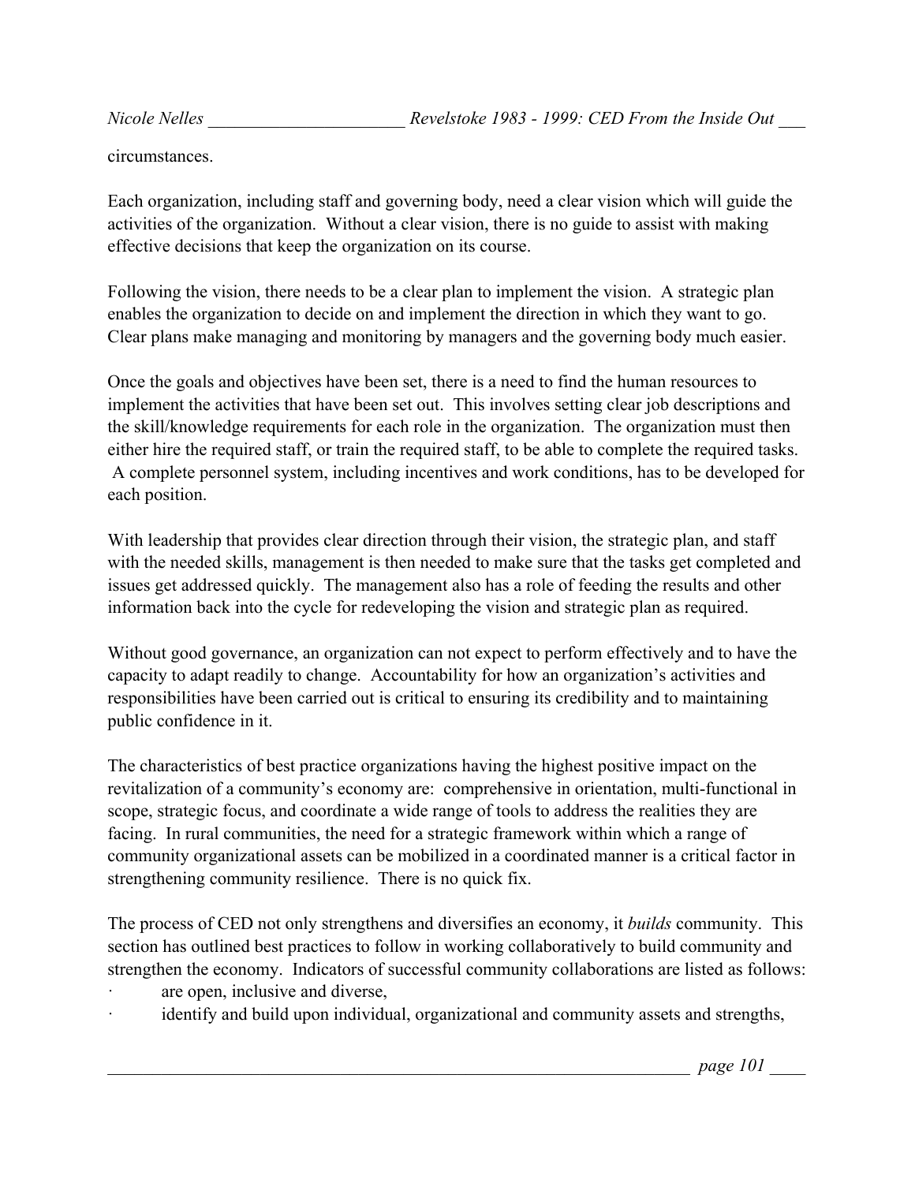circumstances.

Each organization, including staff and governing body, need a clear vision which will guide the activities of the organization. Without a clear vision, there is no guide to assist with making effective decisions that keep the organization on its course.

Following the vision, there needs to be a clear plan to implement the vision. A strategic plan enables the organization to decide on and implement the direction in which they want to go. Clear plans make managing and monitoring by managers and the governing body much easier.

Once the goals and objectives have been set, there is a need to find the human resources to implement the activities that have been set out. This involves setting clear job descriptions and the skill/knowledge requirements for each role in the organization. The organization must then either hire the required staff, or train the required staff, to be able to complete the required tasks. A complete personnel system, including incentives and work conditions, has to be developed for each position.

With leadership that provides clear direction through their vision, the strategic plan, and staff with the needed skills, management is then needed to make sure that the tasks get completed and issues get addressed quickly. The management also has a role of feeding the results and other information back into the cycle for redeveloping the vision and strategic plan as required.

Without good governance, an organization can not expect to perform effectively and to have the capacity to adapt readily to change. Accountability for how an organization's activities and responsibilities have been carried out is critical to ensuring its credibility and to maintaining public confidence in it.

The characteristics of best practice organizations having the highest positive impact on the revitalization of a community's economy are: comprehensive in orientation, multi-functional in scope, strategic focus, and coordinate a wide range of tools to address the realities they are facing. In rural communities, the need for a strategic framework within which a range of community organizational assets can be mobilized in a coordinated manner is a critical factor in strengthening community resilience. There is no quick fix.

The process of CED not only strengthens and diversifies an economy, it *builds* community. This section has outlined best practices to follow in working collaboratively to build community and strengthen the economy. Indicators of successful community collaborations are listed as follows:

- are open, inclusive and diverse,
- identify and build upon individual, organizational and community assets and strengths,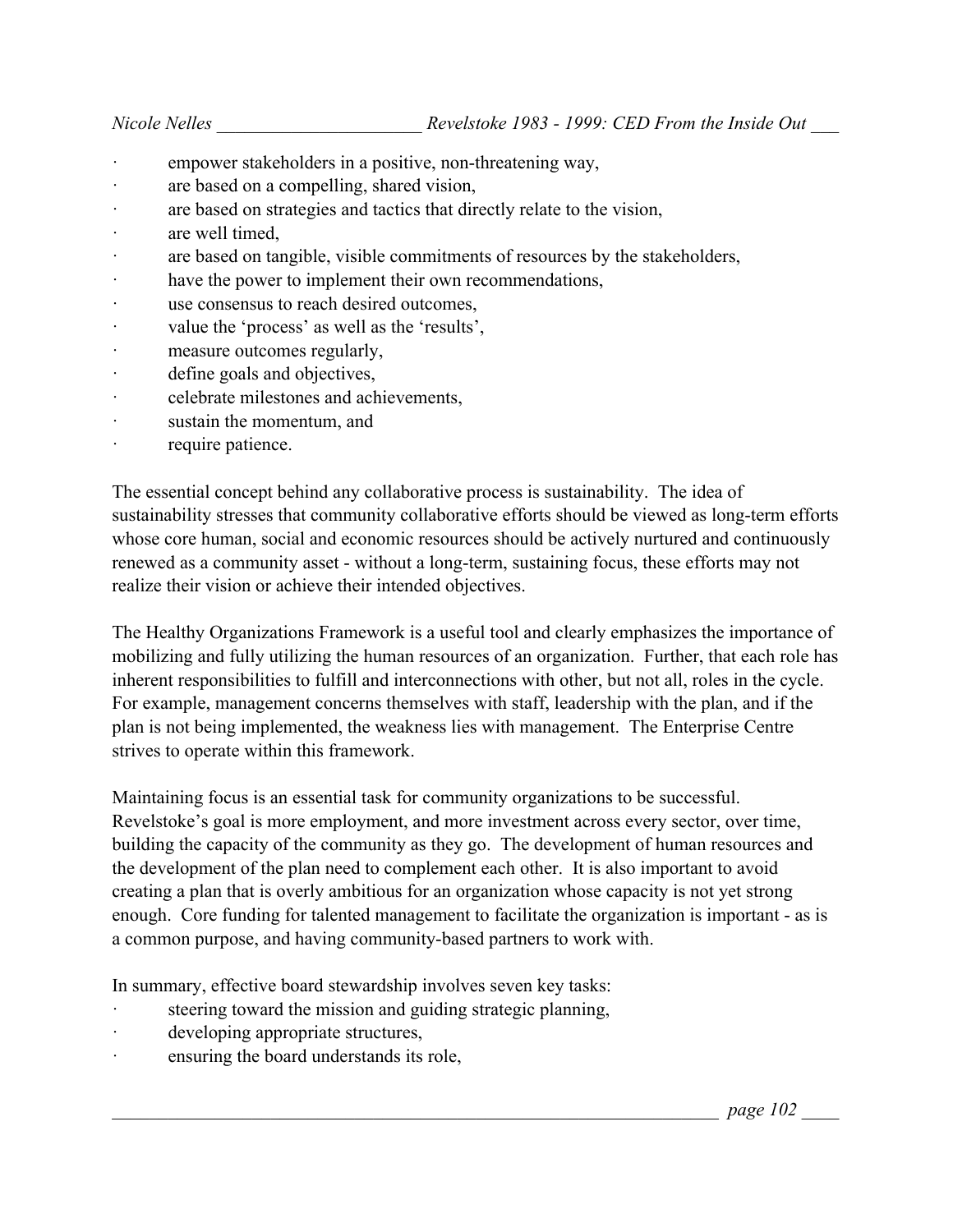- empower stakeholders in a positive, non-threatening way,
- are based on a compelling, shared vision,
- are based on strategies and tactics that directly relate to the vision,
- are well timed,
- are based on tangible, visible commitments of resources by the stakeholders,
- have the power to implement their own recommendations,
- use consensus to reach desired outcomes,
- value the 'process' as well as the 'results',
- measure outcomes regularly,
- define goals and objectives,
- celebrate milestones and achievements,
- sustain the momentum, and
- require patience.

The essential concept behind any collaborative process is sustainability. The idea of sustainability stresses that community collaborative efforts should be viewed as long-term efforts whose core human, social and economic resources should be actively nurtured and continuously renewed as a community asset - without a long-term, sustaining focus, these efforts may not realize their vision or achieve their intended objectives.

The Healthy Organizations Framework is a useful tool and clearly emphasizes the importance of mobilizing and fully utilizing the human resources of an organization. Further, that each role has inherent responsibilities to fulfill and interconnections with other, but not all, roles in the cycle. For example, management concerns themselves with staff, leadership with the plan, and if the plan is not being implemented, the weakness lies with management. The Enterprise Centre strives to operate within this framework.

Maintaining focus is an essential task for community organizations to be successful. Revelstoke's goal is more employment, and more investment across every sector, over time, building the capacity of the community as they go. The development of human resources and the development of the plan need to complement each other. It is also important to avoid creating a plan that is overly ambitious for an organization whose capacity is not yet strong enough. Core funding for talented management to facilitate the organization is important - as is a common purpose, and having community-based partners to work with.

In summary, effective board stewardship involves seven key tasks:

- steering toward the mission and guiding strategic planning,
- developing appropriate structures,
- ensuring the board understands its role,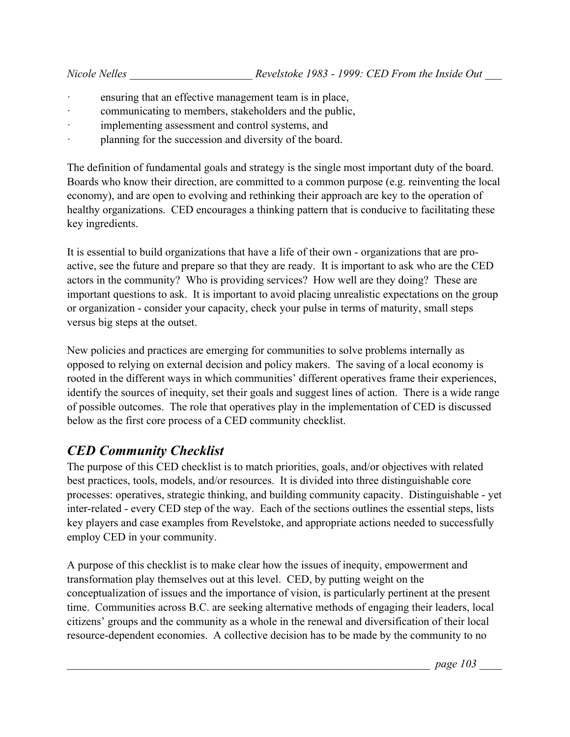- ensuring that an effective management team is in place,
- communicating to members, stakeholders and the public,
- implementing assessment and control systems, and
- planning for the succession and diversity of the board.

The definition of fundamental goals and strategy is the single most important duty of the board. Boards who know their direction, are committed to a common purpose (e.g. reinventing the local economy), and are open to evolving and rethinking their approach are key to the operation of healthy organizations. CED encourages a thinking pattern that is conducive to facilitating these key ingredients.

It is essential to build organizations that have a life of their own - organizations that are pro-active, see the future and prepare so that they are ready. It is important to ask who are the CED actors in the community? Who is providing services? How well are they doing? These are important questions to ask. It is important to avoid placing unrealistic expectations on the group or organization - consider your capacity, check your pulse in terms of maturity, small steps versus big steps at the outset.

New policies and practices are emerging for communities to solve problems internally as opposed to relying on external decision and policy makers. The saving of a local economy is rooted in the different ways in which communities' different operatives frame their experiences, identify the sources of inequity, set their goals and suggest lines of action. There is a wide range of possible outcomes. The role that operatives play in the implementation of CED is discussed below as the first core process of a CED community checklist.

## *CED Community Checklist*

The purpose of this CED checklist is to match priorities, goals, and/or objectives with related best practices, tools, models, and/or resources. It is divided into three distinguishable core processes: operatives, strategic thinking, and building community capacity. Distinguishable - yet inter-related - every CED step of the way. Each of the sections outlines the essential steps, lists key players and case examples from Revelstoke, and appropriate actions needed to successfully employ CED in your community.

A purpose of this checklist is to make clear how the issues of inequity, empowerment and transformation play themselves out at this level. CED, by putting weight on the conceptualization of issues and the importance of vision, is particularly pertinent at the present time. Communities across B.C. are seeking alternative methods of engaging their leaders, local citizens' groups and the community as a whole in the renewal and diversification of their local resource-dependent economies. A collective decision has to be made by the community to no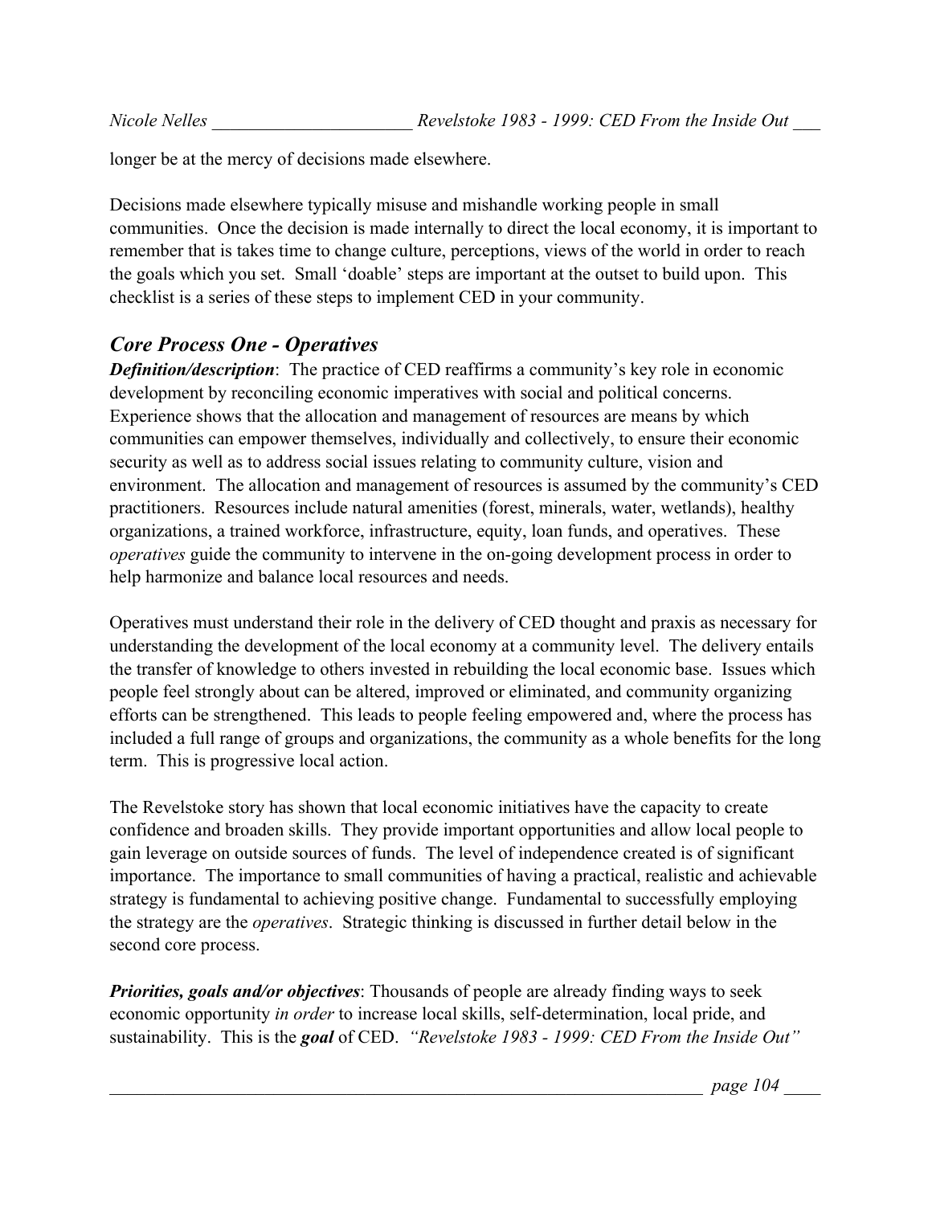longer be at the mercy of decisions made elsewhere.

Decisions made elsewhere typically misuse and mishandle working people in small communities. Once the decision is made internally to direct the local economy, it is important to remember that is takes time to change culture, perceptions, views of the world in order to reach the goals which you set. Small 'doable' steps are important at the outset to build upon. This checklist is a series of these steps to implement CED in your community.

## *Core Process One - Operatives*

***Definition/description***: The practice of CED reaffirms a community's key role in economic development by reconciling economic imperatives with social and political concerns. Experience shows that the allocation and management of resources are means by which communities can empower themselves, individually and collectively, to ensure their economic security as well as to address social issues relating to community culture, vision and environment. The allocation and management of resources is assumed by the community's CED practitioners. Resources include natural amenities (forest, minerals, water, wetlands), healthy organizations, a trained workforce, infrastructure, equity, loan funds, and operatives. These *operatives* guide the community to intervene in the on-going development process in order to help harmonize and balance local resources and needs.

Operatives must understand their role in the delivery of CED thought and praxis as necessary for understanding the development of the local economy at a community level. The delivery entails the transfer of knowledge to others invested in rebuilding the local economic base. Issues which people feel strongly about can be altered, improved or eliminated, and community organizing efforts can be strengthened. This leads to people feeling empowered and, where the process has included a full range of groups and organizations, the community as a whole benefits for the long term. This is progressive local action.

The Revelstoke story has shown that local economic initiatives have the capacity to create confidence and broaden skills. They provide important opportunities and allow local people to gain leverage on outside sources of funds. The level of independence created is of significant importance. The importance to small communities of having a practical, realistic and achievable strategy is fundamental to achieving positive change. Fundamental to successfully employing the strategy are the *operatives*. Strategic thinking is discussed in further detail below in the second core process.

***Priorities, goals and/or objectives***: Thousands of people are already finding ways to seek economic opportunity *in order* to increase local skills, self-determination, local pride, and sustainability. This is the ***goal*** of CED. *"Revelstoke 1983 - 1999: CED From the Inside Out"*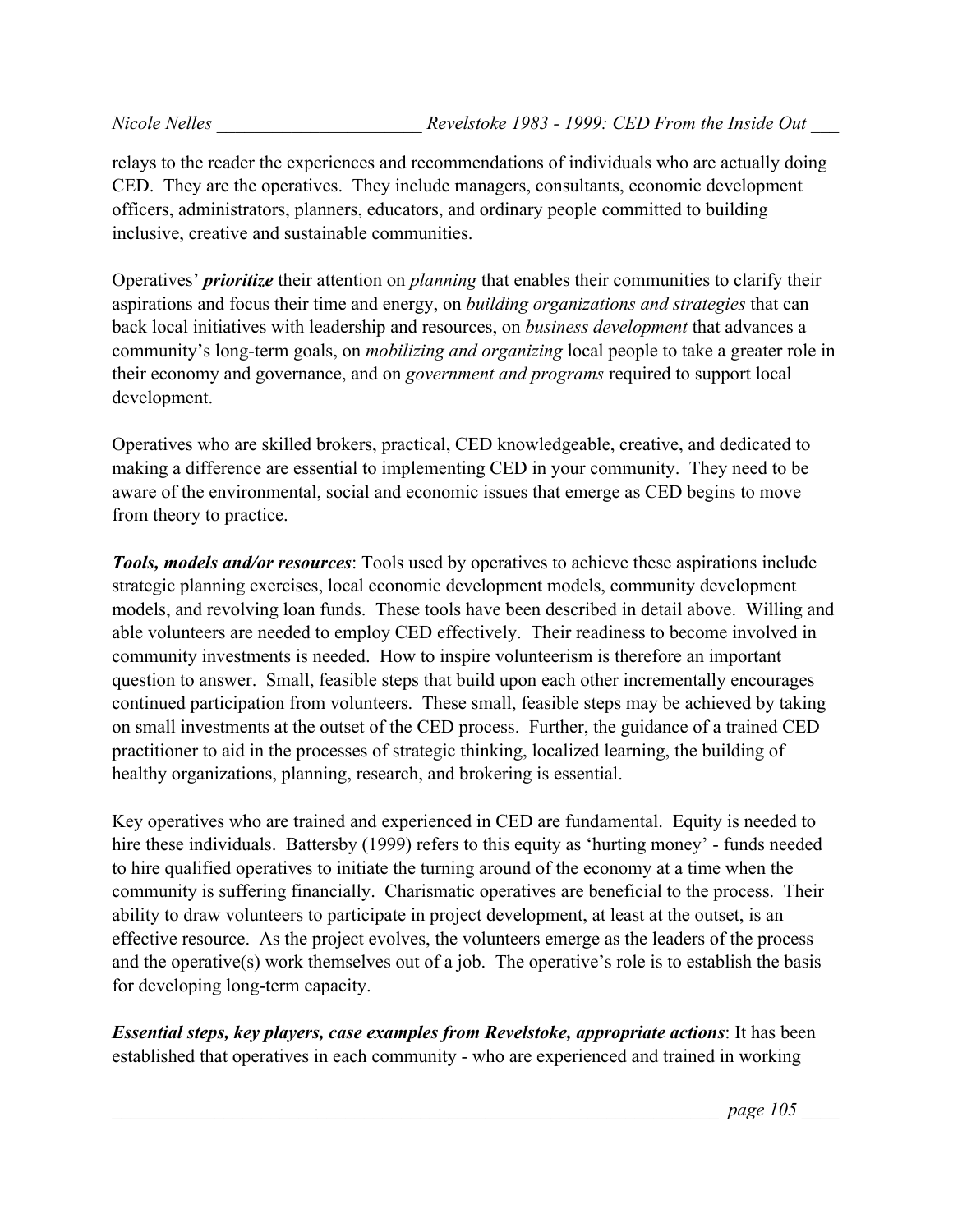relays to the reader the experiences and recommendations of individuals who are actually doing CED. They are the operatives. They include managers, consultants, economic development officers, administrators, planners, educators, and ordinary people committed to building inclusive, creative and sustainable communities.

Operatives' ***prioritize*** their attention on *planning* that enables their communities to clarify their aspirations and focus their time and energy, on *building organizations and strategies* that can back local initiatives with leadership and resources, on *business development* that advances a community's long-term goals, on *mobilizing and organizing* local people to take a greater role in their economy and governance, and on *government and programs* required to support local development.

Operatives who are skilled brokers, practical, CED knowledgeable, creative, and dedicated to making a difference are essential to implementing CED in your community. They need to be aware of the environmental, social and economic issues that emerge as CED begins to move from theory to practice.

***Tools, models and/or resources***: Tools used by operatives to achieve these aspirations include strategic planning exercises, local economic development models, community development models, and revolving loan funds. These tools have been described in detail above. Willing and able volunteers are needed to employ CED effectively. Their readiness to become involved in community investments is needed. How to inspire volunteerism is therefore an important question to answer. Small, feasible steps that build upon each other incrementally encourages continued participation from volunteers. These small, feasible steps may be achieved by taking on small investments at the outset of the CED process. Further, the guidance of a trained CED practitioner to aid in the processes of strategic thinking, localized learning, the building of healthy organizations, planning, research, and brokering is essential.

Key operatives who are trained and experienced in CED are fundamental. Equity is needed to hire these individuals. Battersby (1999) refers to this equity as 'hurting money' - funds needed to hire qualified operatives to initiate the turning around of the economy at a time when the community is suffering financially. Charismatic operatives are beneficial to the process. Their ability to draw volunteers to participate in project development, at least at the outset, is an effective resource. As the project evolves, the volunteers emerge as the leaders of the process and the operative(s) work themselves out of a job. The operative's role is to establish the basis for developing long-term capacity.

***Essential steps, key players, case examples from Revelstoke, appropriate actions***: It has been established that operatives in each community - who are experienced and trained in working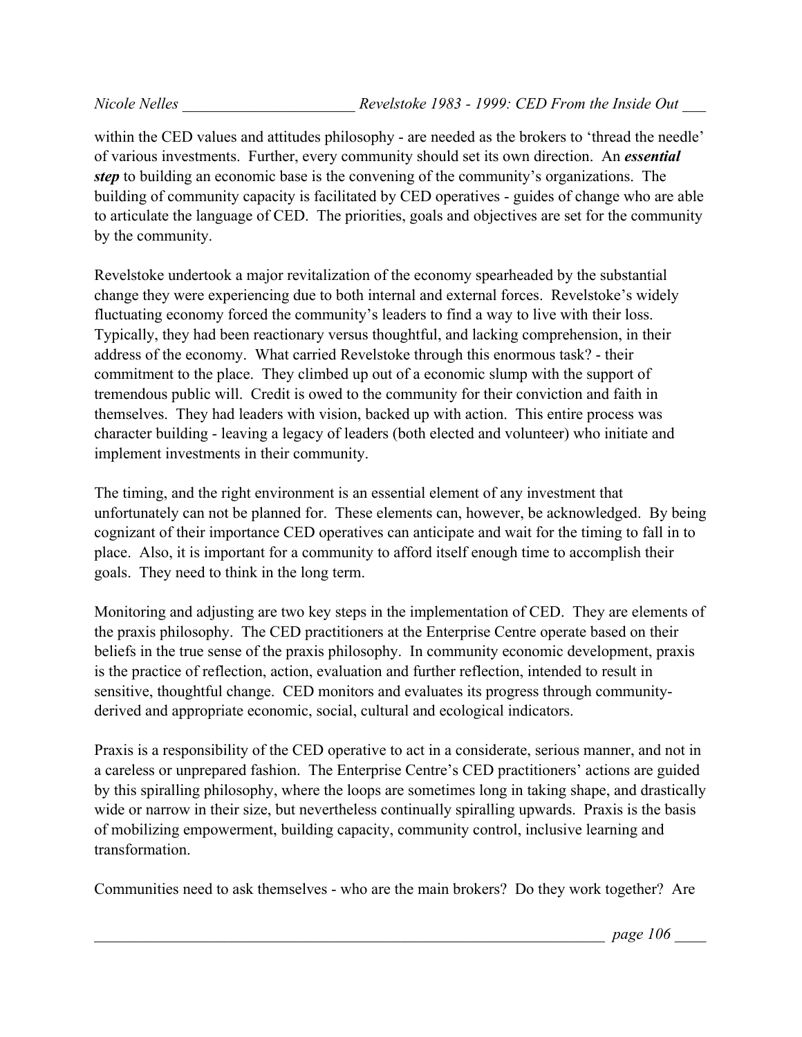within the CED values and attitudes philosophy - are needed as the brokers to 'thread the needle' of various investments. Further, every community should set its own direction. An ***essential step*** to building an economic base is the convening of the community's organizations. The building of community capacity is facilitated by CED operatives - guides of change who are able to articulate the language of CED. The priorities, goals and objectives are set for the community by the community.

Revelstoke undertook a major revitalization of the economy spearheaded by the substantial change they were experiencing due to both internal and external forces. Revelstoke's widely fluctuating economy forced the community's leaders to find a way to live with their loss. Typically, they had been reactionary versus thoughtful, and lacking comprehension, in their address of the economy. What carried Revelstoke through this enormous task? - their commitment to the place. They climbed up out of a economic slump with the support of tremendous public will. Credit is owed to the community for their conviction and faith in themselves. They had leaders with vision, backed up with action. This entire process was character building - leaving a legacy of leaders (both elected and volunteer) who initiate and implement investments in their community.

The timing, and the right environment is an essential element of any investment that unfortunately can not be planned for. These elements can, however, be acknowledged. By being cognizant of their importance CED operatives can anticipate and wait for the timing to fall in to place. Also, it is important for a community to afford itself enough time to accomplish their goals. They need to think in the long term.

Monitoring and adjusting are two key steps in the implementation of CED. They are elements of the praxis philosophy. The CED practitioners at the Enterprise Centre operate based on their beliefs in the true sense of the praxis philosophy. In community economic development, praxis is the practice of reflection, action, evaluation and further reflection, intended to result in sensitive, thoughtful change. CED monitors and evaluates its progress through community-derived and appropriate economic, social, cultural and ecological indicators.

Praxis is a responsibility of the CED operative to act in a considerate, serious manner, and not in a careless or unprepared fashion. The Enterprise Centre's CED practitioners' actions are guided by this spiralling philosophy, where the loops are sometimes long in taking shape, and drastically wide or narrow in their size, but nevertheless continually spiralling upwards. Praxis is the basis of mobilizing empowerment, building capacity, community control, inclusive learning and transformation.

Communities need to ask themselves - who are the main brokers? Do they work together? Are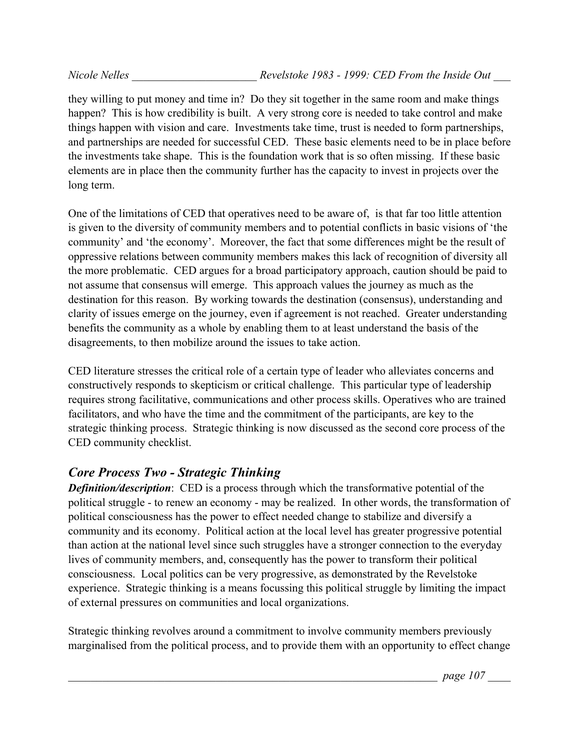they willing to put money and time in? Do they sit together in the same room and make things happen? This is how credibility is built. A very strong core is needed to take control and make things happen with vision and care. Investments take time, trust is needed to form partnerships, and partnerships are needed for successful CED. These basic elements need to be in place before the investments take shape. This is the foundation work that is so often missing. If these basic elements are in place then the community further has the capacity to invest in projects over the long term.

One of the limitations of CED that operatives need to be aware of, is that far too little attention is given to the diversity of community members and to potential conflicts in basic visions of 'the community' and 'the economy'. Moreover, the fact that some differences might be the result of oppressive relations between community members makes this lack of recognition of diversity all the more problematic. CED argues for a broad participatory approach, caution should be paid to not assume that consensus will emerge. This approach values the journey as much as the destination for this reason. By working towards the destination (consensus), understanding and clarity of issues emerge on the journey, even if agreement is not reached. Greater understanding benefits the community as a whole by enabling them to at least understand the basis of the disagreements, to then mobilize around the issues to take action.

CED literature stresses the critical role of a certain type of leader who alleviates concerns and constructively responds to skepticism or critical challenge. This particular type of leadership requires strong facilitative, communications and other process skills. Operatives who are trained facilitators, and who have the time and the commitment of the participants, are key to the strategic thinking process. Strategic thinking is now discussed as the second core process of the CED community checklist.

## *Core Process Two - Strategic Thinking*

***Definition/description***: CED is a process through which the transformative potential of the political struggle - to renew an economy - may be realized. In other words, the transformation of political consciousness has the power to effect needed change to stabilize and diversify a community and its economy. Political action at the local level has greater progressive potential than action at the national level since such struggles have a stronger connection to the everyday lives of community members, and, consequently has the power to transform their political consciousness. Local politics can be very progressive, as demonstrated by the Revelstoke experience. Strategic thinking is a means focussing this political struggle by limiting the impact of external pressures on communities and local organizations.

Strategic thinking revolves around a commitment to involve community members previously marginalised from the political process, and to provide them with an opportunity to effect change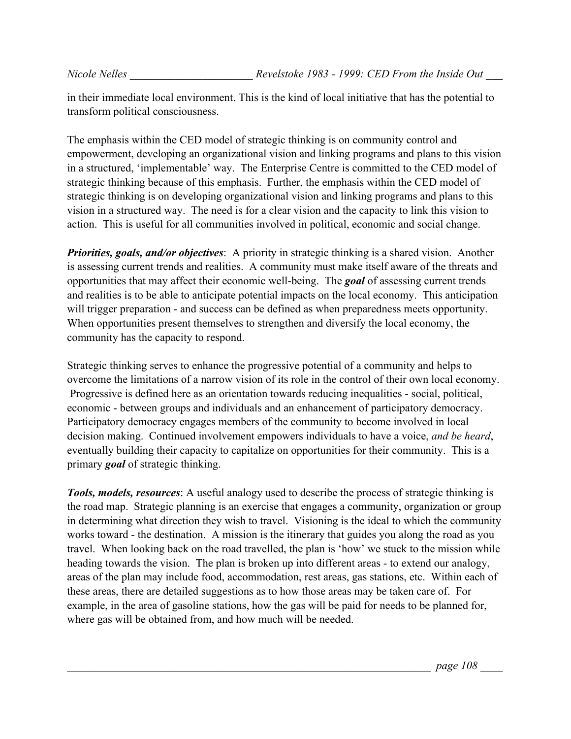in their immediate local environment. This is the kind of local initiative that has the potential to transform political consciousness.

The emphasis within the CED model of strategic thinking is on community control and empowerment, developing an organizational vision and linking programs and plans to this vision in a structured, 'implementable' way. The Enterprise Centre is committed to the CED model of strategic thinking because of this emphasis. Further, the emphasis within the CED model of strategic thinking is on developing organizational vision and linking programs and plans to this vision in a structured way. The need is for a clear vision and the capacity to link this vision to action. This is useful for all communities involved in political, economic and social change.

***Priorities, goals, and/or objectives***: A priority in strategic thinking is a shared vision. Another is assessing current trends and realities. A community must make itself aware of the threats and opportunities that may affect their economic well-being. The ***goal*** of assessing current trends and realities is to be able to anticipate potential impacts on the local economy. This anticipation will trigger preparation - and success can be defined as when preparedness meets opportunity. When opportunities present themselves to strengthen and diversify the local economy, the community has the capacity to respond.

Strategic thinking serves to enhance the progressive potential of a community and helps to overcome the limitations of a narrow vision of its role in the control of their own local economy. Progressive is defined here as an orientation towards reducing inequalities - social, political, economic - between groups and individuals and an enhancement of participatory democracy. Participatory democracy engages members of the community to become involved in local decision making. Continued involvement empowers individuals to have a voice, *and be heard*, eventually building their capacity to capitalize on opportunities for their community. This is a primary ***goal*** of strategic thinking.

***Tools, models, resources***: A useful analogy used to describe the process of strategic thinking is the road map. Strategic planning is an exercise that engages a community, organization or group in determining what direction they wish to travel. Visioning is the ideal to which the community works toward - the destination. A mission is the itinerary that guides you along the road as you travel. When looking back on the road travelled, the plan is 'how' we stuck to the mission while heading towards the vision. The plan is broken up into different areas - to extend our analogy, areas of the plan may include food, accommodation, rest areas, gas stations, etc. Within each of these areas, there are detailed suggestions as to how those areas may be taken care of. For example, in the area of gasoline stations, how the gas will be paid for needs to be planned for, where gas will be obtained from, and how much will be needed.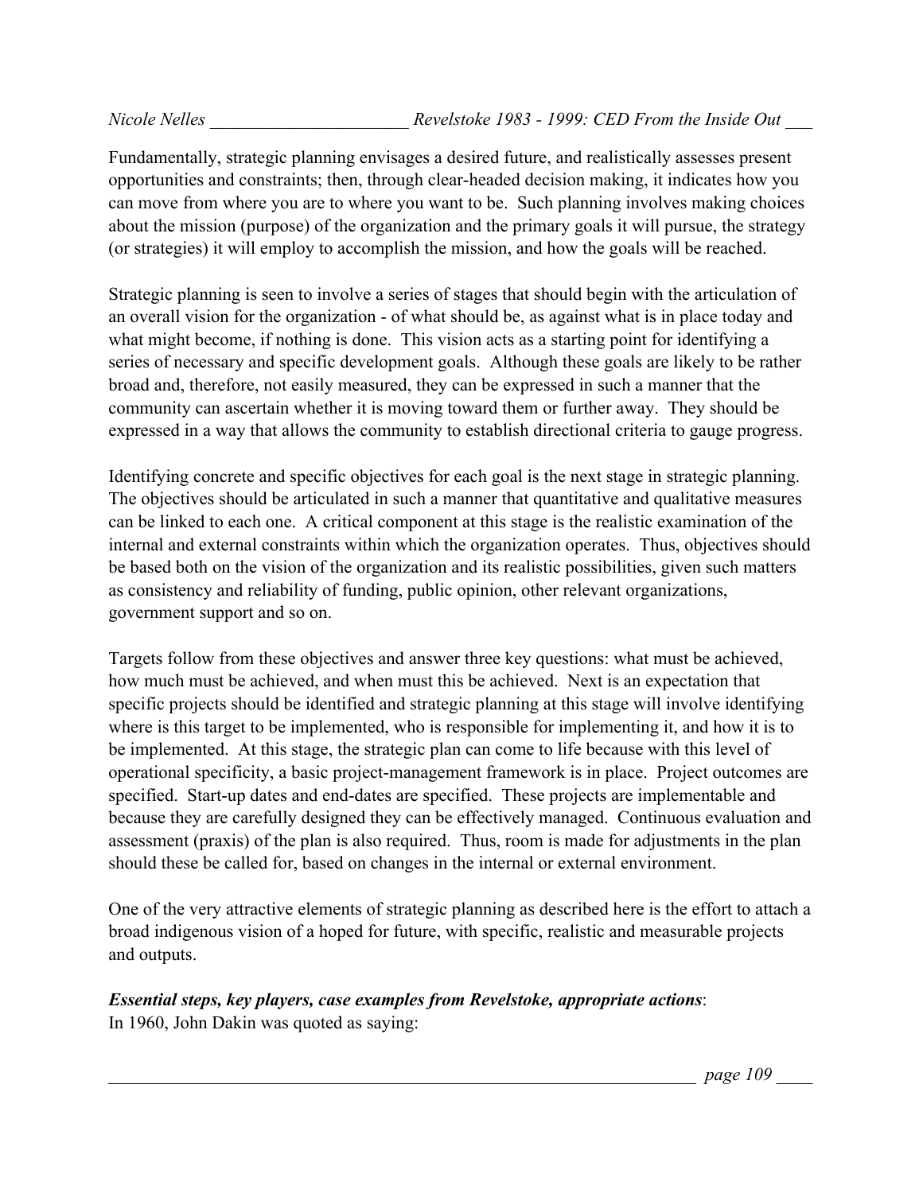Fundamentally, strategic planning envisages a desired future, and realistically assesses present opportunities and constraints; then, through clear-headed decision making, it indicates how you can move from where you are to where you want to be. Such planning involves making choices about the mission (purpose) of the organization and the primary goals it will pursue, the strategy (or strategies) it will employ to accomplish the mission, and how the goals will be reached.

Strategic planning is seen to involve a series of stages that should begin with the articulation of an overall vision for the organization - of what should be, as against what is in place today and what might become, if nothing is done. This vision acts as a starting point for identifying a series of necessary and specific development goals. Although these goals are likely to be rather broad and, therefore, not easily measured, they can be expressed in such a manner that the community can ascertain whether it is moving toward them or further away. They should be expressed in a way that allows the community to establish directional criteria to gauge progress.

Identifying concrete and specific objectives for each goal is the next stage in strategic planning. The objectives should be articulated in such a manner that quantitative and qualitative measures can be linked to each one. A critical component at this stage is the realistic examination of the internal and external constraints within which the organization operates. Thus, objectives should be based both on the vision of the organization and its realistic possibilities, given such matters as consistency and reliability of funding, public opinion, other relevant organizations, government support and so on.

Targets follow from these objectives and answer three key questions: what must be achieved, how much must be achieved, and when must this be achieved. Next is an expectation that specific projects should be identified and strategic planning at this stage will involve identifying where is this target to be implemented, who is responsible for implementing it, and how it is to be implemented. At this stage, the strategic plan can come to life because with this level of operational specificity, a basic project-management framework is in place. Project outcomes are specified. Start-up dates and end-dates are specified. These projects are implementable and because they are carefully designed they can be effectively managed. Continuous evaluation and assessment (praxis) of the plan is also required. Thus, room is made for adjustments in the plan should these be called for, based on changes in the internal or external environment.

One of the very attractive elements of strategic planning as described here is the effort to attach a broad indigenous vision of a hoped for future, with specific, realistic and measurable projects and outputs.

***Essential steps, key players, case examples from Revelstoke, appropriate actions***:
In 1960, John Dakin was quoted as saying: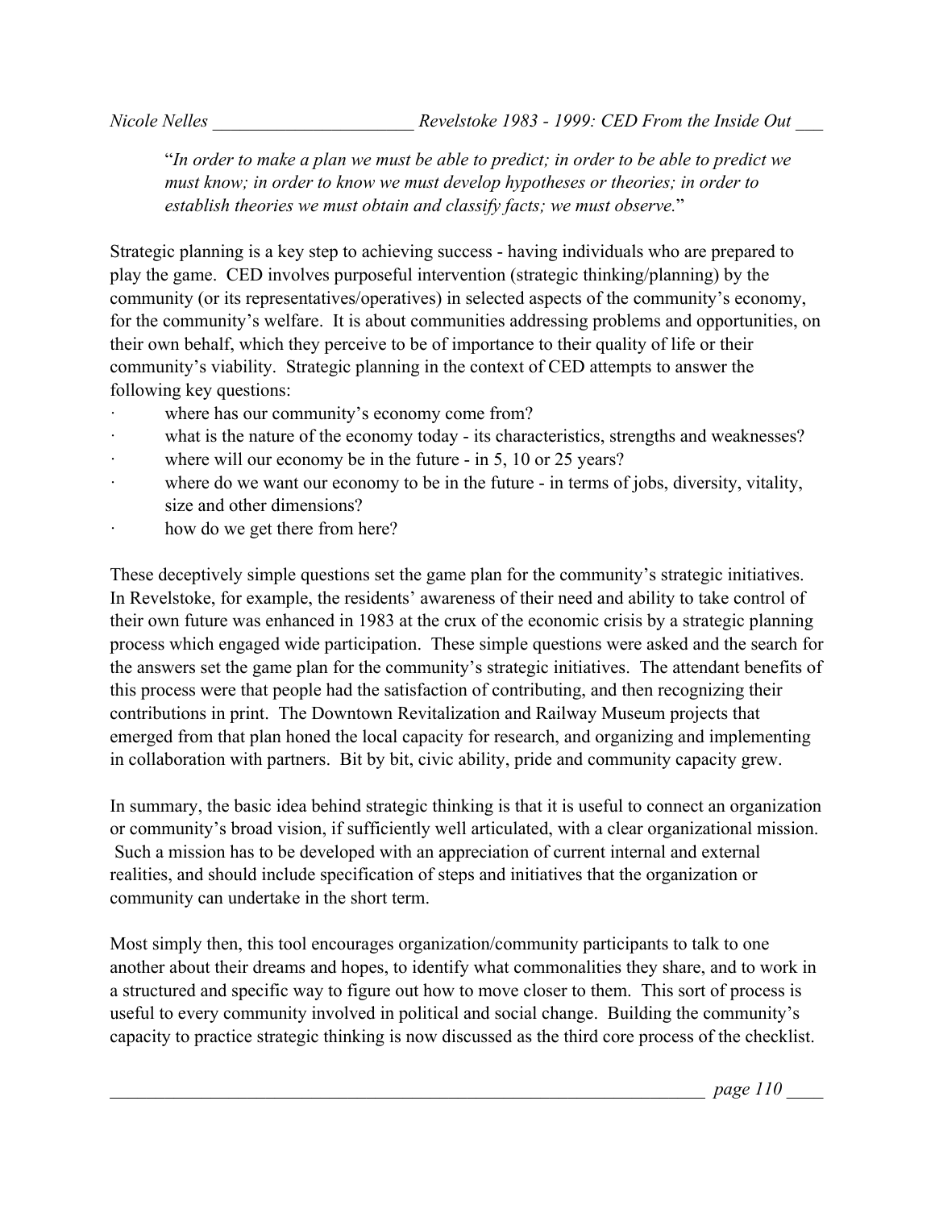"*In order to make a plan we must be able to predict; in order to be able to predict we must know; in order to know we must develop hypotheses or theories; in order to establish theories we must obtain and classify facts; we must observe.*"

Strategic planning is a key step to achieving success - having individuals who are prepared to play the game. CED involves purposeful intervention (strategic thinking/planning) by the community (or its representatives/operatives) in selected aspects of the community's economy, for the community's welfare. It is about communities addressing problems and opportunities, on their own behalf, which they perceive to be of importance to their quality of life or their community's viability. Strategic planning in the context of CED attempts to answer the following key questions:

- where has our community's economy come from?
- what is the nature of the economy today - its characteristics, strengths and weaknesses?
- where will our economy be in the future - in 5, 10 or 25 years?
- where do we want our economy to be in the future - in terms of jobs, diversity, vitality, size and other dimensions?
- how do we get there from here?

These deceptively simple questions set the game plan for the community's strategic initiatives. In Revelstoke, for example, the residents' awareness of their need and ability to take control of their own future was enhanced in 1983 at the crux of the economic crisis by a strategic planning process which engaged wide participation. These simple questions were asked and the search for the answers set the game plan for the community's strategic initiatives. The attendant benefits of this process were that people had the satisfaction of contributing, and then recognizing their contributions in print. The Downtown Revitalization and Railway Museum projects that emerged from that plan honed the local capacity for research, and organizing and implementing in collaboration with partners. Bit by bit, civic ability, pride and community capacity grew.

In summary, the basic idea behind strategic thinking is that it is useful to connect an organization or community's broad vision, if sufficiently well articulated, with a clear organizational mission. Such a mission has to be developed with an appreciation of current internal and external realities, and should include specification of steps and initiatives that the organization or community can undertake in the short term.

Most simply then, this tool encourages organization/community participants to talk to one another about their dreams and hopes, to identify what commonalities they share, and to work in a structured and specific way to figure out how to move closer to them. This sort of process is useful to every community involved in political and social change. Building the community's capacity to practice strategic thinking is now discussed as the third core process of the checklist.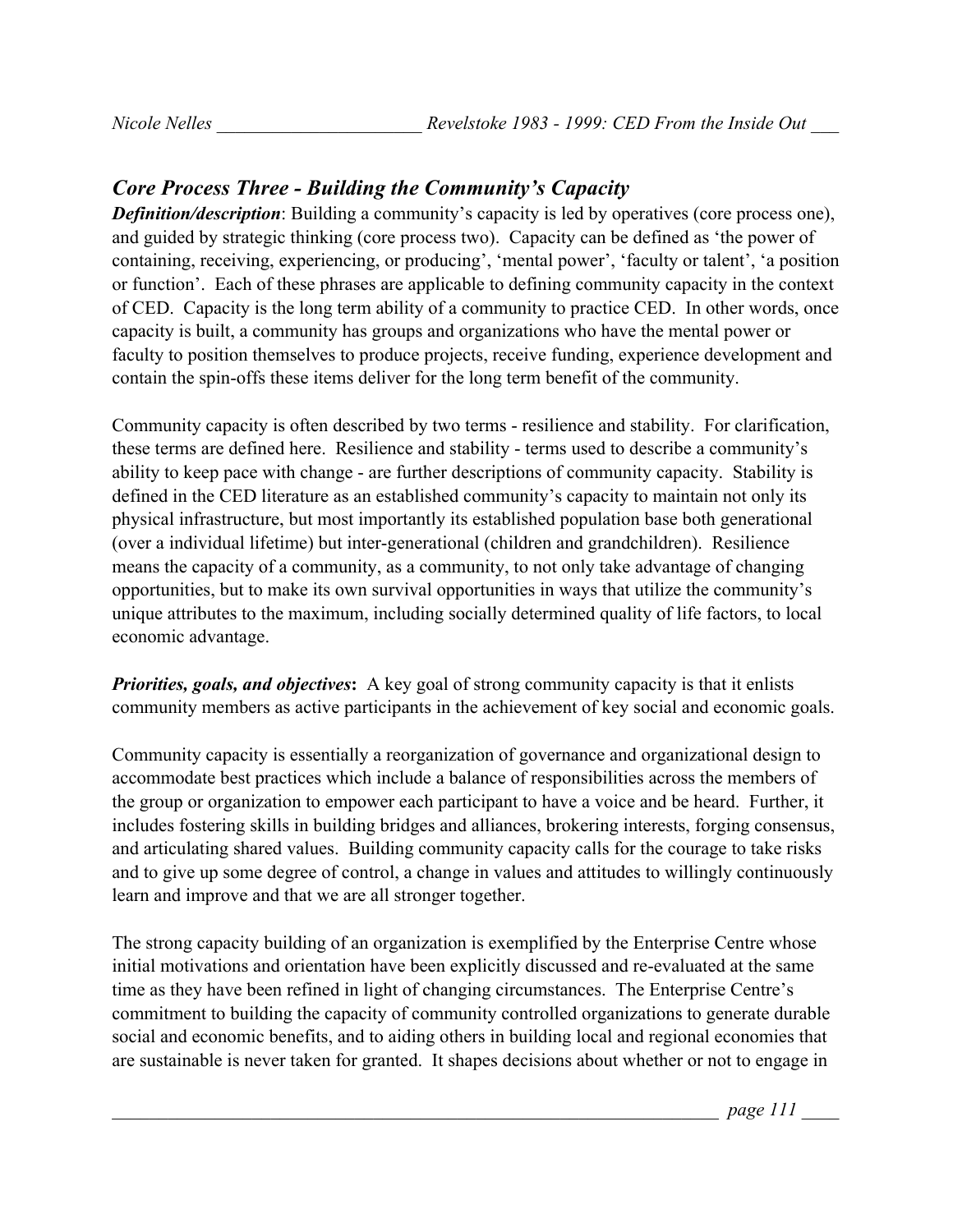## *Core Process Three - Building the Community's Capacity*

***Definition/description***: Building a community's capacity is led by operatives (core process one), and guided by strategic thinking (core process two). Capacity can be defined as 'the power of containing, receiving, experiencing, or producing', 'mental power', 'faculty or talent', 'a position or function'. Each of these phrases are applicable to defining community capacity in the context of CED. Capacity is the long term ability of a community to practice CED. In other words, once capacity is built, a community has groups and organizations who have the mental power or faculty to position themselves to produce projects, receive funding, experience development and contain the spin-offs these items deliver for the long term benefit of the community.

Community capacity is often described by two terms - resilience and stability. For clarification, these terms are defined here. Resilience and stability - terms used to describe a community's ability to keep pace with change - are further descriptions of community capacity. Stability is defined in the CED literature as an established community's capacity to maintain not only its physical infrastructure, but most importantly its established population base both generational (over a individual lifetime) but inter-generational (children and grandchildren). Resilience means the capacity of a community, as a community, to not only take advantage of changing opportunities, but to make its own survival opportunities in ways that utilize the community's unique attributes to the maximum, including socially determined quality of life factors, to local economic advantage.

***Priorities, goals, and objectives*:** A key goal of strong community capacity is that it enlists community members as active participants in the achievement of key social and economic goals.

Community capacity is essentially a reorganization of governance and organizational design to accommodate best practices which include a balance of responsibilities across the members of the group or organization to empower each participant to have a voice and be heard. Further, it includes fostering skills in building bridges and alliances, brokering interests, forging consensus, and articulating shared values. Building community capacity calls for the courage to take risks and to give up some degree of control, a change in values and attitudes to willingly continuously learn and improve and that we are all stronger together.

The strong capacity building of an organization is exemplified by the Enterprise Centre whose initial motivations and orientation have been explicitly discussed and re-evaluated at the same time as they have been refined in light of changing circumstances. The Enterprise Centre's commitment to building the capacity of community controlled organizations to generate durable social and economic benefits, and to aiding others in building local and regional economies that are sustainable is never taken for granted. It shapes decisions about whether or not to engage in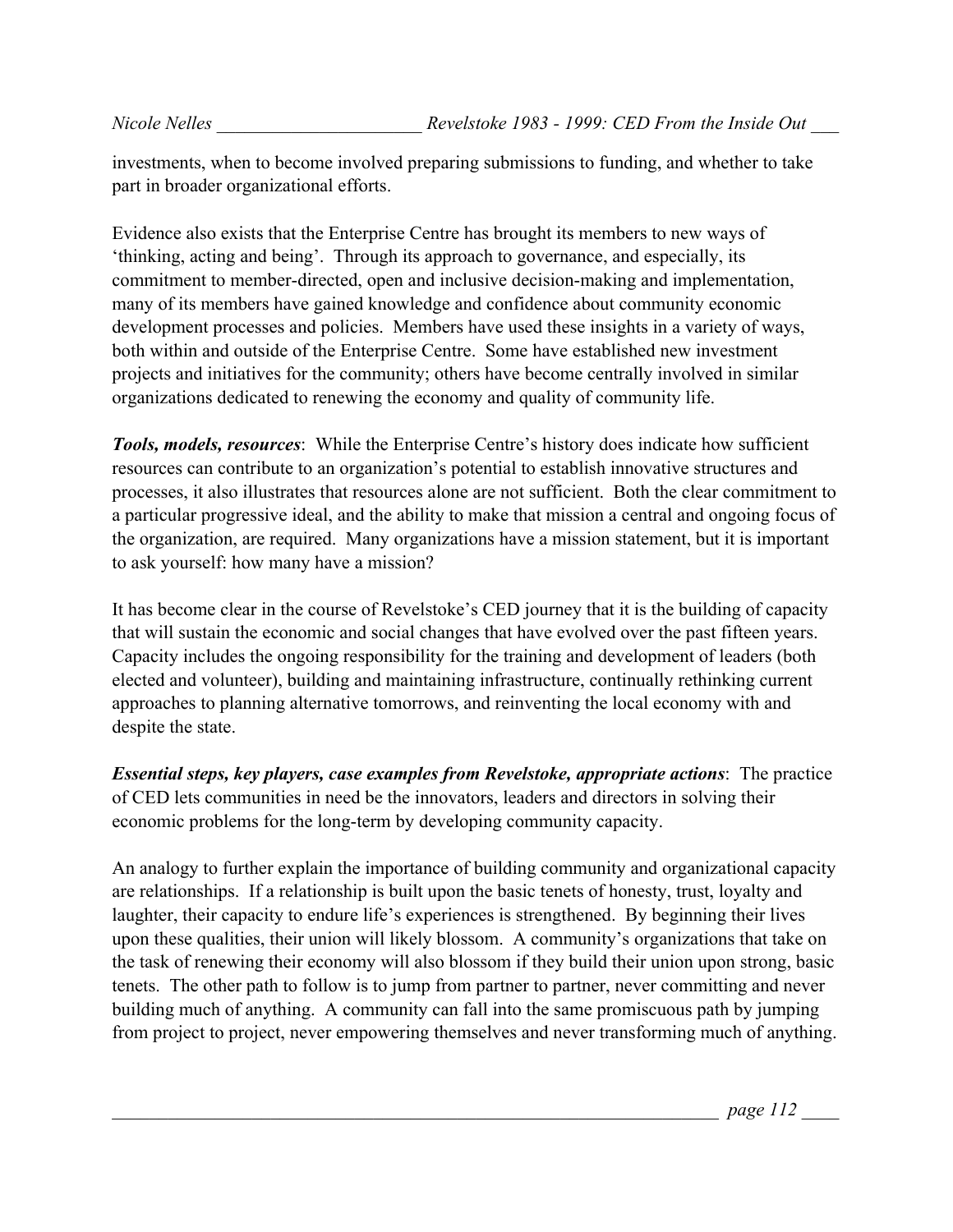investments, when to become involved preparing submissions to funding, and whether to take part in broader organizational efforts.

Evidence also exists that the Enterprise Centre has brought its members to new ways of 'thinking, acting and being'. Through its approach to governance, and especially, its commitment to member-directed, open and inclusive decision-making and implementation, many of its members have gained knowledge and confidence about community economic development processes and policies. Members have used these insights in a variety of ways, both within and outside of the Enterprise Centre. Some have established new investment projects and initiatives for the community; others have become centrally involved in similar organizations dedicated to renewing the economy and quality of community life.

***Tools, models, resources***: While the Enterprise Centre's history does indicate how sufficient resources can contribute to an organization's potential to establish innovative structures and processes, it also illustrates that resources alone are not sufficient. Both the clear commitment to a particular progressive ideal, and the ability to make that mission a central and ongoing focus of the organization, are required. Many organizations have a mission statement, but it is important to ask yourself: how many have a mission?

It has become clear in the course of Revelstoke's CED journey that it is the building of capacity that will sustain the economic and social changes that have evolved over the past fifteen years. Capacity includes the ongoing responsibility for the training and development of leaders (both elected and volunteer), building and maintaining infrastructure, continually rethinking current approaches to planning alternative tomorrows, and reinventing the local economy with and despite the state.

***Essential steps, key players, case examples from Revelstoke, appropriate actions***: The practice of CED lets communities in need be the innovators, leaders and directors in solving their economic problems for the long-term by developing community capacity.

An analogy to further explain the importance of building community and organizational capacity are relationships. If a relationship is built upon the basic tenets of honesty, trust, loyalty and laughter, their capacity to endure life's experiences is strengthened. By beginning their lives upon these qualities, their union will likely blossom. A community's organizations that take on the task of renewing their economy will also blossom if they build their union upon strong, basic tenets. The other path to follow is to jump from partner to partner, never committing and never building much of anything. A community can fall into the same promiscuous path by jumping from project to project, never empowering themselves and never transforming much of anything.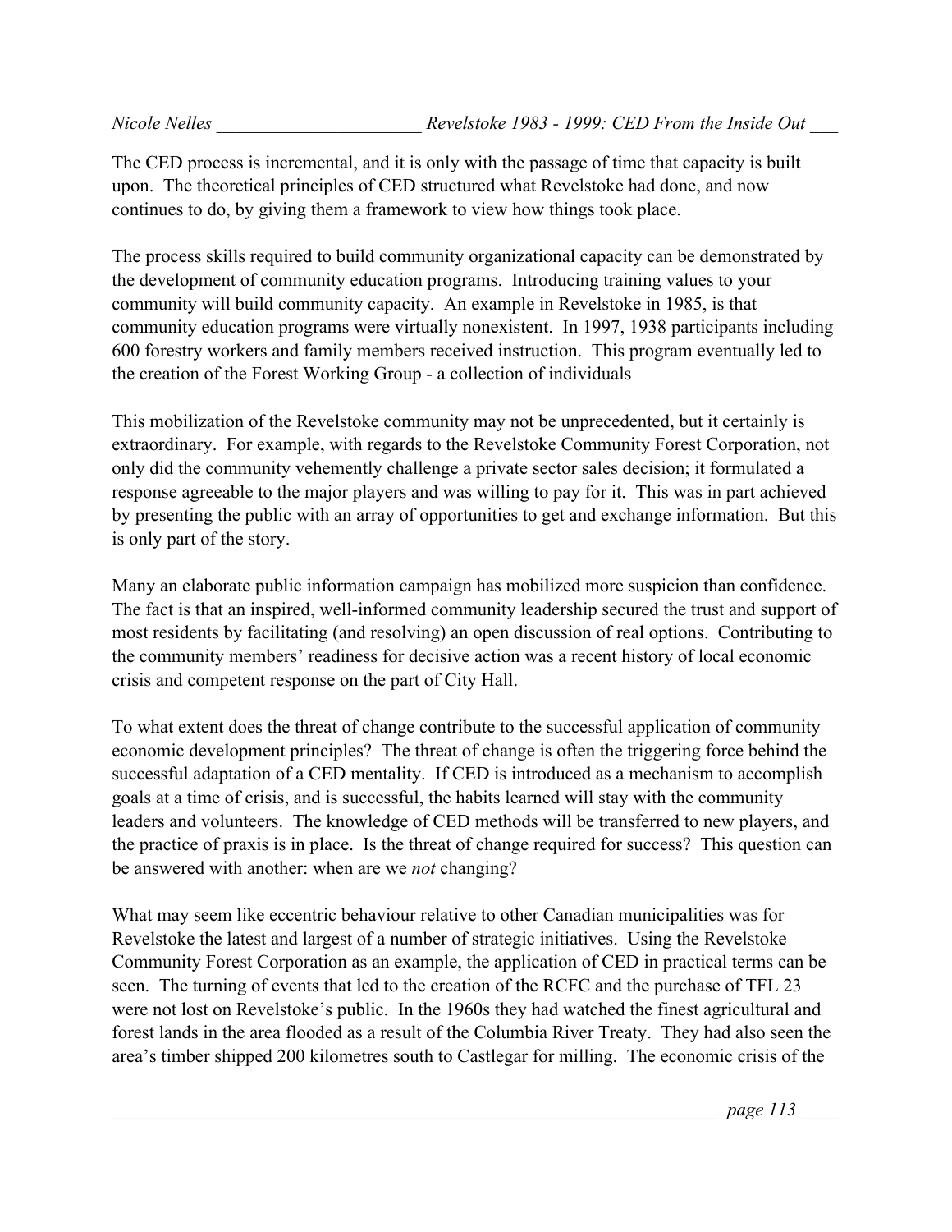The CED process is incremental, and it is only with the passage of time that capacity is built upon. The theoretical principles of CED structured what Revelstoke had done, and now continues to do, by giving them a framework to view how things took place.

The process skills required to build community organizational capacity can be demonstrated by the development of community education programs. Introducing training values to your community will build community capacity. An example in Revelstoke in 1985, is that community education programs were virtually nonexistent. In 1997, 1938 participants including 600 forestry workers and family members received instruction. This program eventually led to the creation of the Forest Working Group - a collection of individuals

This mobilization of the Revelstoke community may not be unprecedented, but it certainly is extraordinary. For example, with regards to the Revelstoke Community Forest Corporation, not only did the community vehemently challenge a private sector sales decision; it formulated a response agreeable to the major players and was willing to pay for it. This was in part achieved by presenting the public with an array of opportunities to get and exchange information. But this is only part of the story.

Many an elaborate public information campaign has mobilized more suspicion than confidence. The fact is that an inspired, well-informed community leadership secured the trust and support of most residents by facilitating (and resolving) an open discussion of real options. Contributing to the community members' readiness for decisive action was a recent history of local economic crisis and competent response on the part of City Hall.

To what extent does the threat of change contribute to the successful application of community economic development principles? The threat of change is often the triggering force behind the successful adaptation of a CED mentality. If CED is introduced as a mechanism to accomplish goals at a time of crisis, and is successful, the habits learned will stay with the community leaders and volunteers. The knowledge of CED methods will be transferred to new players, and the practice of praxis is in place. Is the threat of change required for success? This question can be answered with another: when are we *not* changing?

What may seem like eccentric behaviour relative to other Canadian municipalities was for Revelstoke the latest and largest of a number of strategic initiatives. Using the Revelstoke Community Forest Corporation as an example, the application of CED in practical terms can be seen. The turning of events that led to the creation of the RCFC and the purchase of TFL 23 were not lost on Revelstoke's public. In the 1960s they had watched the finest agricultural and forest lands in the area flooded as a result of the Columbia River Treaty. They had also seen the area's timber shipped 200 kilometres south to Castlegar for milling. The economic crisis of the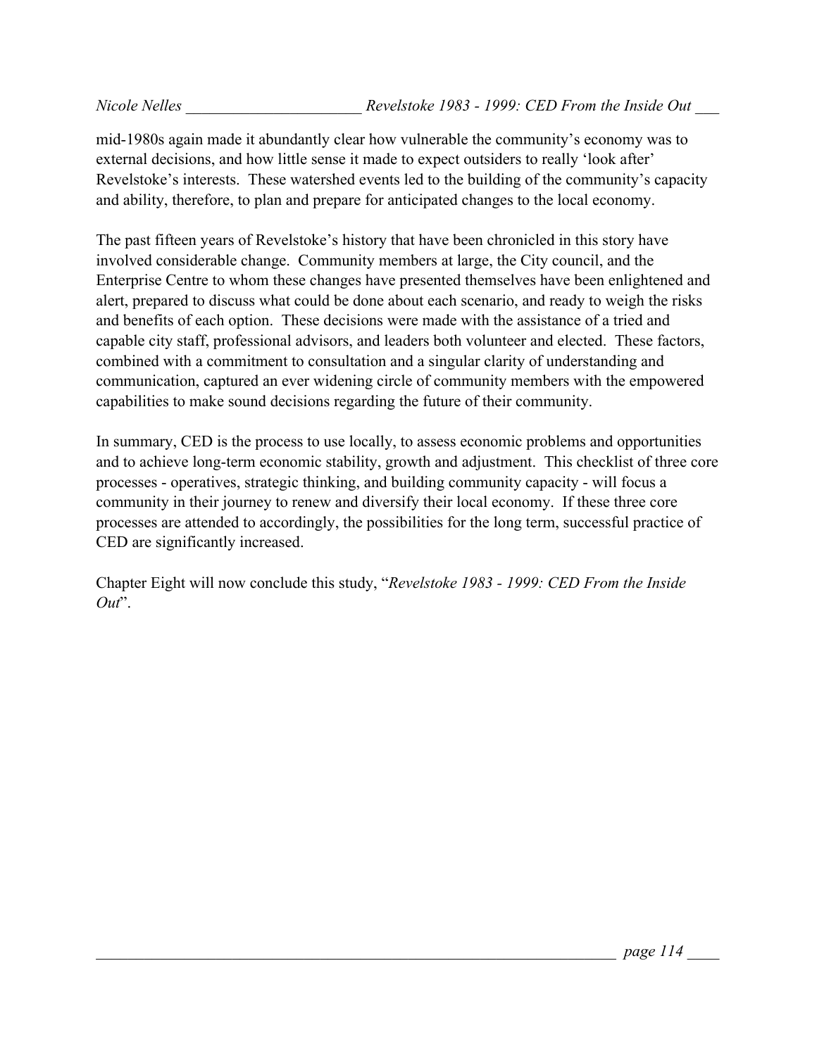mid-1980s again made it abundantly clear how vulnerable the community's economy was to external decisions, and how little sense it made to expect outsiders to really 'look after' Revelstoke's interests. These watershed events led to the building of the community's capacity and ability, therefore, to plan and prepare for anticipated changes to the local economy.

The past fifteen years of Revelstoke's history that have been chronicled in this story have involved considerable change. Community members at large, the City council, and the Enterprise Centre to whom these changes have presented themselves have been enlightened and alert, prepared to discuss what could be done about each scenario, and ready to weigh the risks and benefits of each option. These decisions were made with the assistance of a tried and capable city staff, professional advisors, and leaders both volunteer and elected. These factors, combined with a commitment to consultation and a singular clarity of understanding and communication, captured an ever widening circle of community members with the empowered capabilities to make sound decisions regarding the future of their community.

In summary, CED is the process to use locally, to assess economic problems and opportunities and to achieve long-term economic stability, growth and adjustment. This checklist of three core processes - operatives, strategic thinking, and building community capacity - will focus a community in their journey to renew and diversify their local economy. If these three core processes are attended to accordingly, the possibilities for the long term, successful practice of CED are significantly increased.

Chapter Eight will now conclude this study, "*Revelstoke 1983 - 1999: CED From the Inside Out*".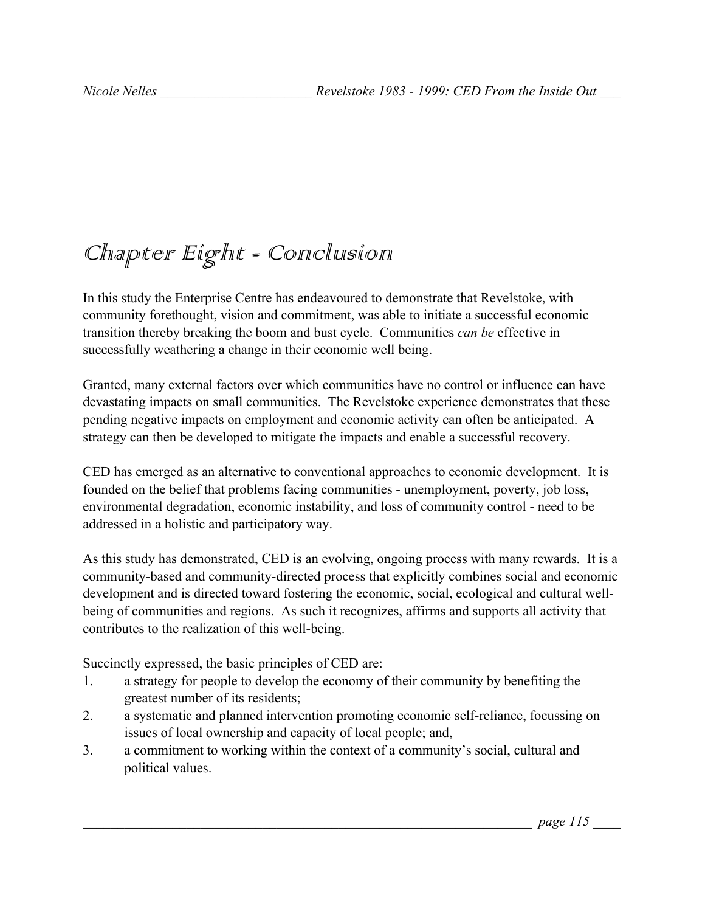# Chapter Eight - Conclusion

In this study the Enterprise Centre has endeavoured to demonstrate that Revelstoke, with community forethought, vision and commitment, was able to initiate a successful economic transition thereby breaking the boom and bust cycle. Communities *can be* effective in successfully weathering a change in their economic well being.

Granted, many external factors over which communities have no control or influence can have devastating impacts on small communities. The Revelstoke experience demonstrates that these pending negative impacts on employment and economic activity can often be anticipated. A strategy can then be developed to mitigate the impacts and enable a successful recovery.

CED has emerged as an alternative to conventional approaches to economic development. It is founded on the belief that problems facing communities - unemployment, poverty, job loss, environmental degradation, economic instability, and loss of community control - need to be addressed in a holistic and participatory way.

As this study has demonstrated, CED is an evolving, ongoing process with many rewards. It is a community-based and community-directed process that explicitly combines social and economic development and is directed toward fostering the economic, social, ecological and cultural well-being of communities and regions. As such it recognizes, affirms and supports all activity that contributes to the realization of this well-being.

Succinctly expressed, the basic principles of CED are:

1. a strategy for people to develop the economy of their community by benefiting the greatest number of its residents;
2. a systematic and planned intervention promoting economic self-reliance, focussing on issues of local ownership and capacity of local people; and,
3. a commitment to working within the context of a community's social, cultural and political values.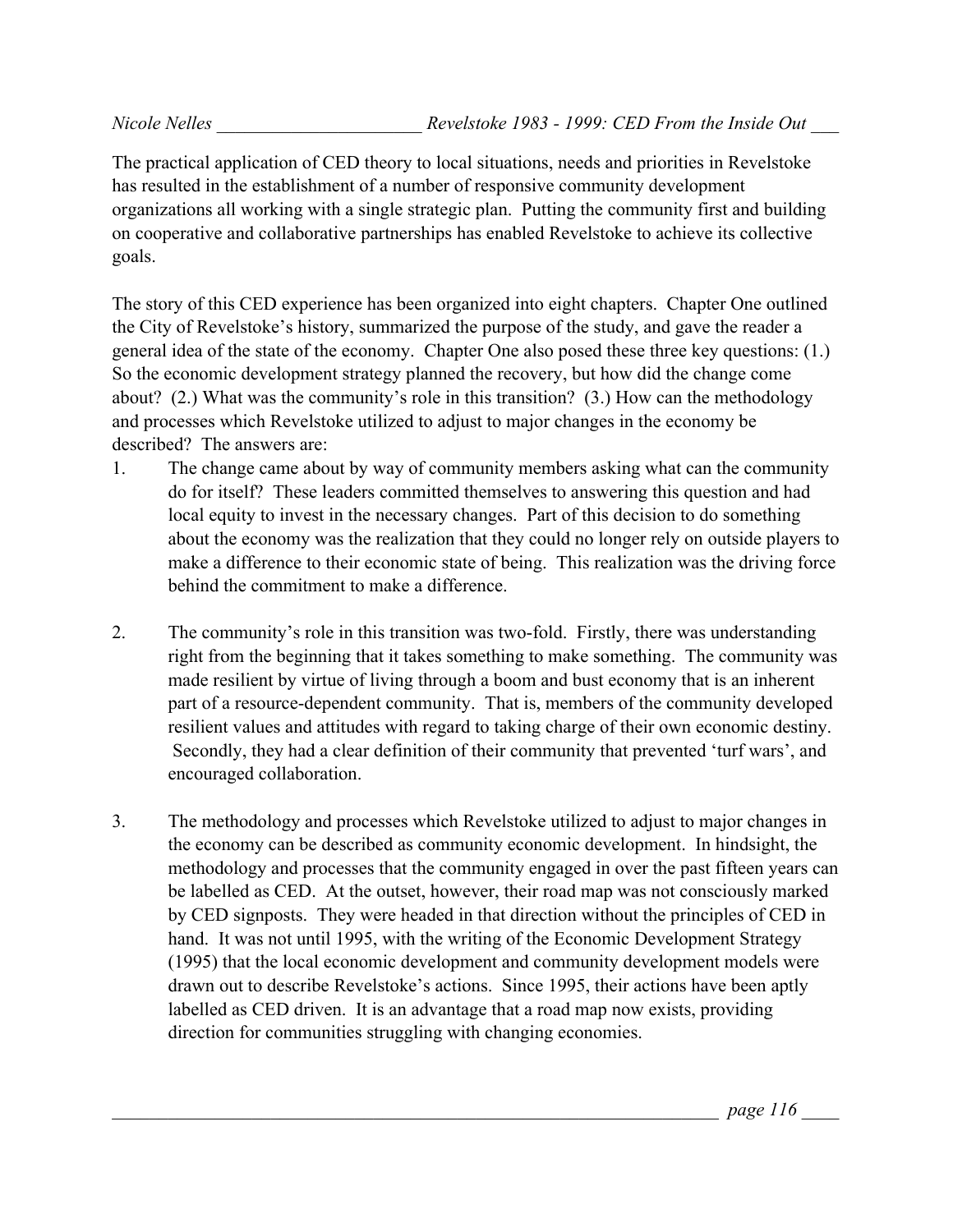The practical application of CED theory to local situations, needs and priorities in Revelstoke has resulted in the establishment of a number of responsive community development organizations all working with a single strategic plan. Putting the community first and building on cooperative and collaborative partnerships has enabled Revelstoke to achieve its collective goals.

The story of this CED experience has been organized into eight chapters. Chapter One outlined the City of Revelstoke's history, summarized the purpose of the study, and gave the reader a general idea of the state of the economy. Chapter One also posed these three key questions: (1.) So the economic development strategy planned the recovery, but how did the change come about? (2.) What was the community's role in this transition? (3.) How can the methodology and processes which Revelstoke utilized to adjust to major changes in the economy be described? The answers are:

1. The change came about by way of community members asking what can the community do for itself? These leaders committed themselves to answering this question and had local equity to invest in the necessary changes. Part of this decision to do something about the economy was the realization that they could no longer rely on outside players to make a difference to their economic state of being. This realization was the driving force behind the commitment to make a difference.

2. The community's role in this transition was two-fold. Firstly, there was understanding right from the beginning that it takes something to make something. The community was made resilient by virtue of living through a boom and bust economy that is an inherent part of a resource-dependent community. That is, members of the community developed resilient values and attitudes with regard to taking charge of their own economic destiny. Secondly, they had a clear definition of their community that prevented 'turf wars', and encouraged collaboration.

3. The methodology and processes which Revelstoke utilized to adjust to major changes in the economy can be described as community economic development. In hindsight, the methodology and processes that the community engaged in over the past fifteen years can be labelled as CED. At the outset, however, their road map was not consciously marked by CED signposts. They were headed in that direction without the principles of CED in hand. It was not until 1995, with the writing of the Economic Development Strategy (1995) that the local economic development and community development models were drawn out to describe Revelstoke's actions. Since 1995, their actions have been aptly labelled as CED driven. It is an advantage that a road map now exists, providing direction for communities struggling with changing economies.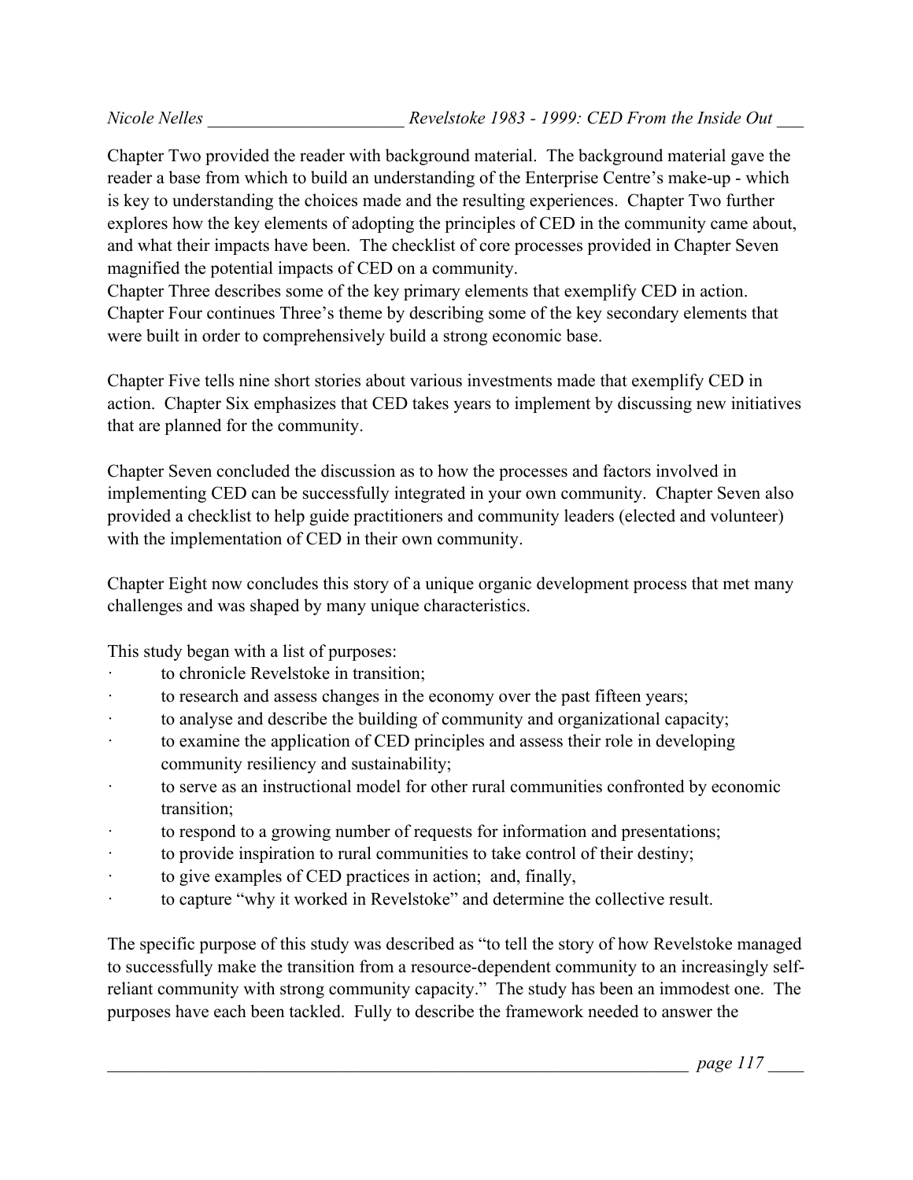Chapter Two provided the reader with background material. The background material gave the reader a base from which to build an understanding of the Enterprise Centre's make-up - which is key to understanding the choices made and the resulting experiences. Chapter Two further explores how the key elements of adopting the principles of CED in the community came about, and what their impacts have been. The checklist of core processes provided in Chapter Seven magnified the potential impacts of CED on a community.
Chapter Three describes some of the key primary elements that exemplify CED in action. Chapter Four continues Three's theme by describing some of the key secondary elements that were built in order to comprehensively build a strong economic base.

Chapter Five tells nine short stories about various investments made that exemplify CED in action. Chapter Six emphasizes that CED takes years to implement by discussing new initiatives that are planned for the community.

Chapter Seven concluded the discussion as to how the processes and factors involved in implementing CED can be successfully integrated in your own community. Chapter Seven also provided a checklist to help guide practitioners and community leaders (elected and volunteer) with the implementation of CED in their own community.

Chapter Eight now concludes this story of a unique organic development process that met many challenges and was shaped by many unique characteristics.

This study began with a list of purposes:

- to chronicle Revelstoke in transition;
- to research and assess changes in the economy over the past fifteen years;
- to analyse and describe the building of community and organizational capacity;
- to examine the application of CED principles and assess their role in developing community resiliency and sustainability;
- to serve as an instructional model for other rural communities confronted by economic transition;
- to respond to a growing number of requests for information and presentations;
- to provide inspiration to rural communities to take control of their destiny;
- to give examples of CED practices in action; and, finally,
- to capture "why it worked in Revelstoke" and determine the collective result.

The specific purpose of this study was described as "to tell the story of how Revelstoke managed to successfully make the transition from a resource-dependent community to an increasingly self-reliant community with strong community capacity." The study has been an immodest one. The purposes have each been tackled. Fully to describe the framework needed to answer the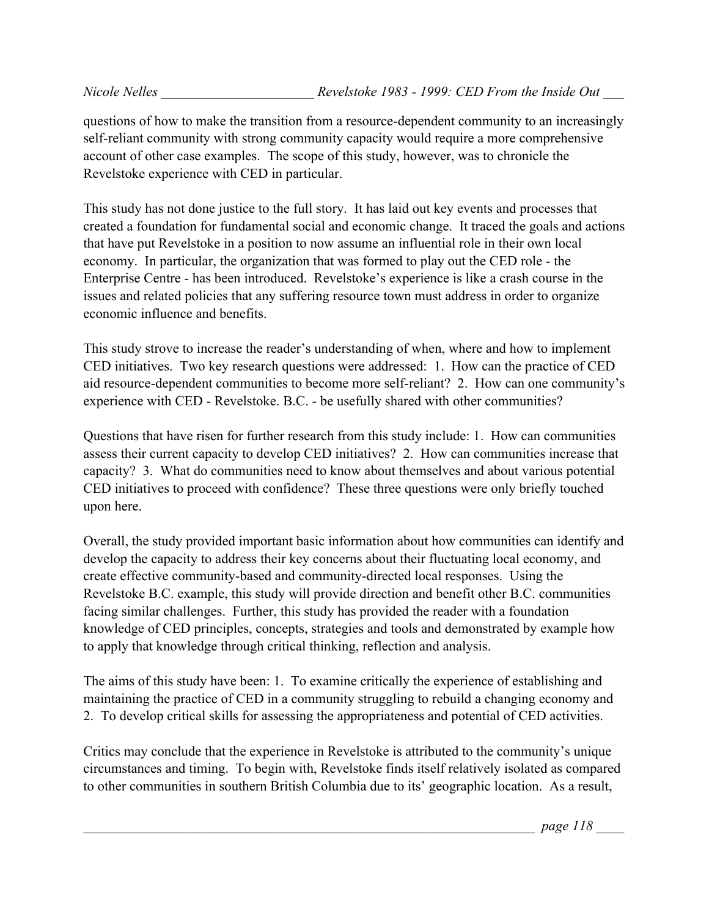questions of how to make the transition from a resource-dependent community to an increasingly self-reliant community with strong community capacity would require a more comprehensive account of other case examples. The scope of this study, however, was to chronicle the Revelstoke experience with CED in particular.

This study has not done justice to the full story. It has laid out key events and processes that created a foundation for fundamental social and economic change. It traced the goals and actions that have put Revelstoke in a position to now assume an influential role in their own local economy. In particular, the organization that was formed to play out the CED role - the Enterprise Centre - has been introduced. Revelstoke's experience is like a crash course in the issues and related policies that any suffering resource town must address in order to organize economic influence and benefits.

This study strove to increase the reader's understanding of when, where and how to implement CED initiatives. Two key research questions were addressed: 1. How can the practice of CED aid resource-dependent communities to become more self-reliant? 2. How can one community's experience with CED - Revelstoke. B.C. - be usefully shared with other communities?

Questions that have risen for further research from this study include: 1. How can communities assess their current capacity to develop CED initiatives? 2. How can communities increase that capacity? 3. What do communities need to know about themselves and about various potential CED initiatives to proceed with confidence? These three questions were only briefly touched upon here.

Overall, the study provided important basic information about how communities can identify and develop the capacity to address their key concerns about their fluctuating local economy, and create effective community-based and community-directed local responses. Using the Revelstoke B.C. example, this study will provide direction and benefit other B.C. communities facing similar challenges. Further, this study has provided the reader with a foundation knowledge of CED principles, concepts, strategies and tools and demonstrated by example how to apply that knowledge through critical thinking, reflection and analysis.

The aims of this study have been: 1. To examine critically the experience of establishing and maintaining the practice of CED in a community struggling to rebuild a changing economy and 2. To develop critical skills for assessing the appropriateness and potential of CED activities.

Critics may conclude that the experience in Revelstoke is attributed to the community's unique circumstances and timing. To begin with, Revelstoke finds itself relatively isolated as compared to other communities in southern British Columbia due to its' geographic location. As a result,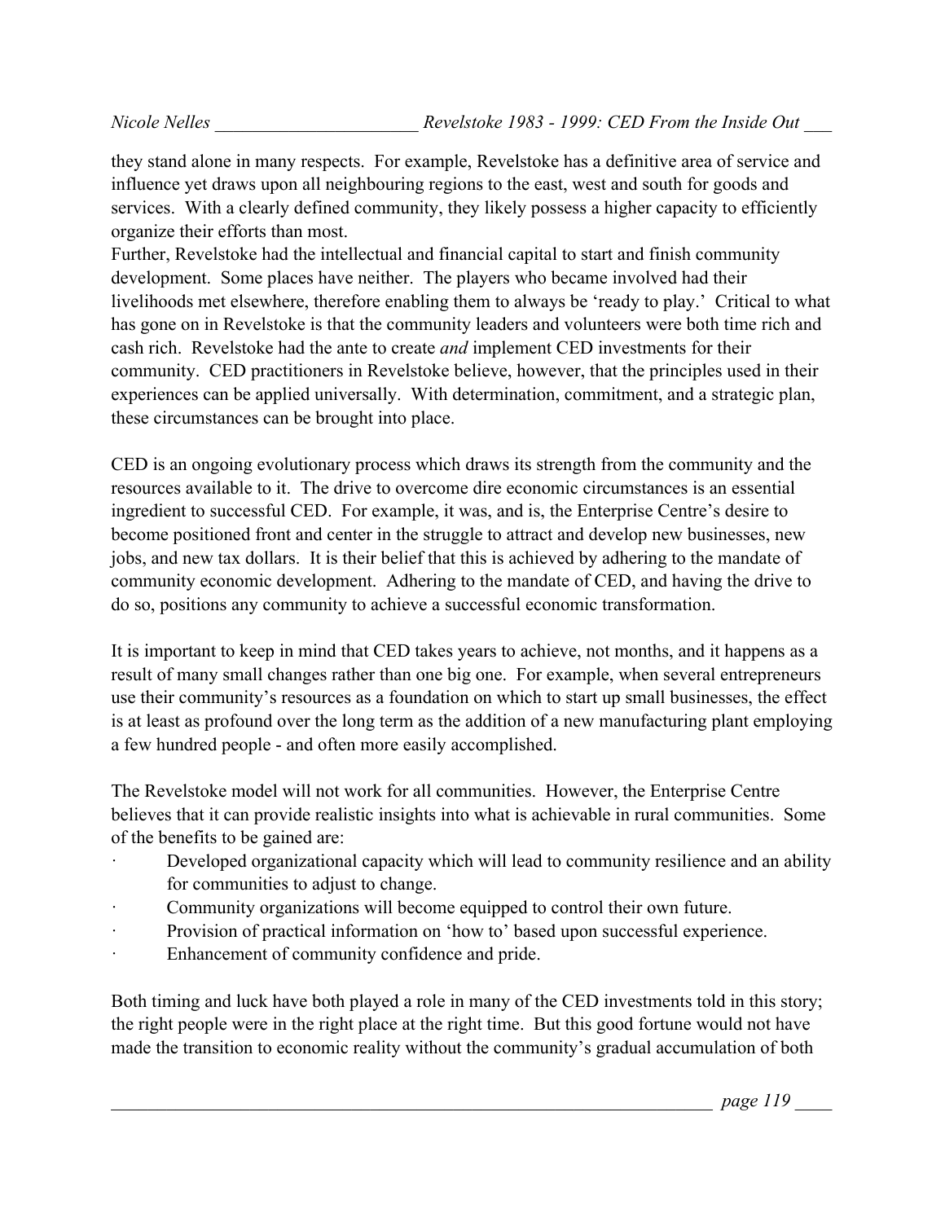they stand alone in many respects. For example, Revelstoke has a definitive area of service and influence yet draws upon all neighbouring regions to the east, west and south for goods and services. With a clearly defined community, they likely possess a higher capacity to efficiently organize their efforts than most.

Further, Revelstoke had the intellectual and financial capital to start and finish community development. Some places have neither. The players who became involved had their livelihoods met elsewhere, therefore enabling them to always be 'ready to play.' Critical to what has gone on in Revelstoke is that the community leaders and volunteers were both time rich and cash rich. Revelstoke had the ante to create *and* implement CED investments for their community. CED practitioners in Revelstoke believe, however, that the principles used in their experiences can be applied universally. With determination, commitment, and a strategic plan, these circumstances can be brought into place.

CED is an ongoing evolutionary process which draws its strength from the community and the resources available to it. The drive to overcome dire economic circumstances is an essential ingredient to successful CED. For example, it was, and is, the Enterprise Centre's desire to become positioned front and center in the struggle to attract and develop new businesses, new jobs, and new tax dollars. It is their belief that this is achieved by adhering to the mandate of community economic development. Adhering to the mandate of CED, and having the drive to do so, positions any community to achieve a successful economic transformation.

It is important to keep in mind that CED takes years to achieve, not months, and it happens as a result of many small changes rather than one big one. For example, when several entrepreneurs use their community's resources as a foundation on which to start up small businesses, the effect is at least as profound over the long term as the addition of a new manufacturing plant employing a few hundred people - and often more easily accomplished.

The Revelstoke model will not work for all communities. However, the Enterprise Centre believes that it can provide realistic insights into what is achievable in rural communities. Some of the benefits to be gained are:

- Developed organizational capacity which will lead to community resilience and an ability for communities to adjust to change.
- Community organizations will become equipped to control their own future.
- Provision of practical information on 'how to' based upon successful experience.
- Enhancement of community confidence and pride.

Both timing and luck have both played a role in many of the CED investments told in this story; the right people were in the right place at the right time. But this good fortune would not have made the transition to economic reality without the community's gradual accumulation of both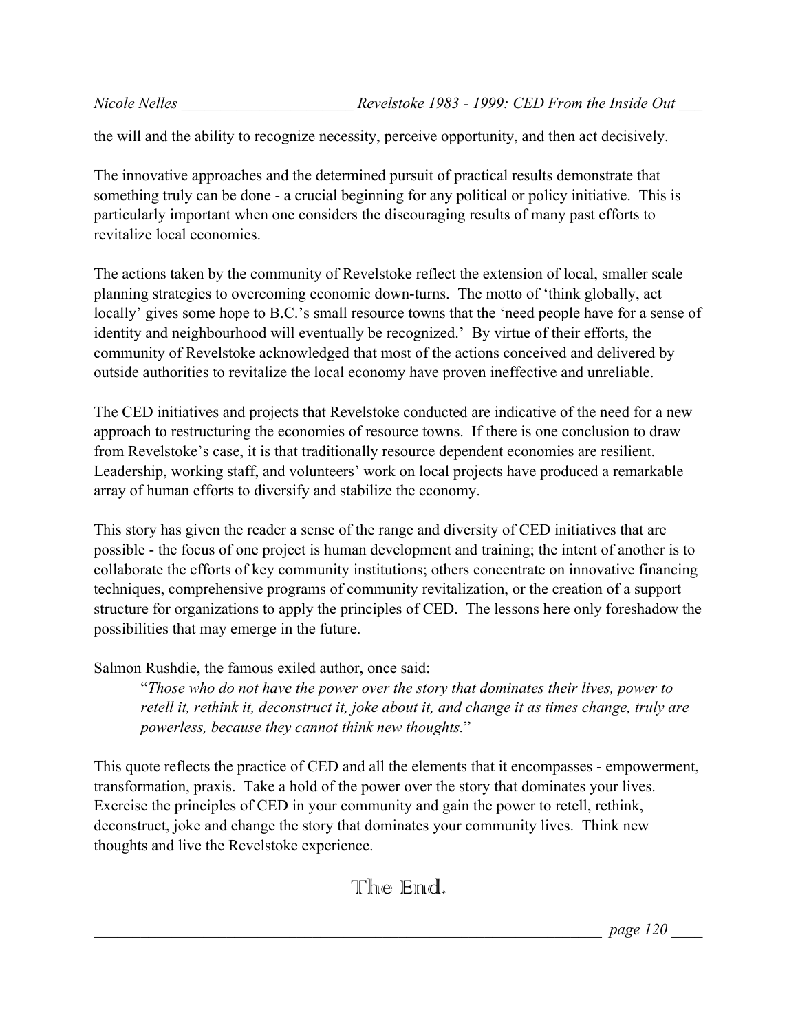the will and the ability to recognize necessity, perceive opportunity, and then act decisively.

The innovative approaches and the determined pursuit of practical results demonstrate that something truly can be done - a crucial beginning for any political or policy initiative. This is particularly important when one considers the discouraging results of many past efforts to revitalize local economies.

The actions taken by the community of Revelstoke reflect the extension of local, smaller scale planning strategies to overcoming economic down-turns. The motto of 'think globally, act locally' gives some hope to B.C.'s small resource towns that the 'need people have for a sense of identity and neighbourhood will eventually be recognized.' By virtue of their efforts, the community of Revelstoke acknowledged that most of the actions conceived and delivered by outside authorities to revitalize the local economy have proven ineffective and unreliable.

The CED initiatives and projects that Revelstoke conducted are indicative of the need for a new approach to restructuring the economies of resource towns. If there is one conclusion to draw from Revelstoke's case, it is that traditionally resource dependent economies are resilient. Leadership, working staff, and volunteers' work on local projects have produced a remarkable array of human efforts to diversify and stabilize the economy.

This story has given the reader a sense of the range and diversity of CED initiatives that are possible - the focus of one project is human development and training; the intent of another is to collaborate the efforts of key community institutions; others concentrate on innovative financing techniques, comprehensive programs of community revitalization, or the creation of a support structure for organizations to apply the principles of CED. The lessons here only foreshadow the possibilities that may emerge in the future.

Salmon Rushdie, the famous exiled author, once said:

> "*Those who do not have the power over the story that dominates their lives, power to retell it, rethink it, deconstruct it, joke about it, and change it as times change, truly are powerless, because they cannot think new thoughts.*"

This quote reflects the practice of CED and all the elements that it encompasses - empowerment, transformation, praxis. Take a hold of the power over the story that dominates your lives. Exercise the principles of CED in your community and gain the power to retell, rethink, deconstruct, joke and change the story that dominates your community lives. Think new thoughts and live the Revelstoke experience.

The End.